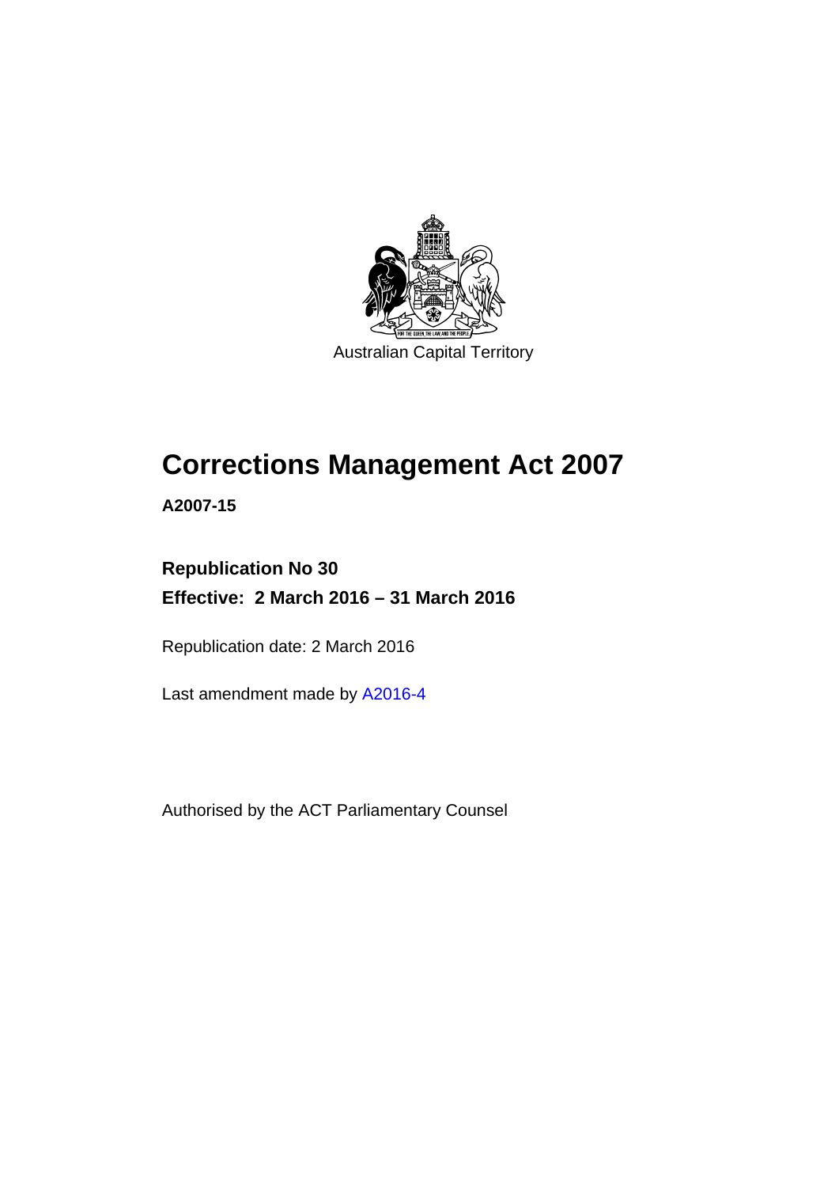Australian Capital Territory

# Corrections Management Act 2007

**A2007-15**

**Republication No 30**

**Effective: 2 March 2016 – 31 March 2016**

Republication date: 2 March 2016

Last amendment made by A2016-4

Authorised by the ACT Parliamentary Counsel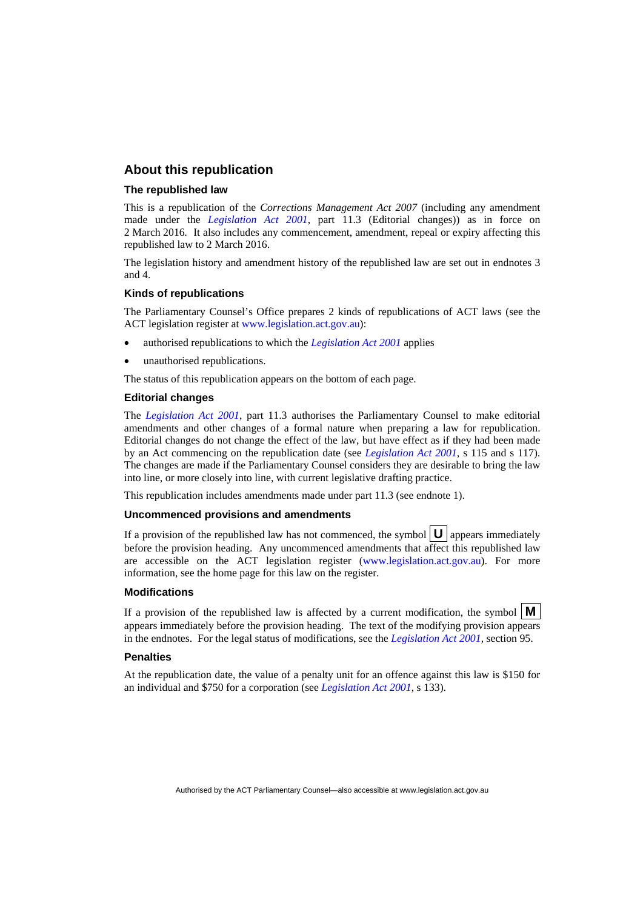## About this republication

### The republished law

This is a republication of the *Corrections Management Act 2007* (including any amendment made under the *Legislation Act 2001*, part 11.3 (Editorial changes)) as in force on 2 March 2016. It also includes any commencement, amendment, repeal or expiry affecting this republished law to 2 March 2016.

The legislation history and amendment history of the republished law are set out in endnotes 3 and 4.

### Kinds of republications

The Parliamentary Counsel's Office prepares 2 kinds of republications of ACT laws (see the ACT legislation register at www.legislation.act.gov.au):

- authorised republications to which the *Legislation Act 2001* applies
- unauthorised republications.

The status of this republication appears on the bottom of each page.

### Editorial changes

The *Legislation Act 2001*, part 11.3 authorises the Parliamentary Counsel to make editorial amendments and other changes of a formal nature when preparing a law for republication. Editorial changes do not change the effect of the law, but have effect as if they had been made by an Act commencing on the republication date (see *Legislation Act 2001*, s 115 and s 117). The changes are made if the Parliamentary Counsel considers they are desirable to bring the law into line, or more closely into line, with current legislative drafting practice.

This republication includes amendments made under part 11.3 (see endnote 1).

### Uncommenced provisions and amendments

If a provision of the republished law has not commenced, the symbol **U** appears immediately before the provision heading. Any uncommenced amendments that affect this republished law are accessible on the ACT legislation register (www.legislation.act.gov.au). For more information, see the home page for this law on the register.

### Modifications

If a provision of the republished law is affected by a current modification, the symbol **M** appears immediately before the provision heading. The text of the modifying provision appears in the endnotes. For the legal status of modifications, see the *Legislation Act 2001*, section 95.

### Penalties

At the republication date, the value of a penalty unit for an offence against this law is $150 for an individual and $750 for a corporation (see *Legislation Act 2001*, s 133).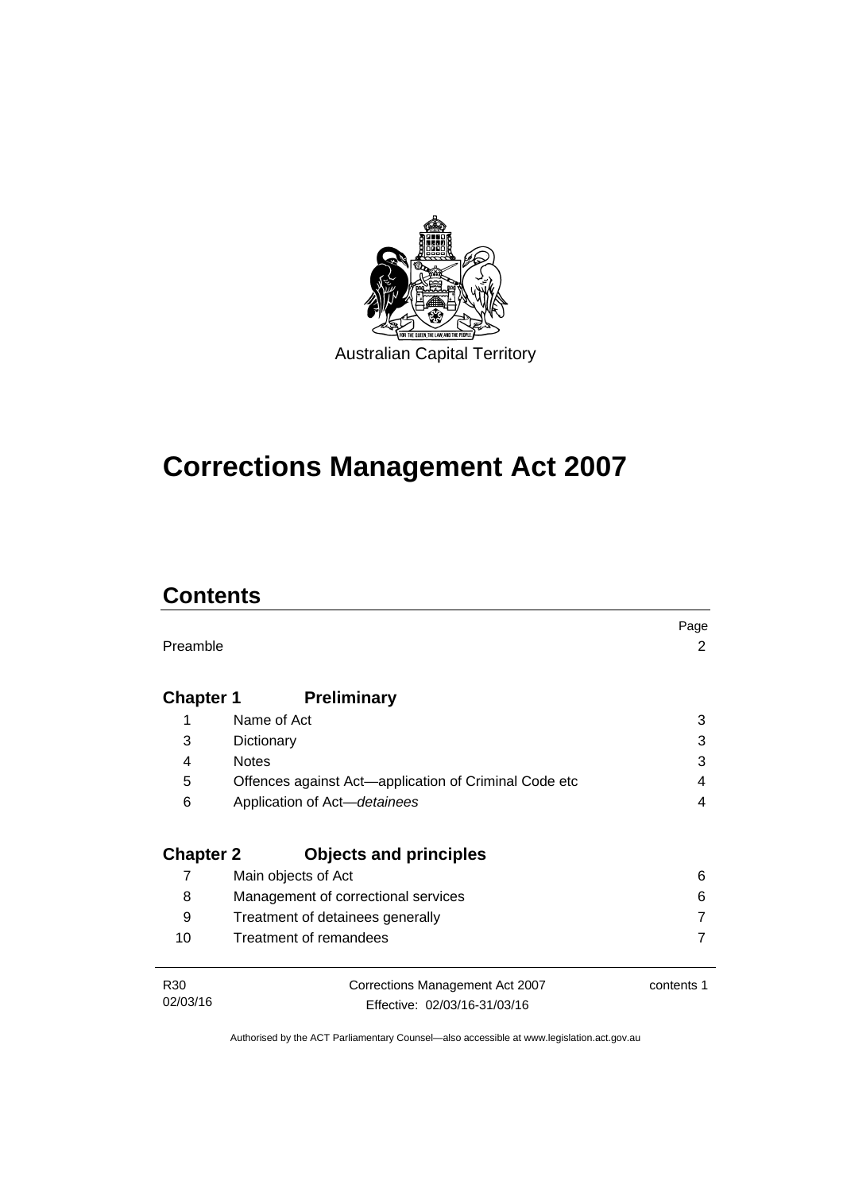Australian Capital Territory

# Corrections Management Act 2007

## Contents

| | | Page |
|---|---|---|
| Preamble | | 2 |
| **Chapter 1** | **Preliminary** | |
| 1 | Name of Act | 3 |
| 3 | Dictionary | 3 |
| 4 | Notes | 3 |
| 5 | Offences against Act—application of Criminal Code etc | 4 |
| 6 | Application of Act—*detainees* | 4 |
| **Chapter 2** | **Objects and principles** | |
| 7 | Main objects of Act | 6 |
| 8 | Management of correctional services | 6 |
| 9 | Treatment of detainees generally | 7 |
| 10 | Treatment of remandees | 7 |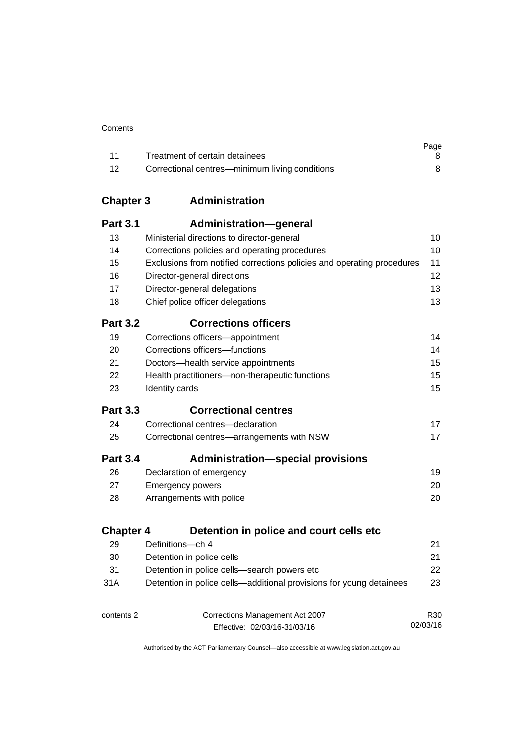| | | Page |
|---|---|---|
| 11 | Treatment of certain detainees | 8 |
| 12 | Correctional centres—minimum living conditions | 8 |

## Chapter 3 Administration

### Part 3.1 Administration—general

| | | |
|---|---|---|
| 13 | Ministerial directions to director-general | 10 |
| 14 | Corrections policies and operating procedures | 10 |
| 15 | Exclusions from notified corrections policies and operating procedures | 11 |
| 16 | Director-general directions | 12 |
| 17 | Director-general delegations | 13 |
| 18 | Chief police officer delegations | 13 |

### Part 3.2 Corrections officers

| | | |
|---|---|---|
| 19 | Corrections officers—appointment | 14 |
| 20 | Corrections officers—functions | 14 |
| 21 | Doctors—health service appointments | 15 |
| 22 | Health practitioners—non-therapeutic functions | 15 |
| 23 | Identity cards | 15 |

### Part 3.3 Correctional centres

| | | |
|---|---|---|
| 24 | Correctional centres—declaration | 17 |
| 25 | Correctional centres—arrangements with NSW | 17 |

### Part 3.4 Administration—special provisions

| | | |
|---|---|---|
| 26 | Declaration of emergency | 19 |
| 27 | Emergency powers | 20 |
| 28 | Arrangements with police | 20 |

## Chapter 4 Detention in police and court cells etc

| | | |
|---|---|---|
| 29 | Definitions—ch 4 | 21 |
| 30 | Detention in police cells | 21 |
| 31 | Detention in police cells—search powers etc | 22 |
| 31A | Detention in police cells—additional provisions for young detainees | 23 |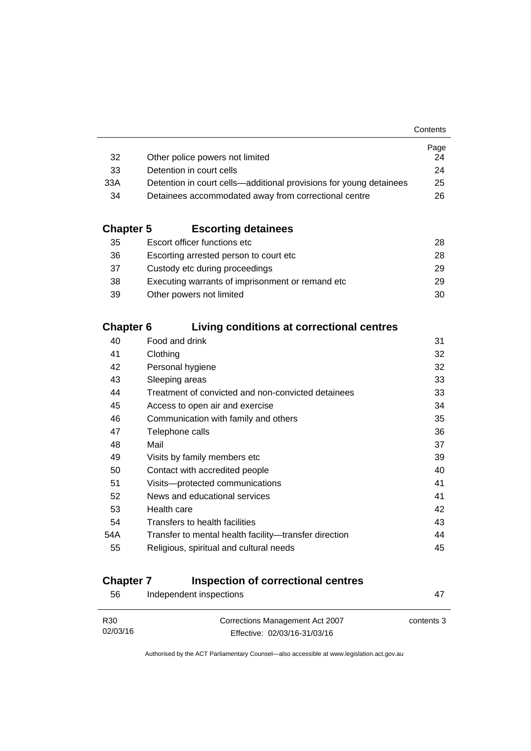| | | Page |
|---|---|---|
| 32 | Other police powers not limited | 24 |
| 33 | Detention in court cells | 24 |
| 33A | Detention in court cells—additional provisions for young detainees | 25 |
| 34 | Detainees accommodated away from correctional centre | 26 |

## Chapter 5 Escorting detainees

| | | |
|---|---|---|
| 35 | Escort officer functions etc | 28 |
| 36 | Escorting arrested person to court etc | 28 |
| 37 | Custody etc during proceedings | 29 |
| 38 | Executing warrants of imprisonment or remand etc | 29 |
| 39 | Other powers not limited | 30 |

## Chapter 6 Living conditions at correctional centres

| | | |
|---|---|---|
| 40 | Food and drink | 31 |
| 41 | Clothing | 32 |
| 42 | Personal hygiene | 32 |
| 43 | Sleeping areas | 33 |
| 44 | Treatment of convicted and non-convicted detainees | 33 |
| 45 | Access to open air and exercise | 34 |
| 46 | Communication with family and others | 35 |
| 47 | Telephone calls | 36 |
| 48 | Mail | 37 |
| 49 | Visits by family members etc | 39 |
| 50 | Contact with accredited people | 40 |
| 51 | Visits—protected communications | 41 |
| 52 | News and educational services | 41 |
| 53 | Health care | 42 |
| 54 | Transfers to health facilities | 43 |
| 54A | Transfer to mental health facility—transfer direction | 44 |
| 55 | Religious, spiritual and cultural needs | 45 |

## Chapter 7 Inspection of correctional centres

| | | |
|---|---|---|
| 56 | Independent inspections | 47 |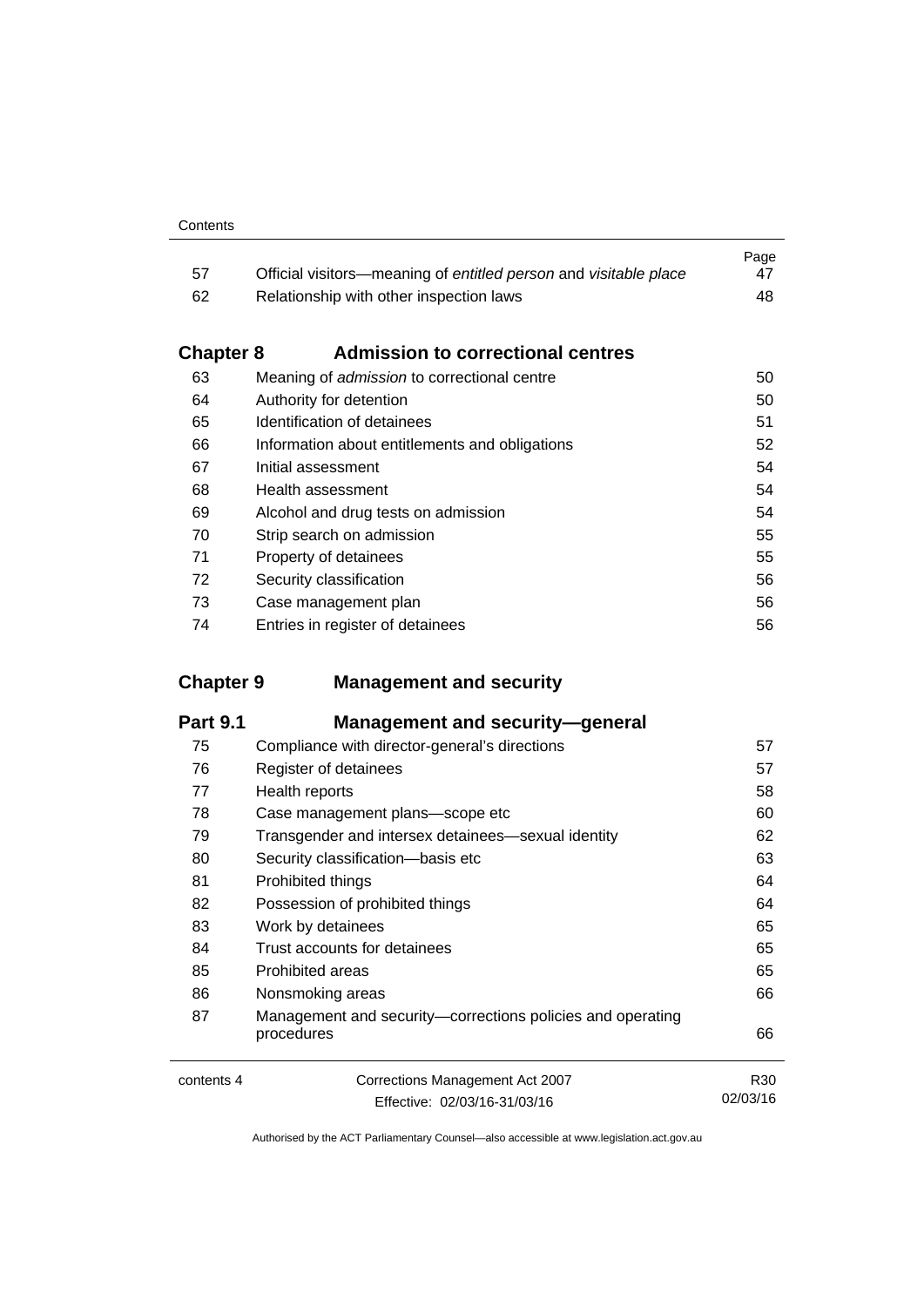| | | Page |
|---|---|---|
| 57 | Official visitors—meaning of *entitled person* and *visitable place* | 47 |
| 62 | Relationship with other inspection laws | 48 |

## Chapter 8 Admission to correctional centres

| | | |
|---|---|---|
| 63 | Meaning of *admission* to correctional centre | 50 |
| 64 | Authority for detention | 50 |
| 65 | Identification of detainees | 51 |
| 66 | Information about entitlements and obligations | 52 |
| 67 | Initial assessment | 54 |
| 68 | Health assessment | 54 |
| 69 | Alcohol and drug tests on admission | 54 |
| 70 | Strip search on admission | 55 |
| 71 | Property of detainees | 55 |
| 72 | Security classification | 56 |
| 73 | Case management plan | 56 |
| 74 | Entries in register of detainees | 56 |

## Chapter 9 Management and security

### Part 9.1 Management and security—general

| | | |
|---|---|---|
| 75 | Compliance with director-general's directions | 57 |
| 76 | Register of detainees | 57 |
| 77 | Health reports | 58 |
| 78 | Case management plans—scope etc | 60 |
| 79 | Transgender and intersex detainees—sexual identity | 62 |
| 80 | Security classification—basis etc | 63 |
| 81 | Prohibited things | 64 |
| 82 | Possession of prohibited things | 64 |
| 83 | Work by detainees | 65 |
| 84 | Trust accounts for detainees | 65 |
| 85 | Prohibited areas | 65 |
| 86 | Nonsmoking areas | 66 |
| 87 | Management and security—corrections policies and operating procedures | 66 |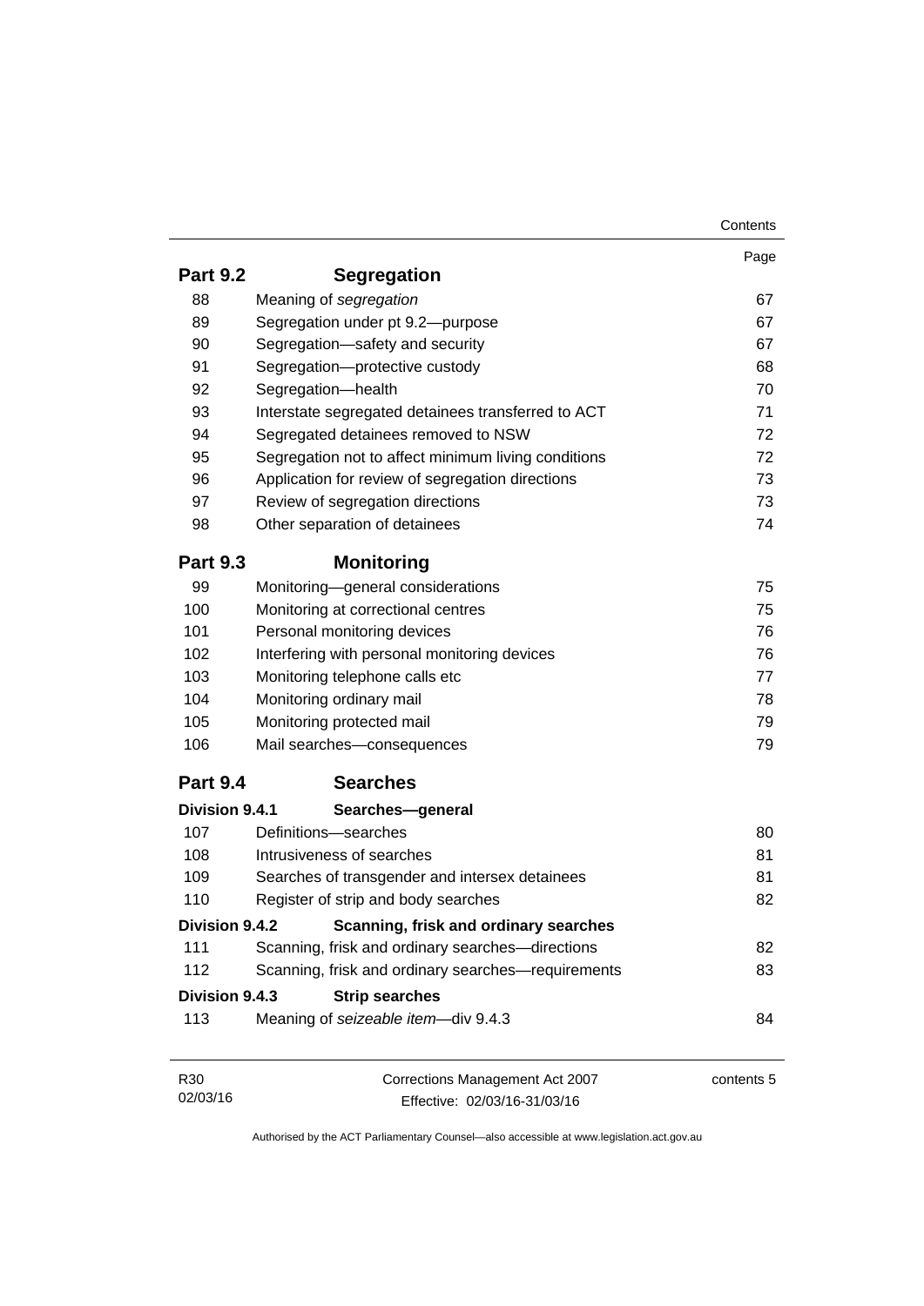| | | Page |
|---|---|---|
| **Part 9.2** | **Segregation** | |
| 88 | Meaning of *segregation* | 67 |
| 89 | Segregation under pt 9.2—purpose | 67 |
| 90 | Segregation—safety and security | 67 |
| 91 | Segregation—protective custody | 68 |
| 92 | Segregation—health | 70 |
| 93 | Interstate segregated detainees transferred to ACT | 71 |
| 94 | Segregated detainees removed to NSW | 72 |
| 95 | Segregation not to affect minimum living conditions | 72 |
| 96 | Application for review of segregation directions | 73 |
| 97 | Review of segregation directions | 73 |
| 98 | Other separation of detainees | 74 |
| **Part 9.3** | **Monitoring** | |
| 99 | Monitoring—general considerations | 75 |
| 100 | Monitoring at correctional centres | 75 |
| 101 | Personal monitoring devices | 76 |
| 102 | Interfering with personal monitoring devices | 76 |
| 103 | Monitoring telephone calls etc | 77 |
| 104 | Monitoring ordinary mail | 78 |
| 105 | Monitoring protected mail | 79 |
| 106 | Mail searches—consequences | 79 |
| **Part 9.4** | **Searches** | |
| **Division 9.4.1** | **Searches—general** | |
| 107 | Definitions—searches | 80 |
| 108 | Intrusiveness of searches | 81 |
| 109 | Searches of transgender and intersex detainees | 81 |
| 110 | Register of strip and body searches | 82 |
| **Division 9.4.2** | **Scanning, frisk and ordinary searches** | |
| 111 | Scanning, frisk and ordinary searches—directions | 82 |
| 112 | Scanning, frisk and ordinary searches—requirements | 83 |
| **Division 9.4.3** | **Strip searches** | |
| 113 | Meaning of *seizeable item*—div 9.4.3 | 84 |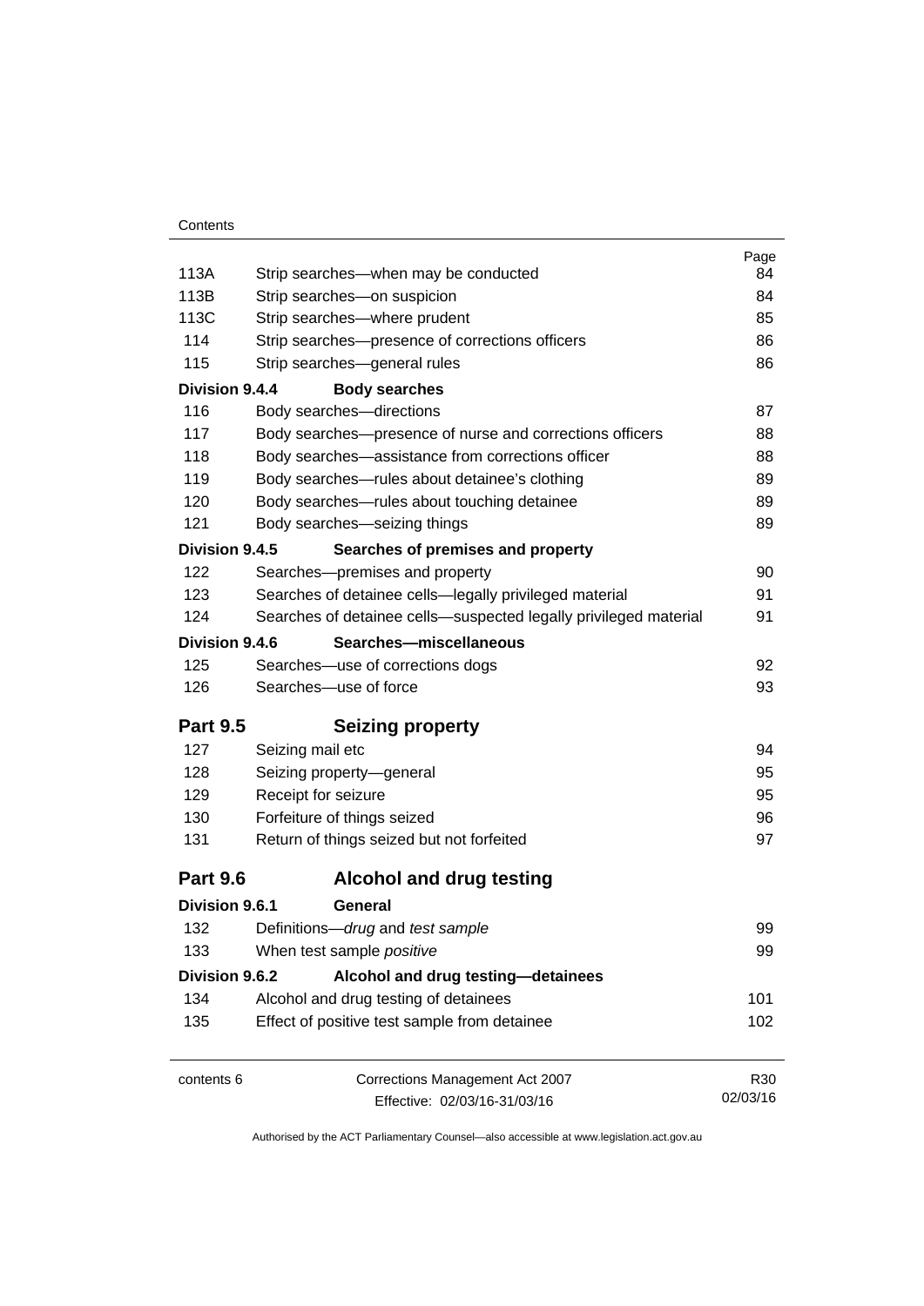| | | Page |
|---|---|---|
| 113A | Strip searches—when may be conducted | 84 |
| 113B | Strip searches—on suspicion | 84 |
| 113C | Strip searches—where prudent | 85 |
| 114 | Strip searches—presence of corrections officers | 86 |
| 115 | Strip searches—general rules | 86 |
| **Division 9.4.4** | **Body searches** | |
| 116 | Body searches—directions | 87 |
| 117 | Body searches—presence of nurse and corrections officers | 88 |
| 118 | Body searches—assistance from corrections officer | 88 |
| 119 | Body searches—rules about detainee's clothing | 89 |
| 120 | Body searches—rules about touching detainee | 89 |
| 121 | Body searches—seizing things | 89 |
| **Division 9.4.5** | **Searches of premises and property** | |
| 122 | Searches—premises and property | 90 |
| 123 | Searches of detainee cells—legally privileged material | 91 |
| 124 | Searches of detainee cells—suspected legally privileged material | 91 |
| **Division 9.4.6** | **Searches—miscellaneous** | |
| 125 | Searches—use of corrections dogs | 92 |
| 126 | Searches—use of force | 93 |
| **Part 9.5** | **Seizing property** | |
| 127 | Seizing mail etc | 94 |
| 128 | Seizing property—general | 95 |
| 129 | Receipt for seizure | 95 |
| 130 | Forfeiture of things seized | 96 |
| 131 | Return of things seized but not forfeited | 97 |
| **Part 9.6** | **Alcohol and drug testing** | |
| **Division 9.6.1** | **General** | |
| 132 | Definitions—*drug* and *test sample* | 99 |
| 133 | When test sample *positive* | 99 |
| **Division 9.6.2** | **Alcohol and drug testing—detainees** | |
| 134 | Alcohol and drug testing of detainees | 101 |
| 135 | Effect of positive test sample from detainee | 102 |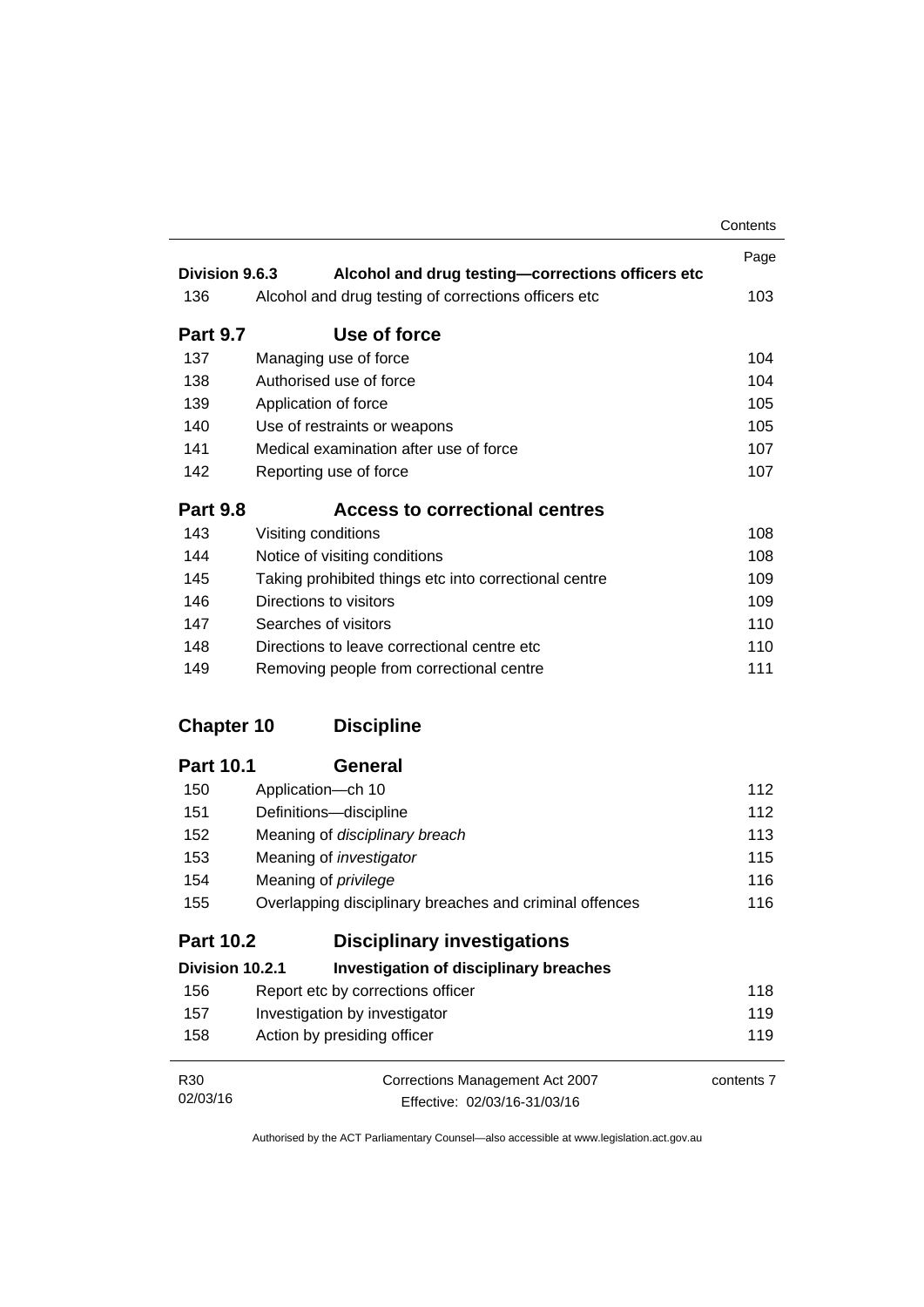| | | Page |
|---|---|---|
| **Division 9.6.3** | **Alcohol and drug testing—corrections officers etc** | |
| 136 | Alcohol and drug testing of corrections officers etc | 103 |
| **Part 9.7** | **Use of force** | |
| 137 | Managing use of force | 104 |
| 138 | Authorised use of force | 104 |
| 139 | Application of force | 105 |
| 140 | Use of restraints or weapons | 105 |
| 141 | Medical examination after use of force | 107 |
| 142 | Reporting use of force | 107 |
| **Part 9.8** | **Access to correctional centres** | |
| 143 | Visiting conditions | 108 |
| 144 | Notice of visiting conditions | 108 |
| 145 | Taking prohibited things etc into correctional centre | 109 |
| 146 | Directions to visitors | 109 |
| 147 | Searches of visitors | 110 |
| 148 | Directions to leave correctional centre etc | 110 |
| 149 | Removing people from correctional centre | 111 |
| **Chapter 10** | **Discipline** | |
| **Part 10.1** | **General** | |
| 150 | Application—ch 10 | 112 |
| 151 | Definitions—discipline | 112 |
| 152 | Meaning of *disciplinary breach* | 113 |
| 153 | Meaning of *investigator* | 115 |
| 154 | Meaning of *privilege* | 116 |
| 155 | Overlapping disciplinary breaches and criminal offences | 116 |
| **Part 10.2** | **Disciplinary investigations** | |
| **Division 10.2.1** | **Investigation of disciplinary breaches** | |
| 156 | Report etc by corrections officer | 118 |
| 157 | Investigation by investigator | 119 |
| 158 | Action by presiding officer | 119 |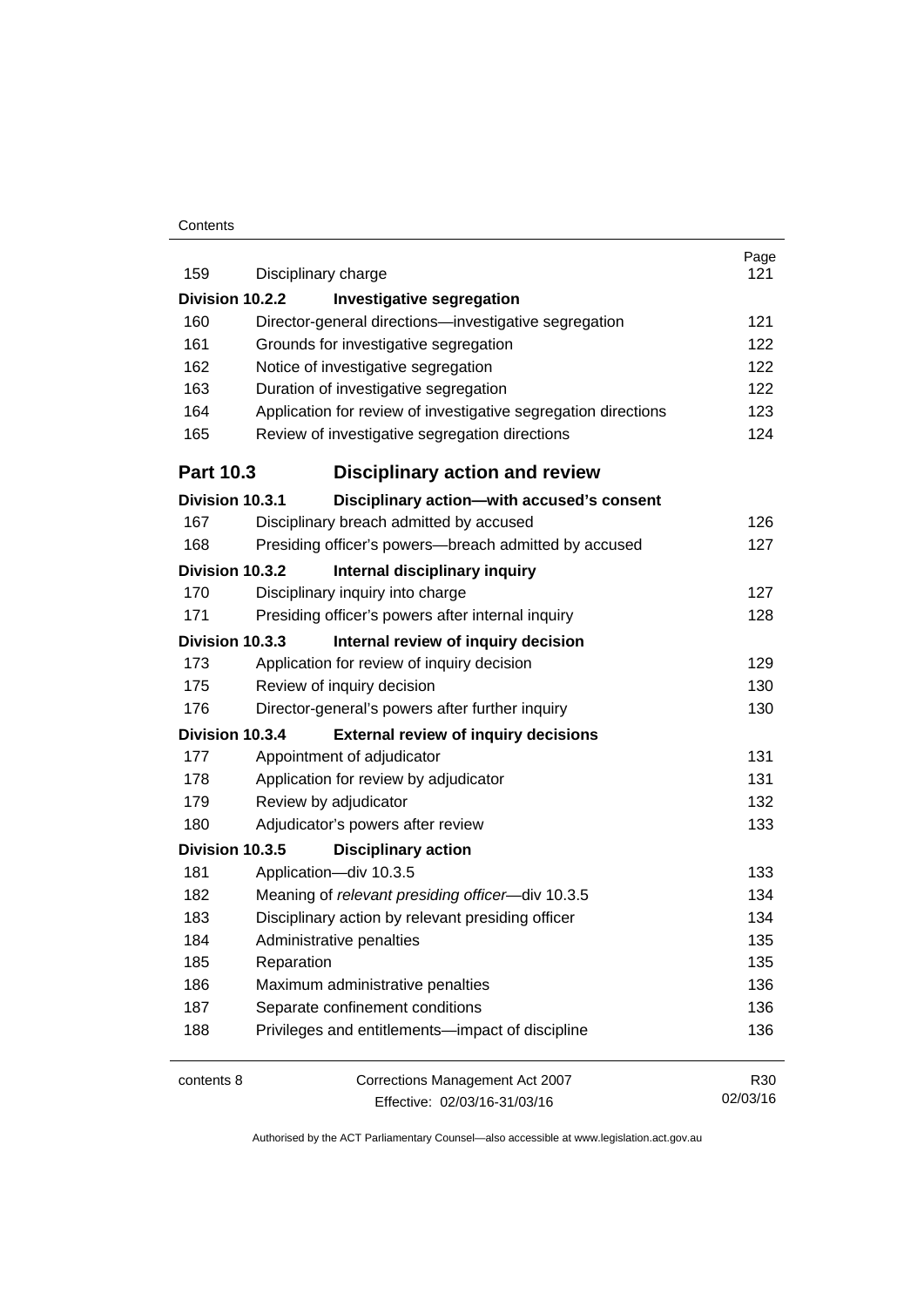| | | Page |
|---|---|---|
| 159 | Disciplinary charge | 121 |
| **Division 10.2.2** | **Investigative segregation** | |
| 160 | Director-general directions—investigative segregation | 121 |
| 161 | Grounds for investigative segregation | 122 |
| 162 | Notice of investigative segregation | 122 |
| 163 | Duration of investigative segregation | 122 |
| 164 | Application for review of investigative segregation directions | 123 |
| 165 | Review of investigative segregation directions | 124 |
| **Part 10.3** | **Disciplinary action and review** | |
| **Division 10.3.1** | **Disciplinary action—with accused's consent** | |
| 167 | Disciplinary breach admitted by accused | 126 |
| 168 | Presiding officer's powers—breach admitted by accused | 127 |
| **Division 10.3.2** | **Internal disciplinary inquiry** | |
| 170 | Disciplinary inquiry into charge | 127 |
| 171 | Presiding officer's powers after internal inquiry | 128 |
| **Division 10.3.3** | **Internal review of inquiry decision** | |
| 173 | Application for review of inquiry decision | 129 |
| 175 | Review of inquiry decision | 130 |
| 176 | Director-general's powers after further inquiry | 130 |
| **Division 10.3.4** | **External review of inquiry decisions** | |
| 177 | Appointment of adjudicator | 131 |
| 178 | Application for review by adjudicator | 131 |
| 179 | Review by adjudicator | 132 |
| 180 | Adjudicator's powers after review | 133 |
| **Division 10.3.5** | **Disciplinary action** | |
| 181 | Application—div 10.3.5 | 133 |
| 182 | Meaning of *relevant presiding officer*—div 10.3.5 | 134 |
| 183 | Disciplinary action by relevant presiding officer | 134 |
| 184 | Administrative penalties | 135 |
| 185 | Reparation | 135 |
| 186 | Maximum administrative penalties | 136 |
| 187 | Separate confinement conditions | 136 |
| 188 | Privileges and entitlements—impact of discipline | 136 |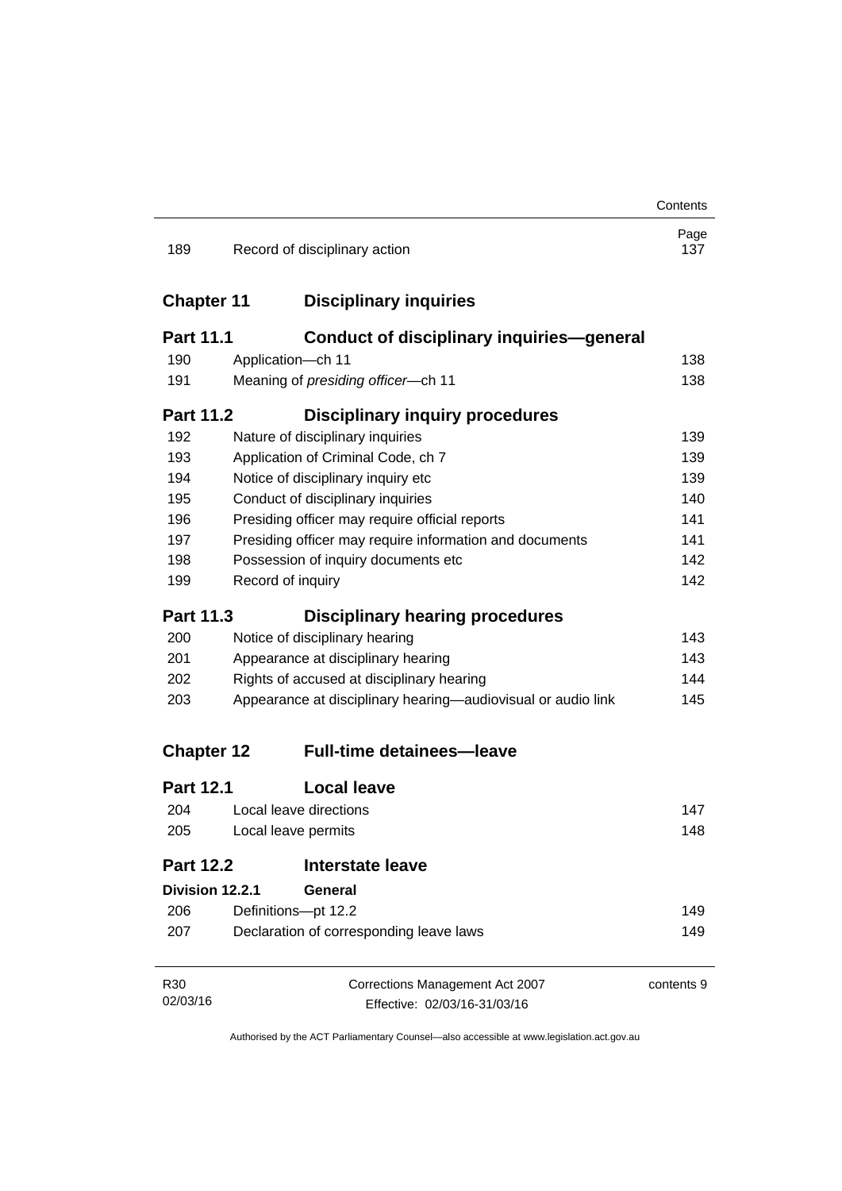| | | Page |
|---|---|---|
| 189 | Record of disciplinary action | 137 |

## Chapter 11 Disciplinary inquiries

### Part 11.1 Conduct of disciplinary inquiries—general

| | | |
|---|---|---|
| 190 | Application—ch 11 | 138 |
| 191 | Meaning of *presiding officer*—ch 11 | 138 |

### Part 11.2 Disciplinary inquiry procedures

| | | |
|---|---|---|
| 192 | Nature of disciplinary inquiries | 139 |
| 193 | Application of Criminal Code, ch 7 | 139 |
| 194 | Notice of disciplinary inquiry etc | 139 |
| 195 | Conduct of disciplinary inquiries | 140 |
| 196 | Presiding officer may require official reports | 141 |
| 197 | Presiding officer may require information and documents | 141 |
| 198 | Possession of inquiry documents etc | 142 |
| 199 | Record of inquiry | 142 |

### Part 11.3 Disciplinary hearing procedures

| | | |
|---|---|---|
| 200 | Notice of disciplinary hearing | 143 |
| 201 | Appearance at disciplinary hearing | 143 |
| 202 | Rights of accused at disciplinary hearing | 144 |
| 203 | Appearance at disciplinary hearing—audiovisual or audio link | 145 |

## Chapter 12 Full-time detainees—leave

### Part 12.1 Local leave

| | | |
|---|---|---|
| 204 | Local leave directions | 147 |
| 205 | Local leave permits | 148 |

### Part 12.2 Interstate leave

#### Division 12.2.1 General

| | | |
|---|---|---|
| 206 | Definitions—pt 12.2 | 149 |
| 207 | Declaration of corresponding leave laws | 149 |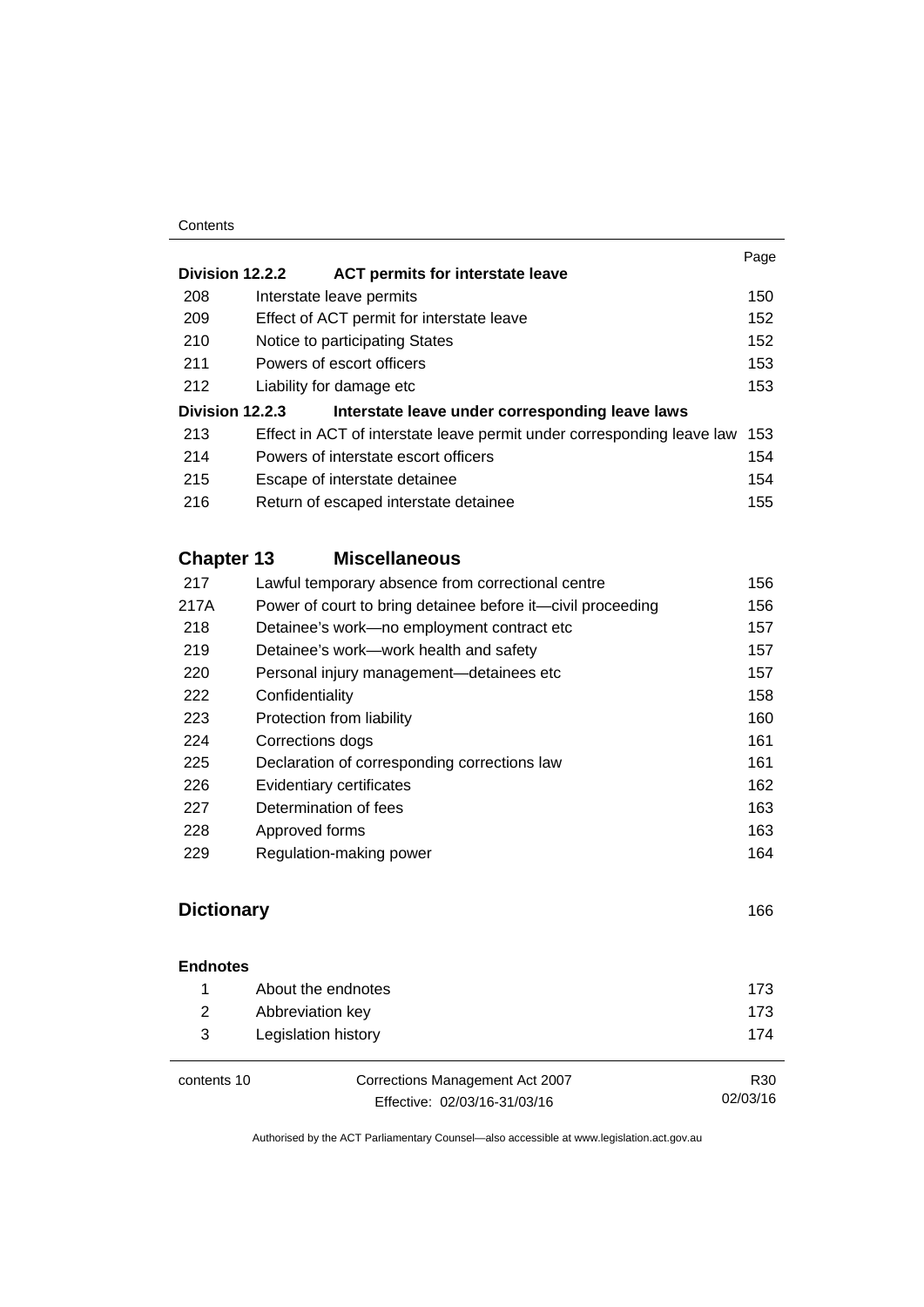| | | Page |
|---|---|---|
| **Division 12.2.2** | **ACT permits for interstate leave** | |
| 208 | Interstate leave permits | 150 |
| 209 | Effect of ACT permit for interstate leave | 152 |
| 210 | Notice to participating States | 152 |
| 211 | Powers of escort officers | 153 |
| 212 | Liability for damage etc | 153 |
| **Division 12.2.3** | **Interstate leave under corresponding leave laws** | |
| 213 | Effect in ACT of interstate leave permit under corresponding leave law | 153 |
| 214 | Powers of interstate escort officers | 154 |
| 215 | Escape of interstate detainee | 154 |
| 216 | Return of escaped interstate detainee | 155 |

## Chapter 13 Miscellaneous

| | | |
|---|---|---|
| 217 | Lawful temporary absence from correctional centre | 156 |
| 217A | Power of court to bring detainee before it—civil proceeding | 156 |
| 218 | Detainee's work—no employment contract etc | 157 |
| 219 | Detainee's work—work health and safety | 157 |
| 220 | Personal injury management—detainees etc | 157 |
| 222 | Confidentiality | 158 |
| 223 | Protection from liability | 160 |
| 224 | Corrections dogs | 161 |
| 225 | Declaration of corresponding corrections law | 161 |
| 226 | Evidentiary certificates | 162 |
| 227 | Determination of fees | 163 |
| 228 | Approved forms | 163 |
| 229 | Regulation-making power | 164 |

## Dictionary 166

**Endnotes**

| | | |
|---|---|---|
| 1 | About the endnotes | 173 |
| 2 | Abbreviation key | 173 |
| 3 | Legislation history | 174 |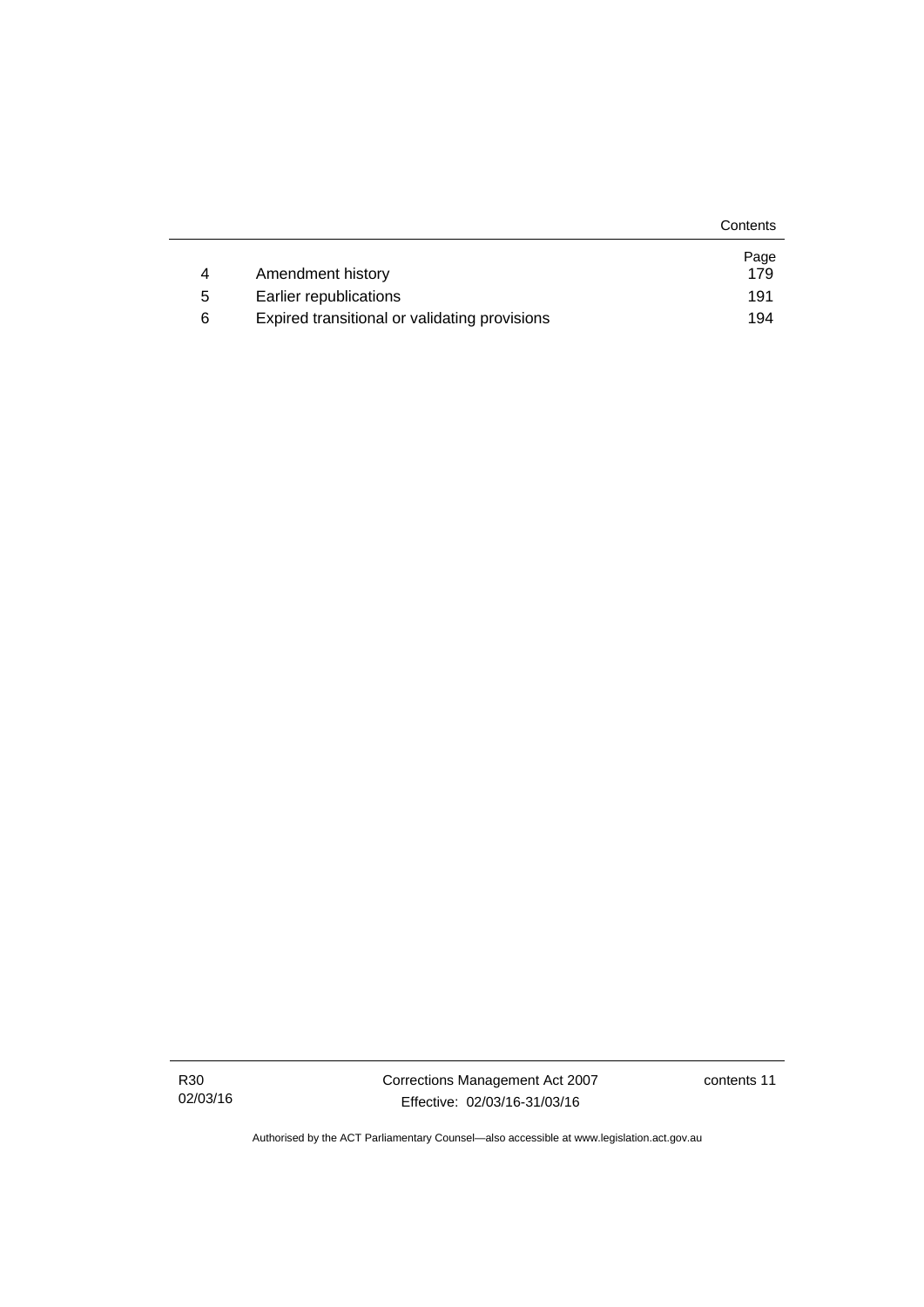| | | Page |
|---|---|---|
| 4 | Amendment history | 179 |
| 5 | Earlier republications | 191 |
| 6 | Expired transitional or validating provisions | 194 |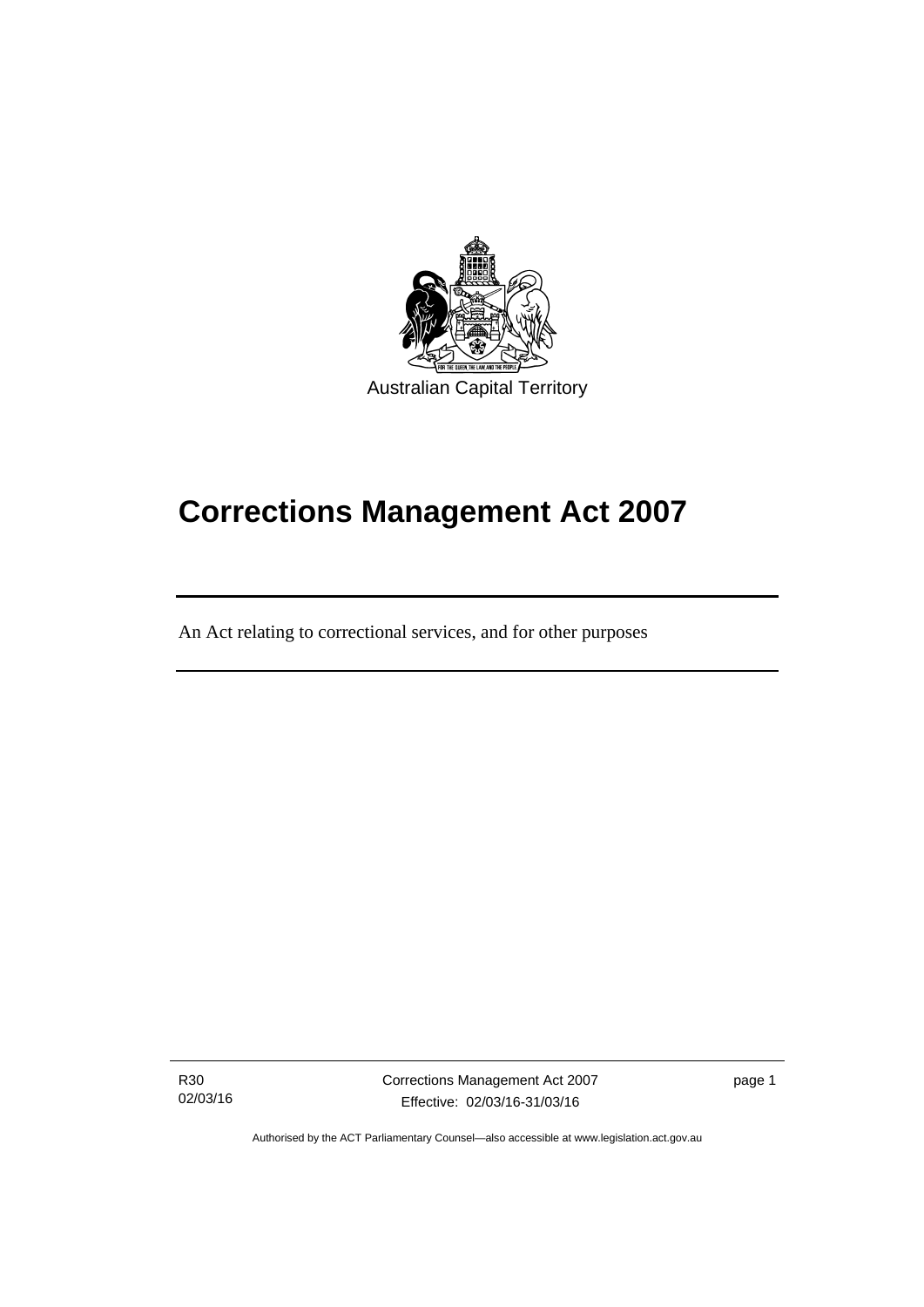Australian Capital Territory

# Corrections Management Act 2007

An Act relating to correctional services, and for other purposes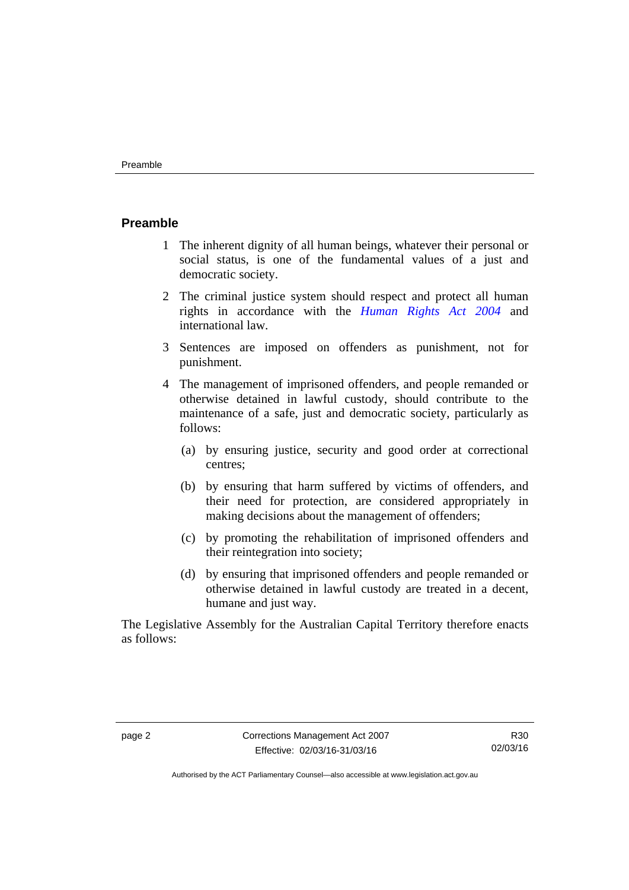## Preamble

1. The inherent dignity of all human beings, whatever their personal or social status, is one of the fundamental values of a just and democratic society.

2. The criminal justice system should respect and protect all human rights in accordance with the *Human Rights Act 2004* and international law.

3. Sentences are imposed on offenders as punishment, not for punishment.

4. The management of imprisoned offenders, and people remanded or otherwise detained in lawful custody, should contribute to the maintenance of a safe, just and democratic society, particularly as follows:

   (a) by ensuring justice, security and good order at correctional centres;

   (b) by ensuring that harm suffered by victims of offenders, and their need for protection, are considered appropriately in making decisions about the management of offenders;

   (c) by promoting the rehabilitation of imprisoned offenders and their reintegration into society;

   (d) by ensuring that imprisoned offenders and people remanded or otherwise detained in lawful custody are treated in a decent, humane and just way.

The Legislative Assembly for the Australian Capital Territory therefore enacts as follows: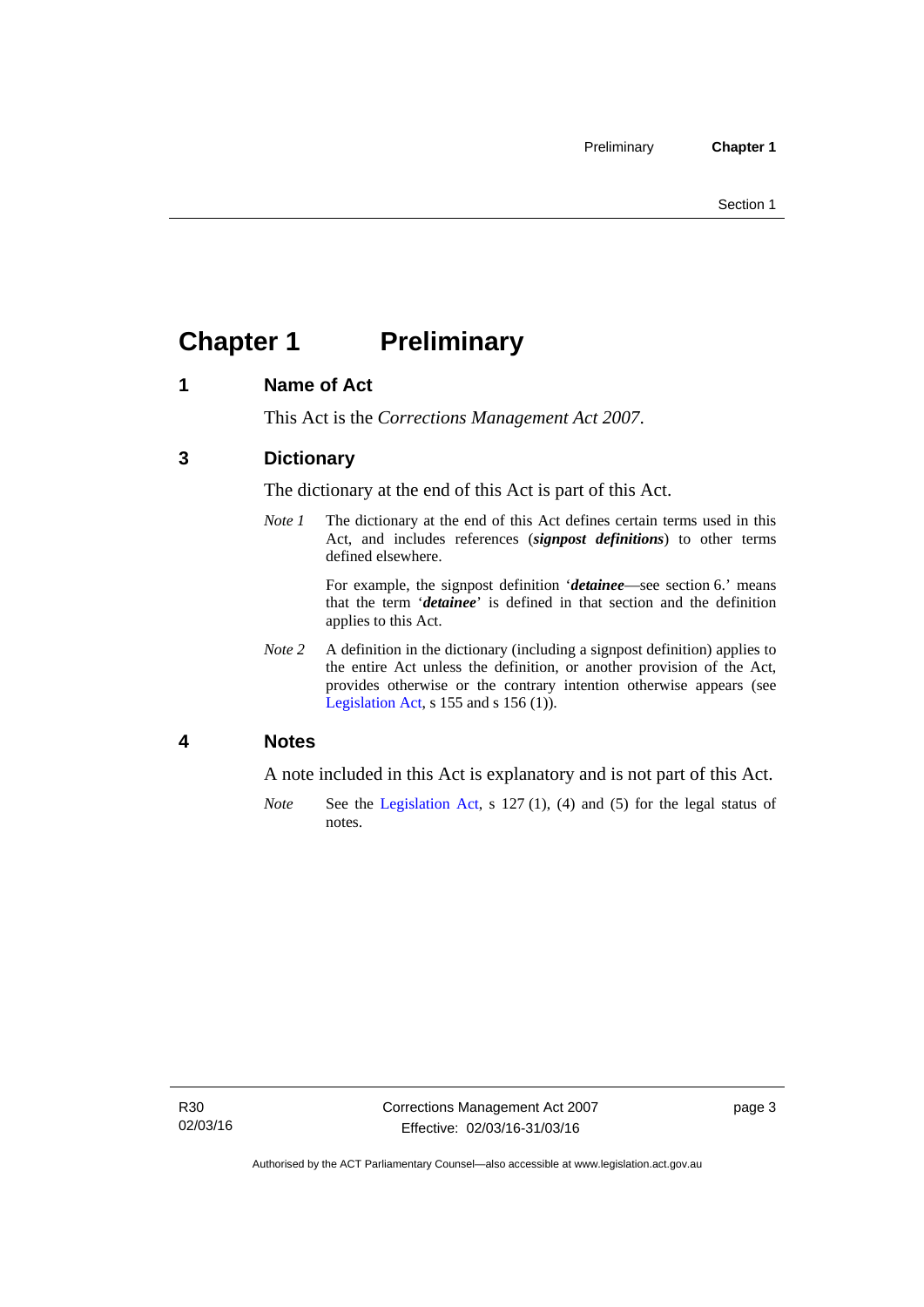# Chapter 1 Preliminary

## 1 Name of Act

This Act is the *Corrections Management Act 2007*.

## 3 Dictionary

The dictionary at the end of this Act is part of this Act.

*Note 1* The dictionary at the end of this Act defines certain terms used in this Act, and includes references (***signpost definitions***) to other terms defined elsewhere.

For example, the signpost definition '***detainee***—see section 6.' means that the term '***detainee***' is defined in that section and the definition applies to this Act.

*Note 2* A definition in the dictionary (including a signpost definition) applies to the entire Act unless the definition, or another provision of the Act, provides otherwise or the contrary intention otherwise appears (see Legislation Act, s 155 and s 156 (1)).

## 4 Notes

A note included in this Act is explanatory and is not part of this Act.

*Note* See the Legislation Act, s 127 (1), (4) and (5) for the legal status of notes.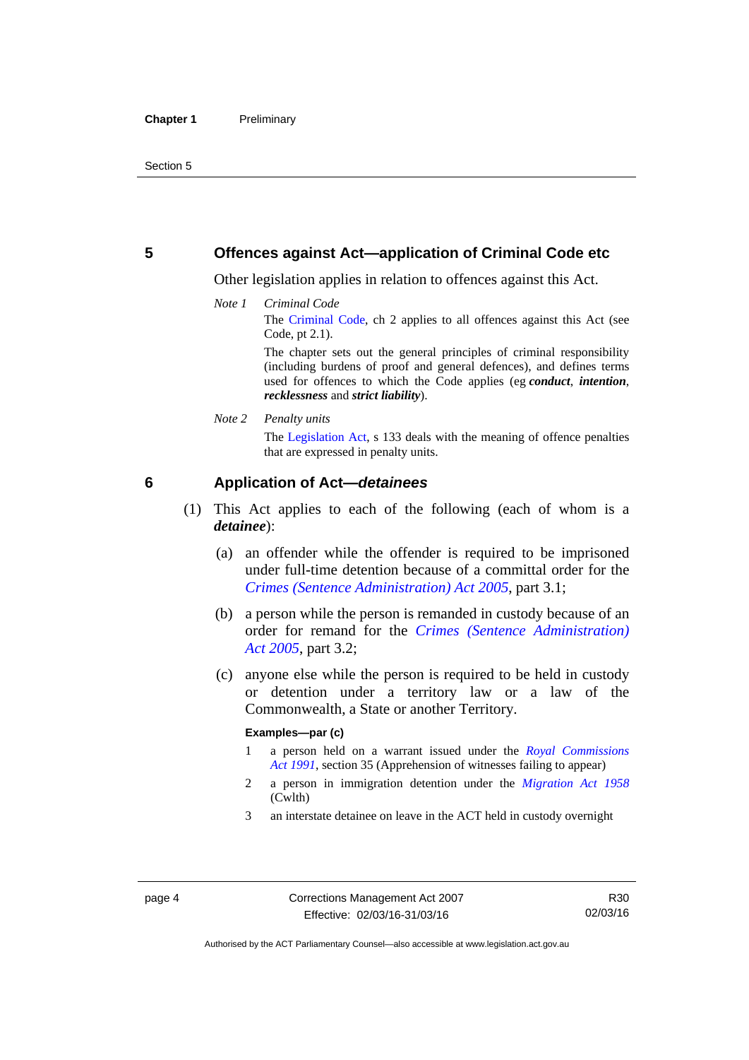## 5 Offences against Act—application of Criminal Code etc

Other legislation applies in relation to offences against this Act.

*Note 1* *Criminal Code*

The Criminal Code, ch 2 applies to all offences against this Act (see Code, pt 2.1).

The chapter sets out the general principles of criminal responsibility (including burdens of proof and general defences), and defines terms used for offences to which the Code applies (eg ***conduct***, ***intention***, ***recklessness*** and ***strict liability***).

*Note 2* *Penalty units*

The Legislation Act, s 133 deals with the meaning of offence penalties that are expressed in penalty units.

## 6 Application of Act—*detainees*

(1) This Act applies to each of the following (each of whom is a ***detainee***):

(a) an offender while the offender is required to be imprisoned under full-time detention because of a committal order for the *Crimes (Sentence Administration) Act 2005*, part 3.1;

(b) a person while the person is remanded in custody because of an order for remand for the *Crimes (Sentence Administration) Act 2005*, part 3.2;

(c) anyone else while the person is required to be held in custody or detention under a territory law or a law of the Commonwealth, a State or another Territory.

**Examples—par (c)**

1 a person held on a warrant issued under the *Royal Commissions Act 1991*, section 35 (Apprehension of witnesses failing to appear)

2 a person in immigration detention under the *Migration Act 1958* (Cwlth)

3 an interstate detainee on leave in the ACT held in custody overnight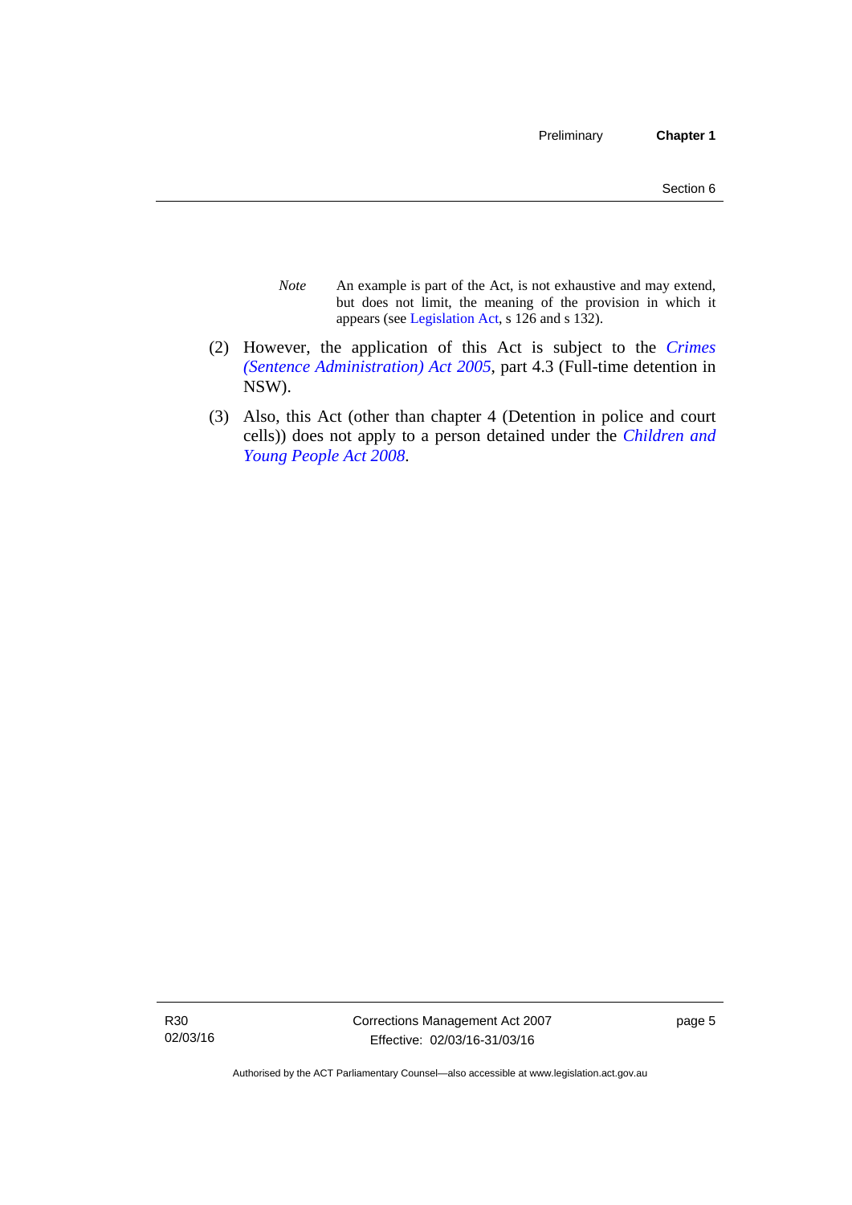*Note* An example is part of the Act, is not exhaustive and may extend, but does not limit, the meaning of the provision in which it appears (see Legislation Act, s 126 and s 132).

(2) However, the application of this Act is subject to the *Crimes (Sentence Administration) Act 2005*, part 4.3 (Full-time detention in NSW).

(3) Also, this Act (other than chapter 4 (Detention in police and court cells)) does not apply to a person detained under the *Children and Young People Act 2008*.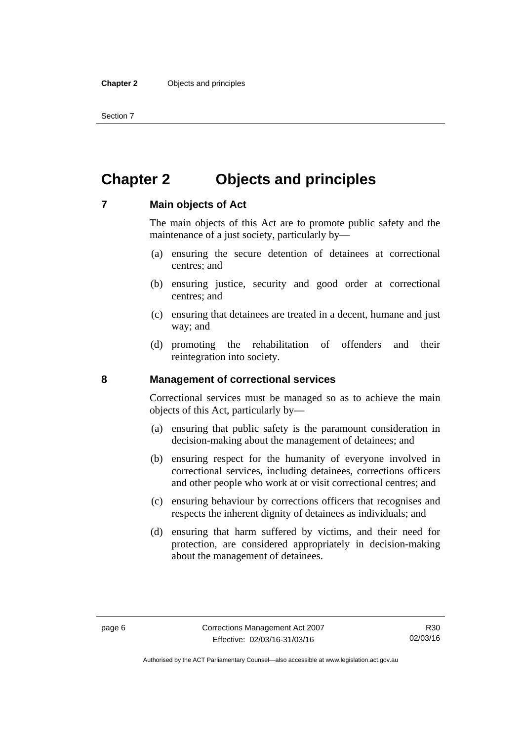# Chapter 2 Objects and principles

## 7 Main objects of Act

The main objects of this Act are to promote public safety and the maintenance of a just society, particularly by—

(a) ensuring the secure detention of detainees at correctional centres; and

(b) ensuring justice, security and good order at correctional centres; and

(c) ensuring that detainees are treated in a decent, humane and just way; and

(d) promoting the rehabilitation of offenders and their reintegration into society.

## 8 Management of correctional services

Correctional services must be managed so as to achieve the main objects of this Act, particularly by—

(a) ensuring that public safety is the paramount consideration in decision-making about the management of detainees; and

(b) ensuring respect for the humanity of everyone involved in correctional services, including detainees, corrections officers and other people who work at or visit correctional centres; and

(c) ensuring behaviour by corrections officers that recognises and respects the inherent dignity of detainees as individuals; and

(d) ensuring that harm suffered by victims, and their need for protection, are considered appropriately in decision-making about the management of detainees.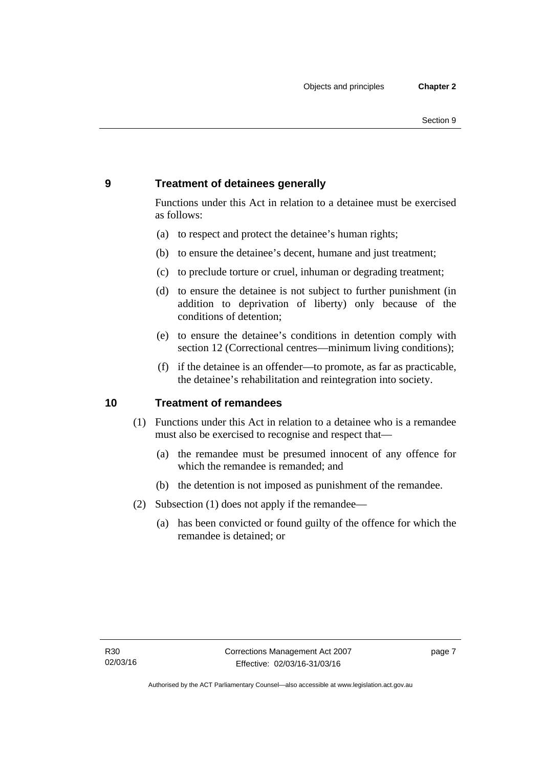## 9 Treatment of detainees generally

Functions under this Act in relation to a detainee must be exercised as follows:

(a) to respect and protect the detainee's human rights;

(b) to ensure the detainee's decent, humane and just treatment;

(c) to preclude torture or cruel, inhuman or degrading treatment;

(d) to ensure the detainee is not subject to further punishment (in addition to deprivation of liberty) only because of the conditions of detention;

(e) to ensure the detainee's conditions in detention comply with section 12 (Correctional centres—minimum living conditions);

(f) if the detainee is an offender—to promote, as far as practicable, the detainee's rehabilitation and reintegration into society.

## 10 Treatment of remandees

(1) Functions under this Act in relation to a detainee who is a remandee must also be exercised to recognise and respect that—

(a) the remandee must be presumed innocent of any offence for which the remandee is remanded; and

(b) the detention is not imposed as punishment of the remandee.

(2) Subsection (1) does not apply if the remandee—

(a) has been convicted or found guilty of the offence for which the remandee is detained; or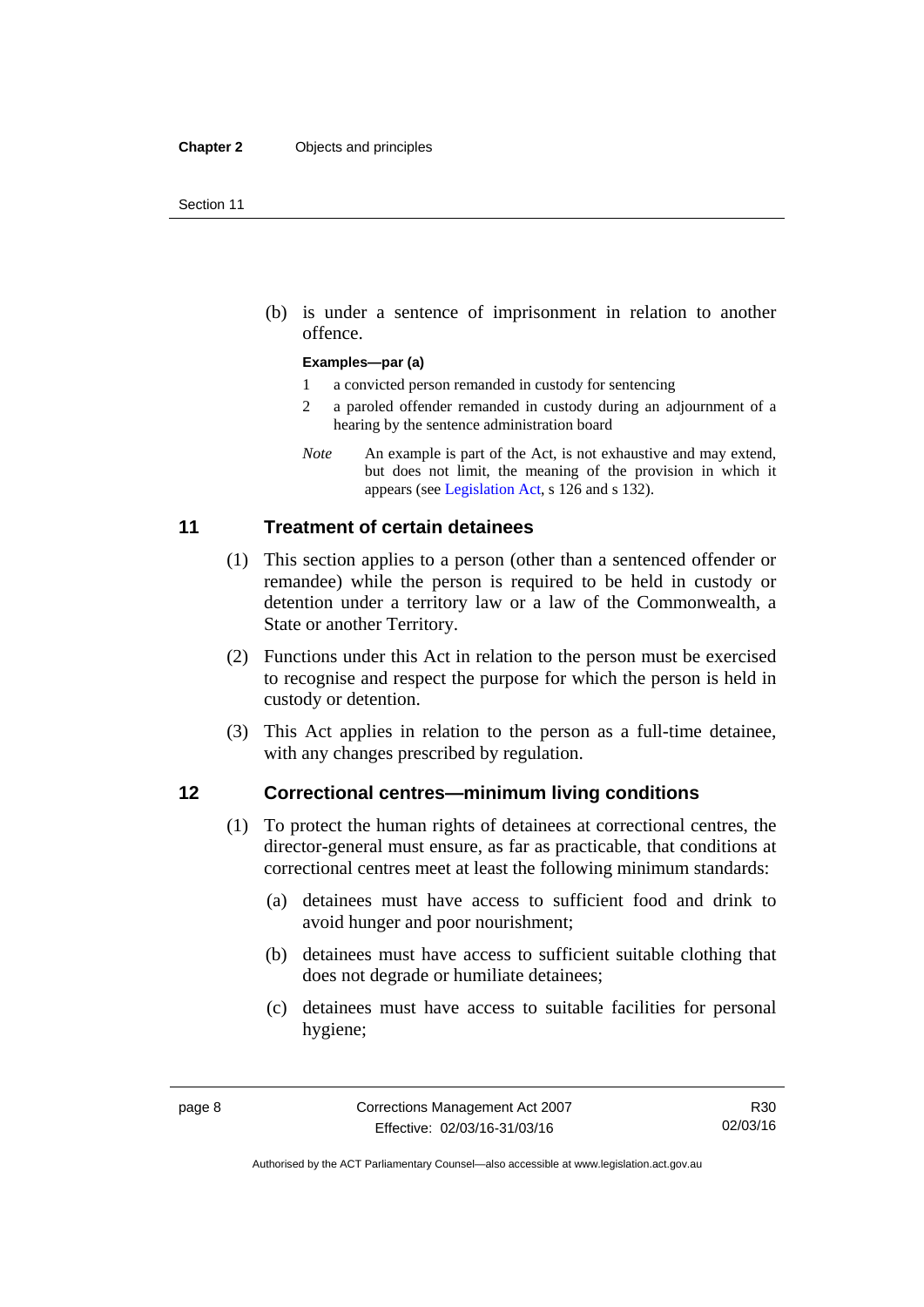(b) is under a sentence of imprisonment in relation to another offence.

**Examples—par (a)**

1 a convicted person remanded in custody for sentencing

2 a paroled offender remanded in custody during an adjournment of a hearing by the sentence administration board

*Note* An example is part of the Act, is not exhaustive and may extend, but does not limit, the meaning of the provision in which it appears (see Legislation Act, s 126 and s 132).

## 11 Treatment of certain detainees

(1) This section applies to a person (other than a sentenced offender or remandee) while the person is required to be held in custody or detention under a territory law or a law of the Commonwealth, a State or another Territory.

(2) Functions under this Act in relation to the person must be exercised to recognise and respect the purpose for which the person is held in custody or detention.

(3) This Act applies in relation to the person as a full-time detainee, with any changes prescribed by regulation.

## 12 Correctional centres—minimum living conditions

(1) To protect the human rights of detainees at correctional centres, the director-general must ensure, as far as practicable, that conditions at correctional centres meet at least the following minimum standards:

(a) detainees must have access to sufficient food and drink to avoid hunger and poor nourishment;

(b) detainees must have access to sufficient suitable clothing that does not degrade or humiliate detainees;

(c) detainees must have access to suitable facilities for personal hygiene;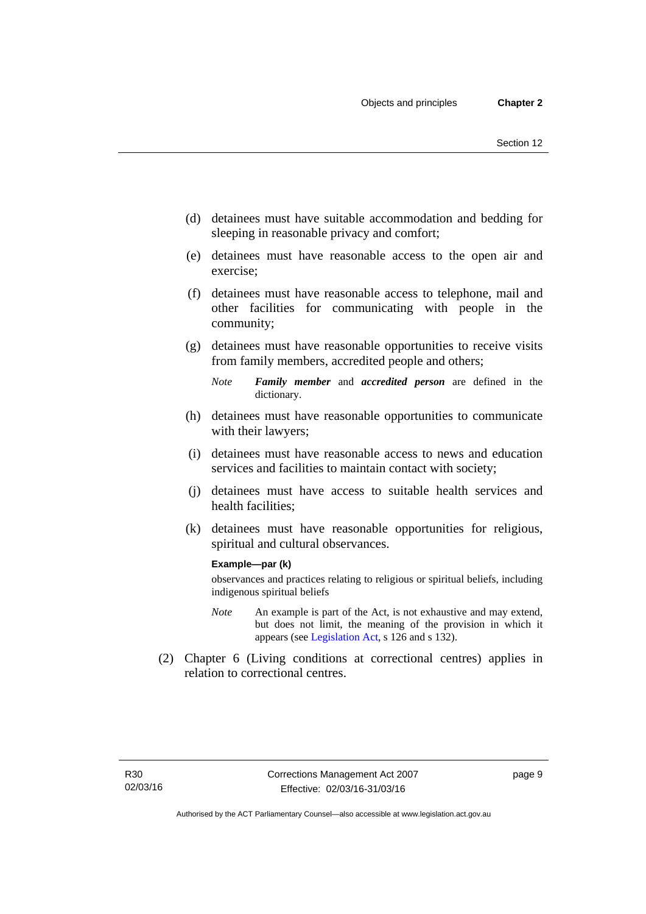(d) detainees must have suitable accommodation and bedding for sleeping in reasonable privacy and comfort;

(e) detainees must have reasonable access to the open air and exercise;

(f) detainees must have reasonable access to telephone, mail and other facilities for communicating with people in the community;

(g) detainees must have reasonable opportunities to receive visits from family members, accredited people and others;

*Note* ***Family member*** and ***accredited person*** are defined in the dictionary.

(h) detainees must have reasonable opportunities to communicate with their lawyers;

(i) detainees must have reasonable access to news and education services and facilities to maintain contact with society;

(j) detainees must have access to suitable health services and health facilities;

(k) detainees must have reasonable opportunities for religious, spiritual and cultural observances.

**Example—par (k)**

observances and practices relating to religious or spiritual beliefs, including indigenous spiritual beliefs

*Note* An example is part of the Act, is not exhaustive and may extend, but does not limit, the meaning of the provision in which it appears (see Legislation Act, s 126 and s 132).

(2) Chapter 6 (Living conditions at correctional centres) applies in relation to correctional centres.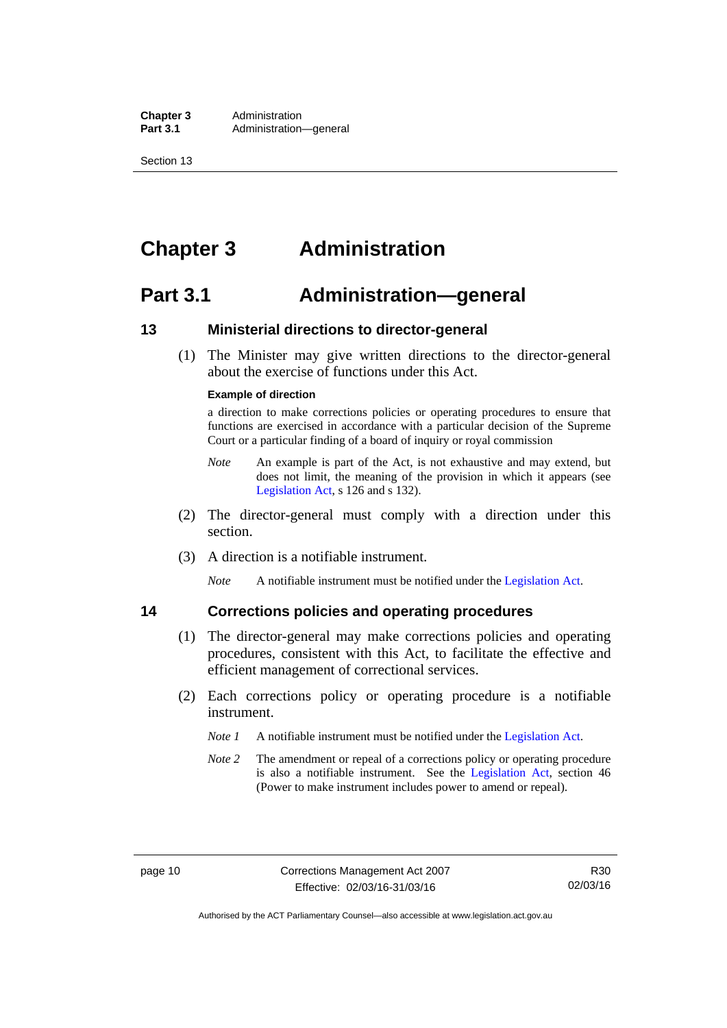# Chapter 3 Administration

## Part 3.1 Administration—general

### 13 Ministerial directions to director-general

(1) The Minister may give written directions to the director-general about the exercise of functions under this Act.

**Example of direction**

a direction to make corrections policies or operating procedures to ensure that functions are exercised in accordance with a particular decision of the Supreme Court or a particular finding of a board of inquiry or royal commission

*Note* An example is part of the Act, is not exhaustive and may extend, but does not limit, the meaning of the provision in which it appears (see Legislation Act, s 126 and s 132).

(2) The director-general must comply with a direction under this section.

(3) A direction is a notifiable instrument.

*Note* A notifiable instrument must be notified under the Legislation Act.

### 14 Corrections policies and operating procedures

(1) The director-general may make corrections policies and operating procedures, consistent with this Act, to facilitate the effective and efficient management of correctional services.

(2) Each corrections policy or operating procedure is a notifiable instrument.

*Note 1* A notifiable instrument must be notified under the Legislation Act.

*Note 2* The amendment or repeal of a corrections policy or operating procedure is also a notifiable instrument. See the Legislation Act, section 46 (Power to make instrument includes power to amend or repeal).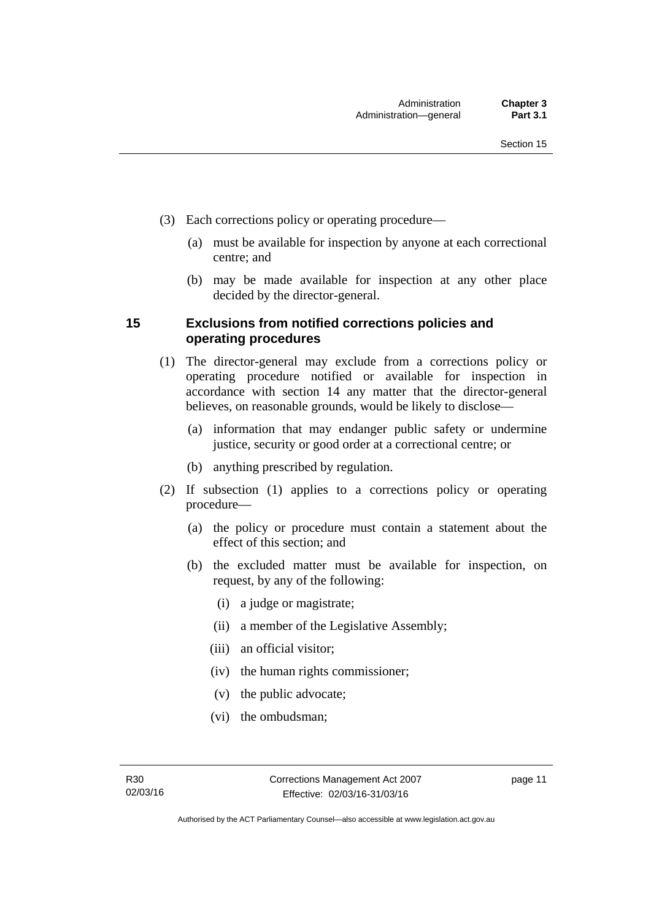(3) Each corrections policy or operating procedure—

  (a) must be available for inspection by anyone at each correctional centre; and

  (b) may be made available for inspection at any other place decided by the director-general.

## 15 Exclusions from notified corrections policies and operating procedures

(1) The director-general may exclude from a corrections policy or operating procedure notified or available for inspection in accordance with section 14 any matter that the director-general believes, on reasonable grounds, would be likely to disclose—

  (a) information that may endanger public safety or undermine justice, security or good order at a correctional centre; or

  (b) anything prescribed by regulation.

(2) If subsection (1) applies to a corrections policy or operating procedure—

  (a) the policy or procedure must contain a statement about the effect of this section; and

  (b) the excluded matter must be available for inspection, on request, by any of the following:

    (i) a judge or magistrate;

    (ii) a member of the Legislative Assembly;

    (iii) an official visitor;

    (iv) the human rights commissioner;

    (v) the public advocate;

    (vi) the ombudsman;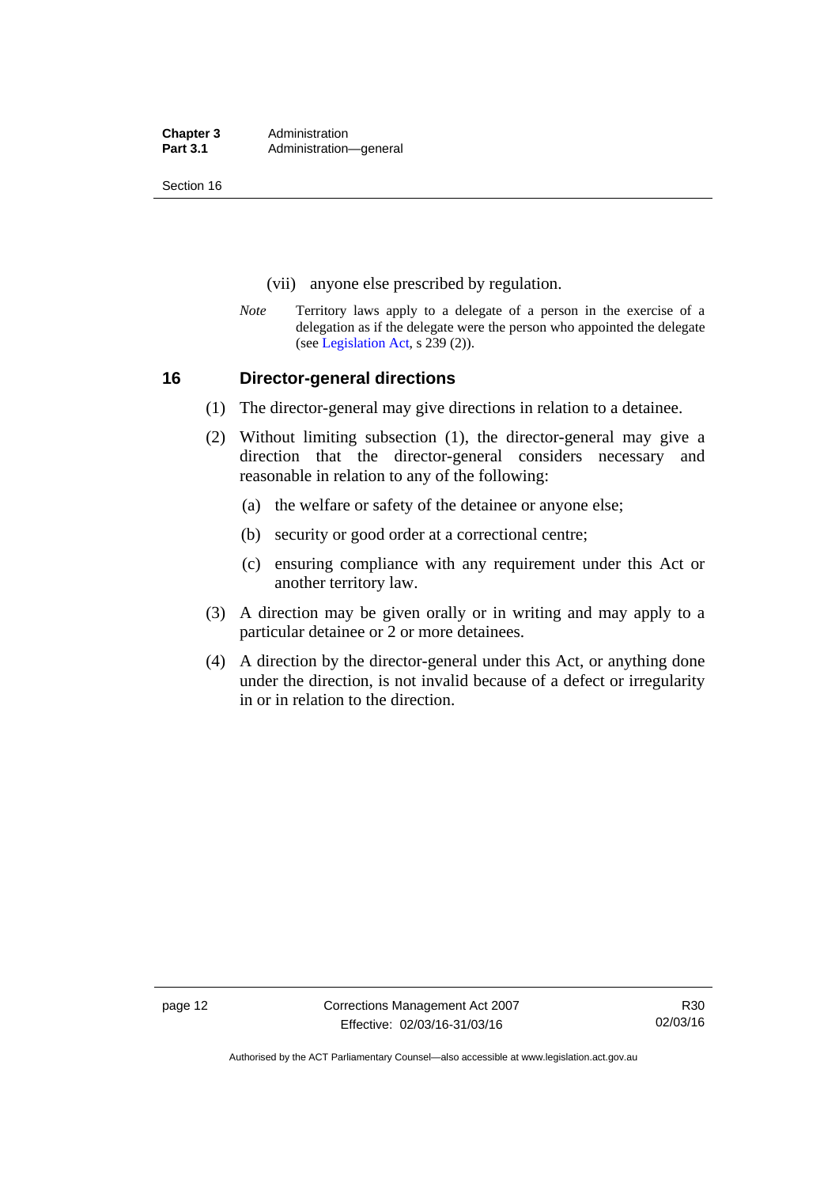(vii) anyone else prescribed by regulation.

*Note* Territory laws apply to a delegate of a person in the exercise of a delegation as if the delegate were the person who appointed the delegate (see Legislation Act, s 239 (2)).

## 16 Director-general directions

(1) The director-general may give directions in relation to a detainee.

(2) Without limiting subsection (1), the director-general may give a direction that the director-general considers necessary and reasonable in relation to any of the following:

(a) the welfare or safety of the detainee or anyone else;

(b) security or good order at a correctional centre;

(c) ensuring compliance with any requirement under this Act or another territory law.

(3) A direction may be given orally or in writing and may apply to a particular detainee or 2 or more detainees.

(4) A direction by the director-general under this Act, or anything done under the direction, is not invalid because of a defect or irregularity in or in relation to the direction.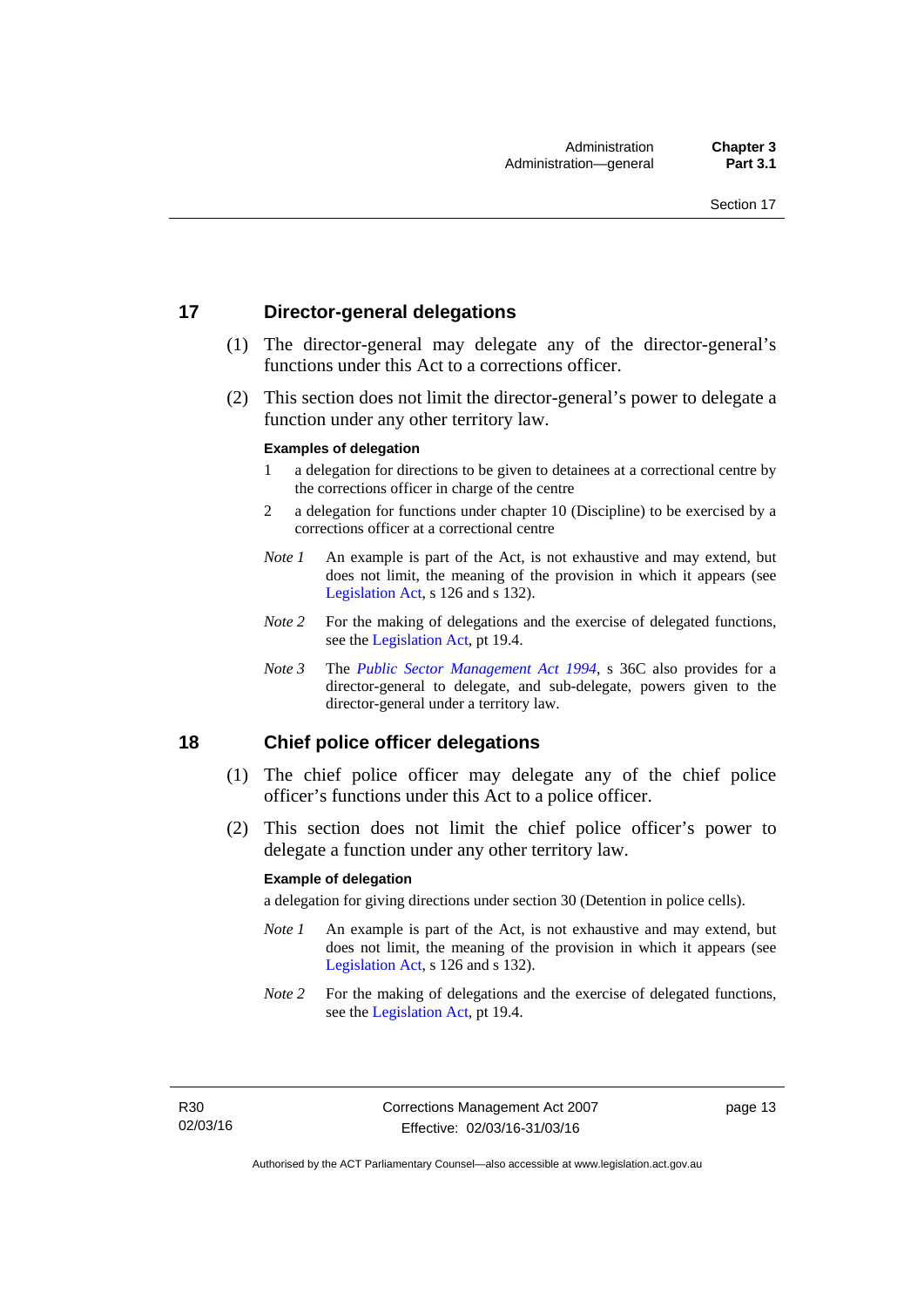## 17 Director-general delegations

(1) The director-general may delegate any of the director-general's functions under this Act to a corrections officer.

(2) This section does not limit the director-general's power to delegate a function under any other territory law.

**Examples of delegation**

1 a delegation for directions to be given to detainees at a correctional centre by the corrections officer in charge of the centre

2 a delegation for functions under chapter 10 (Discipline) to be exercised by a corrections officer at a correctional centre

*Note 1* An example is part of the Act, is not exhaustive and may extend, but does not limit, the meaning of the provision in which it appears (see Legislation Act, s 126 and s 132).

*Note 2* For the making of delegations and the exercise of delegated functions, see the Legislation Act, pt 19.4.

*Note 3* The *Public Sector Management Act 1994*, s 36C also provides for a director-general to delegate, and sub-delegate, powers given to the director-general under a territory law.

## 18 Chief police officer delegations

(1) The chief police officer may delegate any of the chief police officer's functions under this Act to a police officer.

(2) This section does not limit the chief police officer's power to delegate a function under any other territory law.

**Example of delegation**

a delegation for giving directions under section 30 (Detention in police cells).

*Note 1* An example is part of the Act, is not exhaustive and may extend, but does not limit, the meaning of the provision in which it appears (see Legislation Act, s 126 and s 132).

*Note 2* For the making of delegations and the exercise of delegated functions, see the Legislation Act, pt 19.4.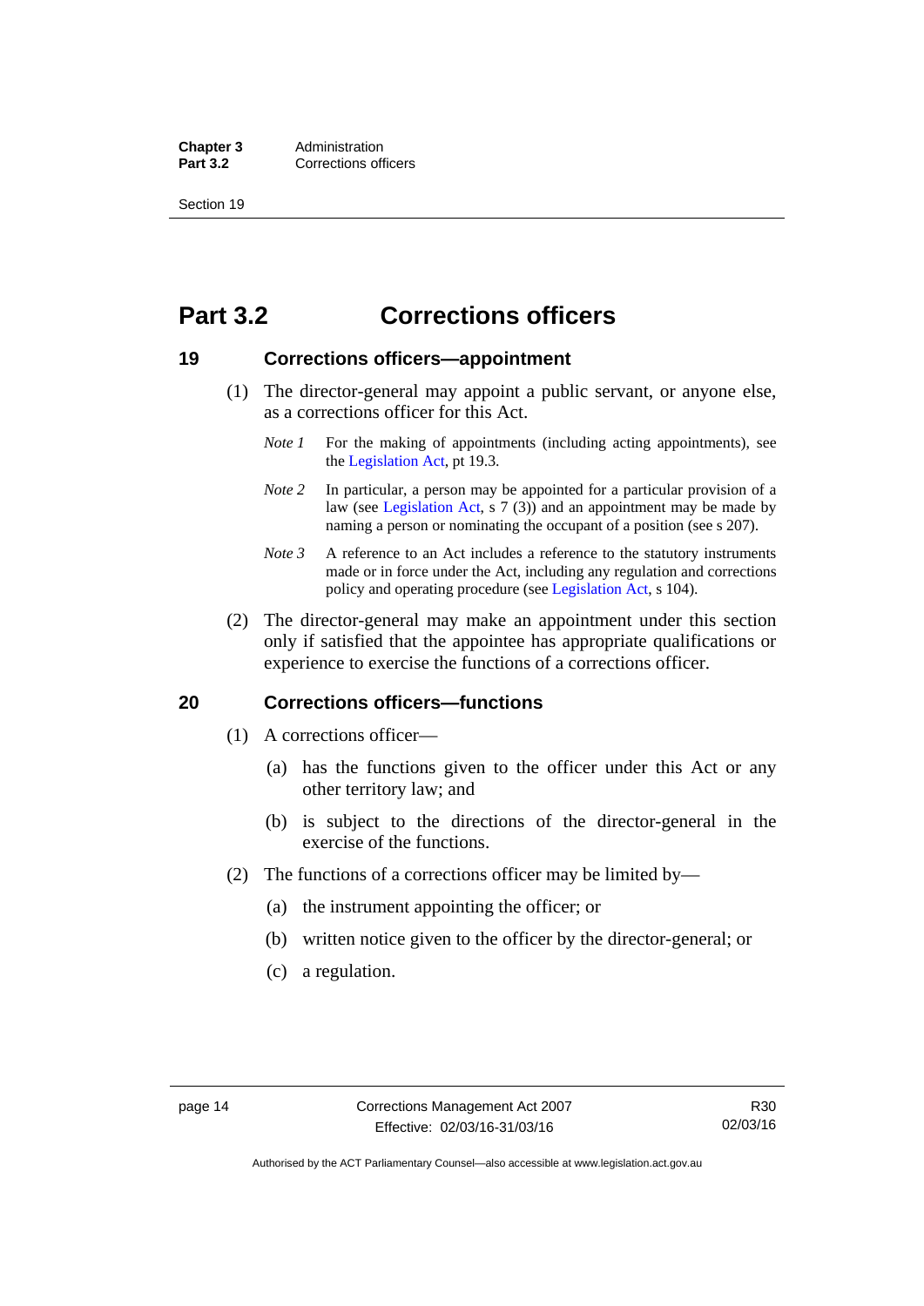# Part 3.2 Corrections officers

## 19 Corrections officers—appointment

(1) The director-general may appoint a public servant, or anyone else, as a corrections officer for this Act.

*Note 1* For the making of appointments (including acting appointments), see the Legislation Act, pt 19.3.

*Note 2* In particular, a person may be appointed for a particular provision of a law (see Legislation Act, s 7 (3)) and an appointment may be made by naming a person or nominating the occupant of a position (see s 207).

*Note 3* A reference to an Act includes a reference to the statutory instruments made or in force under the Act, including any regulation and corrections policy and operating procedure (see Legislation Act, s 104).

(2) The director-general may make an appointment under this section only if satisfied that the appointee has appropriate qualifications or experience to exercise the functions of a corrections officer.

## 20 Corrections officers—functions

(1) A corrections officer—

(a) has the functions given to the officer under this Act or any other territory law; and

(b) is subject to the directions of the director-general in the exercise of the functions.

(2) The functions of a corrections officer may be limited by—

(a) the instrument appointing the officer; or

(b) written notice given to the officer by the director-general; or

(c) a regulation.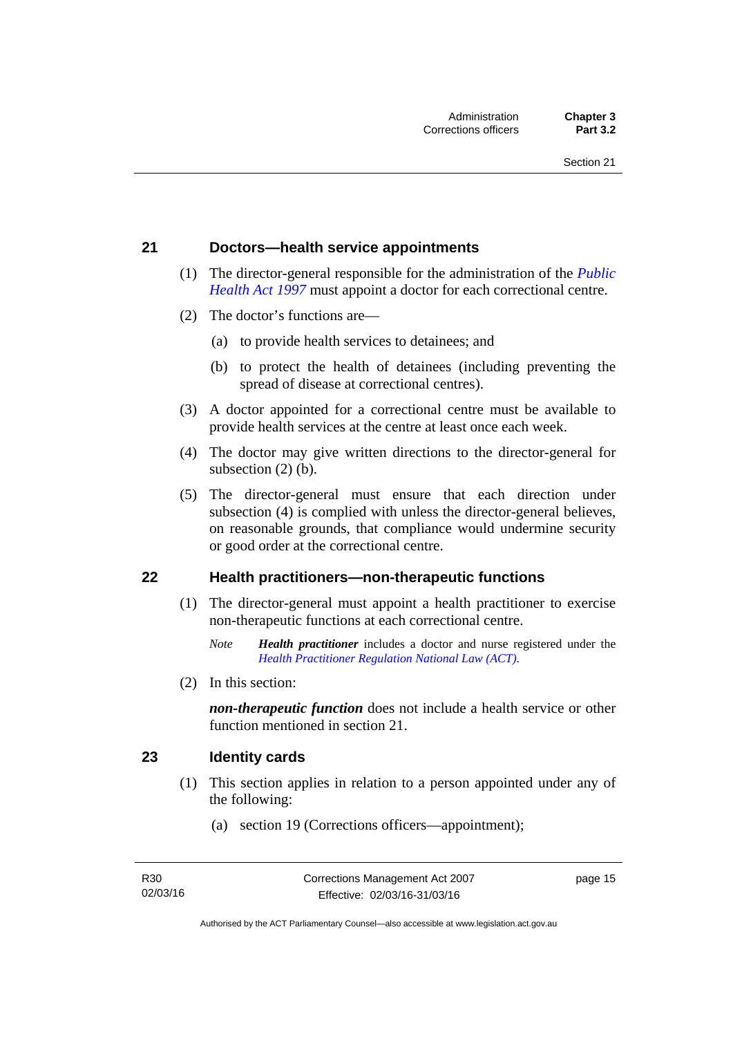## 21 Doctors—health service appointments

(1) The director-general responsible for the administration of the *Public Health Act 1997* must appoint a doctor for each correctional centre.

(2) The doctor's functions are—

(a) to provide health services to detainees; and

(b) to protect the health of detainees (including preventing the spread of disease at correctional centres).

(3) A doctor appointed for a correctional centre must be available to provide health services at the centre at least once each week.

(4) The doctor may give written directions to the director-general for subsection (2) (b).

(5) The director-general must ensure that each direction under subsection (4) is complied with unless the director-general believes, on reasonable grounds, that compliance would undermine security or good order at the correctional centre.

## 22 Health practitioners—non-therapeutic functions

(1) The director-general must appoint a health practitioner to exercise non-therapeutic functions at each correctional centre.

*Note* ***Health practitioner*** includes a doctor and nurse registered under the *Health Practitioner Regulation National Law (ACT)*.

(2) In this section:

***non-therapeutic function*** does not include a health service or other function mentioned in section 21.

## 23 Identity cards

(1) This section applies in relation to a person appointed under any of the following:

(a) section 19 (Corrections officers—appointment);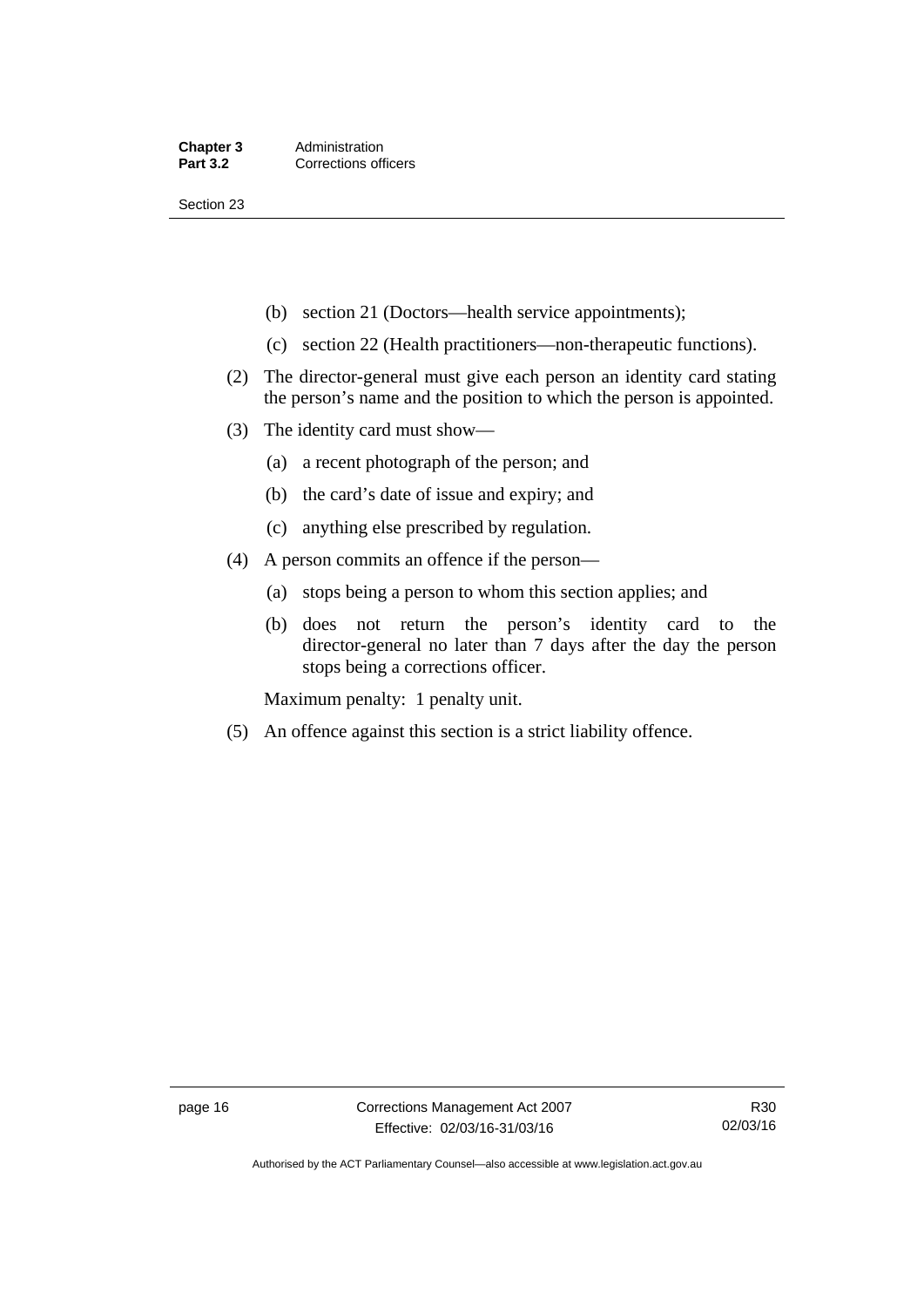(b) section 21 (Doctors—health service appointments);

(c) section 22 (Health practitioners—non-therapeutic functions).

(2) The director-general must give each person an identity card stating the person's name and the position to which the person is appointed.

(3) The identity card must show—

(a) a recent photograph of the person; and

(b) the card's date of issue and expiry; and

(c) anything else prescribed by regulation.

(4) A person commits an offence if the person—

(a) stops being a person to whom this section applies; and

(b) does not return the person's identity card to the director-general no later than 7 days after the day the person stops being a corrections officer.

Maximum penalty: 1 penalty unit.

(5) An offence against this section is a strict liability offence.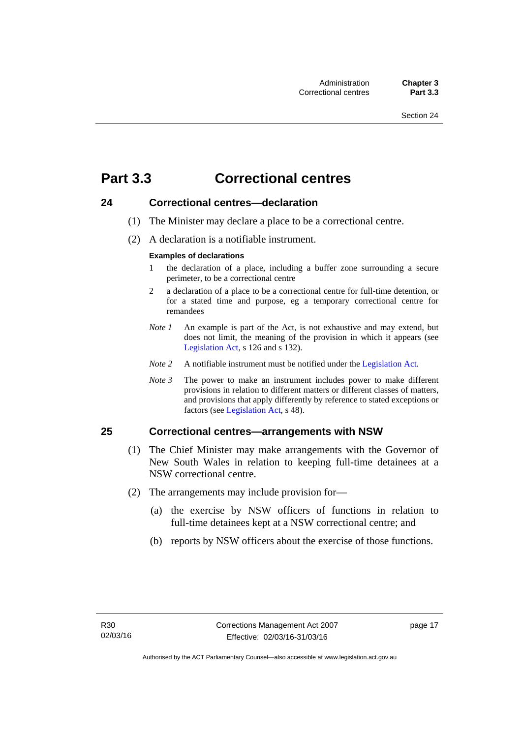# Part 3.3 Correctional centres

## 24 Correctional centres—declaration

(1) The Minister may declare a place to be a correctional centre.

(2) A declaration is a notifiable instrument.

**Examples of declarations**

1 the declaration of a place, including a buffer zone surrounding a secure perimeter, to be a correctional centre

2 a declaration of a place to be a correctional centre for full-time detention, or for a stated time and purpose, eg a temporary correctional centre for remandees

*Note 1* An example is part of the Act, is not exhaustive and may extend, but does not limit, the meaning of the provision in which it appears (see Legislation Act, s 126 and s 132).

*Note 2* A notifiable instrument must be notified under the Legislation Act.

*Note 3* The power to make an instrument includes power to make different provisions in relation to different matters or different classes of matters, and provisions that apply differently by reference to stated exceptions or factors (see Legislation Act, s 48).

## 25 Correctional centres—arrangements with NSW

(1) The Chief Minister may make arrangements with the Governor of New South Wales in relation to keeping full-time detainees at a NSW correctional centre.

(2) The arrangements may include provision for—

(a) the exercise by NSW officers of functions in relation to full-time detainees kept at a NSW correctional centre; and

(b) reports by NSW officers about the exercise of those functions.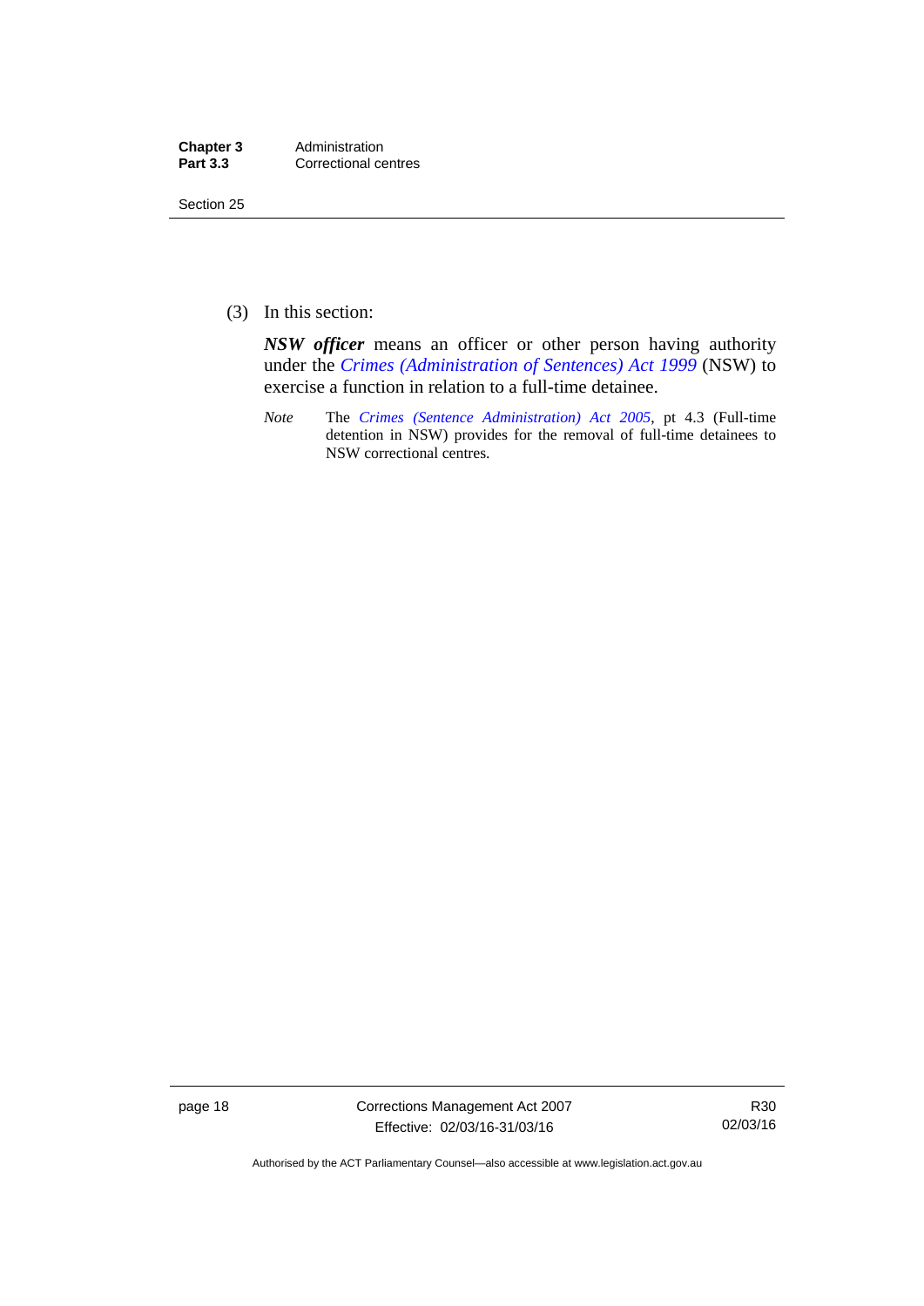(3) In this section:

***NSW officer*** means an officer or other person having authority under the *Crimes (Administration of Sentences) Act 1999* (NSW) to exercise a function in relation to a full-time detainee.

*Note* The *Crimes (Sentence Administration) Act 2005*, pt 4.3 (Full-time detention in NSW) provides for the removal of full-time detainees to NSW correctional centres.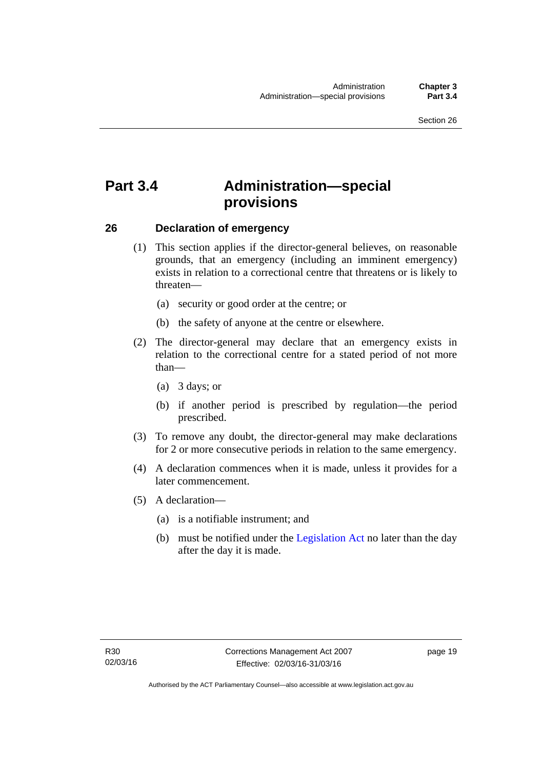# Part 3.4 Administration—special provisions

## 26 Declaration of emergency

(1) This section applies if the director-general believes, on reasonable grounds, that an emergency (including an imminent emergency) exists in relation to a correctional centre that threatens or is likely to threaten—

(a) security or good order at the centre; or

(b) the safety of anyone at the centre or elsewhere.

(2) The director-general may declare that an emergency exists in relation to the correctional centre for a stated period of not more than—

(a) 3 days; or

(b) if another period is prescribed by regulation—the period prescribed.

(3) To remove any doubt, the director-general may make declarations for 2 or more consecutive periods in relation to the same emergency.

(4) A declaration commences when it is made, unless it provides for a later commencement.

(5) A declaration—

(a) is a notifiable instrument; and

(b) must be notified under the Legislation Act no later than the day after the day it is made.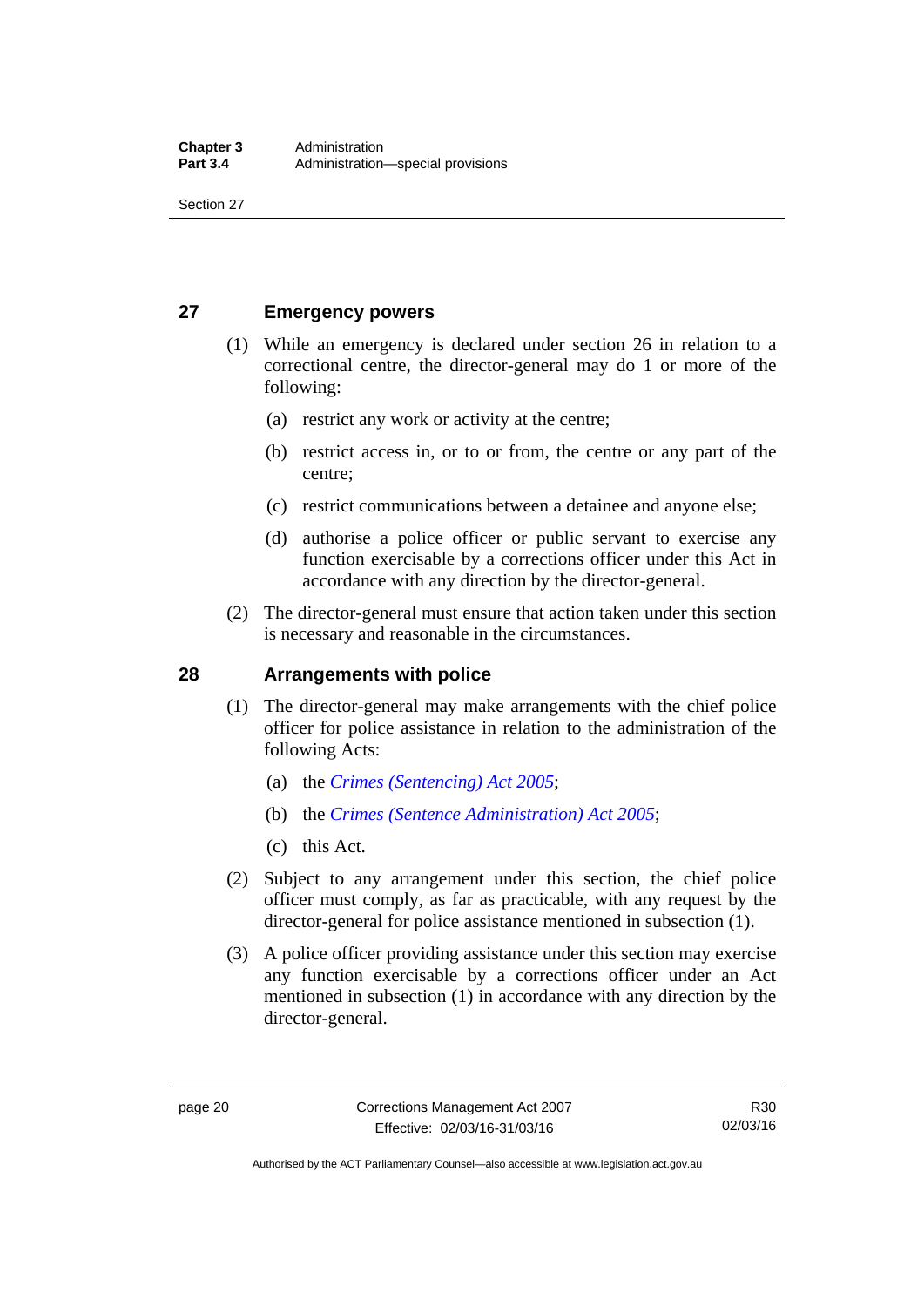## 27 Emergency powers

(1) While an emergency is declared under section 26 in relation to a correctional centre, the director-general may do 1 or more of the following:

(a) restrict any work or activity at the centre;

(b) restrict access in, or to or from, the centre or any part of the centre;

(c) restrict communications between a detainee and anyone else;

(d) authorise a police officer or public servant to exercise any function exercisable by a corrections officer under this Act in accordance with any direction by the director-general.

(2) The director-general must ensure that action taken under this section is necessary and reasonable in the circumstances.

## 28 Arrangements with police

(1) The director-general may make arrangements with the chief police officer for police assistance in relation to the administration of the following Acts:

(a) the *Crimes (Sentencing) Act 2005*;

(b) the *Crimes (Sentence Administration) Act 2005*;

(c) this Act.

(2) Subject to any arrangement under this section, the chief police officer must comply, as far as practicable, with any request by the director-general for police assistance mentioned in subsection (1).

(3) A police officer providing assistance under this section may exercise any function exercisable by a corrections officer under an Act mentioned in subsection (1) in accordance with any direction by the director-general.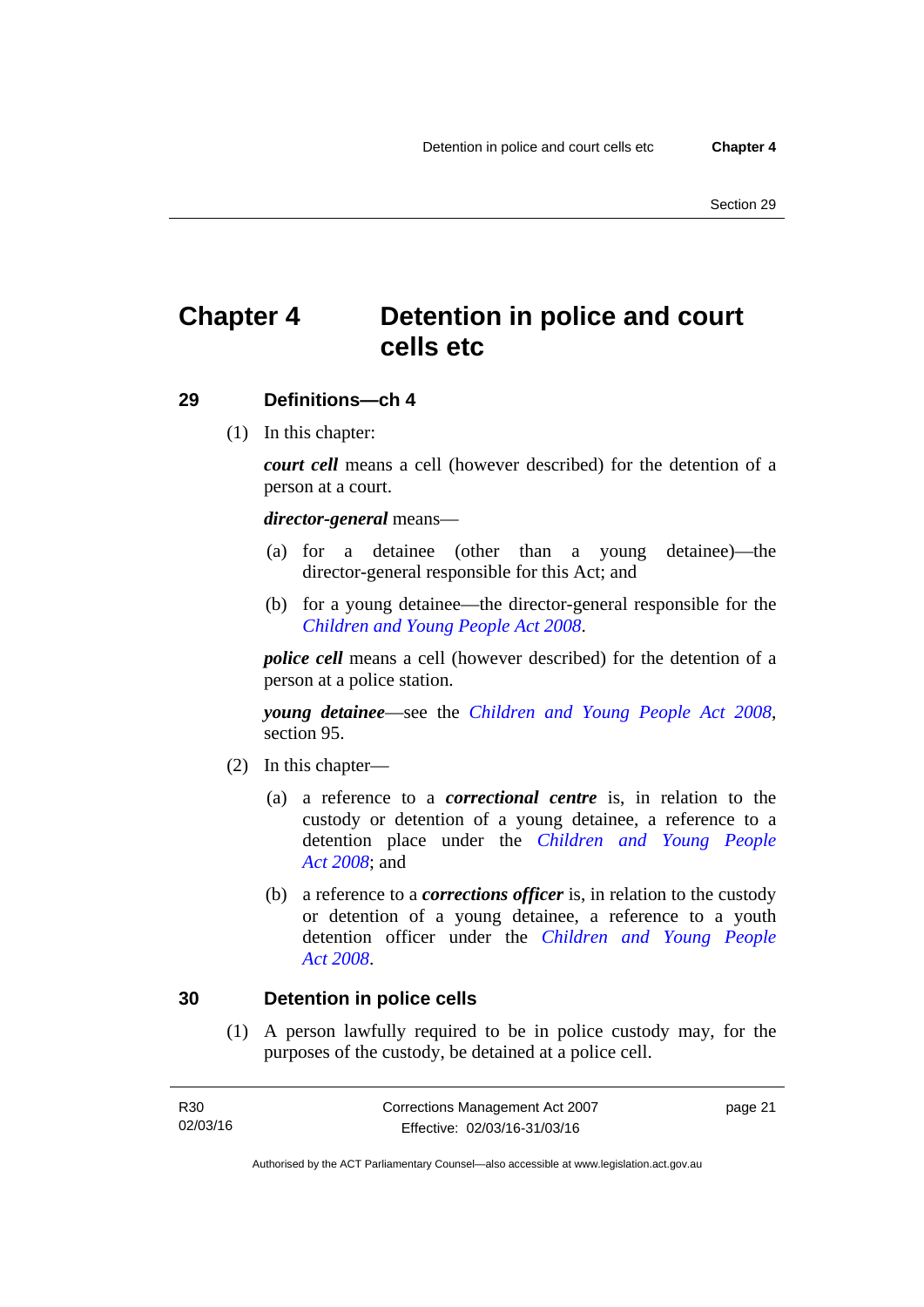# Chapter 4 Detention in police and court cells etc

## 29 Definitions—ch 4

(1) In this chapter:

***court cell*** means a cell (however described) for the detention of a person at a court.

***director-general*** means—

(a) for a detainee (other than a young detainee)—the director-general responsible for this Act; and

(b) for a young detainee—the director-general responsible for the *Children and Young People Act 2008*.

***police cell*** means a cell (however described) for the detention of a person at a police station.

***young detainee***—see the *Children and Young People Act 2008*, section 95.

(2) In this chapter—

(a) a reference to a ***correctional centre*** is, in relation to the custody or detention of a young detainee, a reference to a detention place under the *Children and Young People Act 2008*; and

(b) a reference to a ***corrections officer*** is, in relation to the custody or detention of a young detainee, a reference to a youth detention officer under the *Children and Young People Act 2008*.

## 30 Detention in police cells

(1) A person lawfully required to be in police custody may, for the purposes of the custody, be detained at a police cell.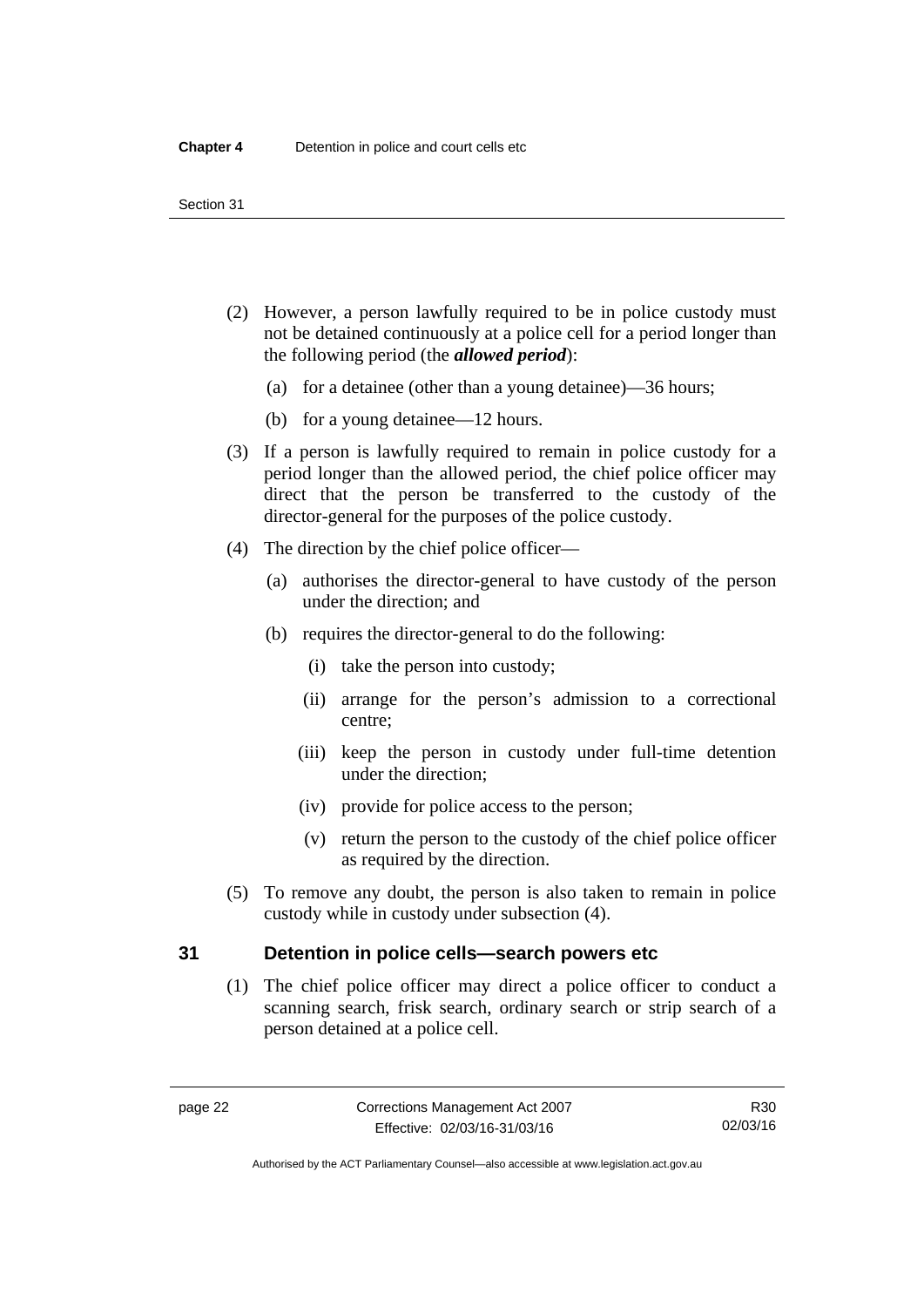(2) However, a person lawfully required to be in police custody must not be detained continuously at a police cell for a period longer than the following period (the ***allowed period***):

(a) for a detainee (other than a young detainee)—36 hours;

(b) for a young detainee—12 hours.

(3) If a person is lawfully required to remain in police custody for a period longer than the allowed period, the chief police officer may direct that the person be transferred to the custody of the director-general for the purposes of the police custody.

(4) The direction by the chief police officer—

(a) authorises the director-general to have custody of the person under the direction; and

(b) requires the director-general to do the following:

(i) take the person into custody;

(ii) arrange for the person's admission to a correctional centre;

(iii) keep the person in custody under full-time detention under the direction;

(iv) provide for police access to the person;

(v) return the person to the custody of the chief police officer as required by the direction.

(5) To remove any doubt, the person is also taken to remain in police custody while in custody under subsection (4).

## 31 Detention in police cells—search powers etc

(1) The chief police officer may direct a police officer to conduct a scanning search, frisk search, ordinary search or strip search of a person detained at a police cell.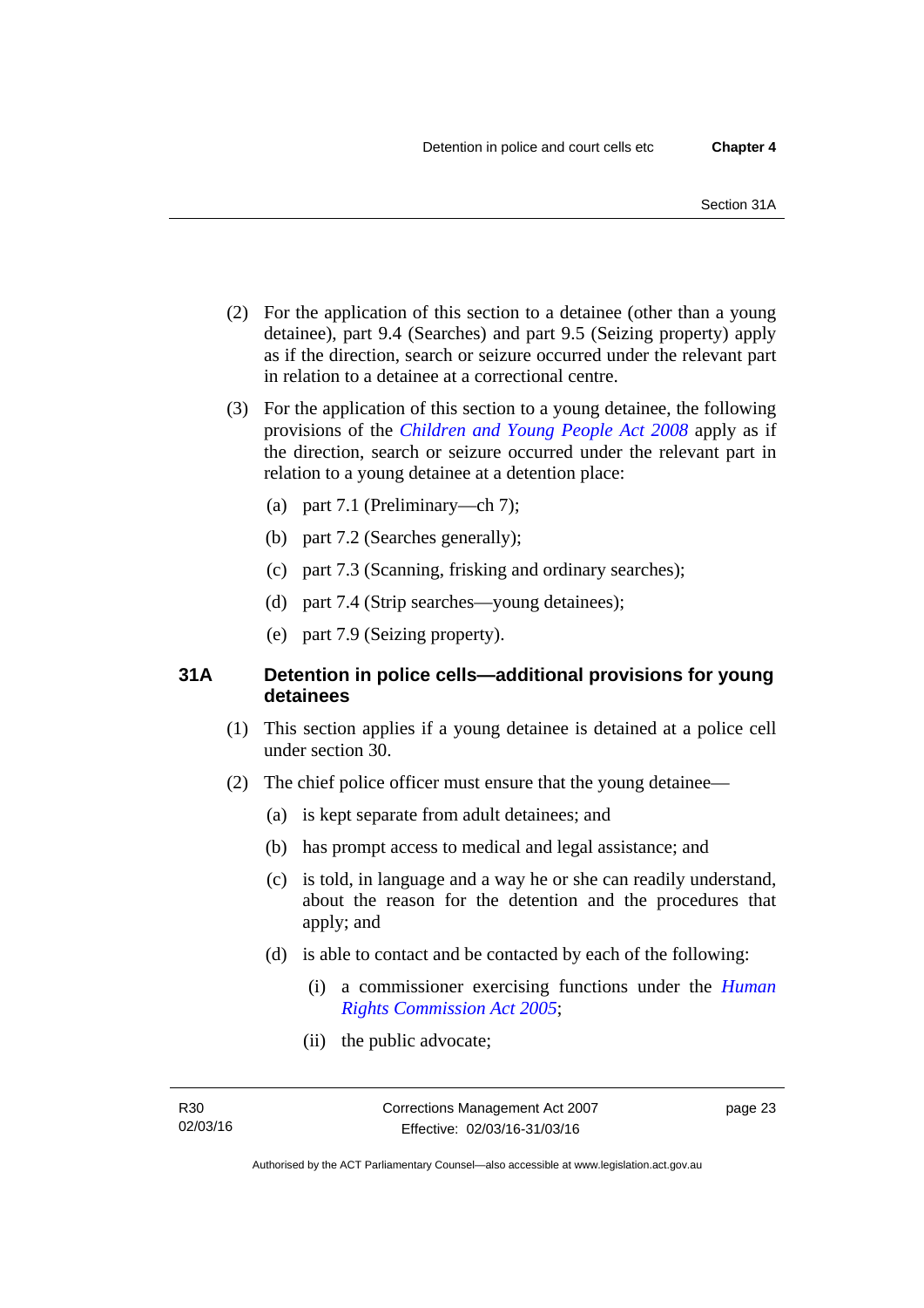(2) For the application of this section to a detainee (other than a young detainee), part 9.4 (Searches) and part 9.5 (Seizing property) apply as if the direction, search or seizure occurred under the relevant part in relation to a detainee at a correctional centre.

(3) For the application of this section to a young detainee, the following provisions of the *Children and Young People Act 2008* apply as if the direction, search or seizure occurred under the relevant part in relation to a young detainee at a detention place:

(a) part 7.1 (Preliminary—ch 7);

(b) part 7.2 (Searches generally);

(c) part 7.3 (Scanning, frisking and ordinary searches);

(d) part 7.4 (Strip searches—young detainees);

(e) part 7.9 (Seizing property).

### 31A Detention in police cells—additional provisions for young detainees

(1) This section applies if a young detainee is detained at a police cell under section 30.

(2) The chief police officer must ensure that the young detainee—

(a) is kept separate from adult detainees; and

(b) has prompt access to medical and legal assistance; and

(c) is told, in language and a way he or she can readily understand, about the reason for the detention and the procedures that apply; and

(d) is able to contact and be contacted by each of the following:

(i) a commissioner exercising functions under the *Human Rights Commission Act 2005*;

(ii) the public advocate;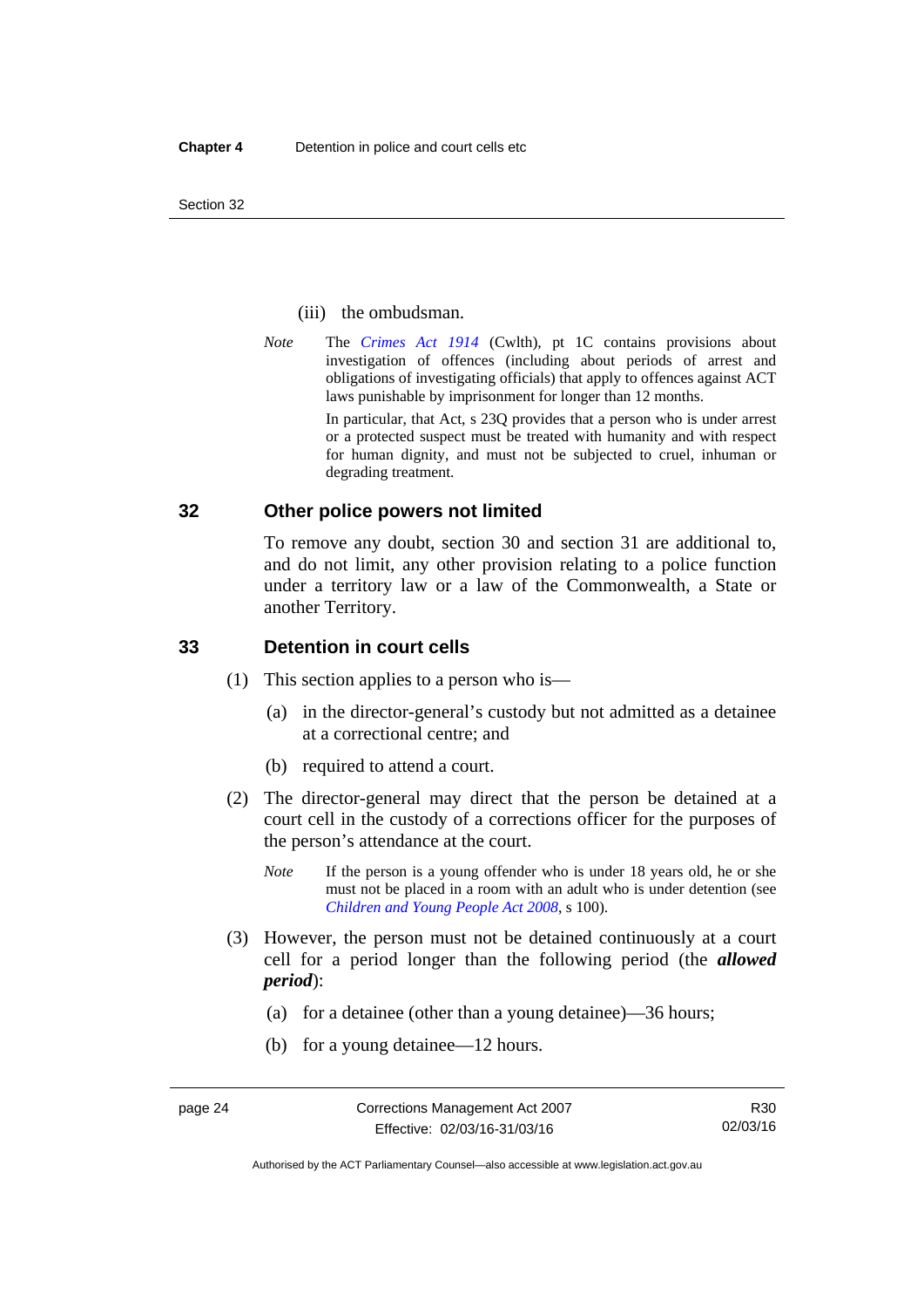(iii) the ombudsman.

*Note* The *Crimes Act 1914* (Cwlth), pt 1C contains provisions about investigation of offences (including about periods of arrest and obligations of investigating officials) that apply to offences against ACT laws punishable by imprisonment for longer than 12 months.

In particular, that Act, s 23Q provides that a person who is under arrest or a protected suspect must be treated with humanity and with respect for human dignity, and must not be subjected to cruel, inhuman or degrading treatment.

## 32 Other police powers not limited

To remove any doubt, section 30 and section 31 are additional to, and do not limit, any other provision relating to a police function under a territory law or a law of the Commonwealth, a State or another Territory.

## 33 Detention in court cells

(1) This section applies to a person who is—

(a) in the director-general's custody but not admitted as a detainee at a correctional centre; and

(b) required to attend a court.

(2) The director-general may direct that the person be detained at a court cell in the custody of a corrections officer for the purposes of the person's attendance at the court.

*Note* If the person is a young offender who is under 18 years old, he or she must not be placed in a room with an adult who is under detention (see *Children and Young People Act 2008*, s 100).

(3) However, the person must not be detained continuously at a court cell for a period longer than the following period (the ***allowed period***):

(a) for a detainee (other than a young detainee)—36 hours;

(b) for a young detainee—12 hours.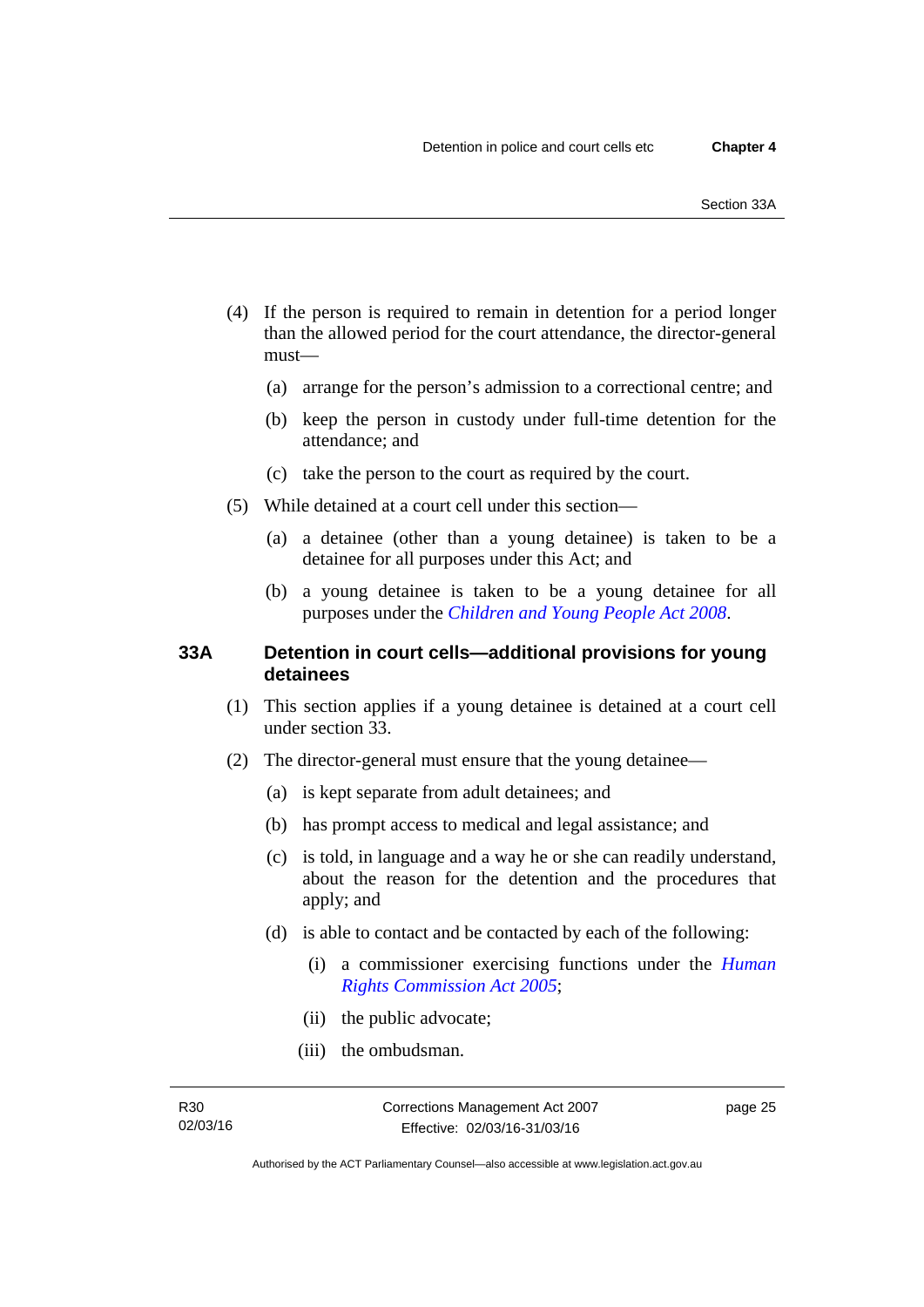(4) If the person is required to remain in detention for a period longer than the allowed period for the court attendance, the director-general must—

(a) arrange for the person's admission to a correctional centre; and

(b) keep the person in custody under full-time detention for the attendance; and

(c) take the person to the court as required by the court.

(5) While detained at a court cell under this section—

(a) a detainee (other than a young detainee) is taken to be a detainee for all purposes under this Act; and

(b) a young detainee is taken to be a young detainee for all purposes under the *Children and Young People Act 2008*.

## 33A Detention in court cells—additional provisions for young detainees

(1) This section applies if a young detainee is detained at a court cell under section 33.

(2) The director-general must ensure that the young detainee—

(a) is kept separate from adult detainees; and

(b) has prompt access to medical and legal assistance; and

(c) is told, in language and a way he or she can readily understand, about the reason for the detention and the procedures that apply; and

(d) is able to contact and be contacted by each of the following:

(i) a commissioner exercising functions under the *Human Rights Commission Act 2005*;

(ii) the public advocate;

(iii) the ombudsman.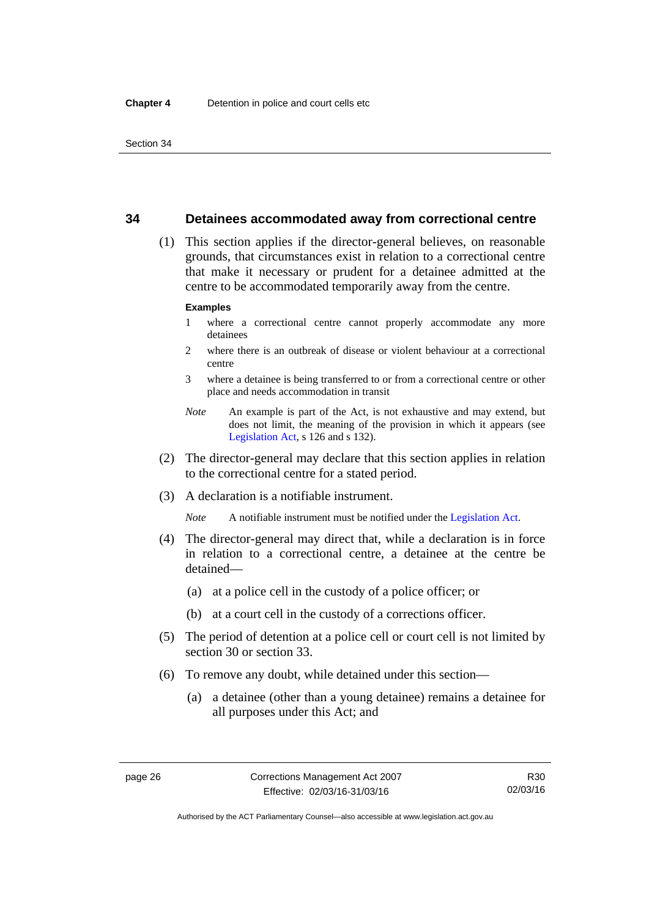## 34 Detainees accommodated away from correctional centre

(1) This section applies if the director-general believes, on reasonable grounds, that circumstances exist in relation to a correctional centre that make it necessary or prudent for a detainee admitted at the centre to be accommodated temporarily away from the centre.

**Examples**

1 where a correctional centre cannot properly accommodate any more detainees

2 where there is an outbreak of disease or violent behaviour at a correctional centre

3 where a detainee is being transferred to or from a correctional centre or other place and needs accommodation in transit

*Note* An example is part of the Act, is not exhaustive and may extend, but does not limit, the meaning of the provision in which it appears (see Legislation Act, s 126 and s 132).

(2) The director-general may declare that this section applies in relation to the correctional centre for a stated period.

(3) A declaration is a notifiable instrument.

*Note* A notifiable instrument must be notified under the Legislation Act.

(4) The director-general may direct that, while a declaration is in force in relation to a correctional centre, a detainee at the centre be detained—

(a) at a police cell in the custody of a police officer; or

(b) at a court cell in the custody of a corrections officer.

(5) The period of detention at a police cell or court cell is not limited by section 30 or section 33.

(6) To remove any doubt, while detained under this section—

(a) a detainee (other than a young detainee) remains a detainee for all purposes under this Act; and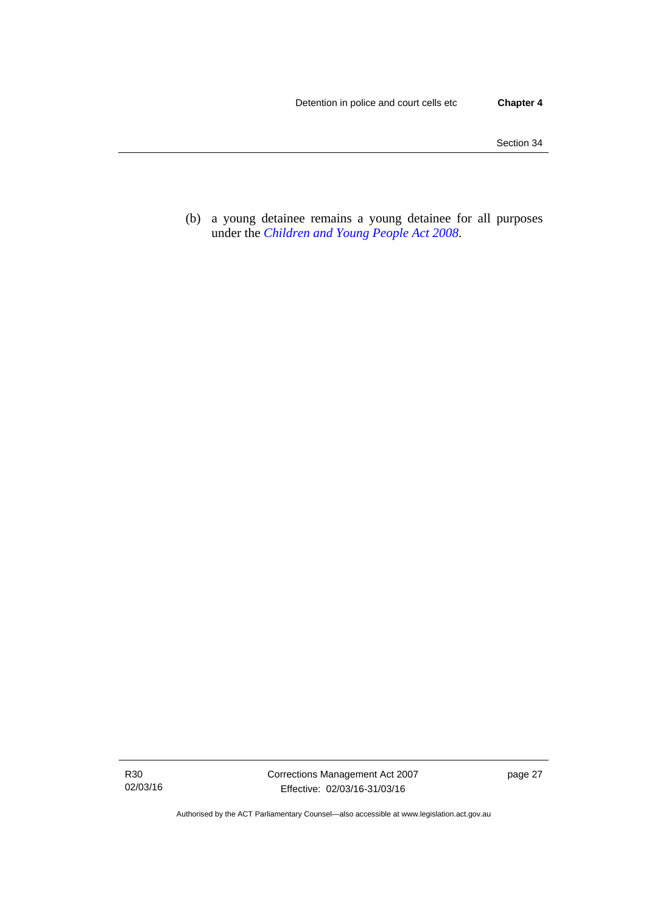(b) a young detainee remains a young detainee for all purposes under the *Children and Young People Act 2008*.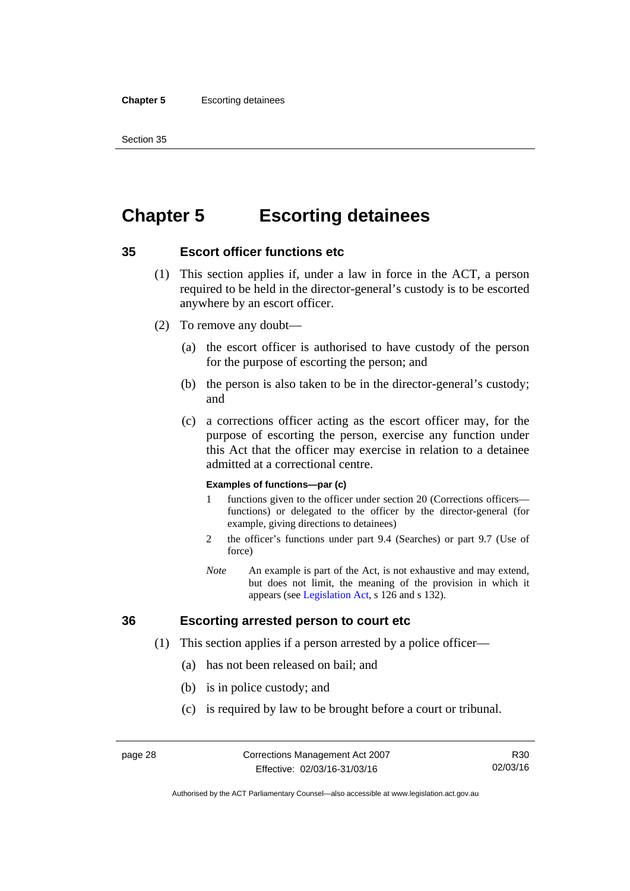# Chapter 5 Escorting detainees

## 35 Escort officer functions etc

(1) This section applies if, under a law in force in the ACT, a person required to be held in the director-general's custody is to be escorted anywhere by an escort officer.

(2) To remove any doubt—

(a) the escort officer is authorised to have custody of the person for the purpose of escorting the person; and

(b) the person is also taken to be in the director-general's custody; and

(c) a corrections officer acting as the escort officer may, for the purpose of escorting the person, exercise any function under this Act that the officer may exercise in relation to a detainee admitted at a correctional centre.

**Examples of functions—par (c)**

1 functions given to the officer under section 20 (Corrections officers—functions) or delegated to the officer by the director-general (for example, giving directions to detainees)

2 the officer's functions under part 9.4 (Searches) or part 9.7 (Use of force)

*Note* An example is part of the Act, is not exhaustive and may extend, but does not limit, the meaning of the provision in which it appears (see Legislation Act, s 126 and s 132).

## 36 Escorting arrested person to court etc

(1) This section applies if a person arrested by a police officer—

(a) has not been released on bail; and

(b) is in police custody; and

(c) is required by law to be brought before a court or tribunal.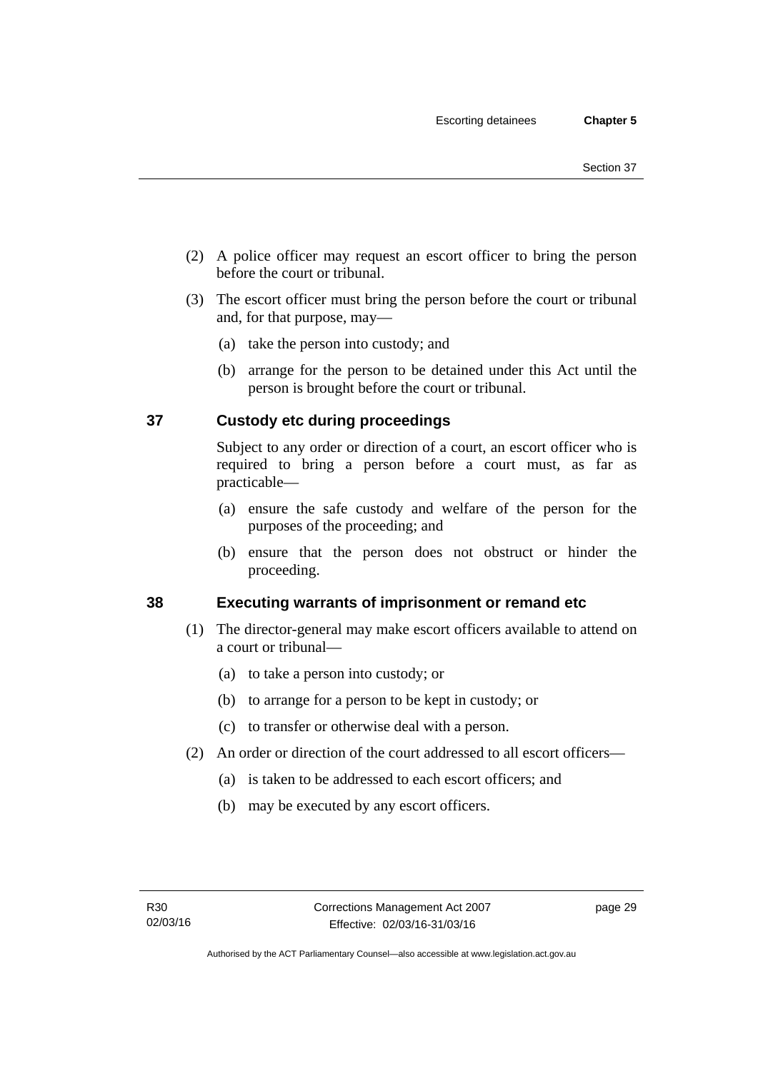(2) A police officer may request an escort officer to bring the person before the court or tribunal.

(3) The escort officer must bring the person before the court or tribunal and, for that purpose, may—

(a) take the person into custody; and

(b) arrange for the person to be detained under this Act until the person is brought before the court or tribunal.

## 37 Custody etc during proceedings

Subject to any order or direction of a court, an escort officer who is required to bring a person before a court must, as far as practicable—

(a) ensure the safe custody and welfare of the person for the purposes of the proceeding; and

(b) ensure that the person does not obstruct or hinder the proceeding.

## 38 Executing warrants of imprisonment or remand etc

(1) The director-general may make escort officers available to attend on a court or tribunal—

(a) to take a person into custody; or

(b) to arrange for a person to be kept in custody; or

(c) to transfer or otherwise deal with a person.

(2) An order or direction of the court addressed to all escort officers—

(a) is taken to be addressed to each escort officers; and

(b) may be executed by any escort officers.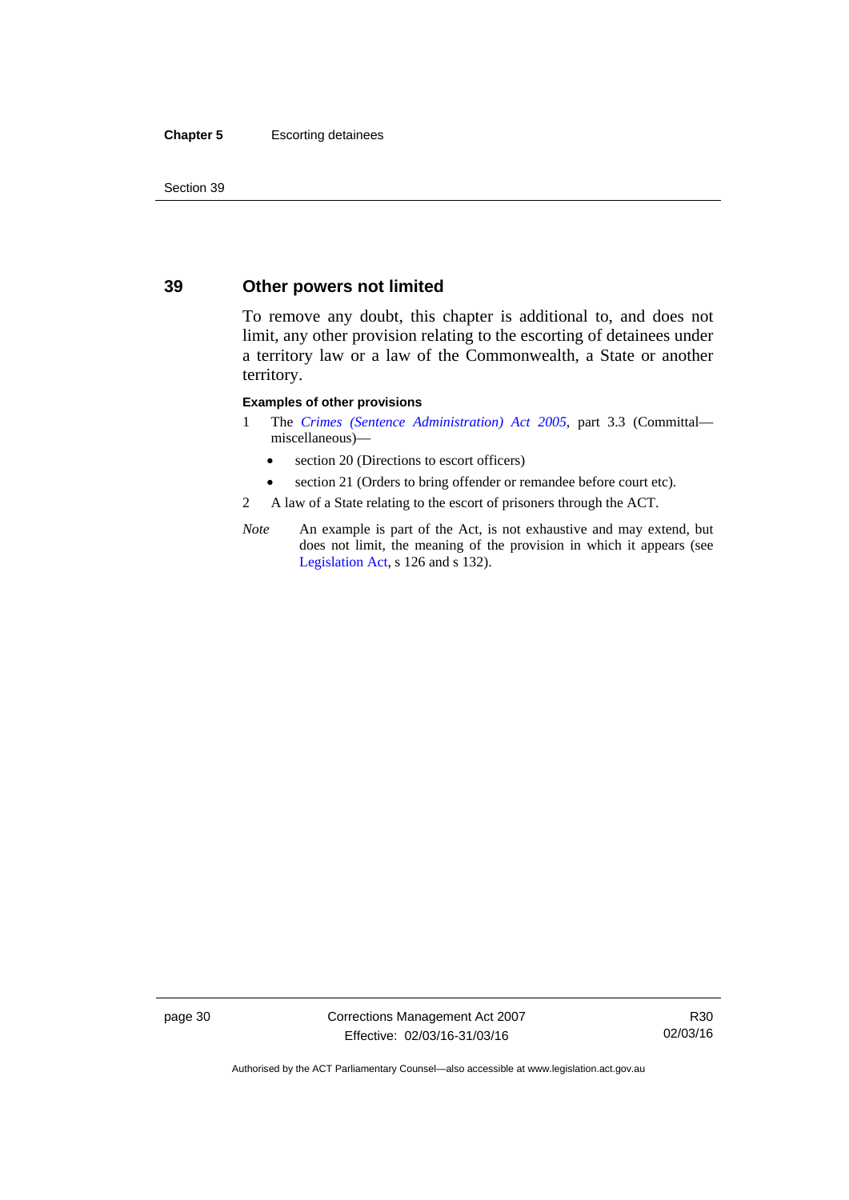## 39 Other powers not limited

To remove any doubt, this chapter is additional to, and does not limit, any other provision relating to the escorting of detainees under a territory law or a law of the Commonwealth, a State or another territory.

**Examples of other provisions**

1. The *Crimes (Sentence Administration) Act 2005*, part 3.3 (Committal—miscellaneous)—
   - section 20 (Directions to escort officers)
   - section 21 (Orders to bring offender or remandee before court etc).
2. A law of a State relating to the escort of prisoners through the ACT.

*Note* An example is part of the Act, is not exhaustive and may extend, but does not limit, the meaning of the provision in which it appears (see Legislation Act, s 126 and s 132).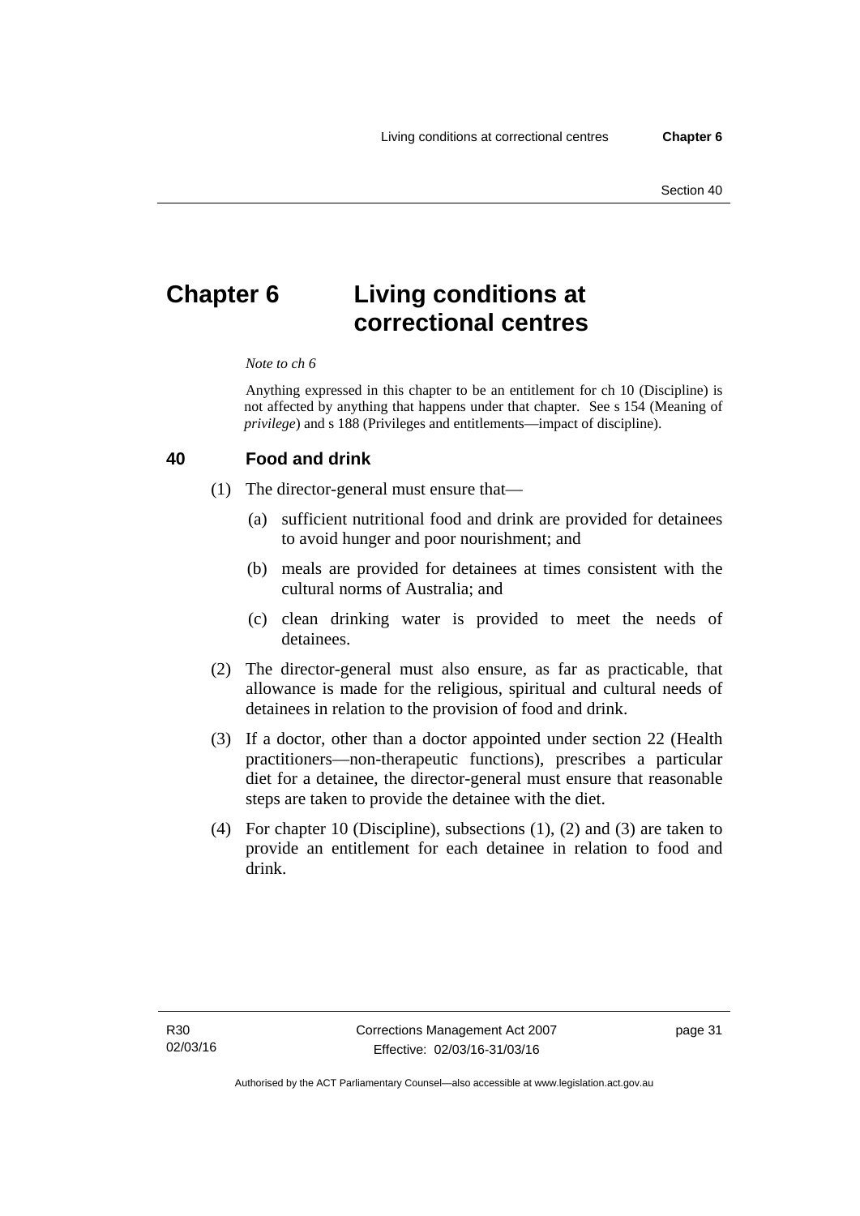# Chapter 6 Living conditions at correctional centres

*Note to ch 6*

Anything expressed in this chapter to be an entitlement for ch 10 (Discipline) is not affected by anything that happens under that chapter. See s 154 (Meaning of *privilege*) and s 188 (Privileges and entitlements—impact of discipline).

## 40 Food and drink

(1) The director-general must ensure that—

(a) sufficient nutritional food and drink are provided for detainees to avoid hunger and poor nourishment; and

(b) meals are provided for detainees at times consistent with the cultural norms of Australia; and

(c) clean drinking water is provided to meet the needs of detainees.

(2) The director-general must also ensure, as far as practicable, that allowance is made for the religious, spiritual and cultural needs of detainees in relation to the provision of food and drink.

(3) If a doctor, other than a doctor appointed under section 22 (Health practitioners—non-therapeutic functions), prescribes a particular diet for a detainee, the director-general must ensure that reasonable steps are taken to provide the detainee with the diet.

(4) For chapter 10 (Discipline), subsections (1), (2) and (3) are taken to provide an entitlement for each detainee in relation to food and drink.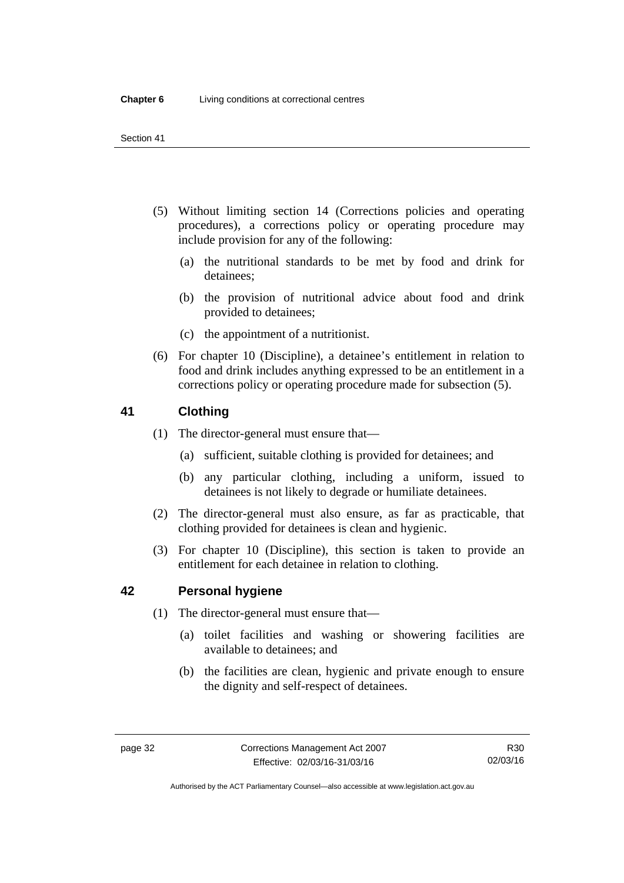(5) Without limiting section 14 (Corrections policies and operating procedures), a corrections policy or operating procedure may include provision for any of the following:

   (a) the nutritional standards to be met by food and drink for detainees;

   (b) the provision of nutritional advice about food and drink provided to detainees;

   (c) the appointment of a nutritionist.

(6) For chapter 10 (Discipline), a detainee's entitlement in relation to food and drink includes anything expressed to be an entitlement in a corrections policy or operating procedure made for subsection (5).

## 41 Clothing

(1) The director-general must ensure that—

   (a) sufficient, suitable clothing is provided for detainees; and

   (b) any particular clothing, including a uniform, issued to detainees is not likely to degrade or humiliate detainees.

(2) The director-general must also ensure, as far as practicable, that clothing provided for detainees is clean and hygienic.

(3) For chapter 10 (Discipline), this section is taken to provide an entitlement for each detainee in relation to clothing.

## 42 Personal hygiene

(1) The director-general must ensure that—

   (a) toilet facilities and washing or showering facilities are available to detainees; and

   (b) the facilities are clean, hygienic and private enough to ensure the dignity and self-respect of detainees.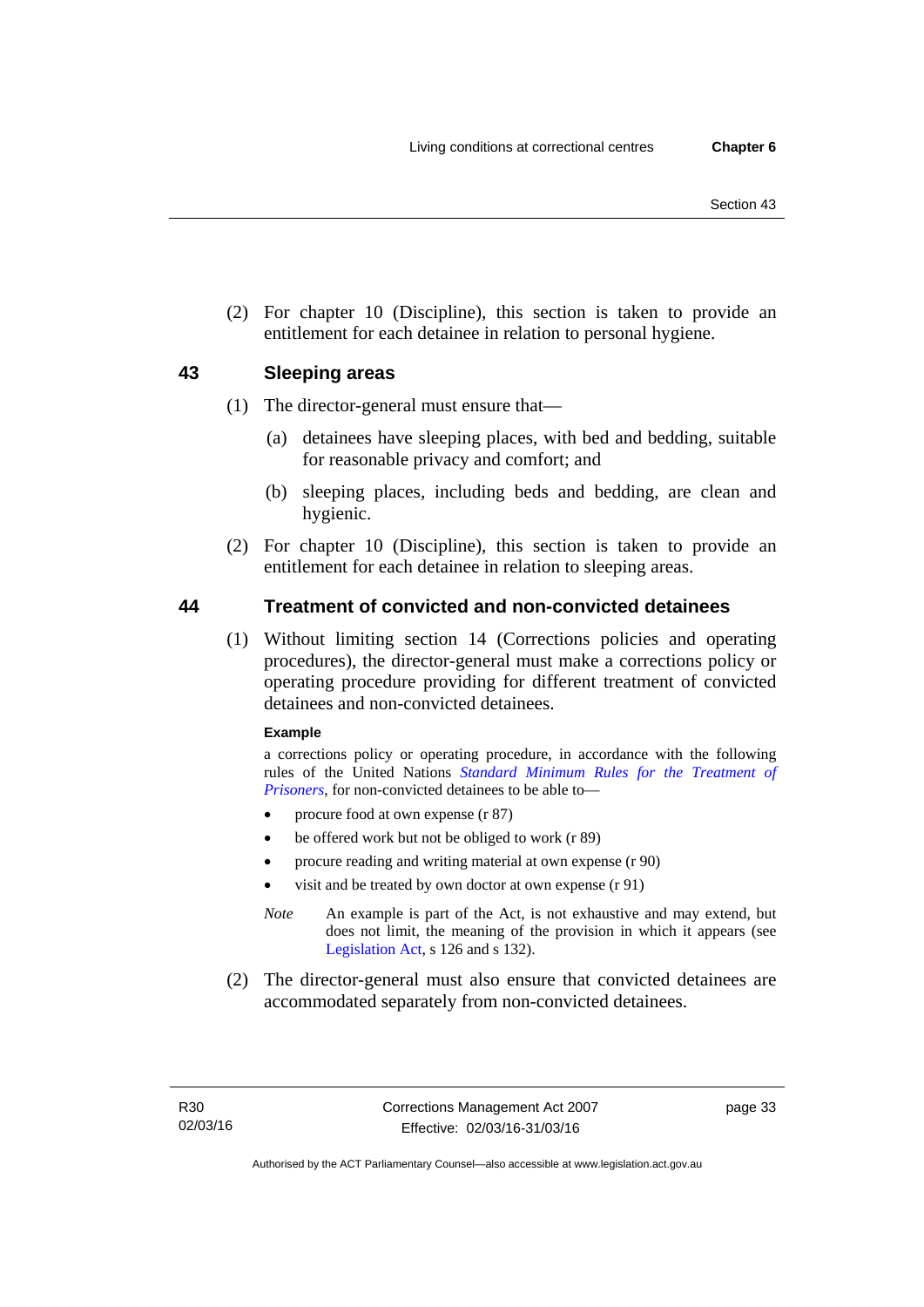(2) For chapter 10 (Discipline), this section is taken to provide an entitlement for each detainee in relation to personal hygiene.

## 43 Sleeping areas

(1) The director-general must ensure that—

(a) detainees have sleeping places, with bed and bedding, suitable for reasonable privacy and comfort; and

(b) sleeping places, including beds and bedding, are clean and hygienic.

(2) For chapter 10 (Discipline), this section is taken to provide an entitlement for each detainee in relation to sleeping areas.

## 44 Treatment of convicted and non-convicted detainees

(1) Without limiting section 14 (Corrections policies and operating procedures), the director-general must make a corrections policy or operating procedure providing for different treatment of convicted detainees and non-convicted detainees.

**Example**

a corrections policy or operating procedure, in accordance with the following rules of the United Nations *Standard Minimum Rules for the Treatment of Prisoners*, for non-convicted detainees to be able to—

- procure food at own expense (r 87)
- be offered work but not be obliged to work (r 89)
- procure reading and writing material at own expense (r 90)
- visit and be treated by own doctor at own expense (r 91)

*Note* An example is part of the Act, is not exhaustive and may extend, but does not limit, the meaning of the provision in which it appears (see Legislation Act, s 126 and s 132).

(2) The director-general must also ensure that convicted detainees are accommodated separately from non-convicted detainees.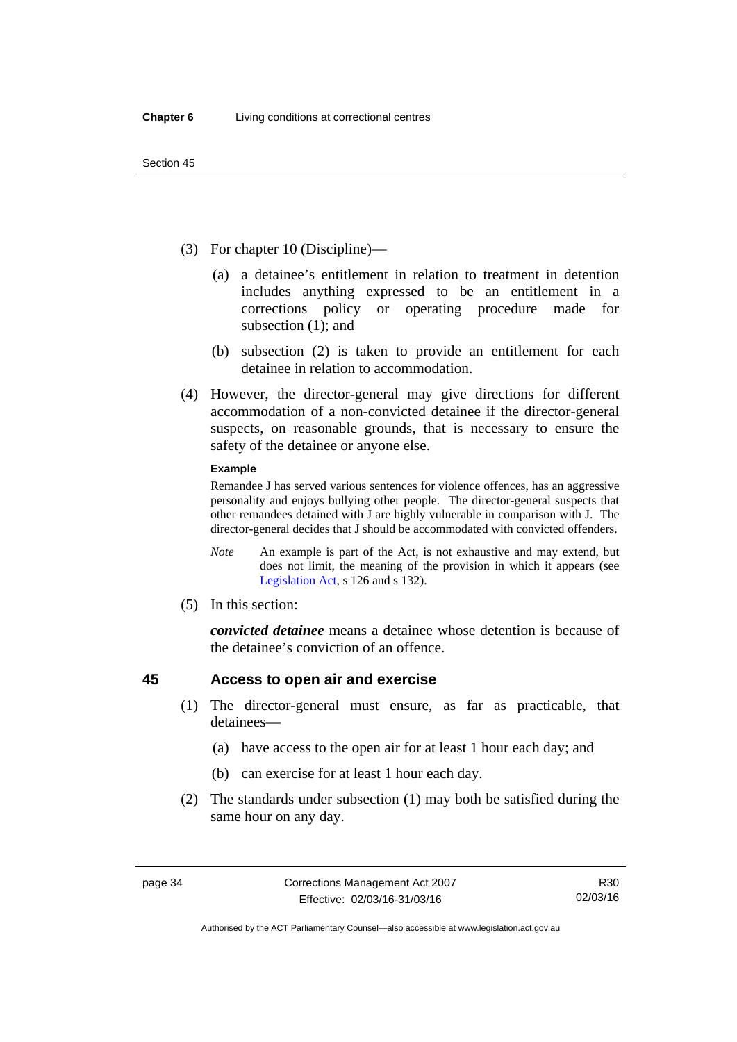(3) For chapter 10 (Discipline)—

(a) a detainee's entitlement in relation to treatment in detention includes anything expressed to be an entitlement in a corrections policy or operating procedure made for subsection (1); and

(b) subsection (2) is taken to provide an entitlement for each detainee in relation to accommodation.

(4) However, the director-general may give directions for different accommodation of a non-convicted detainee if the director-general suspects, on reasonable grounds, that is necessary to ensure the safety of the detainee or anyone else.

**Example**

Remandee J has served various sentences for violence offences, has an aggressive personality and enjoys bullying other people. The director-general suspects that other remandees detained with J are highly vulnerable in comparison with J. The director-general decides that J should be accommodated with convicted offenders.

*Note* An example is part of the Act, is not exhaustive and may extend, but does not limit, the meaning of the provision in which it appears (see Legislation Act, s 126 and s 132).

(5) In this section:

***convicted detainee*** means a detainee whose detention is because of the detainee's conviction of an offence.

## 45 Access to open air and exercise

(1) The director-general must ensure, as far as practicable, that detainees—

(a) have access to the open air for at least 1 hour each day; and

(b) can exercise for at least 1 hour each day.

(2) The standards under subsection (1) may both be satisfied during the same hour on any day.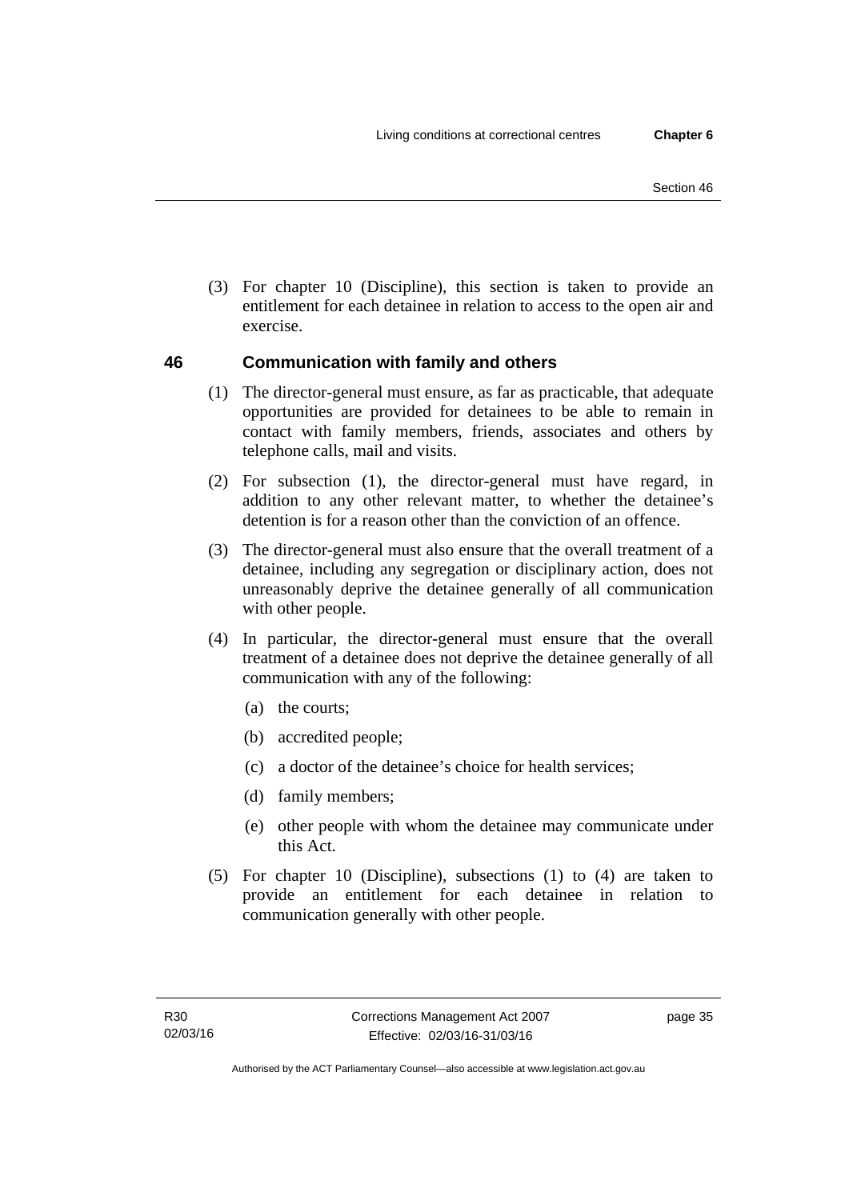(3) For chapter 10 (Discipline), this section is taken to provide an entitlement for each detainee in relation to access to the open air and exercise.

## 46 Communication with family and others

(1) The director-general must ensure, as far as practicable, that adequate opportunities are provided for detainees to be able to remain in contact with family members, friends, associates and others by telephone calls, mail and visits.

(2) For subsection (1), the director-general must have regard, in addition to any other relevant matter, to whether the detainee's detention is for a reason other than the conviction of an offence.

(3) The director-general must also ensure that the overall treatment of a detainee, including any segregation or disciplinary action, does not unreasonably deprive the detainee generally of all communication with other people.

(4) In particular, the director-general must ensure that the overall treatment of a detainee does not deprive the detainee generally of all communication with any of the following:

- (a) the courts;
- (b) accredited people;
- (c) a doctor of the detainee's choice for health services;
- (d) family members;
- (e) other people with whom the detainee may communicate under this Act.

(5) For chapter 10 (Discipline), subsections (1) to (4) are taken to provide an entitlement for each detainee in relation to communication generally with other people.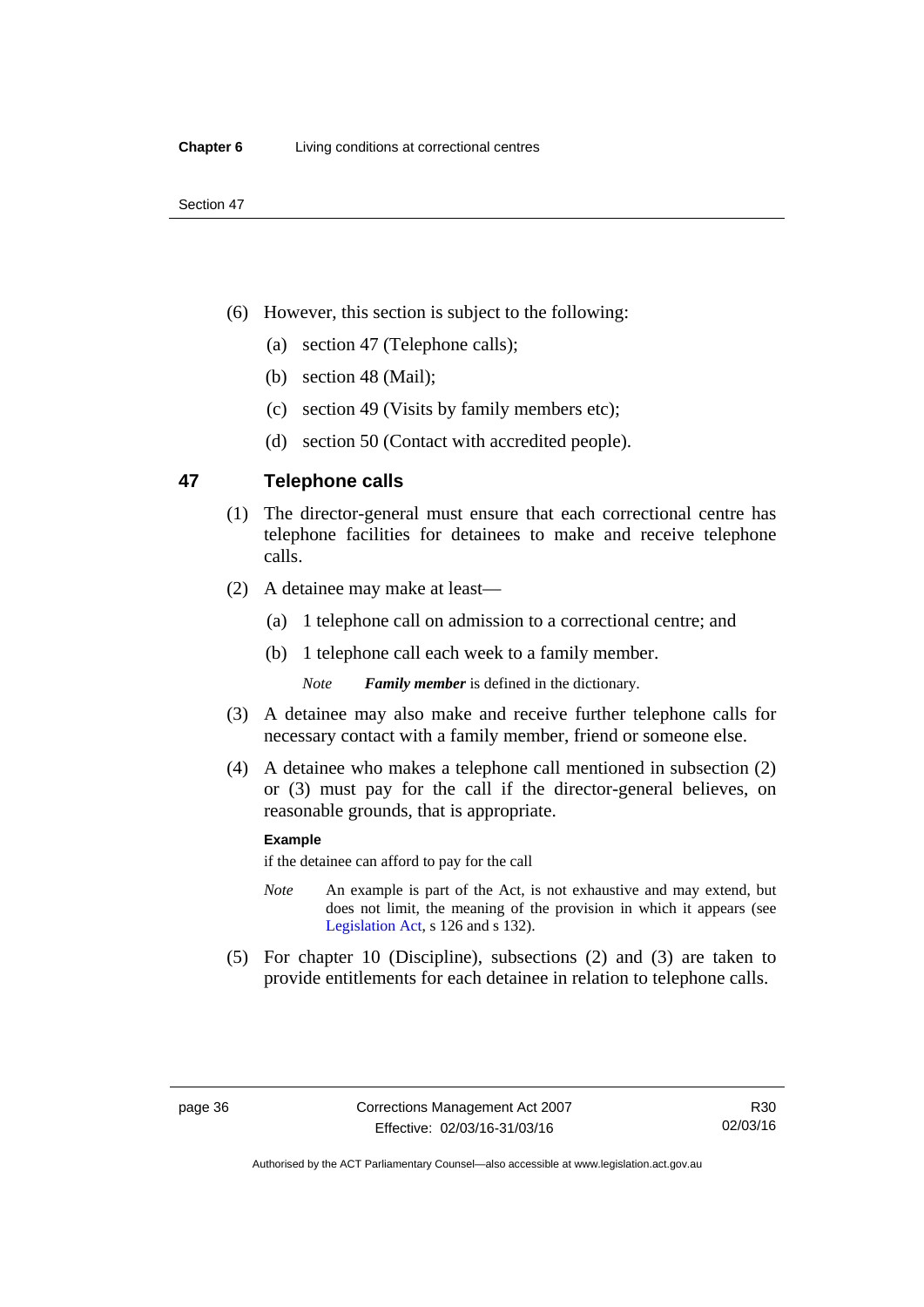(6) However, this section is subject to the following:

(a) section 47 (Telephone calls);

(b) section 48 (Mail);

(c) section 49 (Visits by family members etc);

(d) section 50 (Contact with accredited people).

## 47 Telephone calls

(1) The director-general must ensure that each correctional centre has telephone facilities for detainees to make and receive telephone calls.

(2) A detainee may make at least—

(a) 1 telephone call on admission to a correctional centre; and

(b) 1 telephone call each week to a family member.

*Note* ***Family member*** is defined in the dictionary.

(3) A detainee may also make and receive further telephone calls for necessary contact with a family member, friend or someone else.

(4) A detainee who makes a telephone call mentioned in subsection (2) or (3) must pay for the call if the director-general believes, on reasonable grounds, that is appropriate.

**Example**

if the detainee can afford to pay for the call

*Note* An example is part of the Act, is not exhaustive and may extend, but does not limit, the meaning of the provision in which it appears (see Legislation Act, s 126 and s 132).

(5) For chapter 10 (Discipline), subsections (2) and (3) are taken to provide entitlements for each detainee in relation to telephone calls.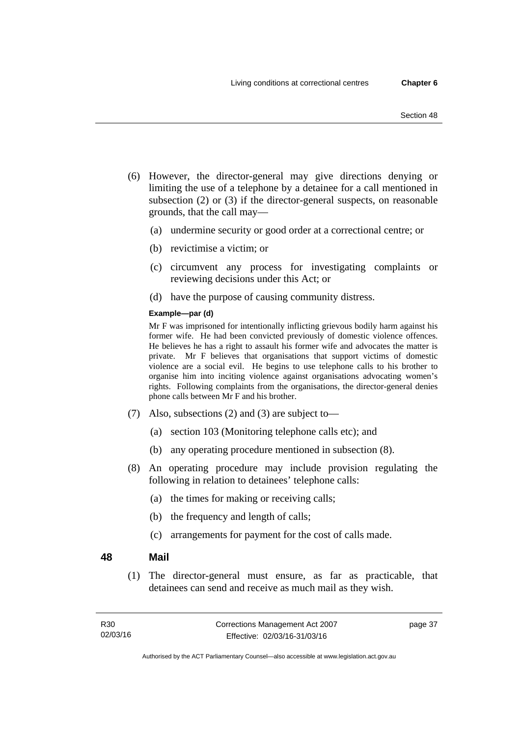(6) However, the director-general may give directions denying or limiting the use of a telephone by a detainee for a call mentioned in subsection (2) or (3) if the director-general suspects, on reasonable grounds, that the call may—

   (a) undermine security or good order at a correctional centre; or

   (b) revictimise a victim; or

   (c) circumvent any process for investigating complaints or reviewing decisions under this Act; or

   (d) have the purpose of causing community distress.

**Example—par (d)**

Mr F was imprisoned for intentionally inflicting grievous bodily harm against his former wife. He had been convicted previously of domestic violence offences. He believes he has a right to assault his former wife and advocates the matter is private. Mr F believes that organisations that support victims of domestic violence are a social evil. He begins to use telephone calls to his brother to organise him into inciting violence against organisations advocating women's rights. Following complaints from the organisations, the director-general denies phone calls between Mr F and his brother.

(7) Also, subsections (2) and (3) are subject to—

   (a) section 103 (Monitoring telephone calls etc); and

   (b) any operating procedure mentioned in subsection (8).

(8) An operating procedure may include provision regulating the following in relation to detainees' telephone calls:

   (a) the times for making or receiving calls;

   (b) the frequency and length of calls;

   (c) arrangements for payment for the cost of calls made.

## 48 Mail

(1) The director-general must ensure, as far as practicable, that detainees can send and receive as much mail as they wish.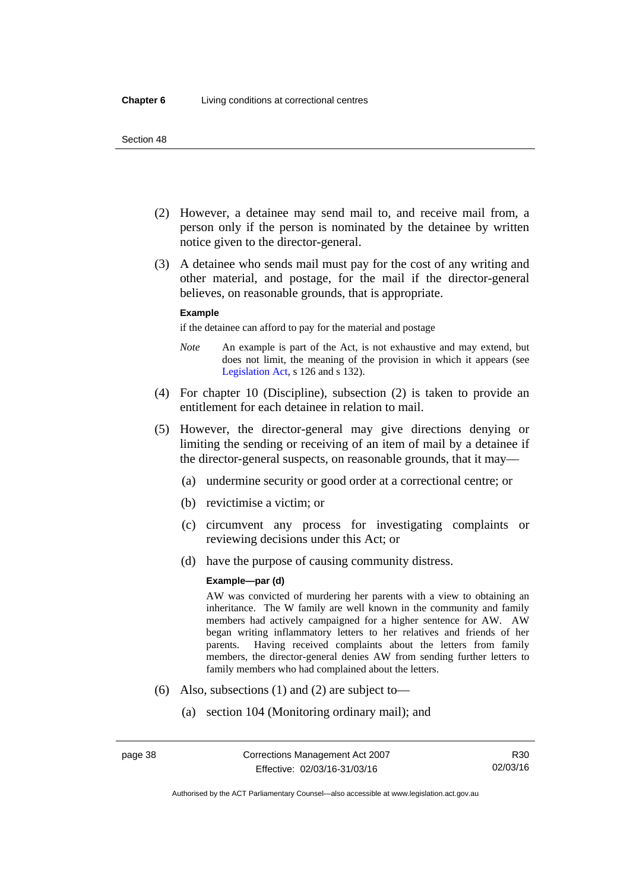(2) However, a detainee may send mail to, and receive mail from, a person only if the person is nominated by the detainee by written notice given to the director-general.

(3) A detainee who sends mail must pay for the cost of any writing and other material, and postage, for the mail if the director-general believes, on reasonable grounds, that is appropriate.

**Example**

if the detainee can afford to pay for the material and postage

*Note* An example is part of the Act, is not exhaustive and may extend, but does not limit, the meaning of the provision in which it appears (see Legislation Act, s 126 and s 132).

(4) For chapter 10 (Discipline), subsection (2) is taken to provide an entitlement for each detainee in relation to mail.

(5) However, the director-general may give directions denying or limiting the sending or receiving of an item of mail by a detainee if the director-general suspects, on reasonable grounds, that it may—

(a) undermine security or good order at a correctional centre; or

(b) revictimise a victim; or

(c) circumvent any process for investigating complaints or reviewing decisions under this Act; or

(d) have the purpose of causing community distress.

**Example—par (d)**

AW was convicted of murdering her parents with a view to obtaining an inheritance. The W family are well known in the community and family members had actively campaigned for a higher sentence for AW. AW began writing inflammatory letters to her relatives and friends of her parents. Having received complaints about the letters from family members, the director-general denies AW from sending further letters to family members who had complained about the letters.

(6) Also, subsections (1) and (2) are subject to—

(a) section 104 (Monitoring ordinary mail); and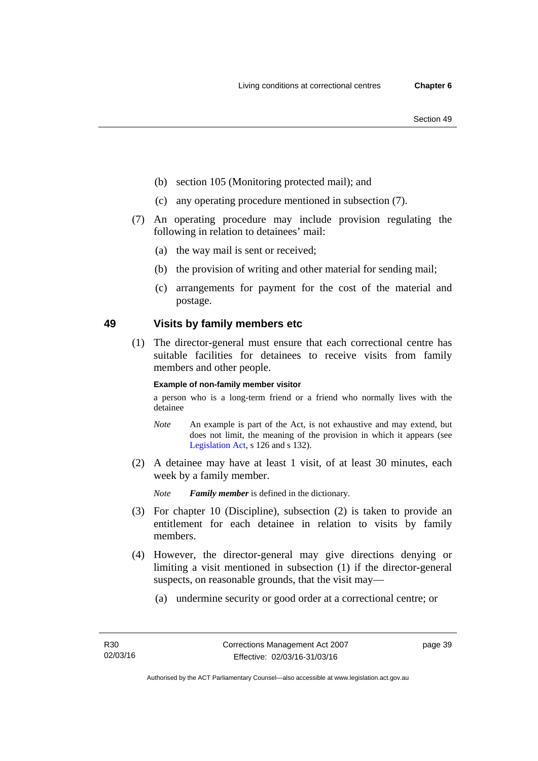(b) section 105 (Monitoring protected mail); and

(c) any operating procedure mentioned in subsection (7).

(7) An operating procedure may include provision regulating the following in relation to detainees' mail:

(a) the way mail is sent or received;

(b) the provision of writing and other material for sending mail;

(c) arrangements for payment for the cost of the material and postage.

## 49 Visits by family members etc

(1) The director-general must ensure that each correctional centre has suitable facilities for detainees to receive visits from family members and other people.

**Example of non-family member visitor**

a person who is a long-term friend or a friend who normally lives with the detainee

*Note* An example is part of the Act, is not exhaustive and may extend, but does not limit, the meaning of the provision in which it appears (see Legislation Act, s 126 and s 132).

(2) A detainee may have at least 1 visit, of at least 30 minutes, each week by a family member.

*Note* ***Family member*** is defined in the dictionary.

(3) For chapter 10 (Discipline), subsection (2) is taken to provide an entitlement for each detainee in relation to visits by family members.

(4) However, the director-general may give directions denying or limiting a visit mentioned in subsection (1) if the director-general suspects, on reasonable grounds, that the visit may—

(a) undermine security or good order at a correctional centre; or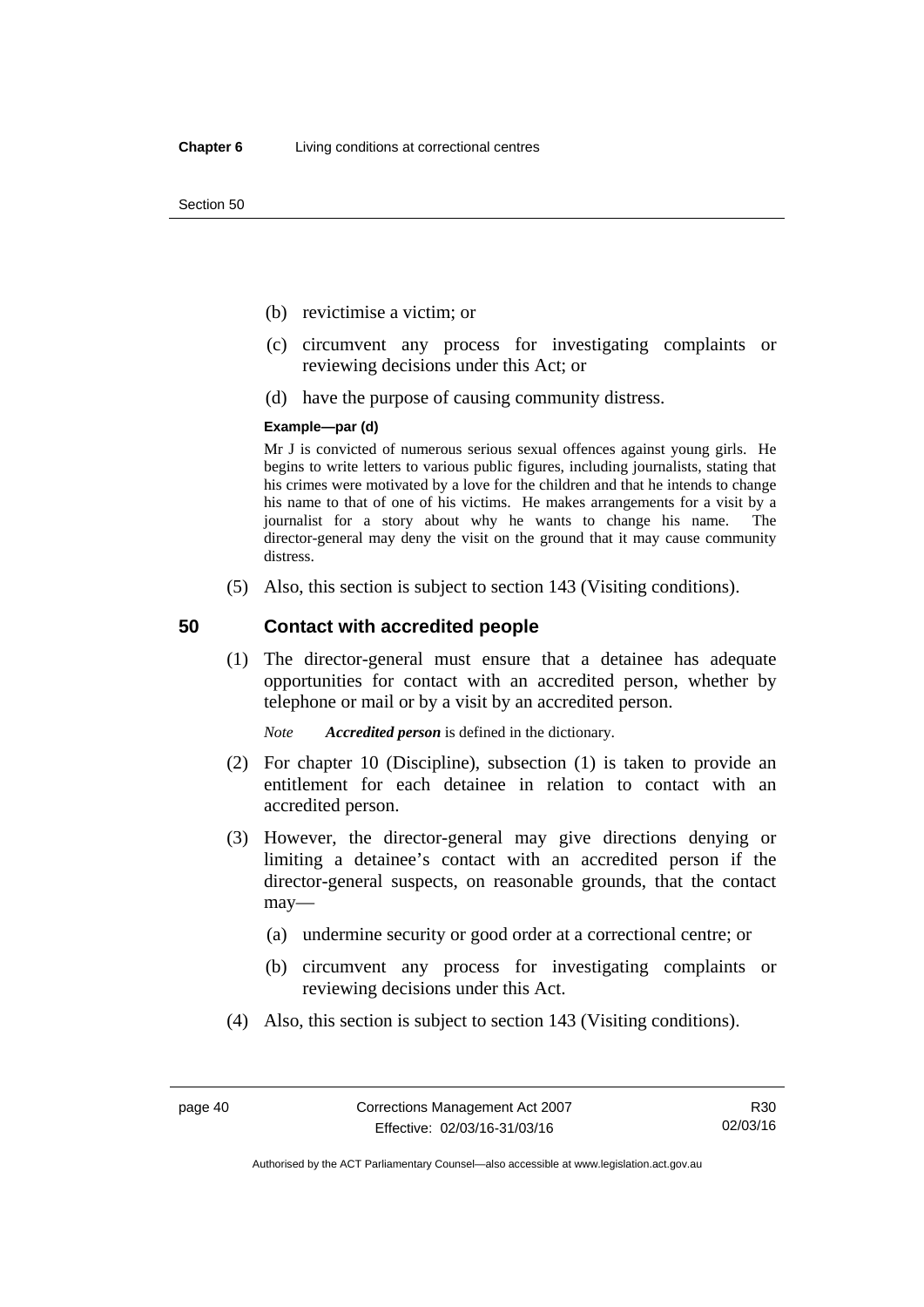(b) revictimise a victim; or

(c) circumvent any process for investigating complaints or reviewing decisions under this Act; or

(d) have the purpose of causing community distress.

**Example—par (d)**

Mr J is convicted of numerous serious sexual offences against young girls. He begins to write letters to various public figures, including journalists, stating that his crimes were motivated by a love for the children and that he intends to change his name to that of one of his victims. He makes arrangements for a visit by a journalist for a story about why he wants to change his name. The director-general may deny the visit on the ground that it may cause community distress.

(5) Also, this section is subject to section 143 (Visiting conditions).

## 50 Contact with accredited people

(1) The director-general must ensure that a detainee has adequate opportunities for contact with an accredited person, whether by telephone or mail or by a visit by an accredited person.

*Note* ***Accredited person*** is defined in the dictionary.

(2) For chapter 10 (Discipline), subsection (1) is taken to provide an entitlement for each detainee in relation to contact with an accredited person.

(3) However, the director-general may give directions denying or limiting a detainee's contact with an accredited person if the director-general suspects, on reasonable grounds, that the contact may—

(a) undermine security or good order at a correctional centre; or

(b) circumvent any process for investigating complaints or reviewing decisions under this Act.

(4) Also, this section is subject to section 143 (Visiting conditions).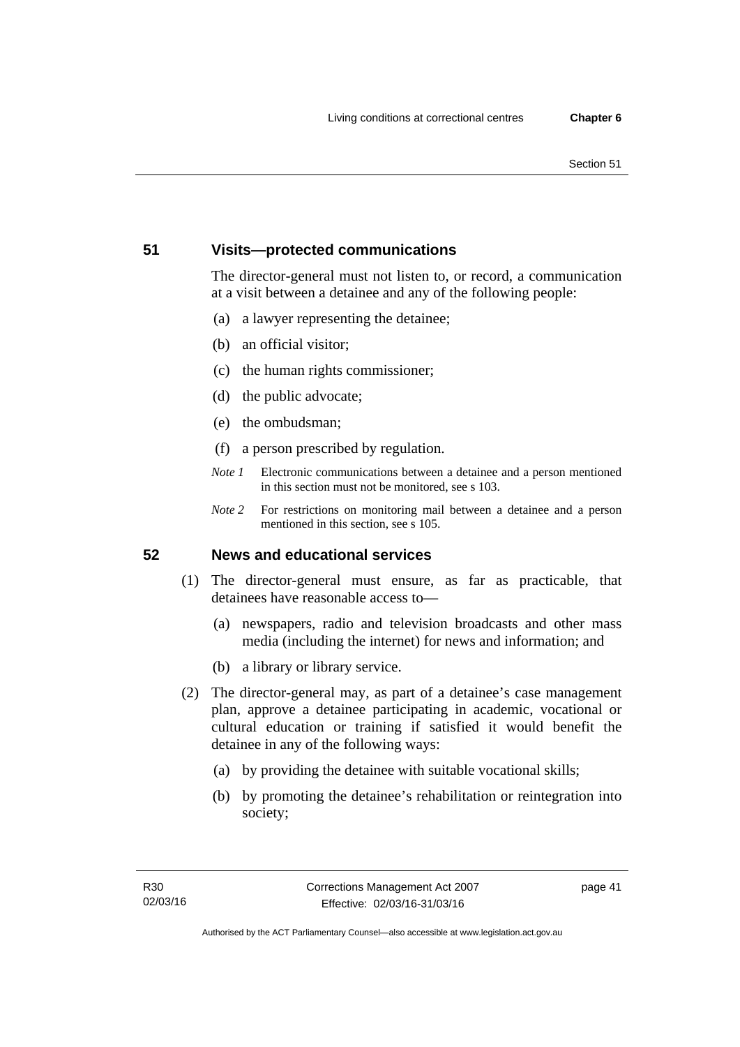## 51 Visits—protected communications

The director-general must not listen to, or record, a communication at a visit between a detainee and any of the following people:

(a) a lawyer representing the detainee;

(b) an official visitor;

(c) the human rights commissioner;

(d) the public advocate;

(e) the ombudsman;

(f) a person prescribed by regulation.

*Note 1* Electronic communications between a detainee and a person mentioned in this section must not be monitored, see s 103.

*Note 2* For restrictions on monitoring mail between a detainee and a person mentioned in this section, see s 105.

## 52 News and educational services

(1) The director-general must ensure, as far as practicable, that detainees have reasonable access to—

(a) newspapers, radio and television broadcasts and other mass media (including the internet) for news and information; and

(b) a library or library service.

(2) The director-general may, as part of a detainee's case management plan, approve a detainee participating in academic, vocational or cultural education or training if satisfied it would benefit the detainee in any of the following ways:

(a) by providing the detainee with suitable vocational skills;

(b) by promoting the detainee's rehabilitation or reintegration into society;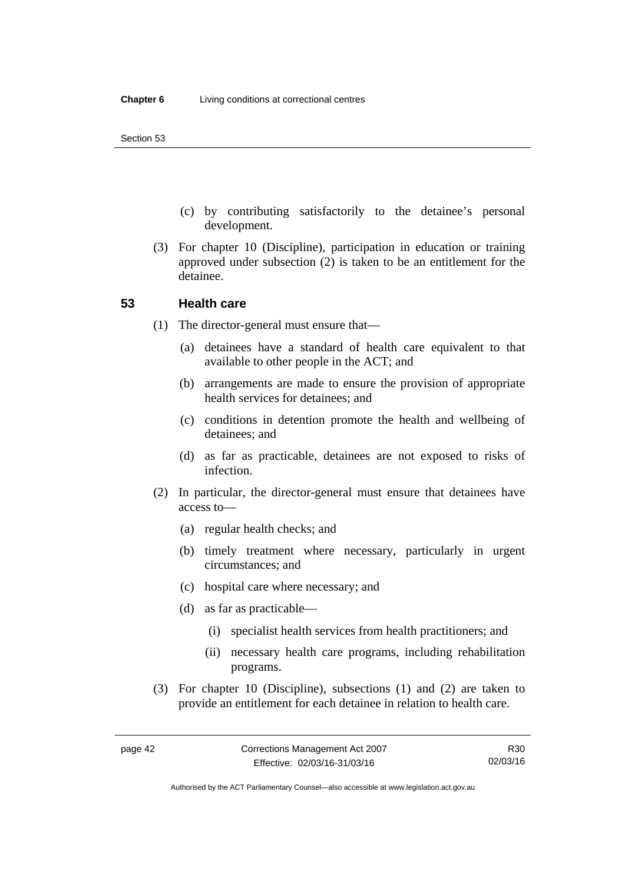(c) by contributing satisfactorily to the detainee's personal development.

(3) For chapter 10 (Discipline), participation in education or training approved under subsection (2) is taken to be an entitlement for the detainee.

## 53 Health care

(1) The director-general must ensure that—

(a) detainees have a standard of health care equivalent to that available to other people in the ACT; and

(b) arrangements are made to ensure the provision of appropriate health services for detainees; and

(c) conditions in detention promote the health and wellbeing of detainees; and

(d) as far as practicable, detainees are not exposed to risks of infection.

(2) In particular, the director-general must ensure that detainees have access to—

(a) regular health checks; and

(b) timely treatment where necessary, particularly in urgent circumstances; and

(c) hospital care where necessary; and

(d) as far as practicable—

(i) specialist health services from health practitioners; and

(ii) necessary health care programs, including rehabilitation programs.

(3) For chapter 10 (Discipline), subsections (1) and (2) are taken to provide an entitlement for each detainee in relation to health care.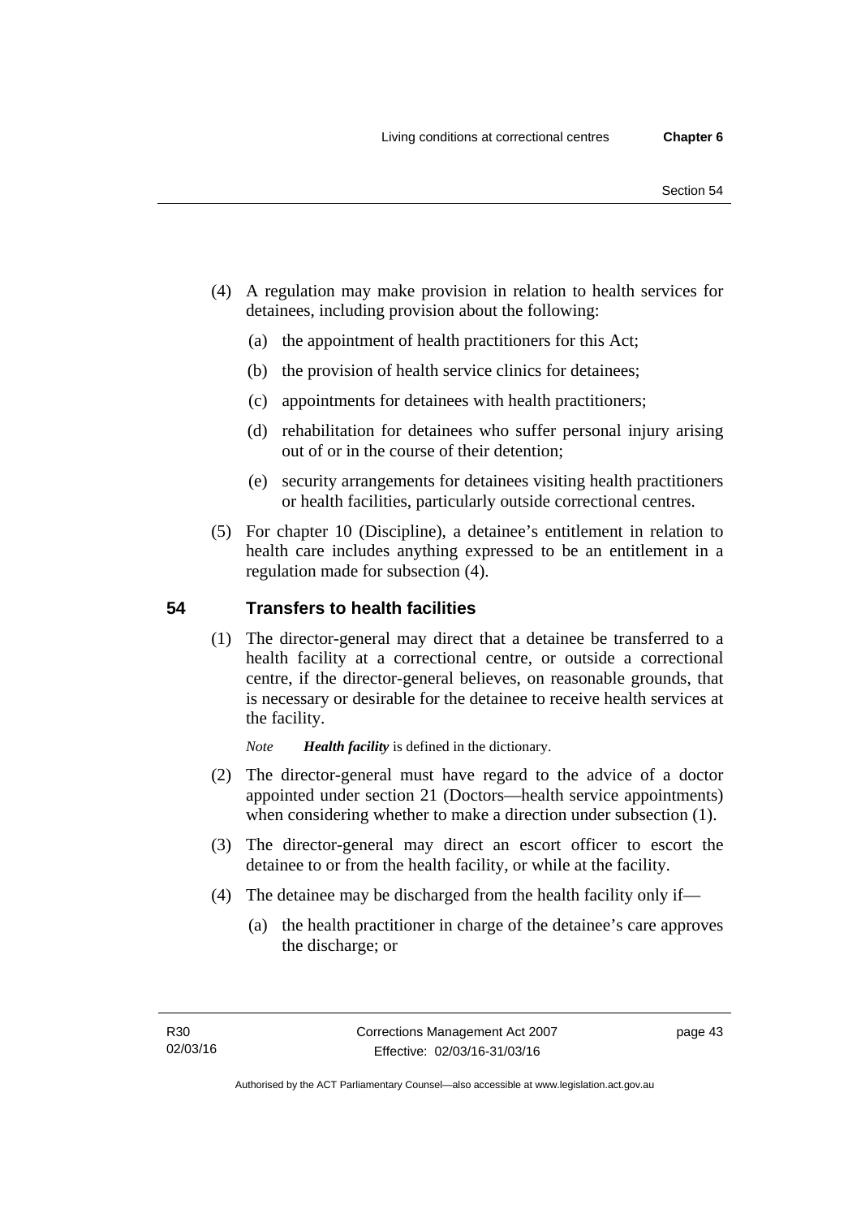(4) A regulation may make provision in relation to health services for detainees, including provision about the following:

  (a) the appointment of health practitioners for this Act;

  (b) the provision of health service clinics for detainees;

  (c) appointments for detainees with health practitioners;

  (d) rehabilitation for detainees who suffer personal injury arising out of or in the course of their detention;

  (e) security arrangements for detainees visiting health practitioners or health facilities, particularly outside correctional centres.

(5) For chapter 10 (Discipline), a detainee's entitlement in relation to health care includes anything expressed to be an entitlement in a regulation made for subsection (4).

## 54 Transfers to health facilities

(1) The director-general may direct that a detainee be transferred to a health facility at a correctional centre, or outside a correctional centre, if the director-general believes, on reasonable grounds, that is necessary or desirable for the detainee to receive health services at the facility.

*Note* ***Health facility*** is defined in the dictionary.

(2) The director-general must have regard to the advice of a doctor appointed under section 21 (Doctors—health service appointments) when considering whether to make a direction under subsection (1).

(3) The director-general may direct an escort officer to escort the detainee to or from the health facility, or while at the facility.

(4) The detainee may be discharged from the health facility only if—

  (a) the health practitioner in charge of the detainee's care approves the discharge; or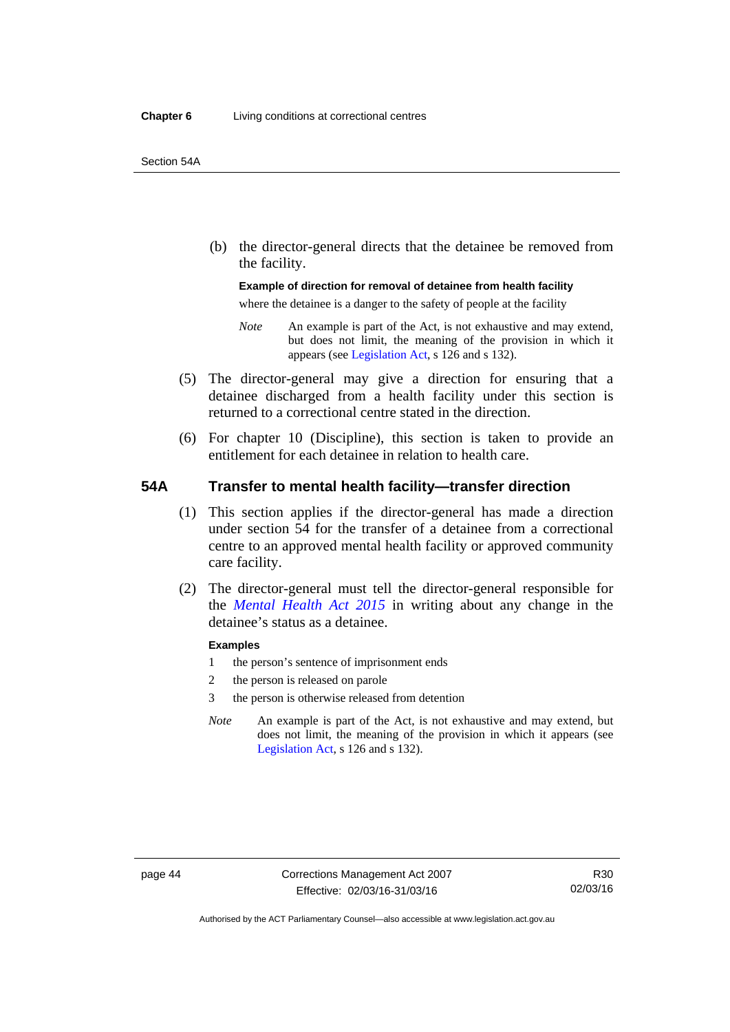(b) the director-general directs that the detainee be removed from the facility.

**Example of direction for removal of detainee from health facility**

where the detainee is a danger to the safety of people at the facility

*Note* An example is part of the Act, is not exhaustive and may extend, but does not limit, the meaning of the provision in which it appears (see Legislation Act, s 126 and s 132).

(5) The director-general may give a direction for ensuring that a detainee discharged from a health facility under this section is returned to a correctional centre stated in the direction.

(6) For chapter 10 (Discipline), this section is taken to provide an entitlement for each detainee in relation to health care.

## 54A Transfer to mental health facility—transfer direction

(1) This section applies if the director-general has made a direction under section 54 for the transfer of a detainee from a correctional centre to an approved mental health facility or approved community care facility.

(2) The director-general must tell the director-general responsible for the *Mental Health Act 2015* in writing about any change in the detainee's status as a detainee.

**Examples**

1 the person's sentence of imprisonment ends

2 the person is released on parole

3 the person is otherwise released from detention

*Note* An example is part of the Act, is not exhaustive and may extend, but does not limit, the meaning of the provision in which it appears (see Legislation Act, s 126 and s 132).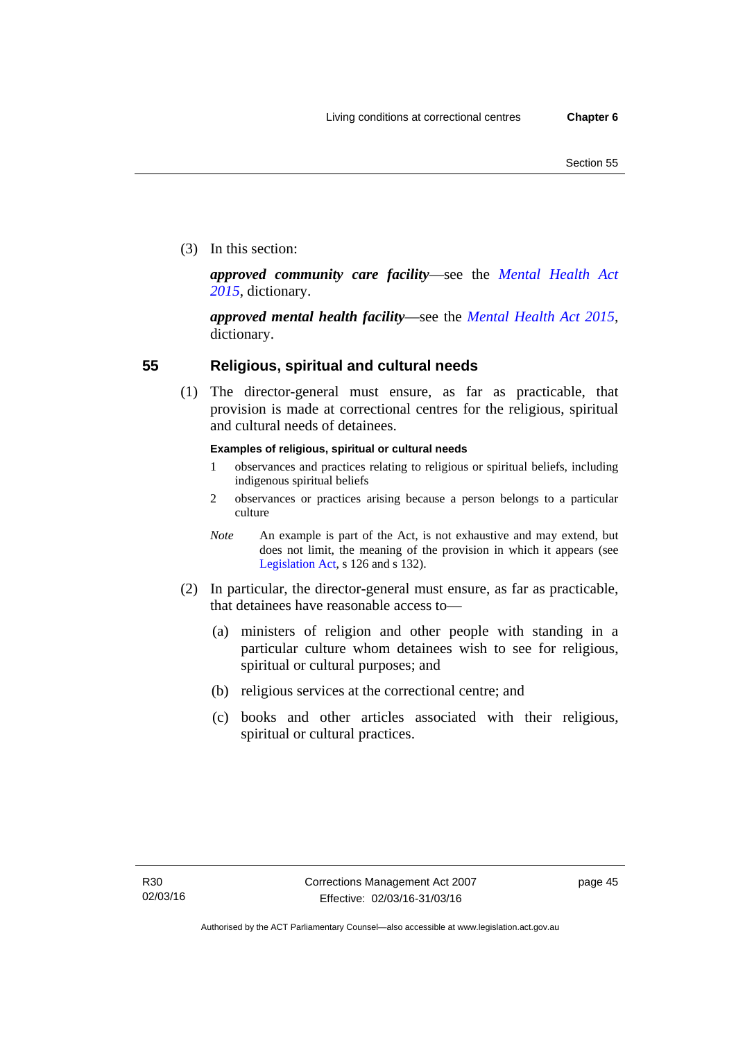(3) In this section:

***approved community care facility***—see the *Mental Health Act 2015*, dictionary.

***approved mental health facility***—see the *Mental Health Act 2015*, dictionary.

## 55 Religious, spiritual and cultural needs

(1) The director-general must ensure, as far as practicable, that provision is made at correctional centres for the religious, spiritual and cultural needs of detainees.

**Examples of religious, spiritual or cultural needs**

1 observances and practices relating to religious or spiritual beliefs, including indigenous spiritual beliefs

2 observances or practices arising because a person belongs to a particular culture

*Note* An example is part of the Act, is not exhaustive and may extend, but does not limit, the meaning of the provision in which it appears (see Legislation Act, s 126 and s 132).

(2) In particular, the director-general must ensure, as far as practicable, that detainees have reasonable access to—

(a) ministers of religion and other people with standing in a particular culture whom detainees wish to see for religious, spiritual or cultural purposes; and

(b) religious services at the correctional centre; and

(c) books and other articles associated with their religious, spiritual or cultural practices.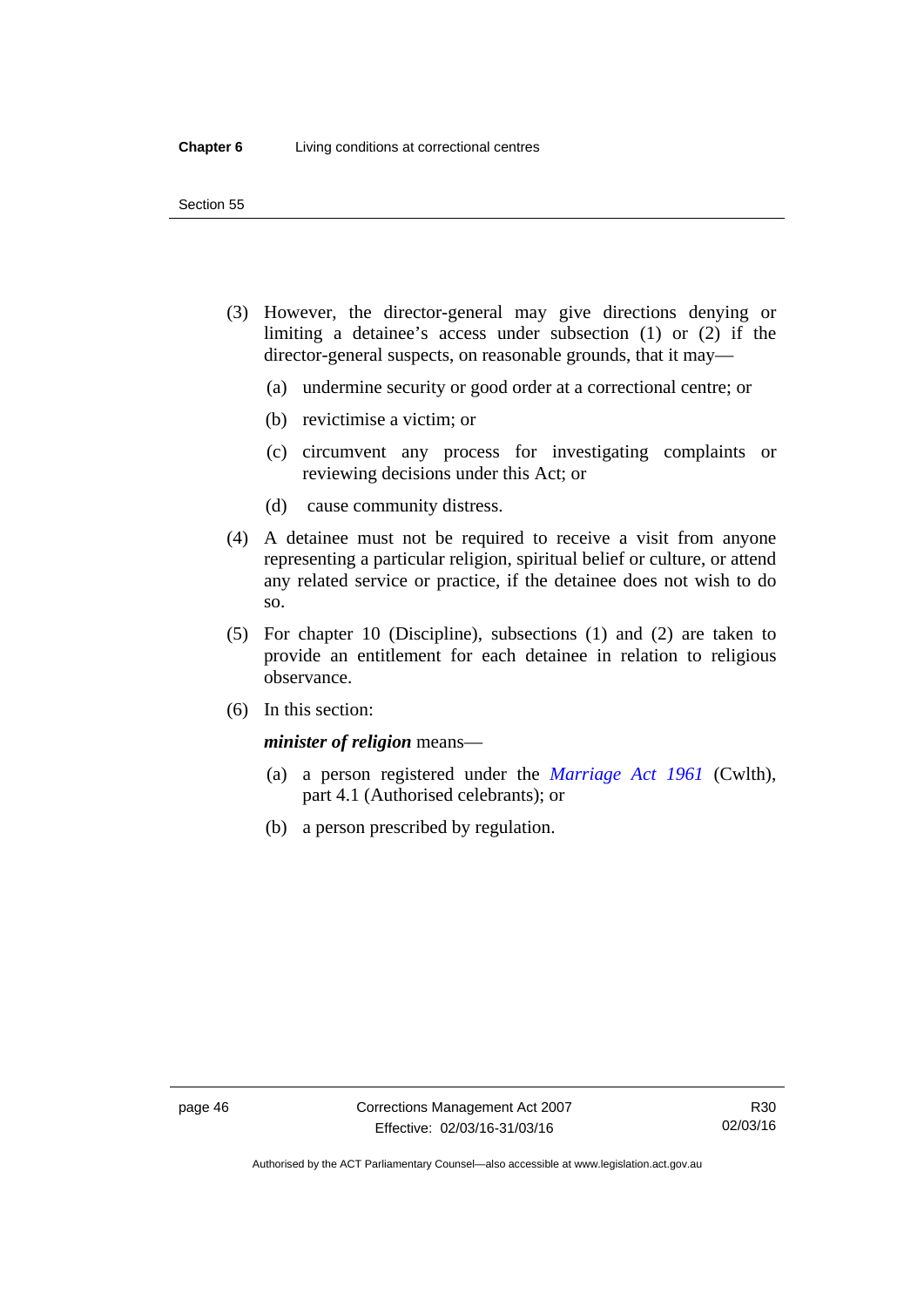(3) However, the director-general may give directions denying or limiting a detainee's access under subsection (1) or (2) if the director-general suspects, on reasonable grounds, that it may—

(a) undermine security or good order at a correctional centre; or

(b) revictimise a victim; or

(c) circumvent any process for investigating complaints or reviewing decisions under this Act; or

(d) cause community distress.

(4) A detainee must not be required to receive a visit from anyone representing a particular religion, spiritual belief or culture, or attend any related service or practice, if the detainee does not wish to do so.

(5) For chapter 10 (Discipline), subsections (1) and (2) are taken to provide an entitlement for each detainee in relation to religious observance.

(6) In this section:

***minister of religion*** means—

(a) a person registered under the *Marriage Act 1961* (Cwlth), part 4.1 (Authorised celebrants); or

(b) a person prescribed by regulation.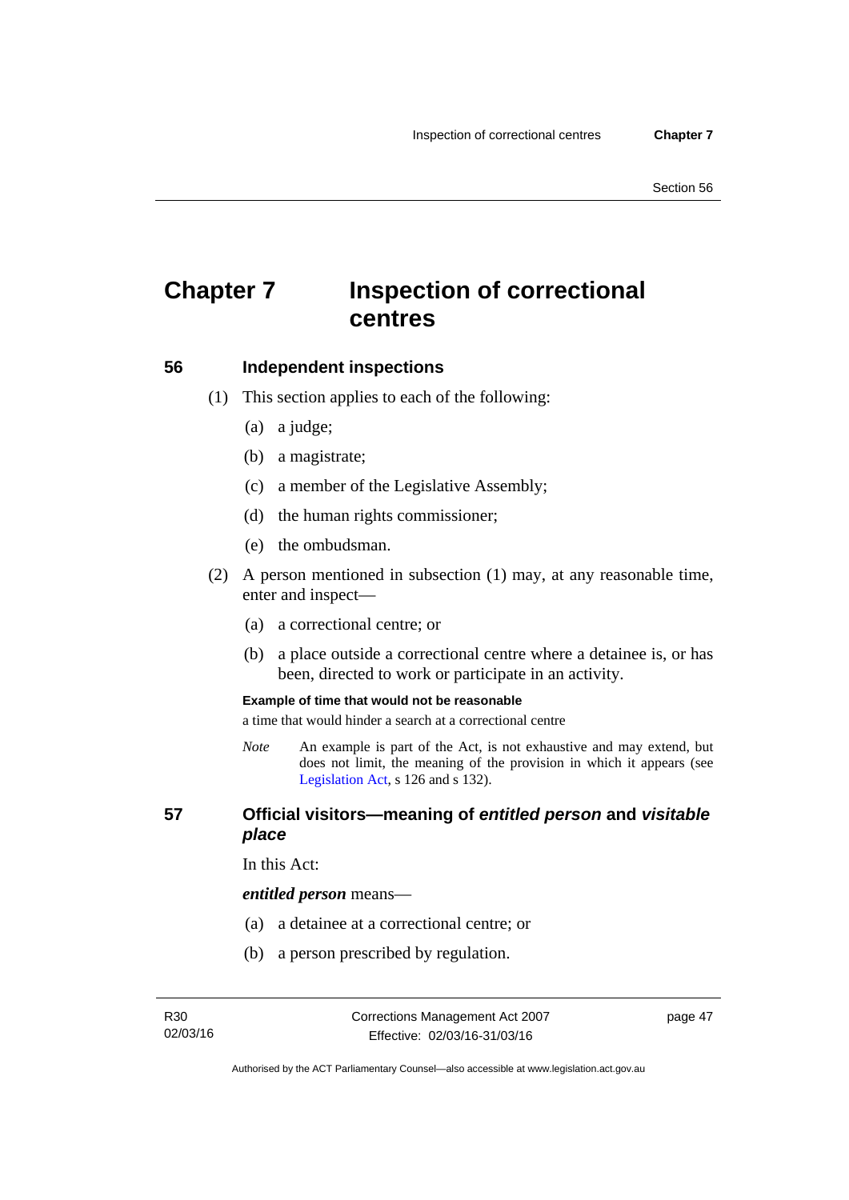# Chapter 7 Inspection of correctional centres

## 56 Independent inspections

(1) This section applies to each of the following:

(a) a judge;

(b) a magistrate;

(c) a member of the Legislative Assembly;

(d) the human rights commissioner;

(e) the ombudsman.

(2) A person mentioned in subsection (1) may, at any reasonable time, enter and inspect—

(a) a correctional centre; or

(b) a place outside a correctional centre where a detainee is, or has been, directed to work or participate in an activity.

**Example of time that would not be reasonable**

a time that would hinder a search at a correctional centre

*Note* An example is part of the Act, is not exhaustive and may extend, but does not limit, the meaning of the provision in which it appears (see Legislation Act, s 126 and s 132).

## 57 Official visitors—meaning of *entitled person* and *visitable place*

In this Act:

***entitled person*** means—

(a) a detainee at a correctional centre; or

(b) a person prescribed by regulation.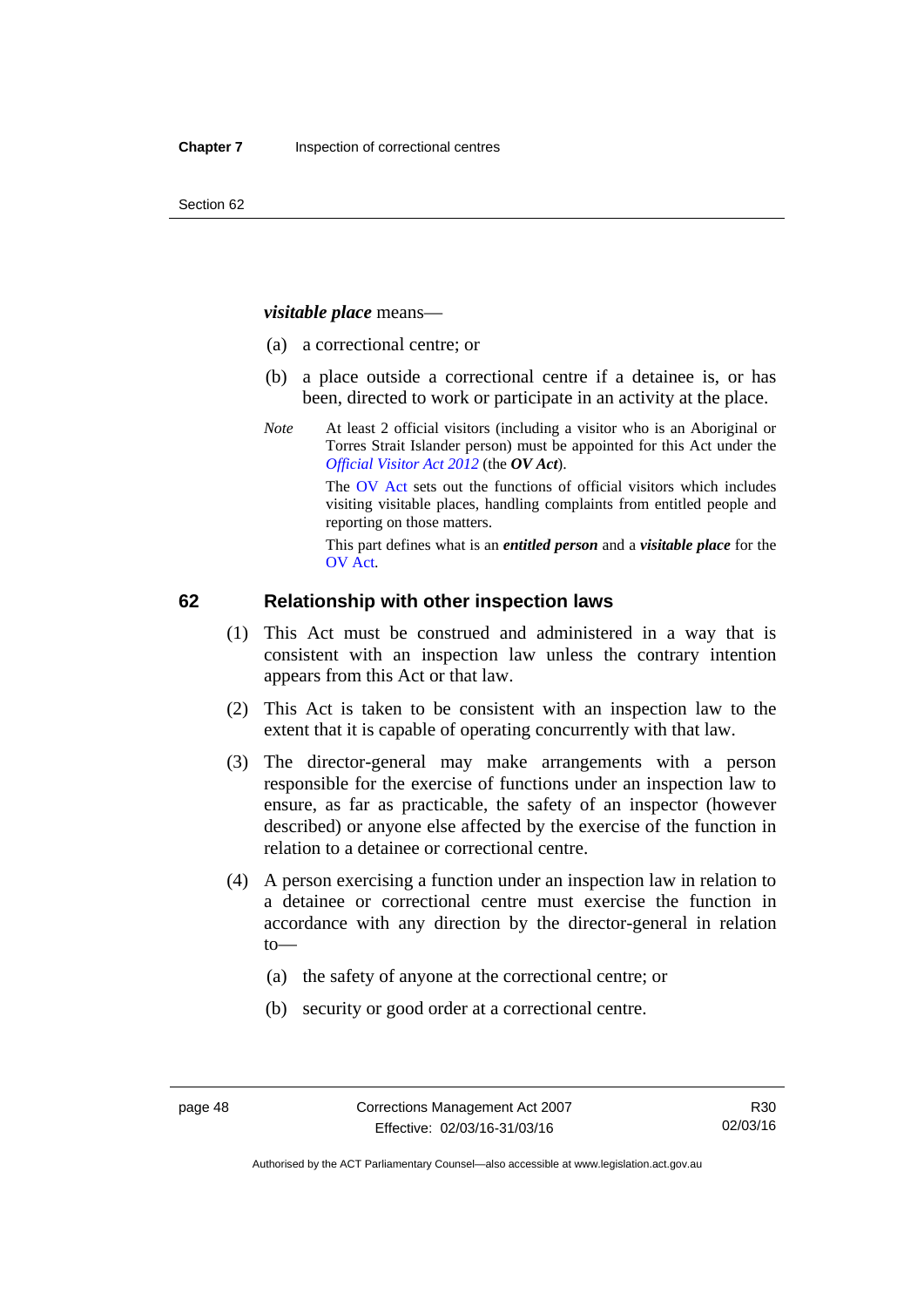***visitable place*** means—

(a) a correctional centre; or

(b) a place outside a correctional centre if a detainee is, or has been, directed to work or participate in an activity at the place.

*Note* At least 2 official visitors (including a visitor who is an Aboriginal or Torres Strait Islander person) must be appointed for this Act under the *Official Visitor Act 2012* (the ***OV Act***).

The OV Act sets out the functions of official visitors which includes visiting visitable places, handling complaints from entitled people and reporting on those matters.

This part defines what is an ***entitled person*** and a ***visitable place*** for the OV Act.

## 62 Relationship with other inspection laws

(1) This Act must be construed and administered in a way that is consistent with an inspection law unless the contrary intention appears from this Act or that law.

(2) This Act is taken to be consistent with an inspection law to the extent that it is capable of operating concurrently with that law.

(3) The director-general may make arrangements with a person responsible for the exercise of functions under an inspection law to ensure, as far as practicable, the safety of an inspector (however described) or anyone else affected by the exercise of the function in relation to a detainee or correctional centre.

(4) A person exercising a function under an inspection law in relation to a detainee or correctional centre must exercise the function in accordance with any direction by the director-general in relation to—

(a) the safety of anyone at the correctional centre; or

(b) security or good order at a correctional centre.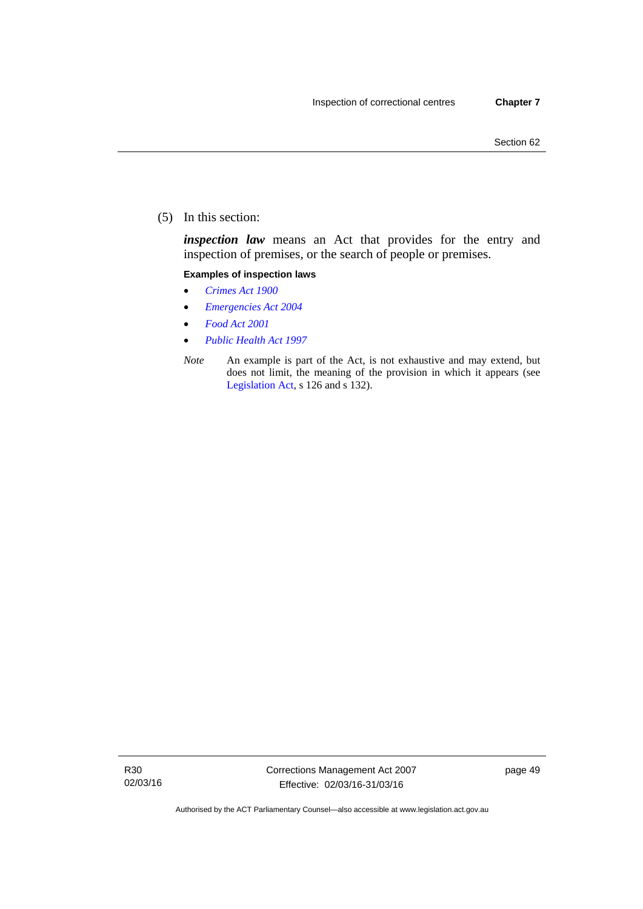(5) In this section:

***inspection law*** means an Act that provides for the entry and inspection of premises, or the search of people or premises.

**Examples of inspection laws**

- *Crimes Act 1900*
- *Emergencies Act 2004*
- *Food Act 2001*
- *Public Health Act 1997*

*Note* An example is part of the Act, is not exhaustive and may extend, but does not limit, the meaning of the provision in which it appears (see Legislation Act, s 126 and s 132).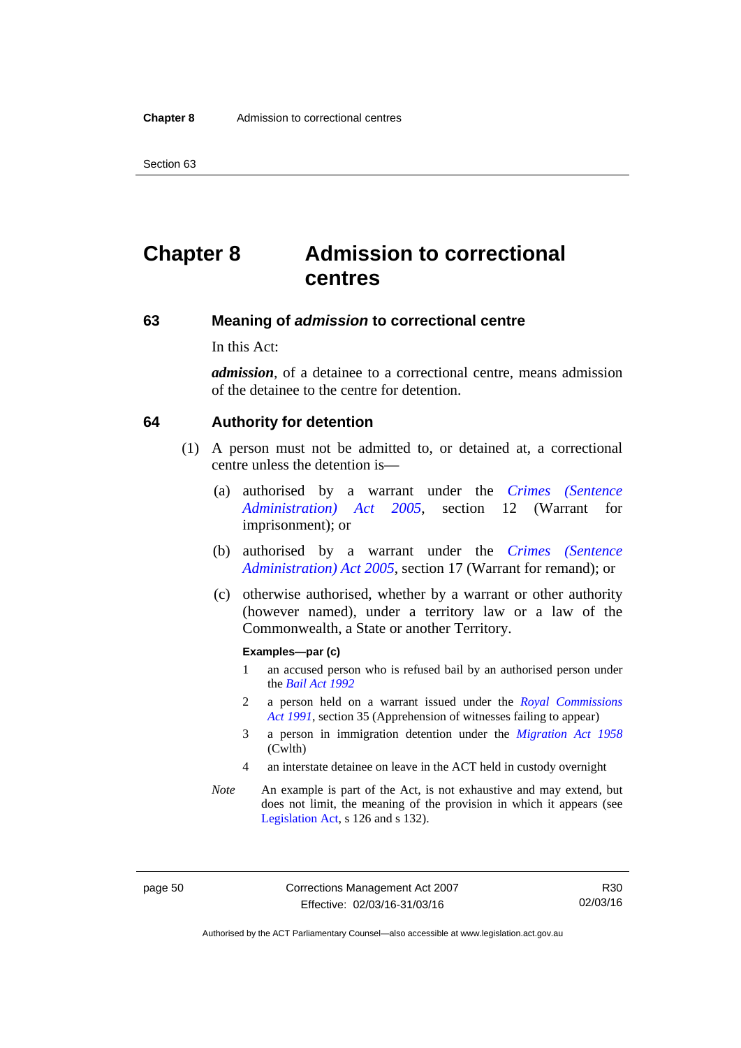# Chapter 8 Admission to correctional centres

## 63 Meaning of *admission* to correctional centre

In this Act:

***admission***, of a detainee to a correctional centre, means admission of the detainee to the centre for detention.

## 64 Authority for detention

(1) A person must not be admitted to, or detained at, a correctional centre unless the detention is—

(a) authorised by a warrant under the *Crimes (Sentence Administration) Act 2005*, section 12 (Warrant for imprisonment); or

(b) authorised by a warrant under the *Crimes (Sentence Administration) Act 2005*, section 17 (Warrant for remand); or

(c) otherwise authorised, whether by a warrant or other authority (however named), under a territory law or a law of the Commonwealth, a State or another Territory.

**Examples—par (c)**

1 an accused person who is refused bail by an authorised person under the *Bail Act 1992*

2 a person held on a warrant issued under the *Royal Commissions Act 1991*, section 35 (Apprehension of witnesses failing to appear)

3 a person in immigration detention under the *Migration Act 1958* (Cwlth)

4 an interstate detainee on leave in the ACT held in custody overnight

*Note* An example is part of the Act, is not exhaustive and may extend, but does not limit, the meaning of the provision in which it appears (see Legislation Act, s 126 and s 132).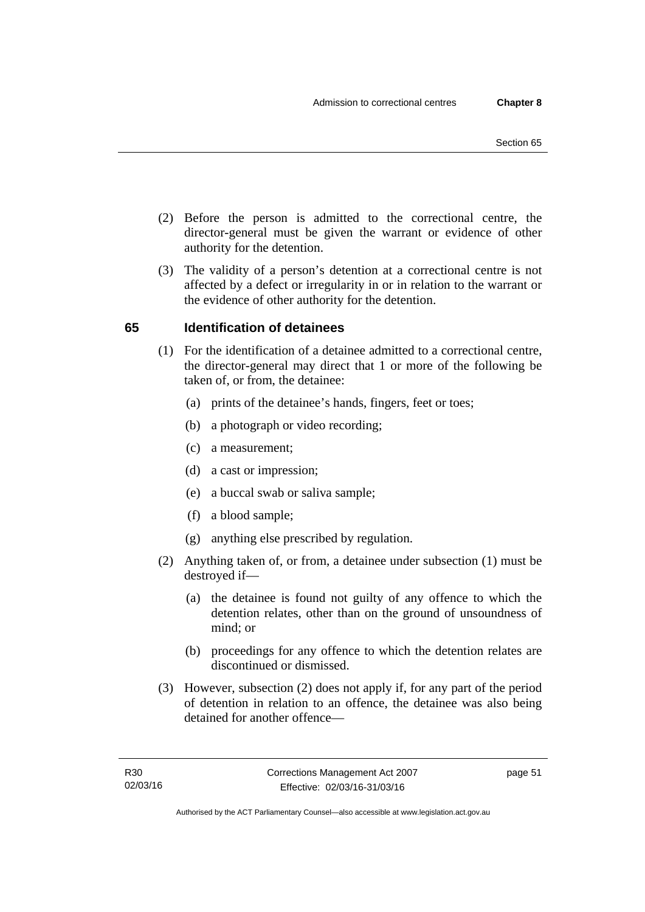(2) Before the person is admitted to the correctional centre, the director-general must be given the warrant or evidence of other authority for the detention.

(3) The validity of a person's detention at a correctional centre is not affected by a defect or irregularity in or in relation to the warrant or the evidence of other authority for the detention.

## 65 Identification of detainees

(1) For the identification of a detainee admitted to a correctional centre, the director-general may direct that 1 or more of the following be taken of, or from, the detainee:

(a) prints of the detainee's hands, fingers, feet or toes;

(b) a photograph or video recording;

(c) a measurement;

(d) a cast or impression;

(e) a buccal swab or saliva sample;

(f) a blood sample;

(g) anything else prescribed by regulation.

(2) Anything taken of, or from, a detainee under subsection (1) must be destroyed if—

(a) the detainee is found not guilty of any offence to which the detention relates, other than on the ground of unsoundness of mind; or

(b) proceedings for any offence to which the detention relates are discontinued or dismissed.

(3) However, subsection (2) does not apply if, for any part of the period of detention in relation to an offence, the detainee was also being detained for another offence—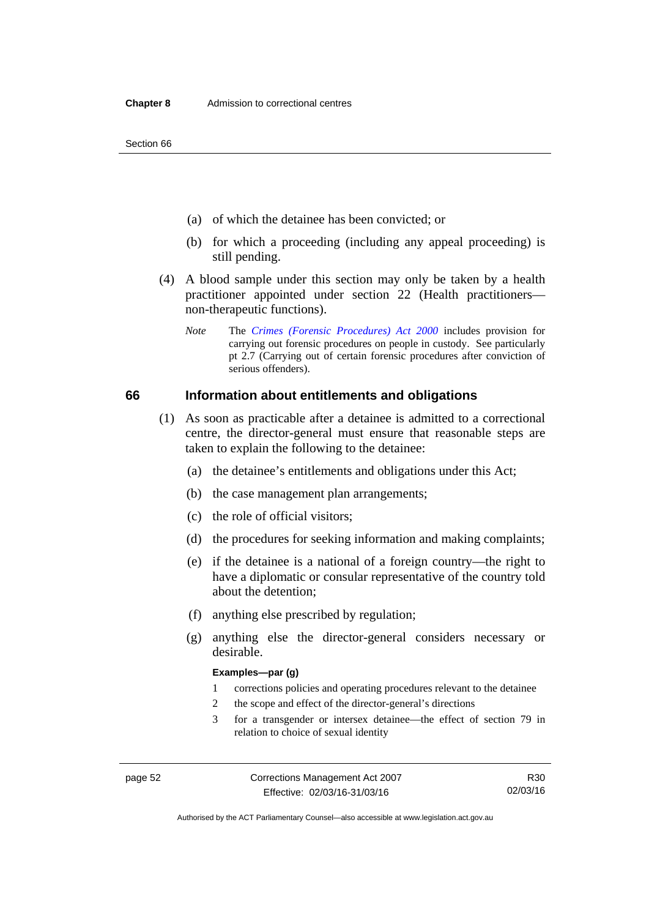(a) of which the detainee has been convicted; or

(b) for which a proceeding (including any appeal proceeding) is still pending.

(4) A blood sample under this section may only be taken by a health practitioner appointed under section 22 (Health practitioners—non-therapeutic functions).

*Note* The *Crimes (Forensic Procedures) Act 2000* includes provision for carrying out forensic procedures on people in custody. See particularly pt 2.7 (Carrying out of certain forensic procedures after conviction of serious offenders).

## 66 Information about entitlements and obligations

(1) As soon as practicable after a detainee is admitted to a correctional centre, the director-general must ensure that reasonable steps are taken to explain the following to the detainee:

(a) the detainee's entitlements and obligations under this Act;

(b) the case management plan arrangements;

(c) the role of official visitors;

(d) the procedures for seeking information and making complaints;

(e) if the detainee is a national of a foreign country—the right to have a diplomatic or consular representative of the country told about the detention;

(f) anything else prescribed by regulation;

(g) anything else the director-general considers necessary or desirable.

**Examples—par (g)**

1 corrections policies and operating procedures relevant to the detainee

2 the scope and effect of the director-general's directions

3 for a transgender or intersex detainee—the effect of section 79 in relation to choice of sexual identity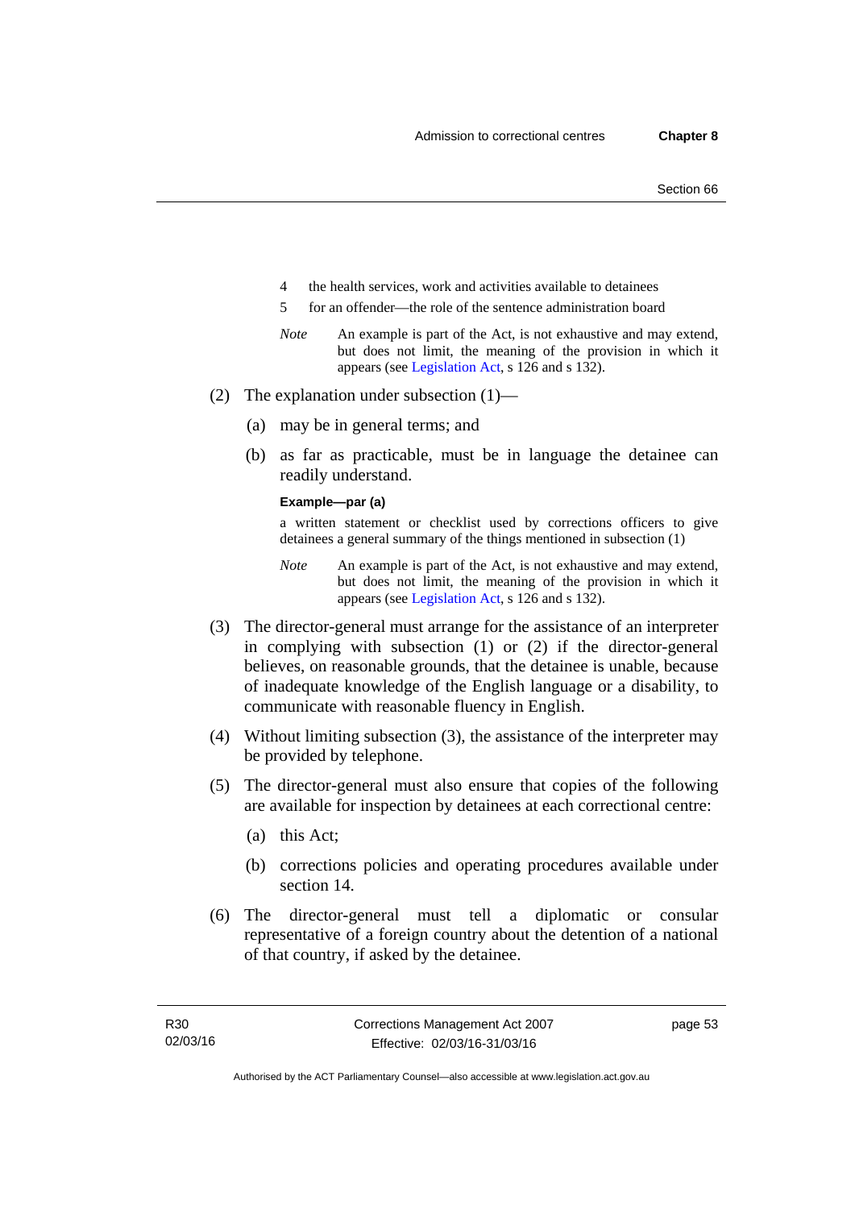4 the health services, work and activities available to detainees

5 for an offender—the role of the sentence administration board

*Note* An example is part of the Act, is not exhaustive and may extend, but does not limit, the meaning of the provision in which it appears (see Legislation Act, s 126 and s 132).

(2) The explanation under subsection (1)—

(a) may be in general terms; and

(b) as far as practicable, must be in language the detainee can readily understand.

**Example—par (a)**

a written statement or checklist used by corrections officers to give detainees a general summary of the things mentioned in subsection (1)

*Note* An example is part of the Act, is not exhaustive and may extend, but does not limit, the meaning of the provision in which it appears (see Legislation Act, s 126 and s 132).

(3) The director-general must arrange for the assistance of an interpreter in complying with subsection (1) or (2) if the director-general believes, on reasonable grounds, that the detainee is unable, because of inadequate knowledge of the English language or a disability, to communicate with reasonable fluency in English.

(4) Without limiting subsection (3), the assistance of the interpreter may be provided by telephone.

(5) The director-general must also ensure that copies of the following are available for inspection by detainees at each correctional centre:

(a) this Act;

(b) corrections policies and operating procedures available under section 14.

(6) The director-general must tell a diplomatic or consular representative of a foreign country about the detention of a national of that country, if asked by the detainee.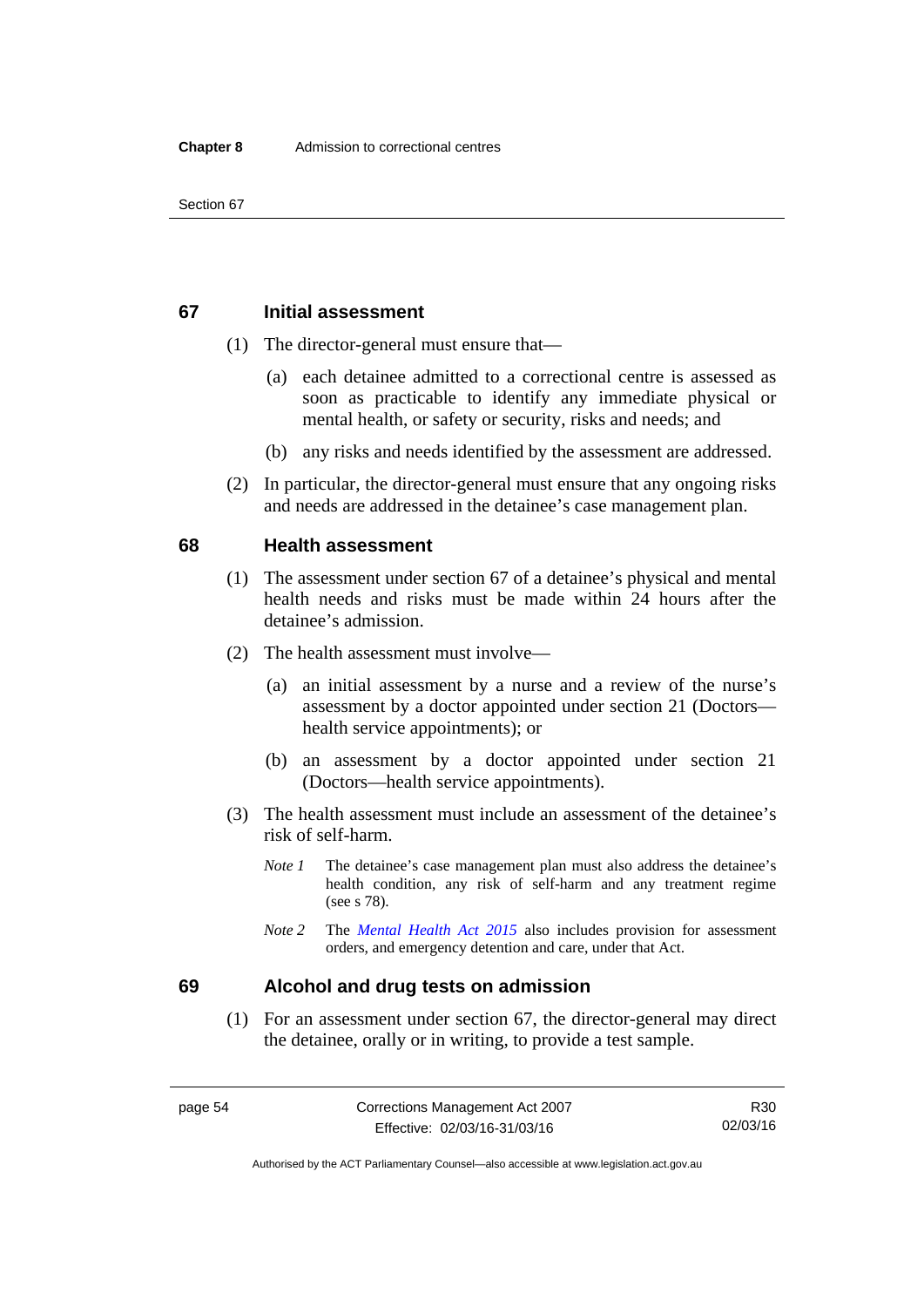## 67 Initial assessment

(1) The director-general must ensure that—

(a) each detainee admitted to a correctional centre is assessed as soon as practicable to identify any immediate physical or mental health, or safety or security, risks and needs; and

(b) any risks and needs identified by the assessment are addressed.

(2) In particular, the director-general must ensure that any ongoing risks and needs are addressed in the detainee's case management plan.

## 68 Health assessment

(1) The assessment under section 67 of a detainee's physical and mental health needs and risks must be made within 24 hours after the detainee's admission.

(2) The health assessment must involve—

(a) an initial assessment by a nurse and a review of the nurse's assessment by a doctor appointed under section 21 (Doctors—health service appointments); or

(b) an assessment by a doctor appointed under section 21 (Doctors—health service appointments).

(3) The health assessment must include an assessment of the detainee's risk of self-harm.

*Note 1* The detainee's case management plan must also address the detainee's health condition, any risk of self-harm and any treatment regime (see s 78).

*Note 2* The *Mental Health Act 2015* also includes provision for assessment orders, and emergency detention and care, under that Act.

## 69 Alcohol and drug tests on admission

(1) For an assessment under section 67, the director-general may direct the detainee, orally or in writing, to provide a test sample.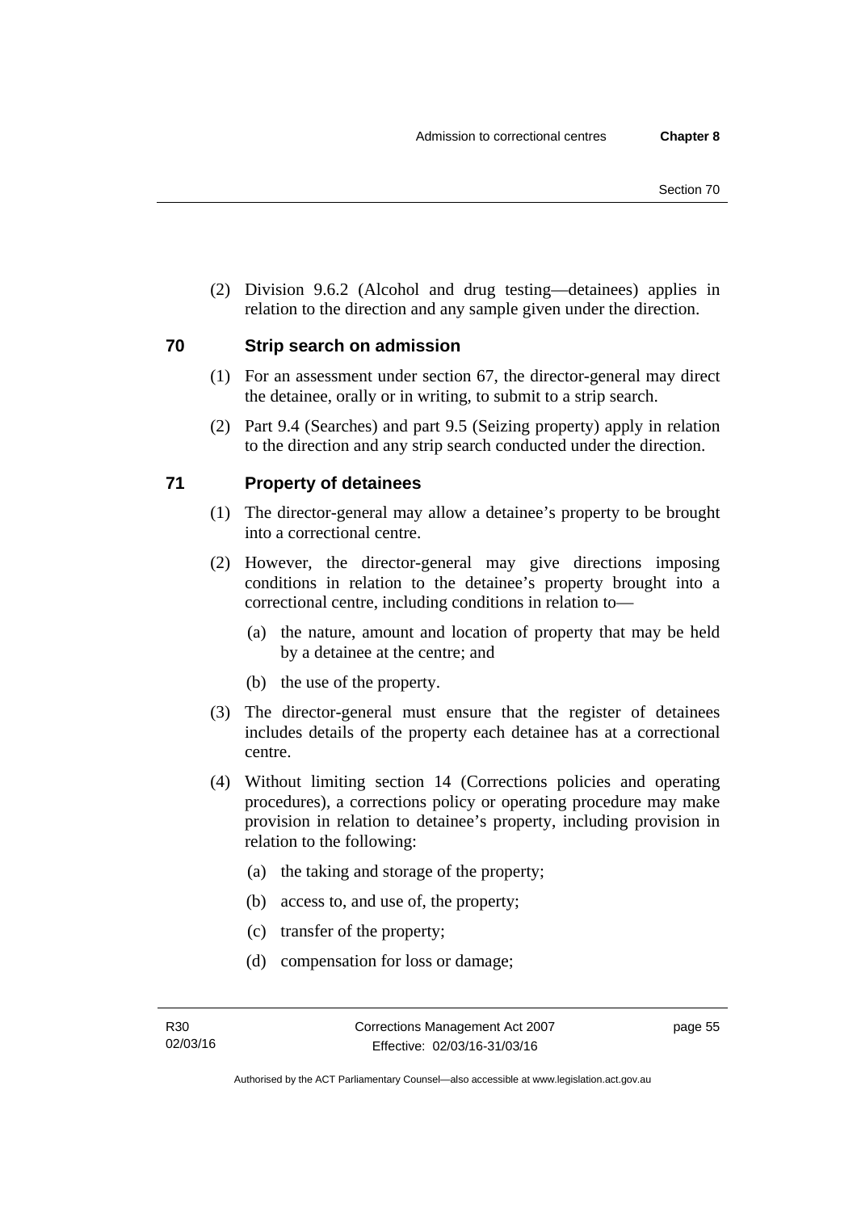(2) Division 9.6.2 (Alcohol and drug testing—detainees) applies in relation to the direction and any sample given under the direction.

## 70 Strip search on admission

(1) For an assessment under section 67, the director-general may direct the detainee, orally or in writing, to submit to a strip search.

(2) Part 9.4 (Searches) and part 9.5 (Seizing property) apply in relation to the direction and any strip search conducted under the direction.

## 71 Property of detainees

(1) The director-general may allow a detainee's property to be brought into a correctional centre.

(2) However, the director-general may give directions imposing conditions in relation to the detainee's property brought into a correctional centre, including conditions in relation to—

- (a) the nature, amount and location of property that may be held by a detainee at the centre; and
- (b) the use of the property.

(3) The director-general must ensure that the register of detainees includes details of the property each detainee has at a correctional centre.

(4) Without limiting section 14 (Corrections policies and operating procedures), a corrections policy or operating procedure may make provision in relation to detainee's property, including provision in relation to the following:

- (a) the taking and storage of the property;
- (b) access to, and use of, the property;
- (c) transfer of the property;
- (d) compensation for loss or damage;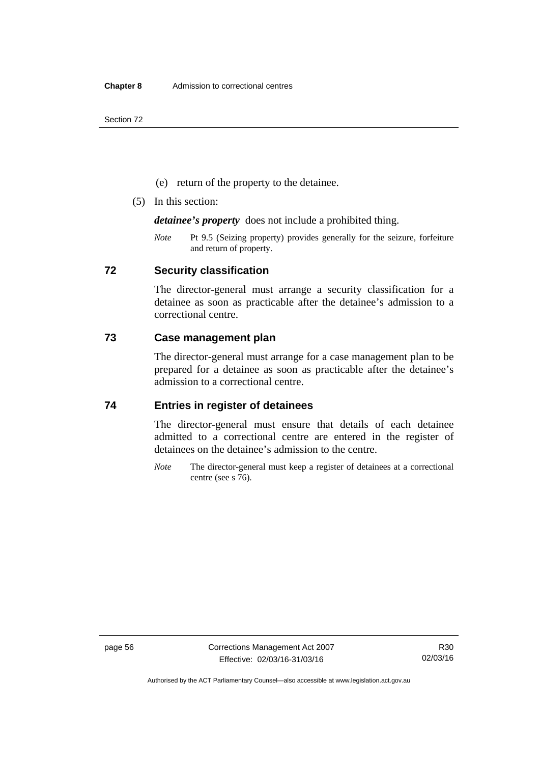(e) return of the property to the detainee.

(5) In this section:

***detainee's property*** does not include a prohibited thing.

*Note* Pt 9.5 (Seizing property) provides generally for the seizure, forfeiture and return of property.

## 72 Security classification

The director-general must arrange a security classification for a detainee as soon as practicable after the detainee's admission to a correctional centre.

## 73 Case management plan

The director-general must arrange for a case management plan to be prepared for a detainee as soon as practicable after the detainee's admission to a correctional centre.

## 74 Entries in register of detainees

The director-general must ensure that details of each detainee admitted to a correctional centre are entered in the register of detainees on the detainee's admission to the centre.

*Note* The director-general must keep a register of detainees at a correctional centre (see s 76).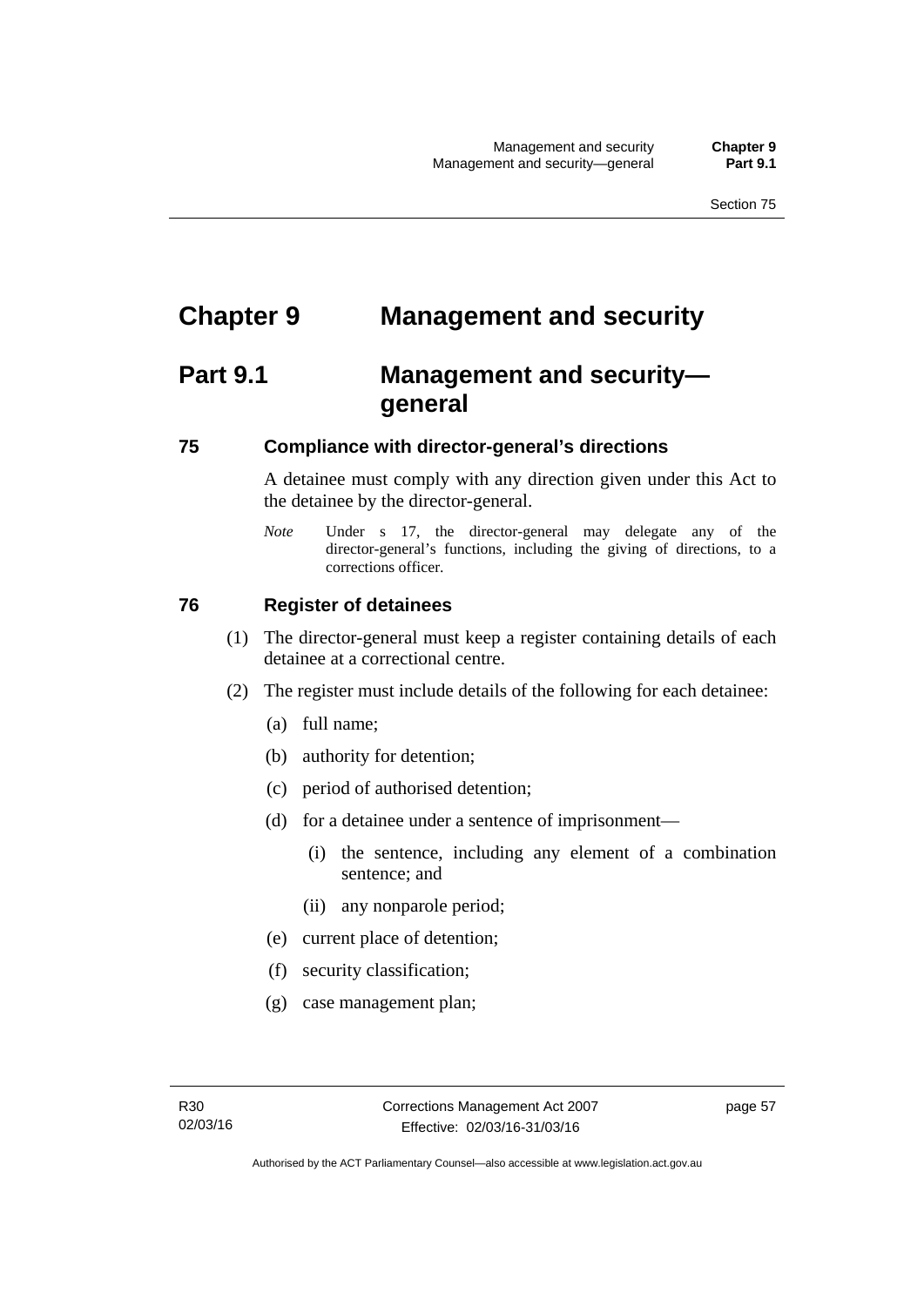# Chapter 9 Management and security

## Part 9.1 Management and security—general

### 75 Compliance with director-general's directions

A detainee must comply with any direction given under this Act to the detainee by the director-general.

*Note* Under s 17, the director-general may delegate any of the director-general's functions, including the giving of directions, to a corrections officer.

### 76 Register of detainees

(1) The director-general must keep a register containing details of each detainee at a correctional centre.

(2) The register must include details of the following for each detainee:

(a) full name;

(b) authority for detention;

(c) period of authorised detention;

(d) for a detainee under a sentence of imprisonment—

(i) the sentence, including any element of a combination sentence; and

(ii) any nonparole period;

(e) current place of detention;

(f) security classification;

(g) case management plan;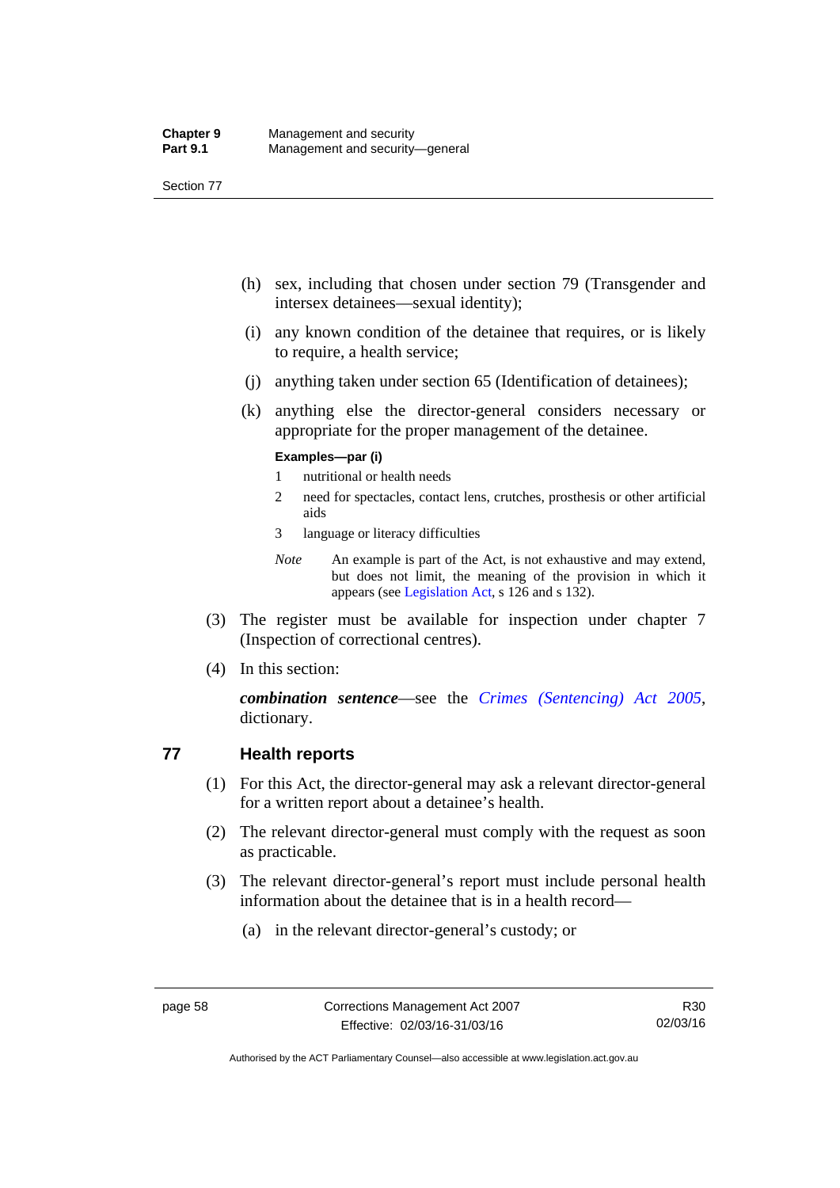(h) sex, including that chosen under section 79 (Transgender and intersex detainees—sexual identity);

(i) any known condition of the detainee that requires, or is likely to require, a health service;

(j) anything taken under section 65 (Identification of detainees);

(k) anything else the director-general considers necessary or appropriate for the proper management of the detainee.

**Examples—par (i)**

1 nutritional or health needs

2 need for spectacles, contact lens, crutches, prosthesis or other artificial aids

3 language or literacy difficulties

*Note* An example is part of the Act, is not exhaustive and may extend, but does not limit, the meaning of the provision in which it appears (see Legislation Act, s 126 and s 132).

(3) The register must be available for inspection under chapter 7 (Inspection of correctional centres).

(4) In this section:

***combination sentence***—see the *Crimes (Sentencing) Act 2005*, dictionary.

## 77 Health reports

(1) For this Act, the director-general may ask a relevant director-general for a written report about a detainee's health.

(2) The relevant director-general must comply with the request as soon as practicable.

(3) The relevant director-general's report must include personal health information about the detainee that is in a health record—

(a) in the relevant director-general's custody; or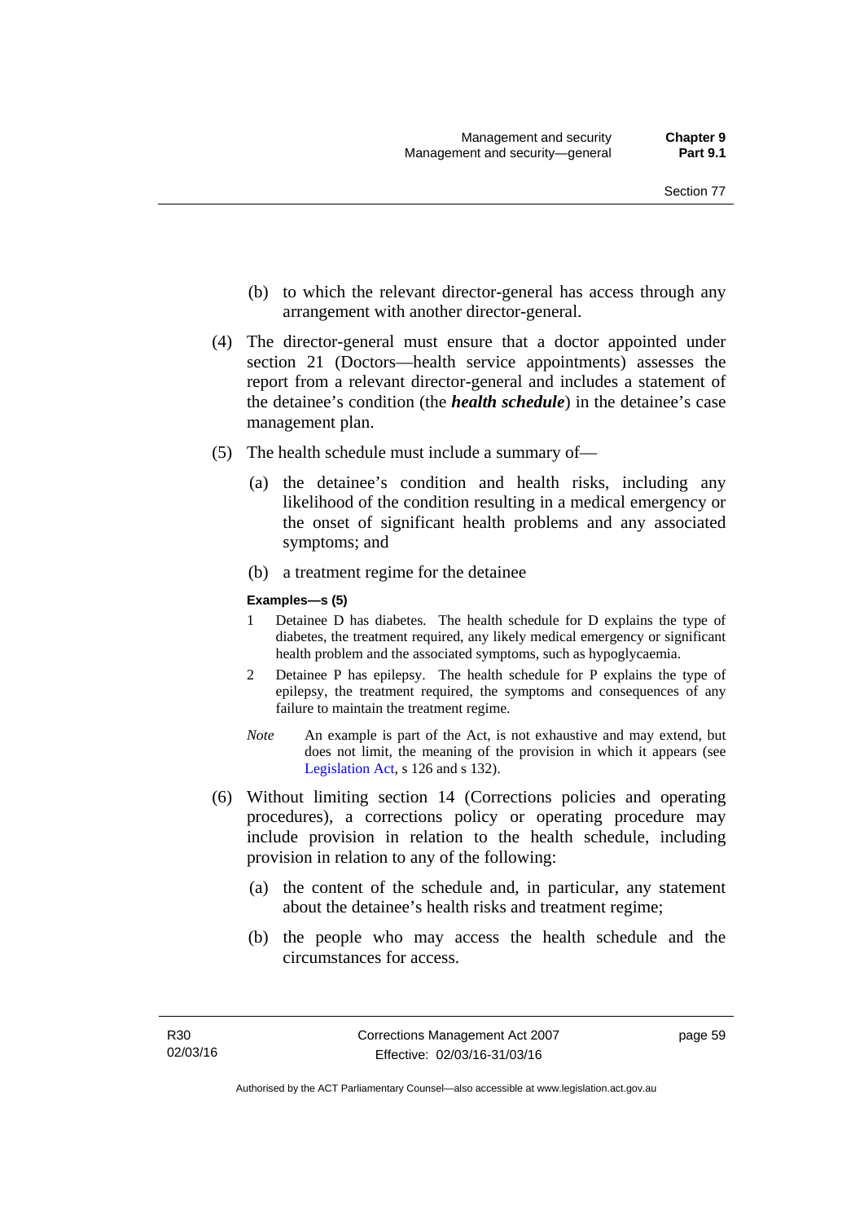(b) to which the relevant director-general has access through any arrangement with another director-general.

(4) The director-general must ensure that a doctor appointed under section 21 (Doctors—health service appointments) assesses the report from a relevant director-general and includes a statement of the detainee's condition (the ***health schedule***) in the detainee's case management plan.

(5) The health schedule must include a summary of—

(a) the detainee's condition and health risks, including any likelihood of the condition resulting in a medical emergency or the onset of significant health problems and any associated symptoms; and

(b) a treatment regime for the detainee

**Examples—s (5)**

1 Detainee D has diabetes. The health schedule for D explains the type of diabetes, the treatment required, any likely medical emergency or significant health problem and the associated symptoms, such as hypoglycaemia.

2 Detainee P has epilepsy. The health schedule for P explains the type of epilepsy, the treatment required, the symptoms and consequences of any failure to maintain the treatment regime.

*Note* An example is part of the Act, is not exhaustive and may extend, but does not limit, the meaning of the provision in which it appears (see Legislation Act, s 126 and s 132).

(6) Without limiting section 14 (Corrections policies and operating procedures), a corrections policy or operating procedure may include provision in relation to the health schedule, including provision in relation to any of the following:

(a) the content of the schedule and, in particular, any statement about the detainee's health risks and treatment regime;

(b) the people who may access the health schedule and the circumstances for access.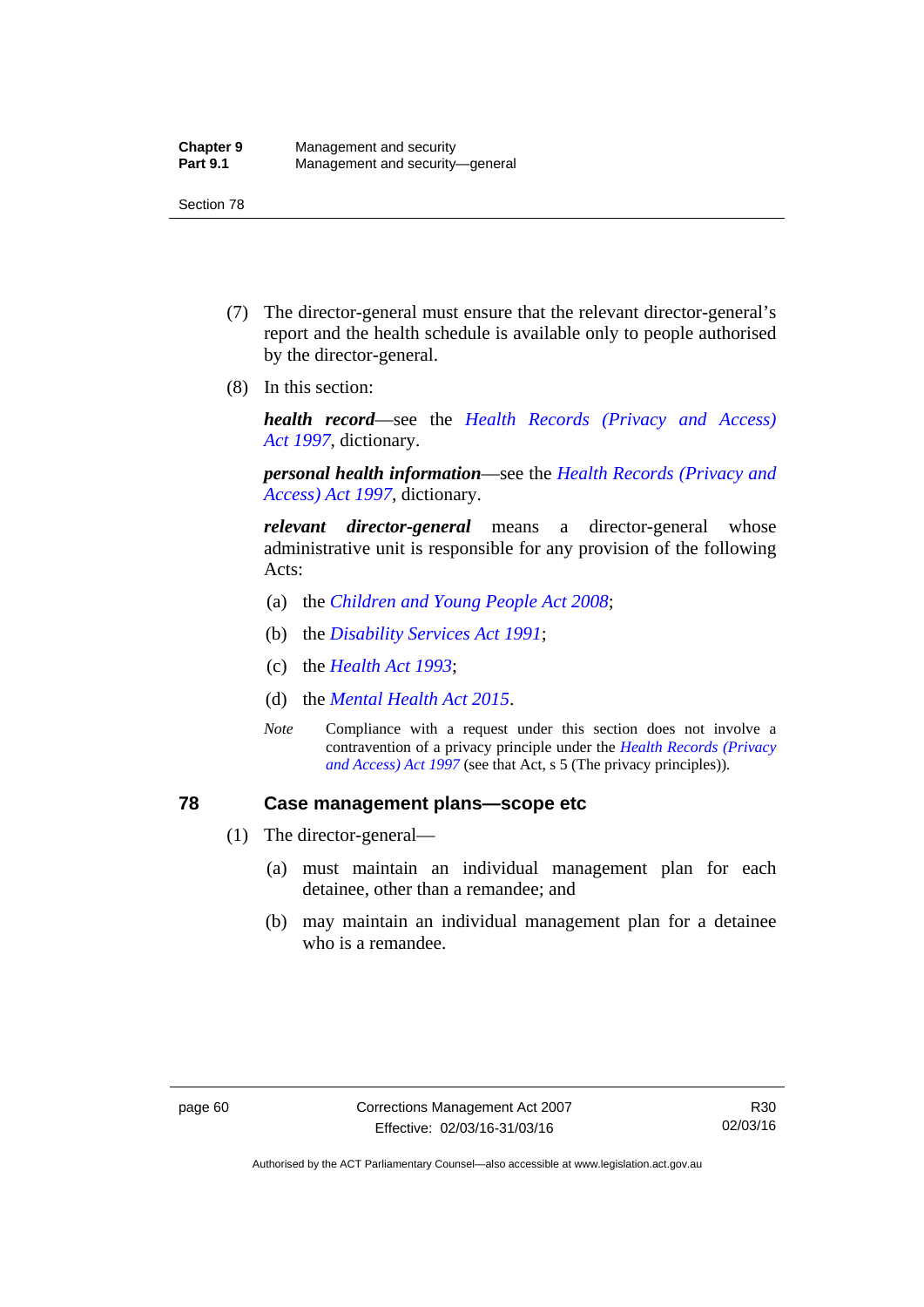(7) The director-general must ensure that the relevant director-general's report and the health schedule is available only to people authorised by the director-general.

(8) In this section:

***health record***—see the *Health Records (Privacy and Access) Act 1997*, dictionary.

***personal health information***—see the *Health Records (Privacy and Access) Act 1997*, dictionary.

***relevant director-general*** means a director-general whose administrative unit is responsible for any provision of the following Acts:

(a) the *Children and Young People Act 2008*;

(b) the *Disability Services Act 1991*;

(c) the *Health Act 1993*;

(d) the *Mental Health Act 2015*.

*Note* Compliance with a request under this section does not involve a contravention of a privacy principle under the *Health Records (Privacy and Access) Act 1997* (see that Act, s 5 (The privacy principles)).

## 78 Case management plans—scope etc

(1) The director-general—

(a) must maintain an individual management plan for each detainee, other than a remandee; and

(b) may maintain an individual management plan for a detainee who is a remandee.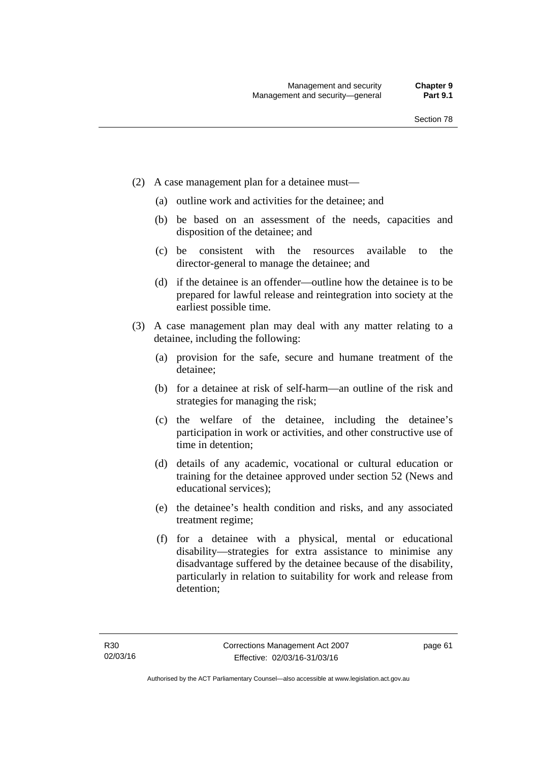(2) A case management plan for a detainee must—

(a) outline work and activities for the detainee; and

(b) be based on an assessment of the needs, capacities and disposition of the detainee; and

(c) be consistent with the resources available to the director-general to manage the detainee; and

(d) if the detainee is an offender—outline how the detainee is to be prepared for lawful release and reintegration into society at the earliest possible time.

(3) A case management plan may deal with any matter relating to a detainee, including the following:

(a) provision for the safe, secure and humane treatment of the detainee;

(b) for a detainee at risk of self-harm—an outline of the risk and strategies for managing the risk;

(c) the welfare of the detainee, including the detainee's participation in work or activities, and other constructive use of time in detention;

(d) details of any academic, vocational or cultural education or training for the detainee approved under section 52 (News and educational services);

(e) the detainee's health condition and risks, and any associated treatment regime;

(f) for a detainee with a physical, mental or educational disability—strategies for extra assistance to minimise any disadvantage suffered by the detainee because of the disability, particularly in relation to suitability for work and release from detention;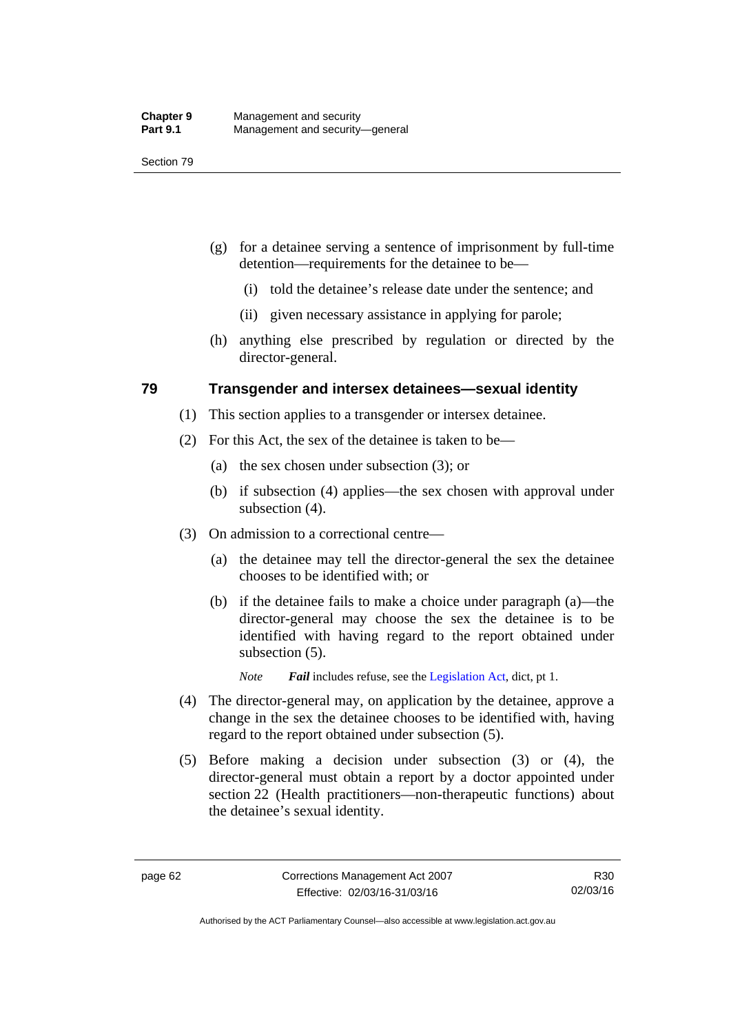(g) for a detainee serving a sentence of imprisonment by full-time detention—requirements for the detainee to be—

   (i) told the detainee's release date under the sentence; and

   (ii) given necessary assistance in applying for parole;

(h) anything else prescribed by regulation or directed by the director-general.

## 79 Transgender and intersex detainees—sexual identity

(1) This section applies to a transgender or intersex detainee.

(2) For this Act, the sex of the detainee is taken to be—

   (a) the sex chosen under subsection (3); or

   (b) if subsection (4) applies—the sex chosen with approval under subsection (4).

(3) On admission to a correctional centre—

   (a) the detainee may tell the director-general the sex the detainee chooses to be identified with; or

   (b) if the detainee fails to make a choice under paragraph (a)—the director-general may choose the sex the detainee is to be identified with having regard to the report obtained under subsection (5).

   *Note* ***Fail*** includes refuse, see the Legislation Act, dict, pt 1.

(4) The director-general may, on application by the detainee, approve a change in the sex the detainee chooses to be identified with, having regard to the report obtained under subsection (5).

(5) Before making a decision under subsection (3) or (4), the director-general must obtain a report by a doctor appointed under section 22 (Health practitioners—non-therapeutic functions) about the detainee's sexual identity.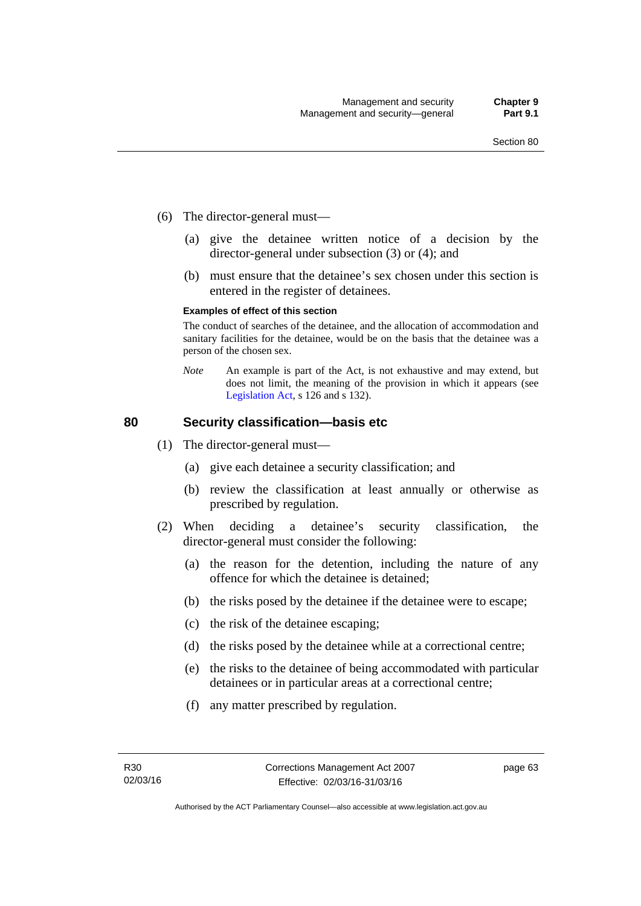(6) The director-general must—

(a) give the detainee written notice of a decision by the director-general under subsection (3) or (4); and

(b) must ensure that the detainee's sex chosen under this section is entered in the register of detainees.

**Examples of effect of this section**

The conduct of searches of the detainee, and the allocation of accommodation and sanitary facilities for the detainee, would be on the basis that the detainee was a person of the chosen sex.

*Note* An example is part of the Act, is not exhaustive and may extend, but does not limit, the meaning of the provision in which it appears (see Legislation Act, s 126 and s 132).

## 80 Security classification—basis etc

(1) The director-general must—

(a) give each detainee a security classification; and

(b) review the classification at least annually or otherwise as prescribed by regulation.

(2) When deciding a detainee's security classification, the director-general must consider the following:

(a) the reason for the detention, including the nature of any offence for which the detainee is detained;

(b) the risks posed by the detainee if the detainee were to escape;

(c) the risk of the detainee escaping;

(d) the risks posed by the detainee while at a correctional centre;

(e) the risks to the detainee of being accommodated with particular detainees or in particular areas at a correctional centre;

(f) any matter prescribed by regulation.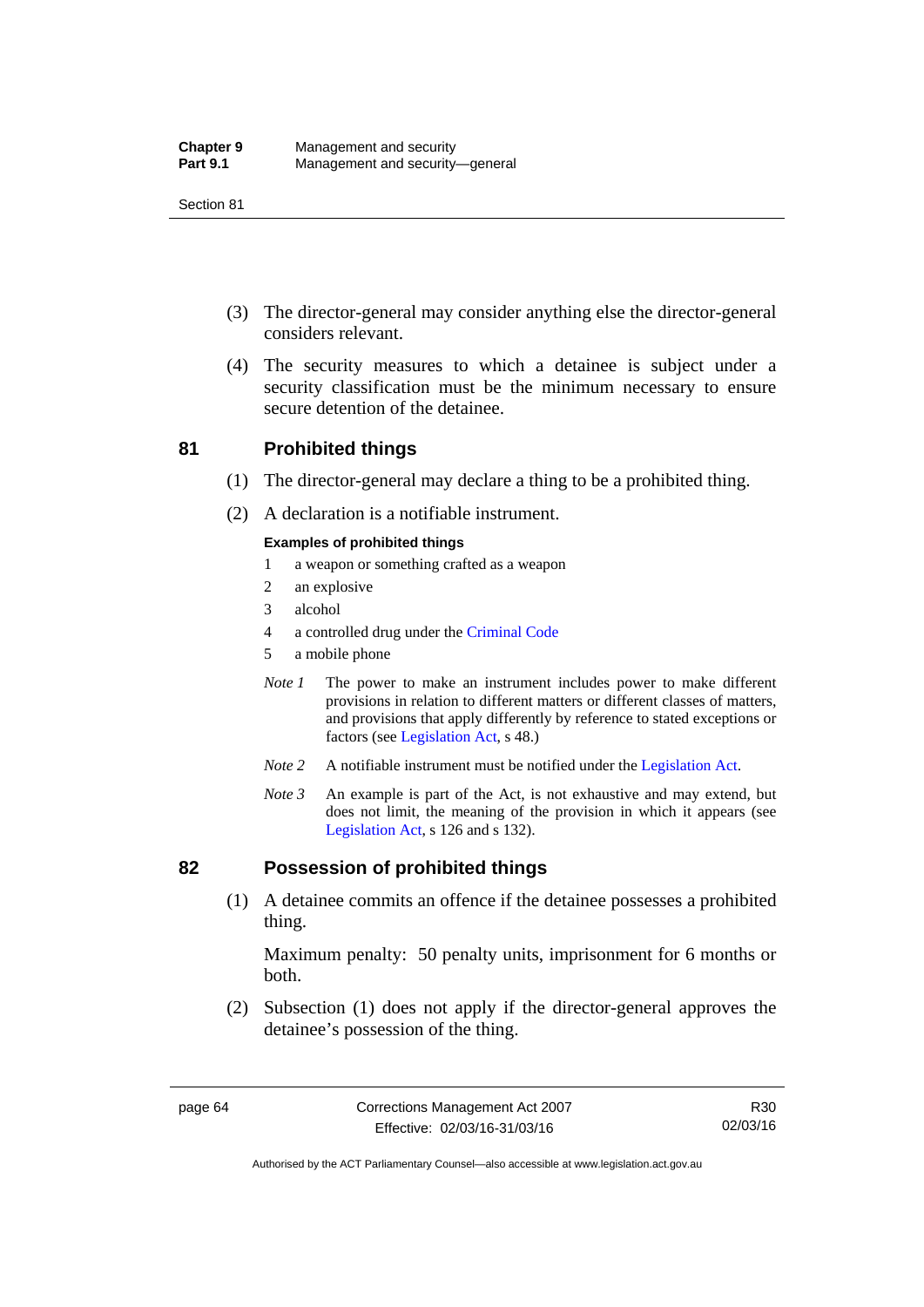(3) The director-general may consider anything else the director-general considers relevant.

(4) The security measures to which a detainee is subject under a security classification must be the minimum necessary to ensure secure detention of the detainee.

## 81 Prohibited things

(1) The director-general may declare a thing to be a prohibited thing.

(2) A declaration is a notifiable instrument.

**Examples of prohibited things**

1 a weapon or something crafted as a weapon

2 an explosive

3 alcohol

4 a controlled drug under the Criminal Code

5 a mobile phone

*Note 1* The power to make an instrument includes power to make different provisions in relation to different matters or different classes of matters, and provisions that apply differently by reference to stated exceptions or factors (see Legislation Act, s 48.)

*Note 2* A notifiable instrument must be notified under the Legislation Act.

*Note 3* An example is part of the Act, is not exhaustive and may extend, but does not limit, the meaning of the provision in which it appears (see Legislation Act, s 126 and s 132).

## 82 Possession of prohibited things

(1) A detainee commits an offence if the detainee possesses a prohibited thing.

Maximum penalty: 50 penalty units, imprisonment for 6 months or both.

(2) Subsection (1) does not apply if the director-general approves the detainee's possession of the thing.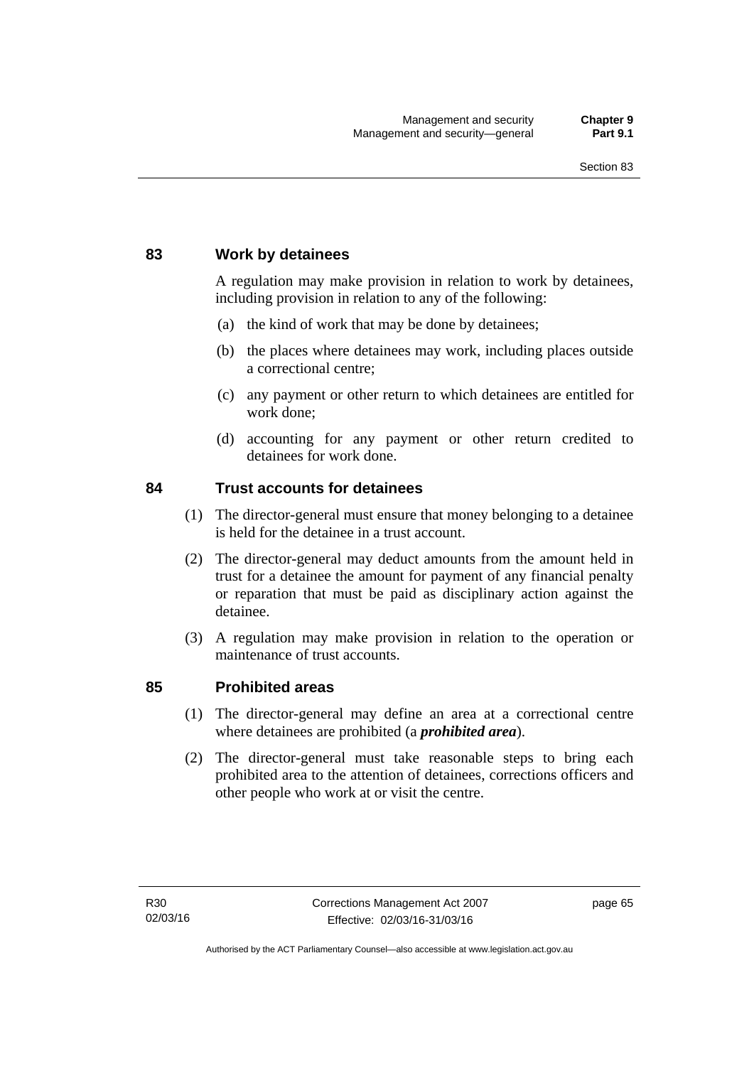## 83 Work by detainees

A regulation may make provision in relation to work by detainees, including provision in relation to any of the following:

(a) the kind of work that may be done by detainees;

(b) the places where detainees may work, including places outside a correctional centre;

(c) any payment or other return to which detainees are entitled for work done;

(d) accounting for any payment or other return credited to detainees for work done.

## 84 Trust accounts for detainees

(1) The director-general must ensure that money belonging to a detainee is held for the detainee in a trust account.

(2) The director-general may deduct amounts from the amount held in trust for a detainee the amount for payment of any financial penalty or reparation that must be paid as disciplinary action against the detainee.

(3) A regulation may make provision in relation to the operation or maintenance of trust accounts.

## 85 Prohibited areas

(1) The director-general may define an area at a correctional centre where detainees are prohibited (a ***prohibited area***).

(2) The director-general must take reasonable steps to bring each prohibited area to the attention of detainees, corrections officers and other people who work at or visit the centre.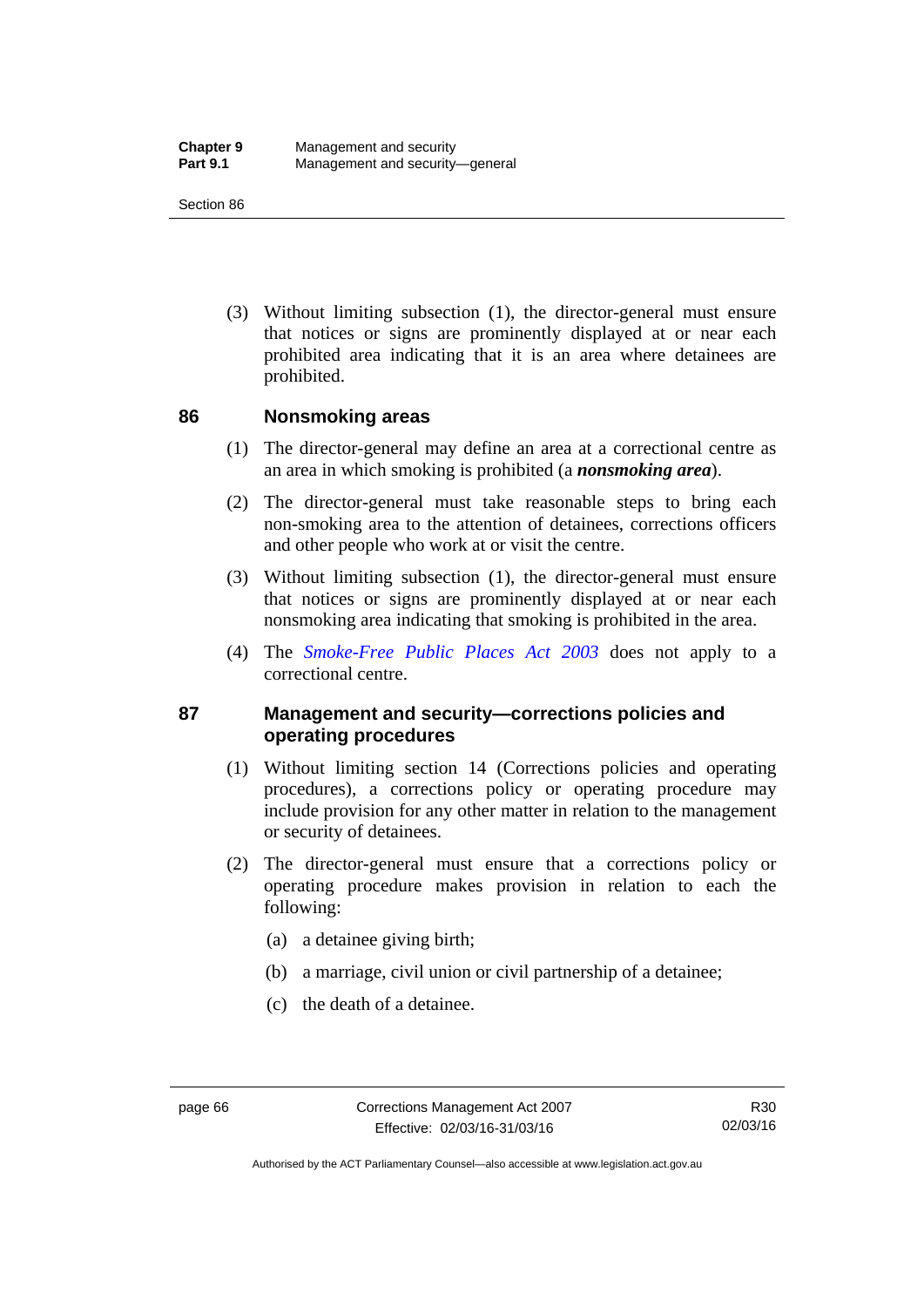(3) Without limiting subsection (1), the director-general must ensure that notices or signs are prominently displayed at or near each prohibited area indicating that it is an area where detainees are prohibited.

## 86 Nonsmoking areas

(1) The director-general may define an area at a correctional centre as an area in which smoking is prohibited (a ***nonsmoking area***).

(2) The director-general must take reasonable steps to bring each non-smoking area to the attention of detainees, corrections officers and other people who work at or visit the centre.

(3) Without limiting subsection (1), the director-general must ensure that notices or signs are prominently displayed at or near each nonsmoking area indicating that smoking is prohibited in the area.

(4) The *Smoke-Free Public Places Act 2003* does not apply to a correctional centre.

## 87 Management and security—corrections policies and operating procedures

(1) Without limiting section 14 (Corrections policies and operating procedures), a corrections policy or operating procedure may include provision for any other matter in relation to the management or security of detainees.

(2) The director-general must ensure that a corrections policy or operating procedure makes provision in relation to each the following:

(a) a detainee giving birth;

(b) a marriage, civil union or civil partnership of a detainee;

(c) the death of a detainee.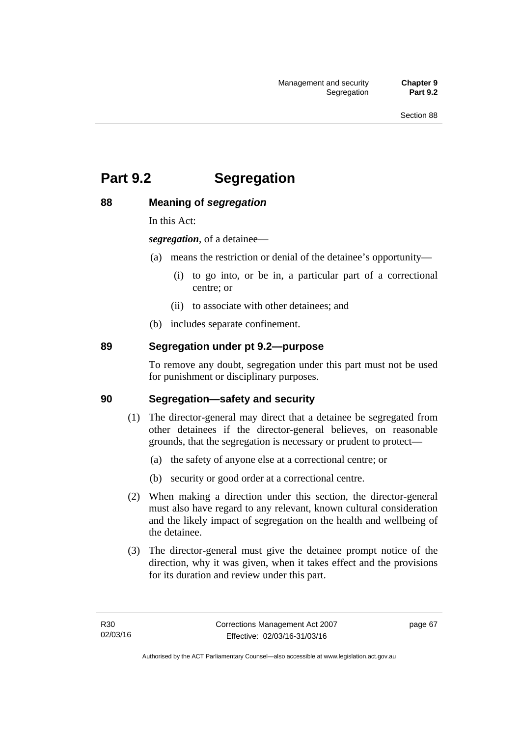# Part 9.2 Segregation

## 88 Meaning of *segregation*

In this Act:

***segregation***, of a detainee—

(a) means the restriction or denial of the detainee's opportunity—

  (i) to go into, or be in, a particular part of a correctional centre; or

  (ii) to associate with other detainees; and

(b) includes separate confinement.

## 89 Segregation under pt 9.2—purpose

To remove any doubt, segregation under this part must not be used for punishment or disciplinary purposes.

## 90 Segregation—safety and security

(1) The director-general may direct that a detainee be segregated from other detainees if the director-general believes, on reasonable grounds, that the segregation is necessary or prudent to protect—

  (a) the safety of anyone else at a correctional centre; or

  (b) security or good order at a correctional centre.

(2) When making a direction under this section, the director-general must also have regard to any relevant, known cultural consideration and the likely impact of segregation on the health and wellbeing of the detainee.

(3) The director-general must give the detainee prompt notice of the direction, why it was given, when it takes effect and the provisions for its duration and review under this part.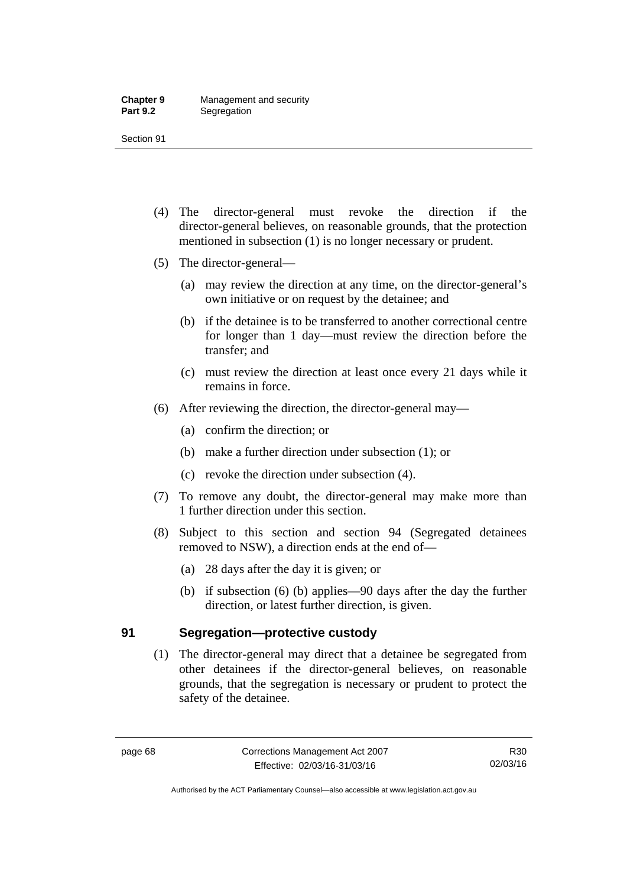(4) The director-general must revoke the direction if the director-general believes, on reasonable grounds, that the protection mentioned in subsection (1) is no longer necessary or prudent.

(5) The director-general—

(a) may review the direction at any time, on the director-general's own initiative or on request by the detainee; and

(b) if the detainee is to be transferred to another correctional centre for longer than 1 day—must review the direction before the transfer; and

(c) must review the direction at least once every 21 days while it remains in force.

(6) After reviewing the direction, the director-general may—

(a) confirm the direction; or

(b) make a further direction under subsection (1); or

(c) revoke the direction under subsection (4).

(7) To remove any doubt, the director-general may make more than 1 further direction under this section.

(8) Subject to this section and section 94 (Segregated detainees removed to NSW), a direction ends at the end of—

(a) 28 days after the day it is given; or

(b) if subsection (6) (b) applies—90 days after the day the further direction, or latest further direction, is given.

## 91 Segregation—protective custody

(1) The director-general may direct that a detainee be segregated from other detainees if the director-general believes, on reasonable grounds, that the segregation is necessary or prudent to protect the safety of the detainee.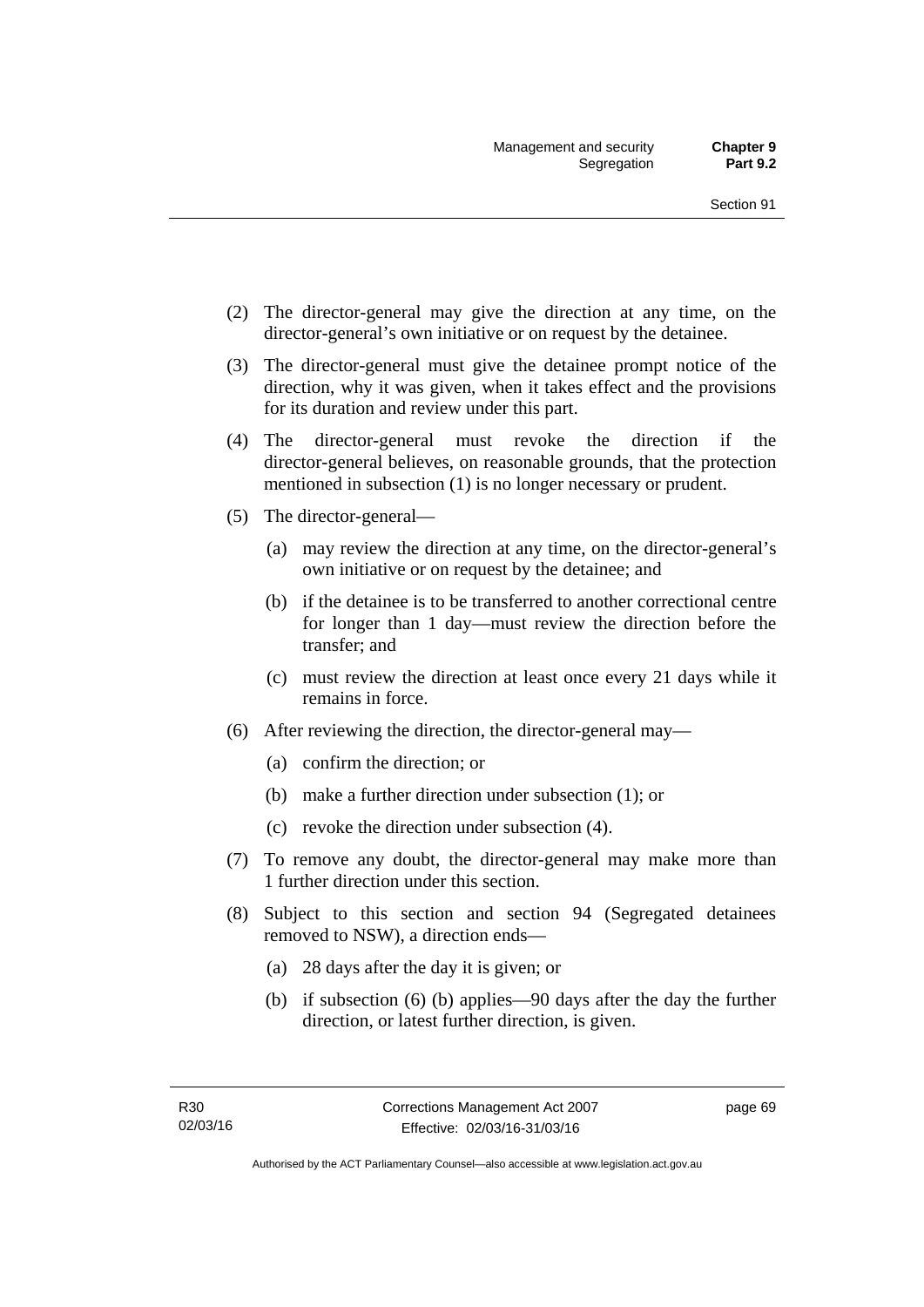(2) The director-general may give the direction at any time, on the director-general's own initiative or on request by the detainee.

(3) The director-general must give the detainee prompt notice of the direction, why it was given, when it takes effect and the provisions for its duration and review under this part.

(4) The director-general must revoke the direction if the director-general believes, on reasonable grounds, that the protection mentioned in subsection (1) is no longer necessary or prudent.

(5) The director-general—

(a) may review the direction at any time, on the director-general's own initiative or on request by the detainee; and

(b) if the detainee is to be transferred to another correctional centre for longer than 1 day—must review the direction before the transfer; and

(c) must review the direction at least once every 21 days while it remains in force.

(6) After reviewing the direction, the director-general may—

(a) confirm the direction; or

(b) make a further direction under subsection (1); or

(c) revoke the direction under subsection (4).

(7) To remove any doubt, the director-general may make more than 1 further direction under this section.

(8) Subject to this section and section 94 (Segregated detainees removed to NSW), a direction ends—

(a) 28 days after the day it is given; or

(b) if subsection (6) (b) applies—90 days after the day the further direction, or latest further direction, is given.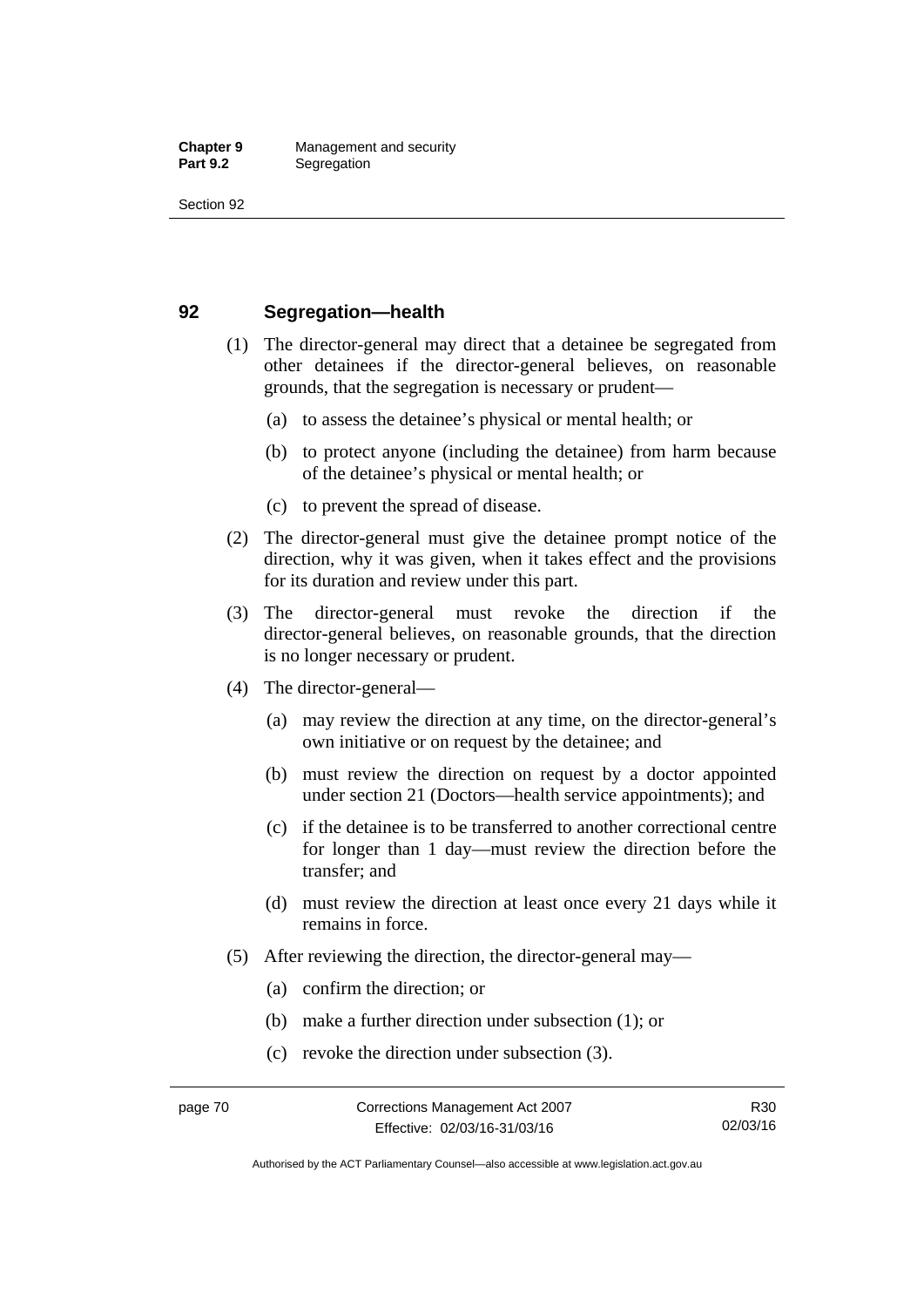## 92 Segregation—health

(1) The director-general may direct that a detainee be segregated from other detainees if the director-general believes, on reasonable grounds, that the segregation is necessary or prudent—

(a) to assess the detainee's physical or mental health; or

(b) to protect anyone (including the detainee) from harm because of the detainee's physical or mental health; or

(c) to prevent the spread of disease.

(2) The director-general must give the detainee prompt notice of the direction, why it was given, when it takes effect and the provisions for its duration and review under this part.

(3) The director-general must revoke the direction if the director-general believes, on reasonable grounds, that the direction is no longer necessary or prudent.

(4) The director-general—

(a) may review the direction at any time, on the director-general's own initiative or on request by the detainee; and

(b) must review the direction on request by a doctor appointed under section 21 (Doctors—health service appointments); and

(c) if the detainee is to be transferred to another correctional centre for longer than 1 day—must review the direction before the transfer; and

(d) must review the direction at least once every 21 days while it remains in force.

(5) After reviewing the direction, the director-general may—

(a) confirm the direction; or

(b) make a further direction under subsection (1); or

(c) revoke the direction under subsection (3).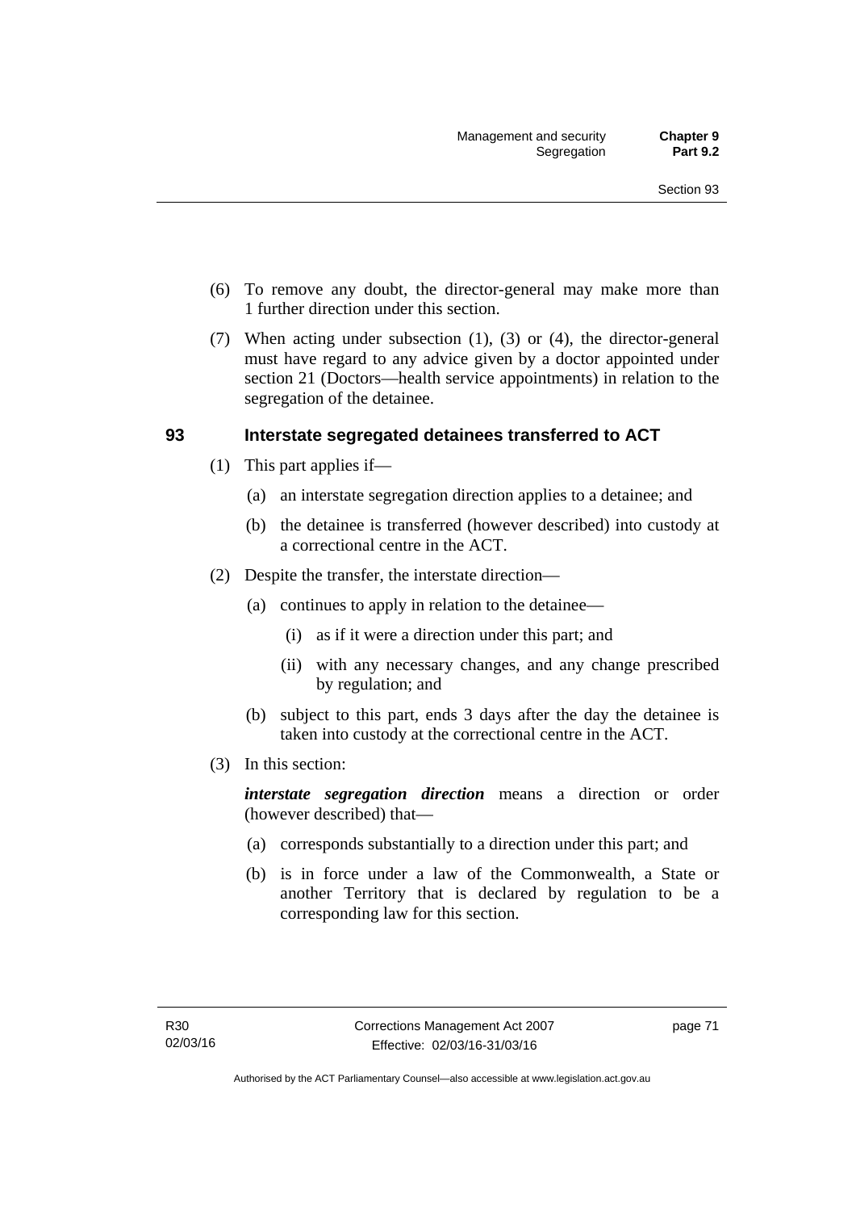(6) To remove any doubt, the director-general may make more than 1 further direction under this section.

(7) When acting under subsection (1), (3) or (4), the director-general must have regard to any advice given by a doctor appointed under section 21 (Doctors—health service appointments) in relation to the segregation of the detainee.

### 93 Interstate segregated detainees transferred to ACT

(1) This part applies if—

(a) an interstate segregation direction applies to a detainee; and

(b) the detainee is transferred (however described) into custody at a correctional centre in the ACT.

(2) Despite the transfer, the interstate direction—

(a) continues to apply in relation to the detainee—

(i) as if it were a direction under this part; and

(ii) with any necessary changes, and any change prescribed by regulation; and

(b) subject to this part, ends 3 days after the day the detainee is taken into custody at the correctional centre in the ACT.

(3) In this section:

***interstate segregation direction*** means a direction or order (however described) that—

(a) corresponds substantially to a direction under this part; and

(b) is in force under a law of the Commonwealth, a State or another Territory that is declared by regulation to be a corresponding law for this section.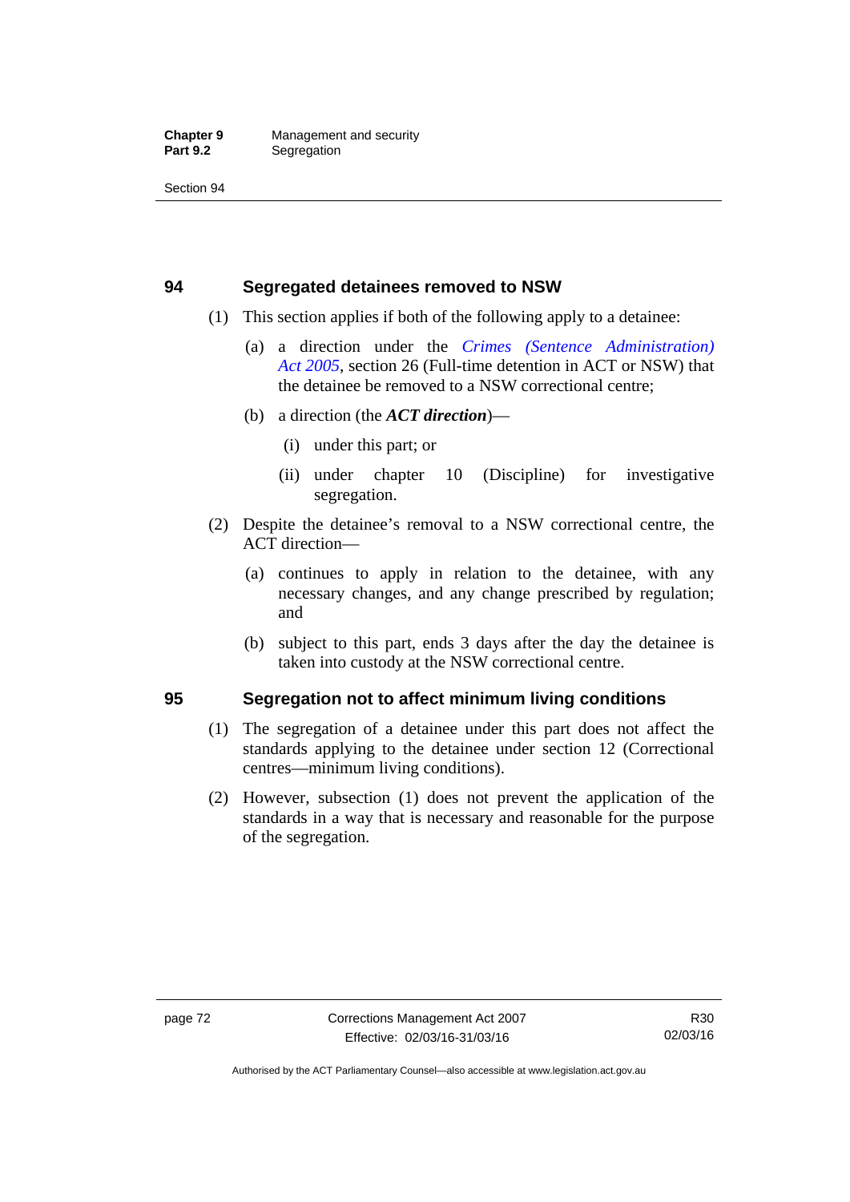## 94 Segregated detainees removed to NSW

(1) This section applies if both of the following apply to a detainee:

(a) a direction under the *Crimes (Sentence Administration) Act 2005*, section 26 (Full-time detention in ACT or NSW) that the detainee be removed to a NSW correctional centre;

(b) a direction (the ***ACT direction***)—

(i) under this part; or

(ii) under chapter 10 (Discipline) for investigative segregation.

(2) Despite the detainee's removal to a NSW correctional centre, the ACT direction—

(a) continues to apply in relation to the detainee, with any necessary changes, and any change prescribed by regulation; and

(b) subject to this part, ends 3 days after the day the detainee is taken into custody at the NSW correctional centre.

## 95 Segregation not to affect minimum living conditions

(1) The segregation of a detainee under this part does not affect the standards applying to the detainee under section 12 (Correctional centres—minimum living conditions).

(2) However, subsection (1) does not prevent the application of the standards in a way that is necessary and reasonable for the purpose of the segregation.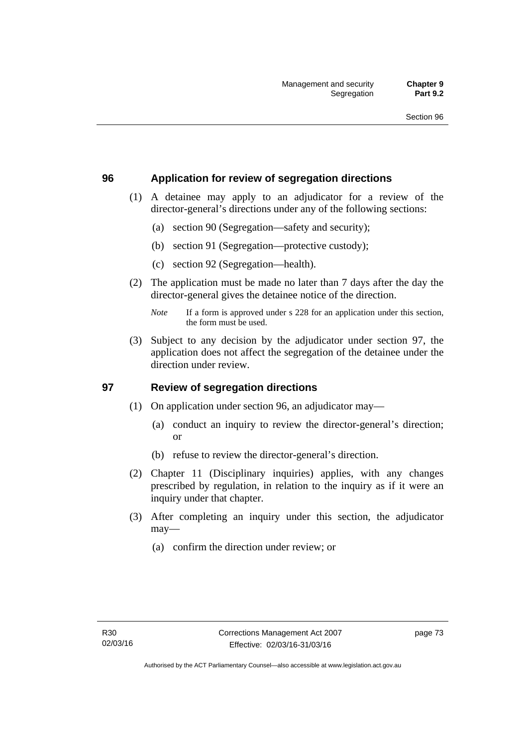## 96 Application for review of segregation directions

(1) A detainee may apply to an adjudicator for a review of the director-general's directions under any of the following sections:

(a) section 90 (Segregation—safety and security);

(b) section 91 (Segregation—protective custody);

(c) section 92 (Segregation—health).

(2) The application must be made no later than 7 days after the day the director-general gives the detainee notice of the direction.

*Note* If a form is approved under s 228 for an application under this section, the form must be used.

(3) Subject to any decision by the adjudicator under section 97, the application does not affect the segregation of the detainee under the direction under review.

## 97 Review of segregation directions

(1) On application under section 96, an adjudicator may—

(a) conduct an inquiry to review the director-general's direction; or

(b) refuse to review the director-general's direction.

(2) Chapter 11 (Disciplinary inquiries) applies, with any changes prescribed by regulation, in relation to the inquiry as if it were an inquiry under that chapter.

(3) After completing an inquiry under this section, the adjudicator may—

(a) confirm the direction under review; or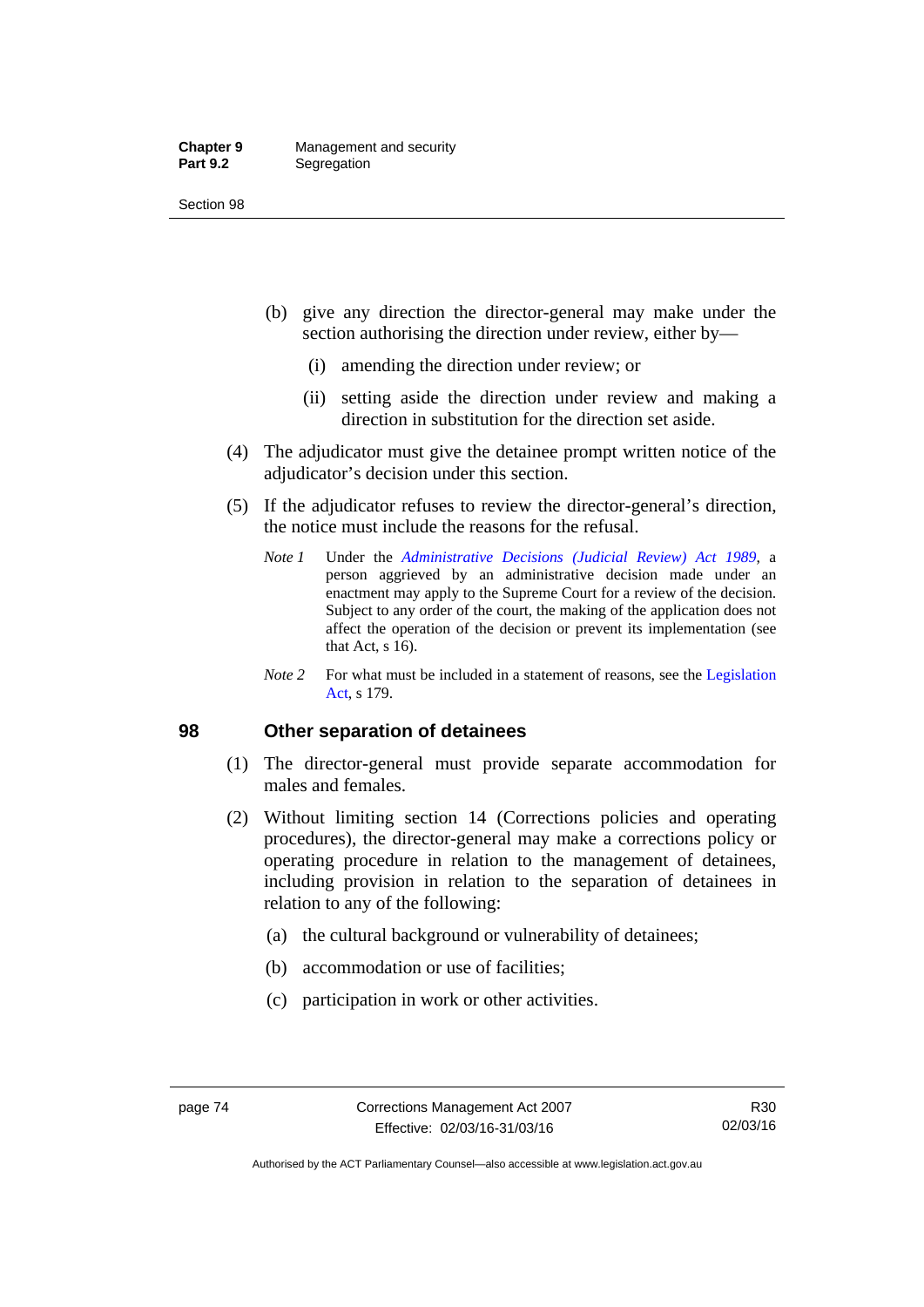(b) give any direction the director-general may make under the section authorising the direction under review, either by—

  (i) amending the direction under review; or

  (ii) setting aside the direction under review and making a direction in substitution for the direction set aside.

(4) The adjudicator must give the detainee prompt written notice of the adjudicator's decision under this section.

(5) If the adjudicator refuses to review the director-general's direction, the notice must include the reasons for the refusal.

*Note 1* Under the *Administrative Decisions (Judicial Review) Act 1989*, a person aggrieved by an administrative decision made under an enactment may apply to the Supreme Court for a review of the decision. Subject to any order of the court, the making of the application does not affect the operation of the decision or prevent its implementation (see that Act, s 16).

*Note 2* For what must be included in a statement of reasons, see the Legislation Act, s 179.

## 98 Other separation of detainees

(1) The director-general must provide separate accommodation for males and females.

(2) Without limiting section 14 (Corrections policies and operating procedures), the director-general may make a corrections policy or operating procedure in relation to the management of detainees, including provision in relation to the separation of detainees in relation to any of the following:

  (a) the cultural background or vulnerability of detainees;

  (b) accommodation or use of facilities;

  (c) participation in work or other activities.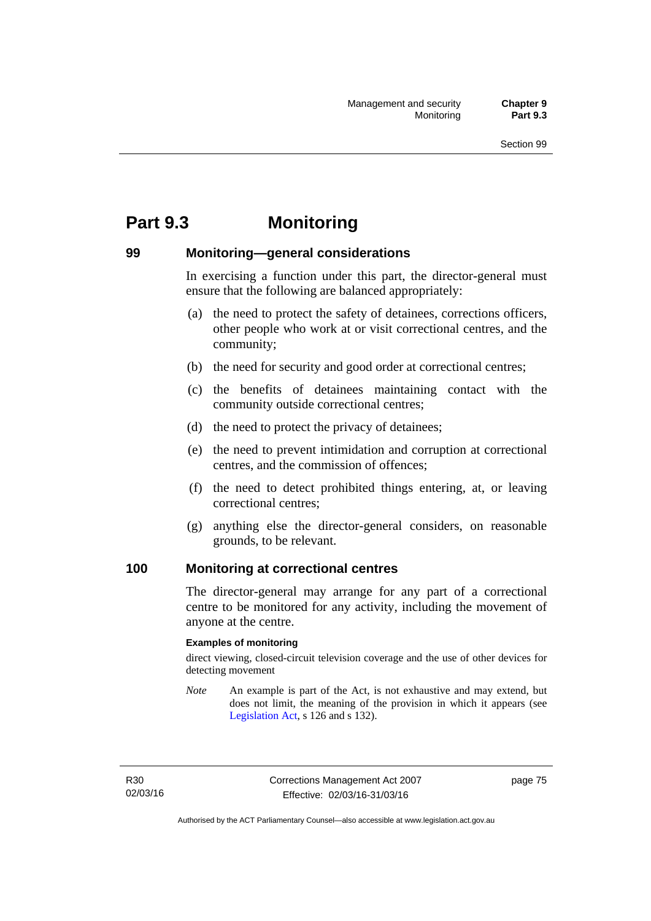# Part 9.3 Monitoring

## 99 Monitoring—general considerations

In exercising a function under this part, the director-general must ensure that the following are balanced appropriately:

(a) the need to protect the safety of detainees, corrections officers, other people who work at or visit correctional centres, and the community;

(b) the need for security and good order at correctional centres;

(c) the benefits of detainees maintaining contact with the community outside correctional centres;

(d) the need to protect the privacy of detainees;

(e) the need to prevent intimidation and corruption at correctional centres, and the commission of offences;

(f) the need to detect prohibited things entering, at, or leaving correctional centres;

(g) anything else the director-general considers, on reasonable grounds, to be relevant.

## 100 Monitoring at correctional centres

The director-general may arrange for any part of a correctional centre to be monitored for any activity, including the movement of anyone at the centre.

**Examples of monitoring**

direct viewing, closed-circuit television coverage and the use of other devices for detecting movement

*Note* An example is part of the Act, is not exhaustive and may extend, but does not limit, the meaning of the provision in which it appears (see Legislation Act, s 126 and s 132).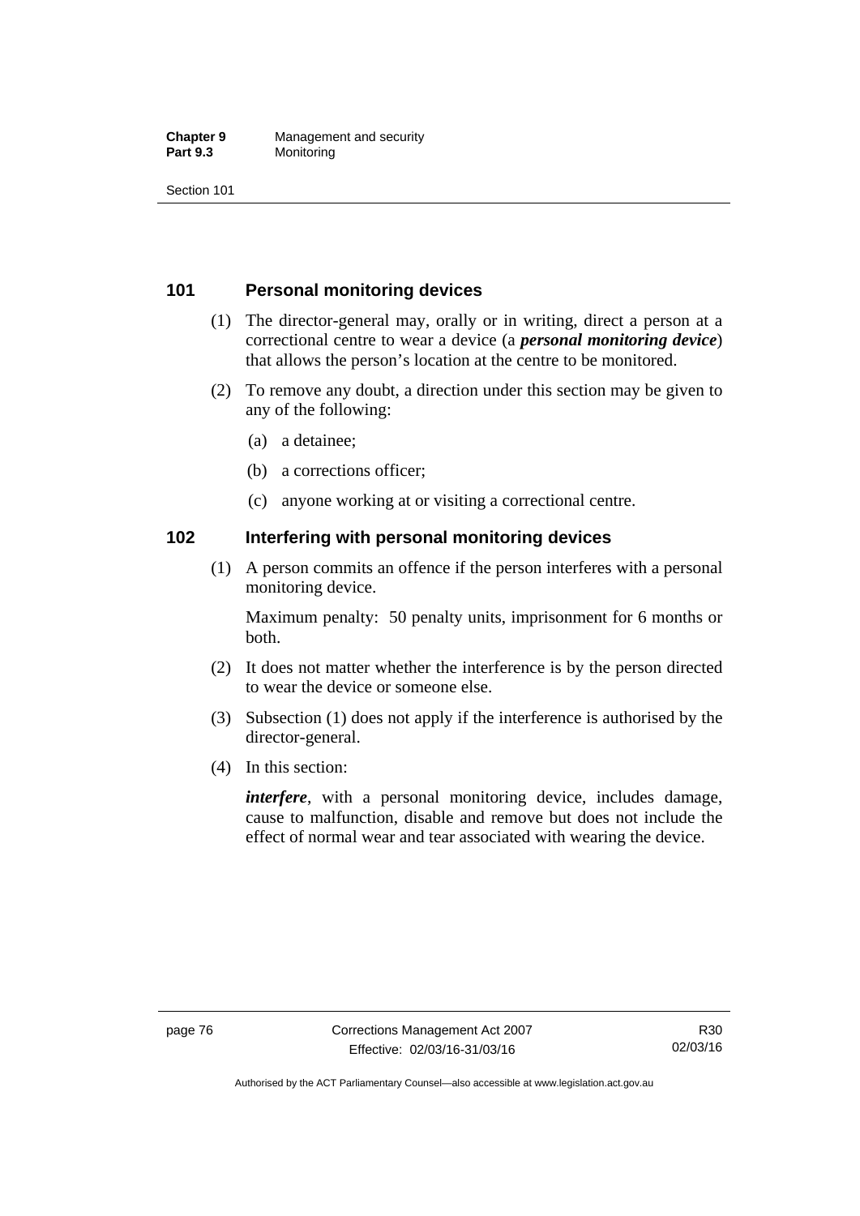## 101 Personal monitoring devices

(1) The director-general may, orally or in writing, direct a person at a correctional centre to wear a device (a ***personal monitoring device***) that allows the person's location at the centre to be monitored.

(2) To remove any doubt, a direction under this section may be given to any of the following:

(a) a detainee;

(b) a corrections officer;

(c) anyone working at or visiting a correctional centre.

## 102 Interfering with personal monitoring devices

(1) A person commits an offence if the person interferes with a personal monitoring device.

Maximum penalty: 50 penalty units, imprisonment for 6 months or both.

(2) It does not matter whether the interference is by the person directed to wear the device or someone else.

(3) Subsection (1) does not apply if the interference is authorised by the director-general.

(4) In this section:

***interfere***, with a personal monitoring device, includes damage, cause to malfunction, disable and remove but does not include the effect of normal wear and tear associated with wearing the device.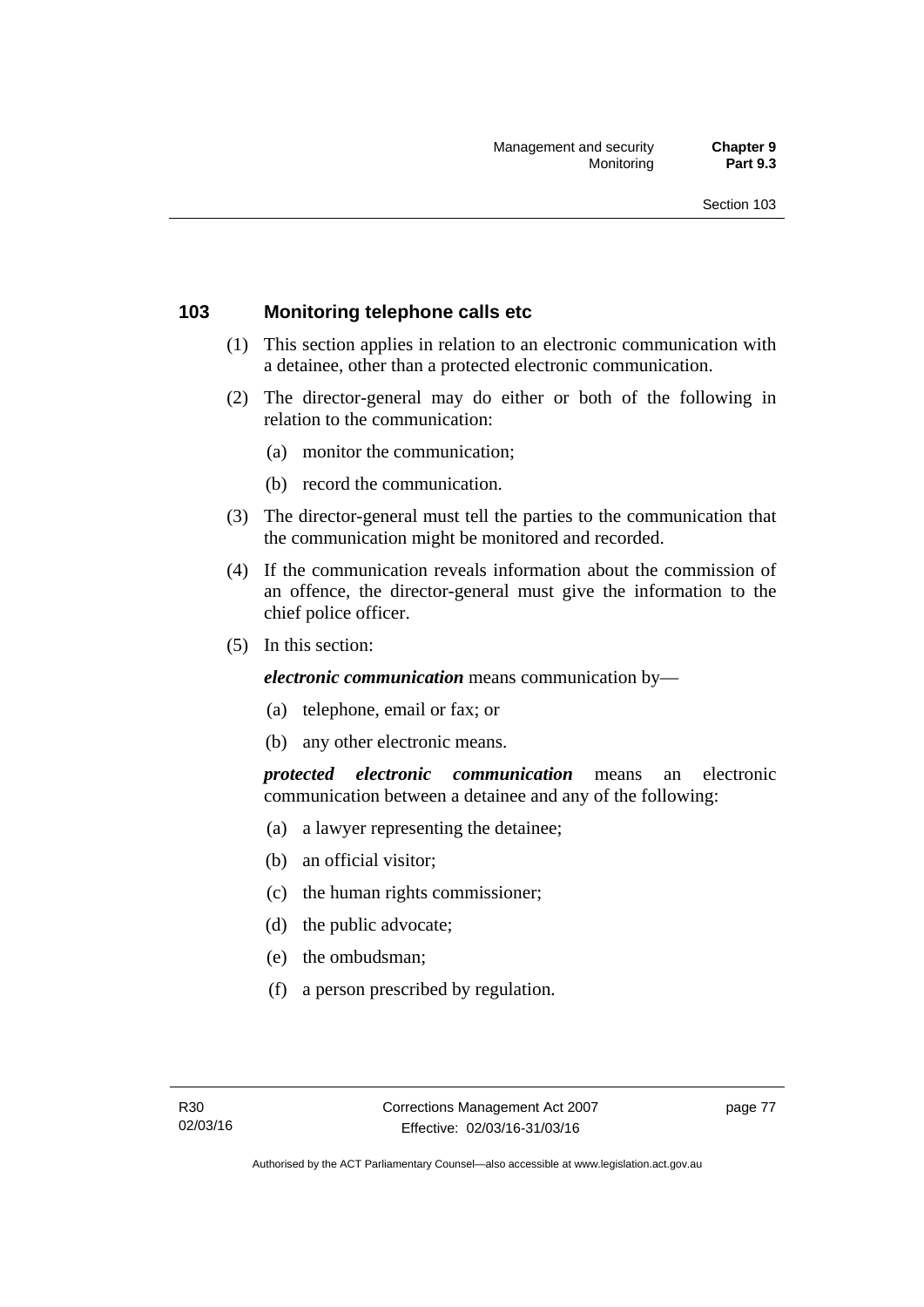## 103 Monitoring telephone calls etc

(1) This section applies in relation to an electronic communication with a detainee, other than a protected electronic communication.

(2) The director-general may do either or both of the following in relation to the communication:

- (a) monitor the communication;
- (b) record the communication.

(3) The director-general must tell the parties to the communication that the communication might be monitored and recorded.

(4) If the communication reveals information about the commission of an offence, the director-general must give the information to the chief police officer.

(5) In this section:

***electronic communication*** means communication by—

- (a) telephone, email or fax; or
- (b) any other electronic means.

***protected electronic communication*** means an electronic communication between a detainee and any of the following:

- (a) a lawyer representing the detainee;
- (b) an official visitor;
- (c) the human rights commissioner;
- (d) the public advocate;
- (e) the ombudsman;
- (f) a person prescribed by regulation.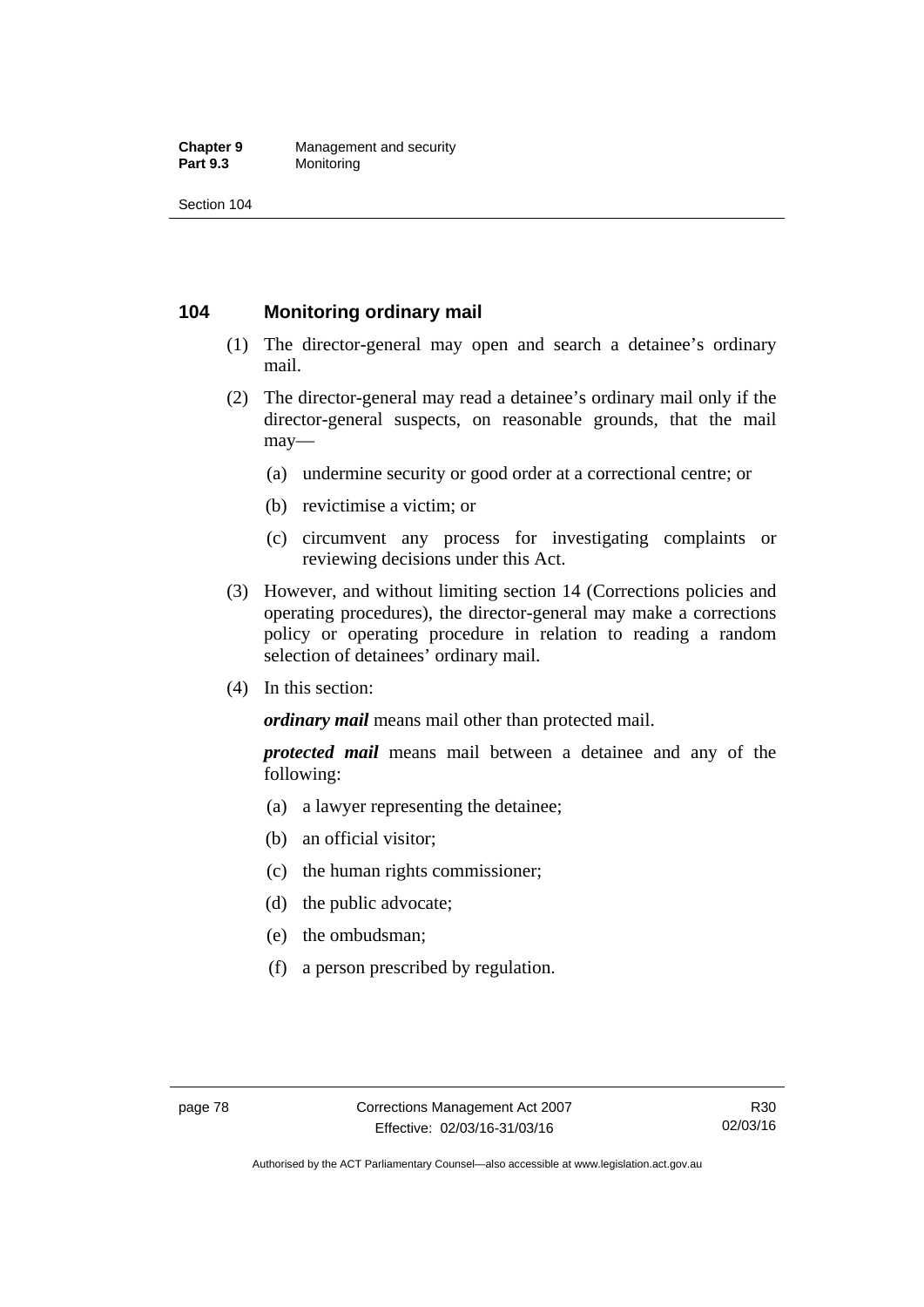## 104 Monitoring ordinary mail

(1) The director-general may open and search a detainee's ordinary mail.

(2) The director-general may read a detainee's ordinary mail only if the director-general suspects, on reasonable grounds, that the mail may—

- (a) undermine security or good order at a correctional centre; or
- (b) revictimise a victim; or
- (c) circumvent any process for investigating complaints or reviewing decisions under this Act.

(3) However, and without limiting section 14 (Corrections policies and operating procedures), the director-general may make a corrections policy or operating procedure in relation to reading a random selection of detainees' ordinary mail.

(4) In this section:

***ordinary mail*** means mail other than protected mail.

***protected mail*** means mail between a detainee and any of the following:

- (a) a lawyer representing the detainee;
- (b) an official visitor;
- (c) the human rights commissioner;
- (d) the public advocate;
- (e) the ombudsman;
- (f) a person prescribed by regulation.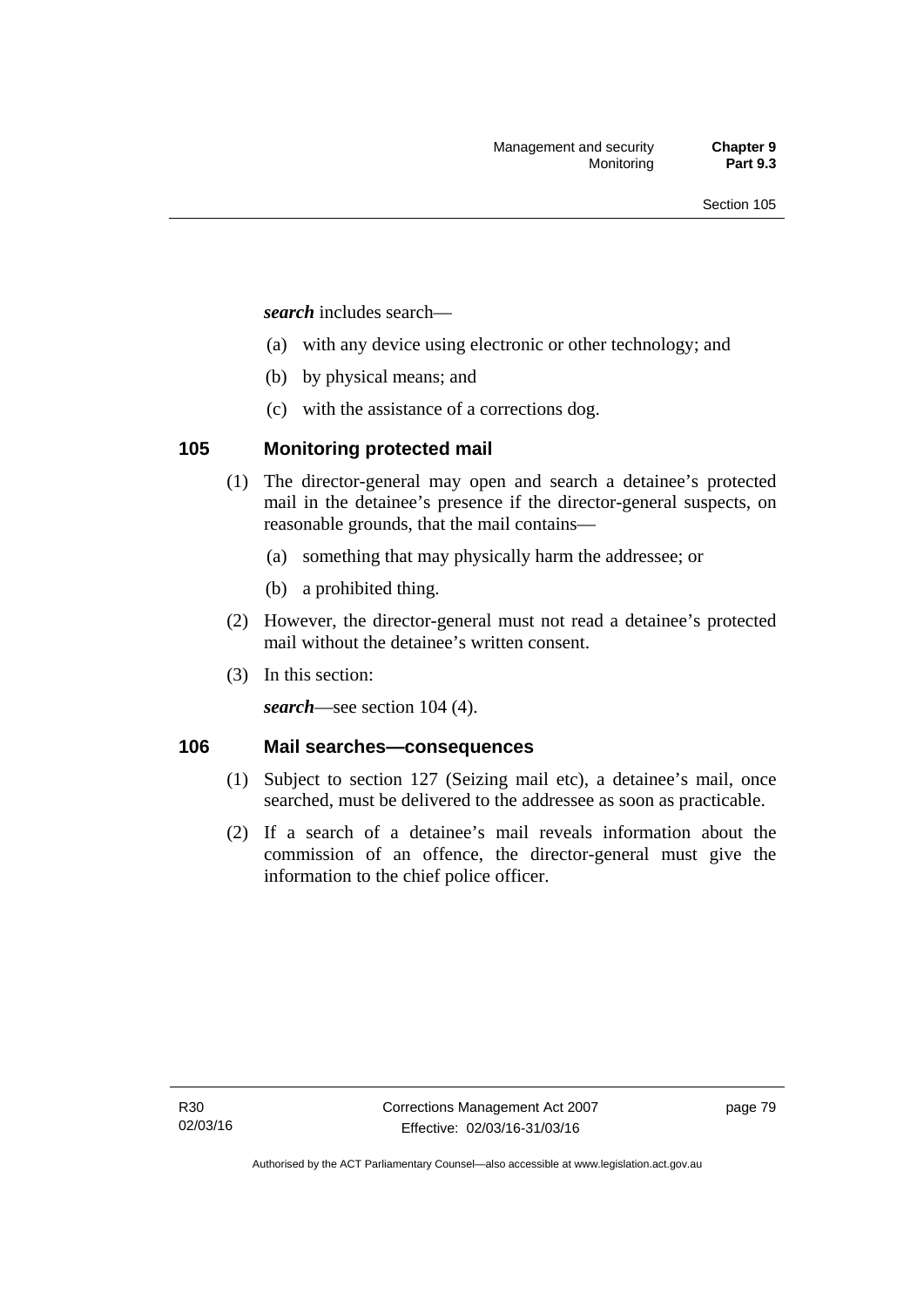***search*** includes search—

(a) with any device using electronic or other technology; and

(b) by physical means; and

(c) with the assistance of a corrections dog.

## 105 Monitoring protected mail

(1) The director-general may open and search a detainee's protected mail in the detainee's presence if the director-general suspects, on reasonable grounds, that the mail contains—

(a) something that may physically harm the addressee; or

(b) a prohibited thing.

(2) However, the director-general must not read a detainee's protected mail without the detainee's written consent.

(3) In this section:

***search***—see section 104 (4).

## 106 Mail searches—consequences

(1) Subject to section 127 (Seizing mail etc), a detainee's mail, once searched, must be delivered to the addressee as soon as practicable.

(2) If a search of a detainee's mail reveals information about the commission of an offence, the director-general must give the information to the chief police officer.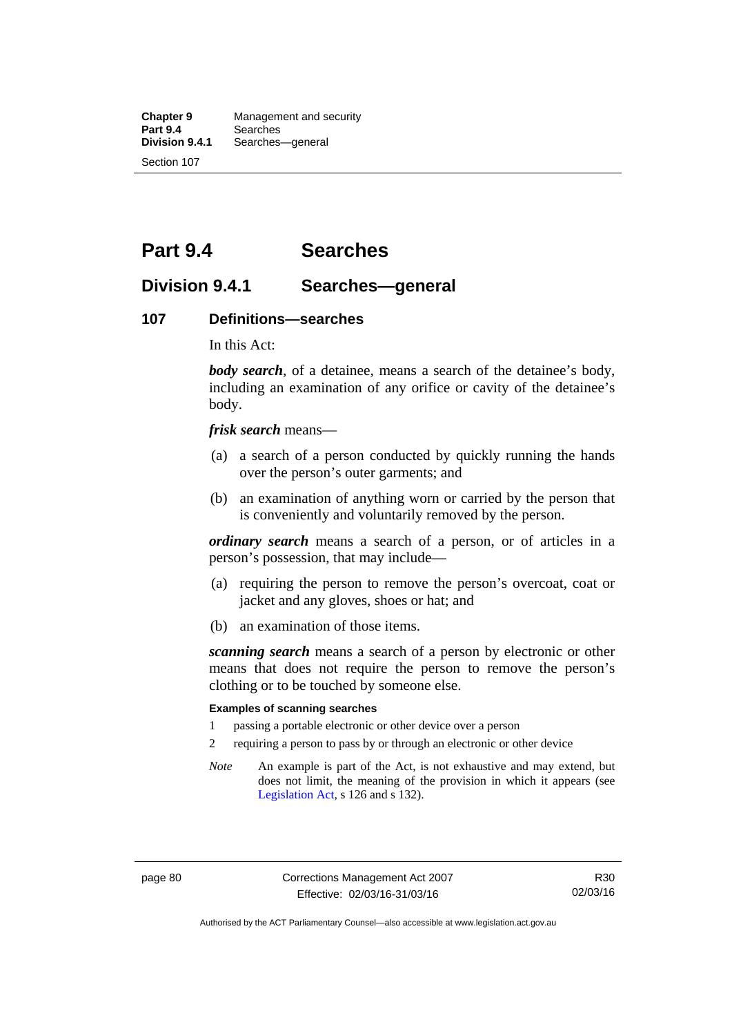# Part 9.4 Searches

## Division 9.4.1 Searches—general

### 107 Definitions—searches

In this Act:

***body search***, of a detainee, means a search of the detainee's body, including an examination of any orifice or cavity of the detainee's body.

***frisk search*** means—

(a) a search of a person conducted by quickly running the hands over the person's outer garments; and

(b) an examination of anything worn or carried by the person that is conveniently and voluntarily removed by the person.

***ordinary search*** means a search of a person, or of articles in a person's possession, that may include—

(a) requiring the person to remove the person's overcoat, coat or jacket and any gloves, shoes or hat; and

(b) an examination of those items.

***scanning search*** means a search of a person by electronic or other means that does not require the person to remove the person's clothing or to be touched by someone else.

**Examples of scanning searches**

1 passing a portable electronic or other device over a person

2 requiring a person to pass by or through an electronic or other device

*Note* An example is part of the Act, is not exhaustive and may extend, but does not limit, the meaning of the provision in which it appears (see Legislation Act, s 126 and s 132).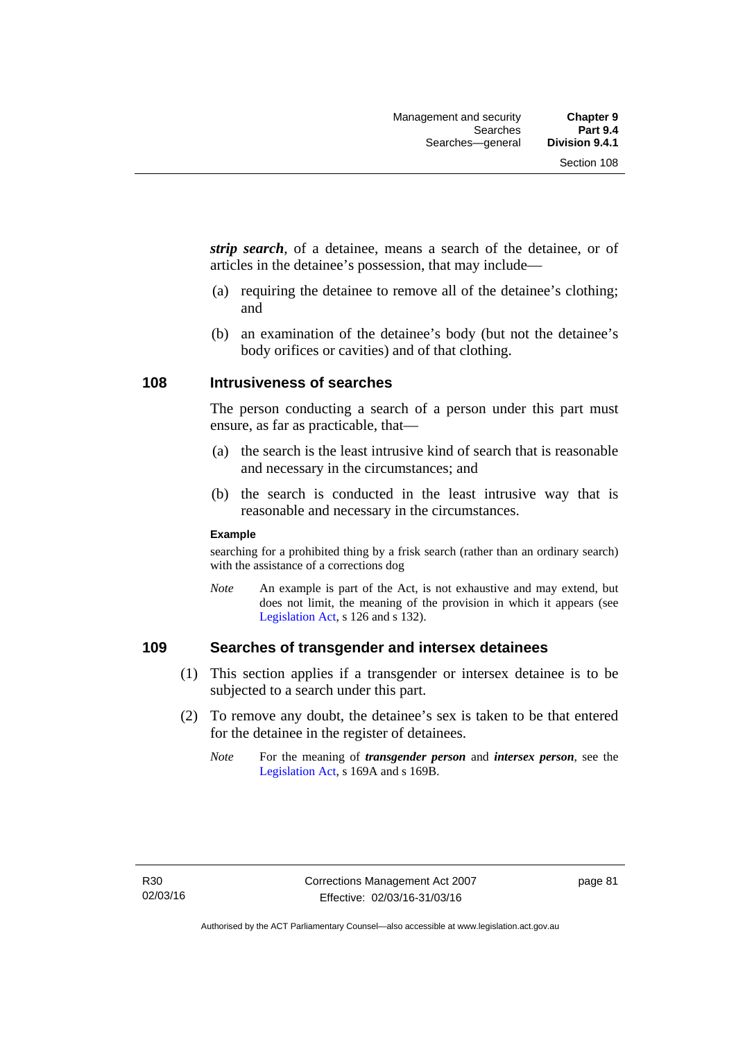***strip search***, of a detainee, means a search of the detainee, or of articles in the detainee's possession, that may include—

(a) requiring the detainee to remove all of the detainee's clothing; and

(b) an examination of the detainee's body (but not the detainee's body orifices or cavities) and of that clothing.

## 108 Intrusiveness of searches

The person conducting a search of a person under this part must ensure, as far as practicable, that—

(a) the search is the least intrusive kind of search that is reasonable and necessary in the circumstances; and

(b) the search is conducted in the least intrusive way that is reasonable and necessary in the circumstances.

**Example**

searching for a prohibited thing by a frisk search (rather than an ordinary search) with the assistance of a corrections dog

*Note* An example is part of the Act, is not exhaustive and may extend, but does not limit, the meaning of the provision in which it appears (see Legislation Act, s 126 and s 132).

## 109 Searches of transgender and intersex detainees

(1) This section applies if a transgender or intersex detainee is to be subjected to a search under this part.

(2) To remove any doubt, the detainee's sex is taken to be that entered for the detainee in the register of detainees.

*Note* For the meaning of ***transgender person*** and ***intersex person***, see the Legislation Act, s 169A and s 169B.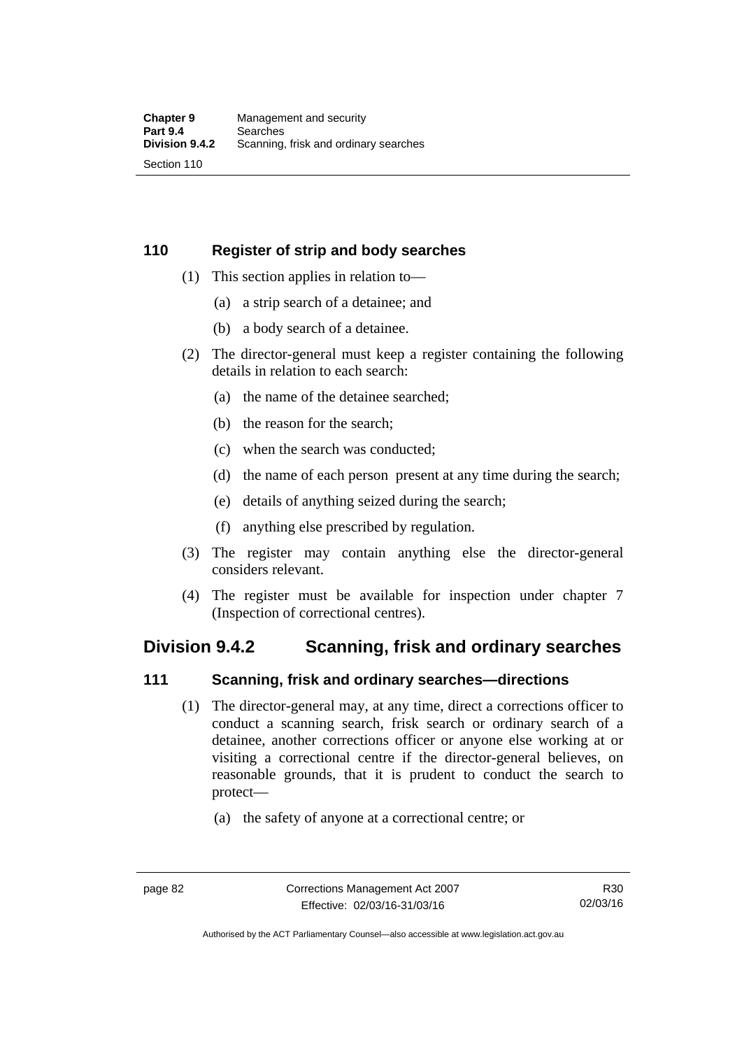### 110 Register of strip and body searches

(1) This section applies in relation to—

(a) a strip search of a detainee; and

(b) a body search of a detainee.

(2) The director-general must keep a register containing the following details in relation to each search:

(a) the name of the detainee searched;

(b) the reason for the search;

(c) when the search was conducted;

(d) the name of each person present at any time during the search;

(e) details of anything seized during the search;

(f) anything else prescribed by regulation.

(3) The register may contain anything else the director-general considers relevant.

(4) The register must be available for inspection under chapter 7 (Inspection of correctional centres).

## Division 9.4.2 Scanning, frisk and ordinary searches

### 111 Scanning, frisk and ordinary searches—directions

(1) The director-general may, at any time, direct a corrections officer to conduct a scanning search, frisk search or ordinary search of a detainee, another corrections officer or anyone else working at or visiting a correctional centre if the director-general believes, on reasonable grounds, that it is prudent to conduct the search to protect—

(a) the safety of anyone at a correctional centre; or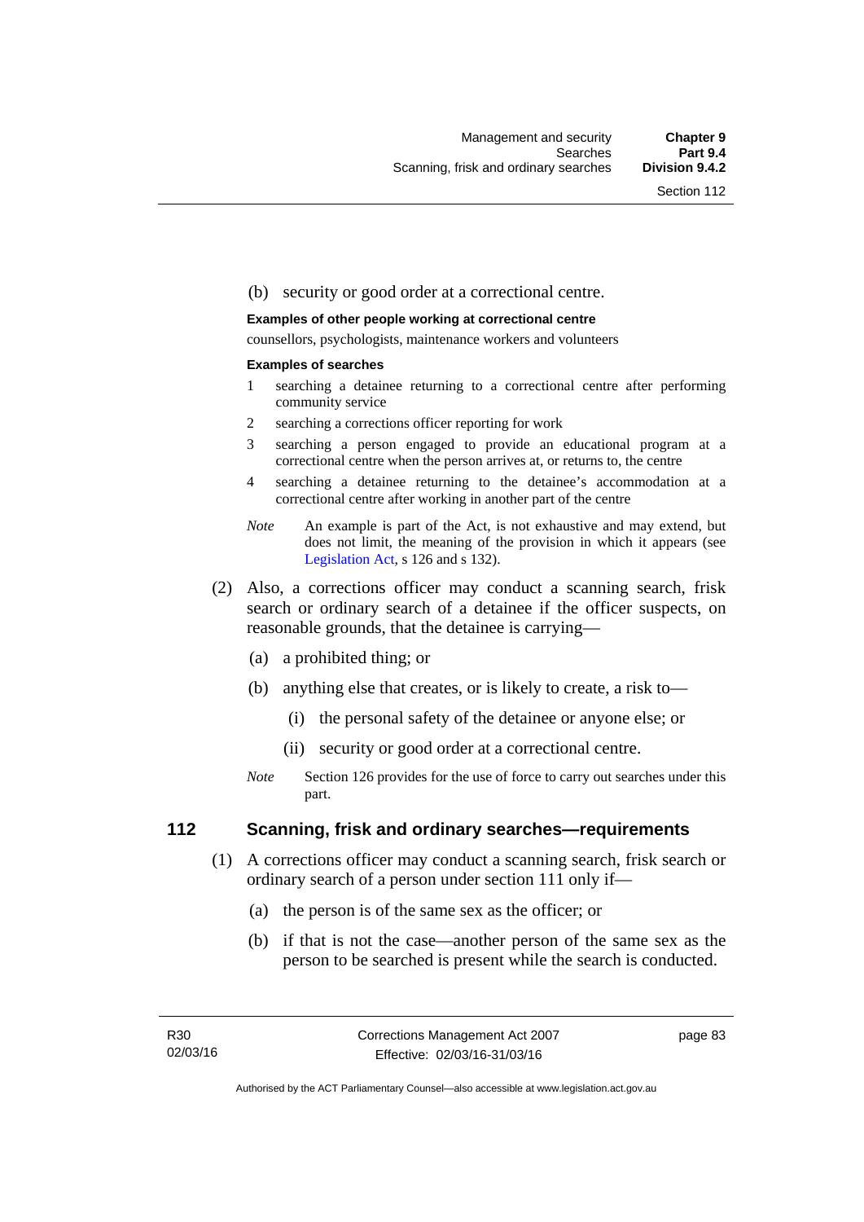(b) security or good order at a correctional centre.

**Examples of other people working at correctional centre**

counsellors, psychologists, maintenance workers and volunteers

**Examples of searches**

1 searching a detainee returning to a correctional centre after performing community service

2 searching a corrections officer reporting for work

3 searching a person engaged to provide an educational program at a correctional centre when the person arrives at, or returns to, the centre

4 searching a detainee returning to the detainee's accommodation at a correctional centre after working in another part of the centre

*Note* An example is part of the Act, is not exhaustive and may extend, but does not limit, the meaning of the provision in which it appears (see Legislation Act, s 126 and s 132).

(2) Also, a corrections officer may conduct a scanning search, frisk search or ordinary search of a detainee if the officer suspects, on reasonable grounds, that the detainee is carrying—

(a) a prohibited thing; or

(b) anything else that creates, or is likely to create, a risk to—

(i) the personal safety of the detainee or anyone else; or

(ii) security or good order at a correctional centre.

*Note* Section 126 provides for the use of force to carry out searches under this part.

## 112 Scanning, frisk and ordinary searches—requirements

(1) A corrections officer may conduct a scanning search, frisk search or ordinary search of a person under section 111 only if—

(a) the person is of the same sex as the officer; or

(b) if that is not the case—another person of the same sex as the person to be searched is present while the search is conducted.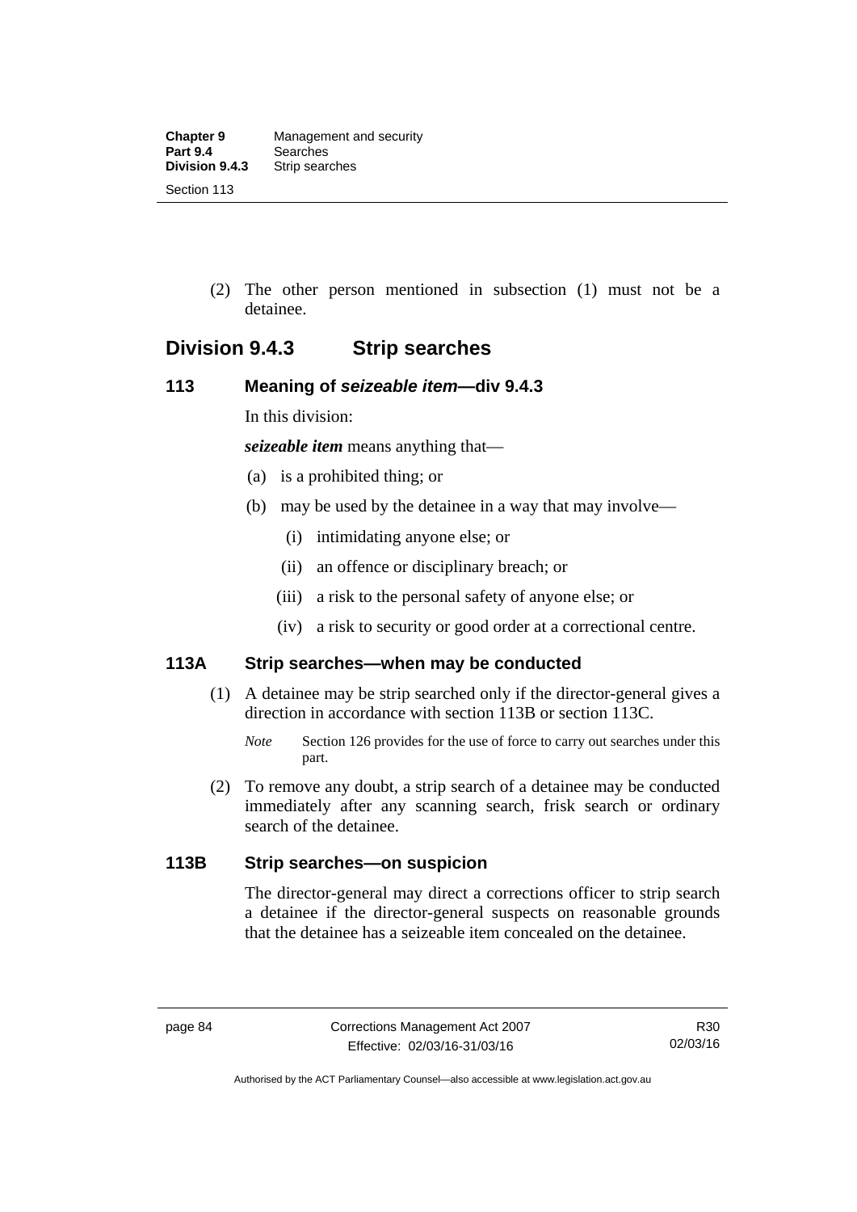(2) The other person mentioned in subsection (1) must not be a detainee.

## Division 9.4.3 Strip searches

### 113 Meaning of *seizeable item*—div 9.4.3

In this division:

***seizeable item*** means anything that—

(a) is a prohibited thing; or

(b) may be used by the detainee in a way that may involve—

(i) intimidating anyone else; or

(ii) an offence or disciplinary breach; or

(iii) a risk to the personal safety of anyone else; or

(iv) a risk to security or good order at a correctional centre.

### 113A Strip searches—when may be conducted

(1) A detainee may be strip searched only if the director-general gives a direction in accordance with section 113B or section 113C.

*Note* Section 126 provides for the use of force to carry out searches under this part.

(2) To remove any doubt, a strip search of a detainee may be conducted immediately after any scanning search, frisk search or ordinary search of the detainee.

### 113B Strip searches—on suspicion

The director-general may direct a corrections officer to strip search a detainee if the director-general suspects on reasonable grounds that the detainee has a seizeable item concealed on the detainee.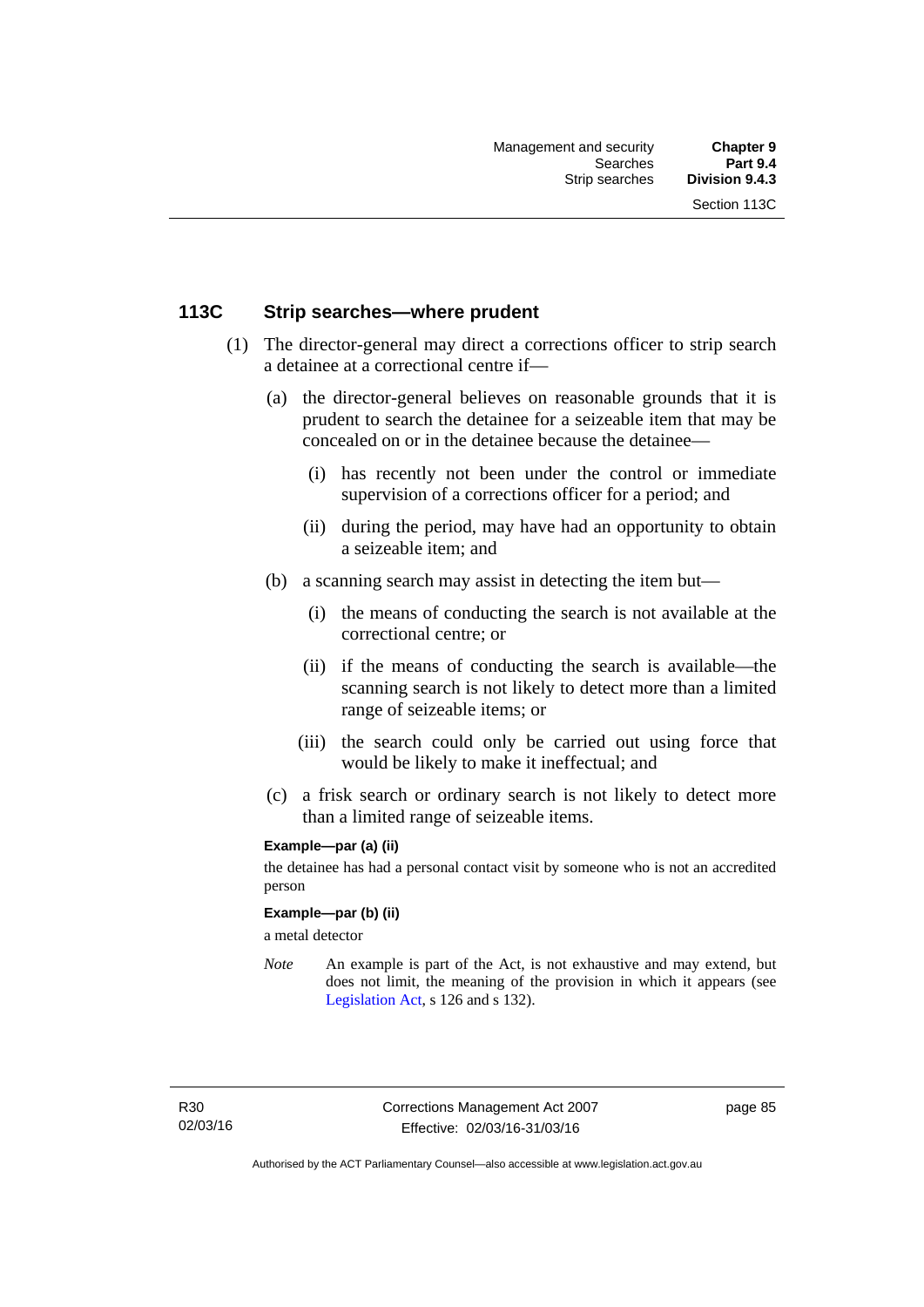## 113C Strip searches—where prudent

(1) The director-general may direct a corrections officer to strip search a detainee at a correctional centre if—

(a) the director-general believes on reasonable grounds that it is prudent to search the detainee for a seizeable item that may be concealed on or in the detainee because the detainee—

(i) has recently not been under the control or immediate supervision of a corrections officer for a period; and

(ii) during the period, may have had an opportunity to obtain a seizeable item; and

(b) a scanning search may assist in detecting the item but—

(i) the means of conducting the search is not available at the correctional centre; or

(ii) if the means of conducting the search is available—the scanning search is not likely to detect more than a limited range of seizeable items; or

(iii) the search could only be carried out using force that would be likely to make it ineffectual; and

(c) a frisk search or ordinary search is not likely to detect more than a limited range of seizeable items.

**Example—par (a) (ii)**

the detainee has had a personal contact visit by someone who is not an accredited person

**Example—par (b) (ii)**

a metal detector

*Note* An example is part of the Act, is not exhaustive and may extend, but does not limit, the meaning of the provision in which it appears (see Legislation Act, s 126 and s 132).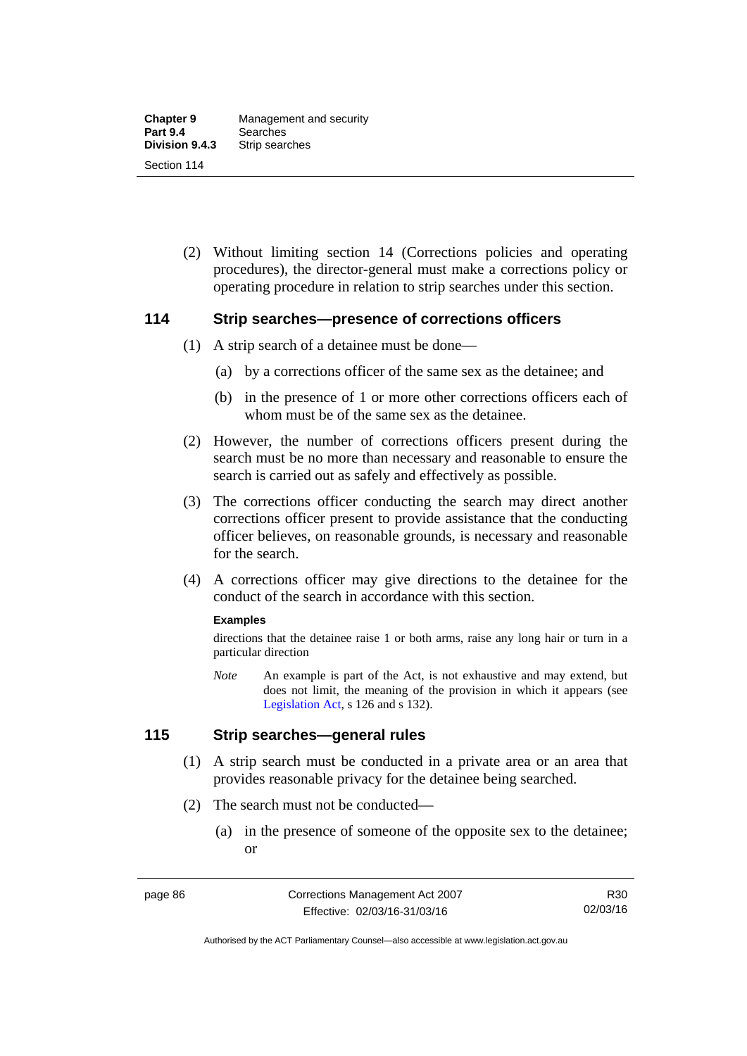(2) Without limiting section 14 (Corrections policies and operating procedures), the director-general must make a corrections policy or operating procedure in relation to strip searches under this section.

## 114 Strip searches—presence of corrections officers

(1) A strip search of a detainee must be done—

(a) by a corrections officer of the same sex as the detainee; and

(b) in the presence of 1 or more other corrections officers each of whom must be of the same sex as the detainee.

(2) However, the number of corrections officers present during the search must be no more than necessary and reasonable to ensure the search is carried out as safely and effectively as possible.

(3) The corrections officer conducting the search may direct another corrections officer present to provide assistance that the conducting officer believes, on reasonable grounds, is necessary and reasonable for the search.

(4) A corrections officer may give directions to the detainee for the conduct of the search in accordance with this section.

**Examples**

directions that the detainee raise 1 or both arms, raise any long hair or turn in a particular direction

*Note* An example is part of the Act, is not exhaustive and may extend, but does not limit, the meaning of the provision in which it appears (see Legislation Act, s 126 and s 132).

## 115 Strip searches—general rules

(1) A strip search must be conducted in a private area or an area that provides reasonable privacy for the detainee being searched.

(2) The search must not be conducted—

(a) in the presence of someone of the opposite sex to the detainee; or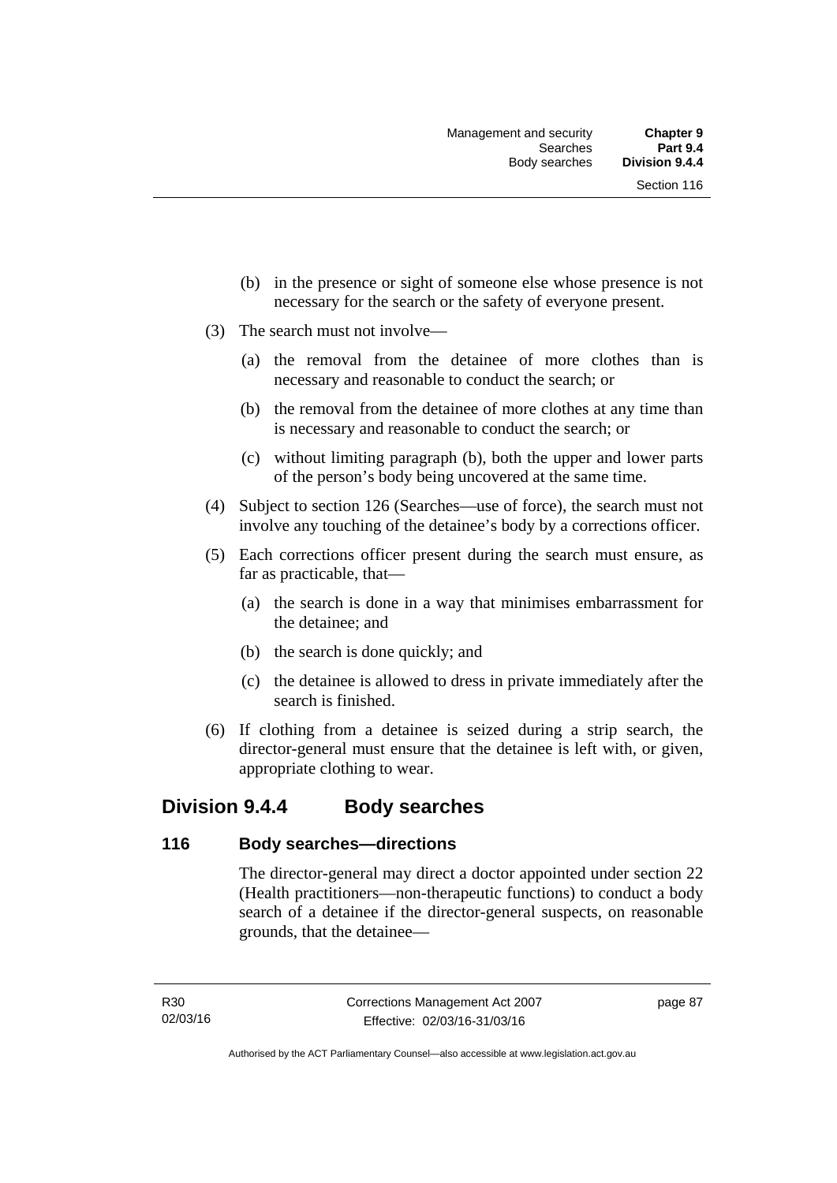(b) in the presence or sight of someone else whose presence is not necessary for the search or the safety of everyone present.

(3) The search must not involve—

(a) the removal from the detainee of more clothes than is necessary and reasonable to conduct the search; or

(b) the removal from the detainee of more clothes at any time than is necessary and reasonable to conduct the search; or

(c) without limiting paragraph (b), both the upper and lower parts of the person's body being uncovered at the same time.

(4) Subject to section 126 (Searches—use of force), the search must not involve any touching of the detainee's body by a corrections officer.

(5) Each corrections officer present during the search must ensure, as far as practicable, that—

(a) the search is done in a way that minimises embarrassment for the detainee; and

(b) the search is done quickly; and

(c) the detainee is allowed to dress in private immediately after the search is finished.

(6) If clothing from a detainee is seized during a strip search, the director-general must ensure that the detainee is left with, or given, appropriate clothing to wear.

## Division 9.4.4 Body searches

### 116 Body searches—directions

The director-general may direct a doctor appointed under section 22 (Health practitioners—non-therapeutic functions) to conduct a body search of a detainee if the director-general suspects, on reasonable grounds, that the detainee—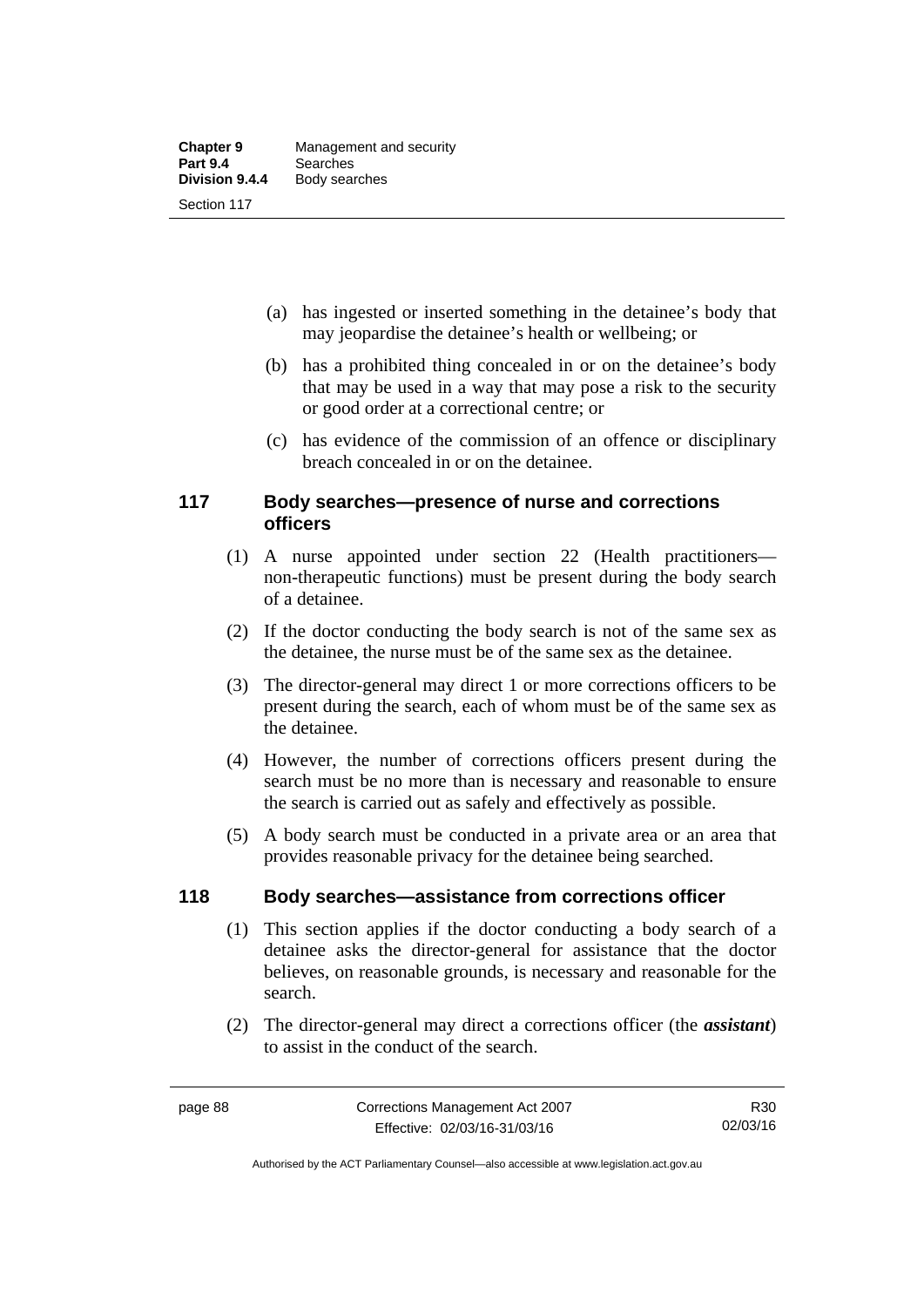(a) has ingested or inserted something in the detainee's body that may jeopardise the detainee's health or wellbeing; or

(b) has a prohibited thing concealed in or on the detainee's body that may be used in a way that may pose a risk to the security or good order at a correctional centre; or

(c) has evidence of the commission of an offence or disciplinary breach concealed in or on the detainee.

## 117 Body searches—presence of nurse and corrections officers

(1) A nurse appointed under section 22 (Health practitioners—non-therapeutic functions) must be present during the body search of a detainee.

(2) If the doctor conducting the body search is not of the same sex as the detainee, the nurse must be of the same sex as the detainee.

(3) The director-general may direct 1 or more corrections officers to be present during the search, each of whom must be of the same sex as the detainee.

(4) However, the number of corrections officers present during the search must be no more than is necessary and reasonable to ensure the search is carried out as safely and effectively as possible.

(5) A body search must be conducted in a private area or an area that provides reasonable privacy for the detainee being searched.

## 118 Body searches—assistance from corrections officer

(1) This section applies if the doctor conducting a body search of a detainee asks the director-general for assistance that the doctor believes, on reasonable grounds, is necessary and reasonable for the search.

(2) The director-general may direct a corrections officer (the ***assistant***) to assist in the conduct of the search.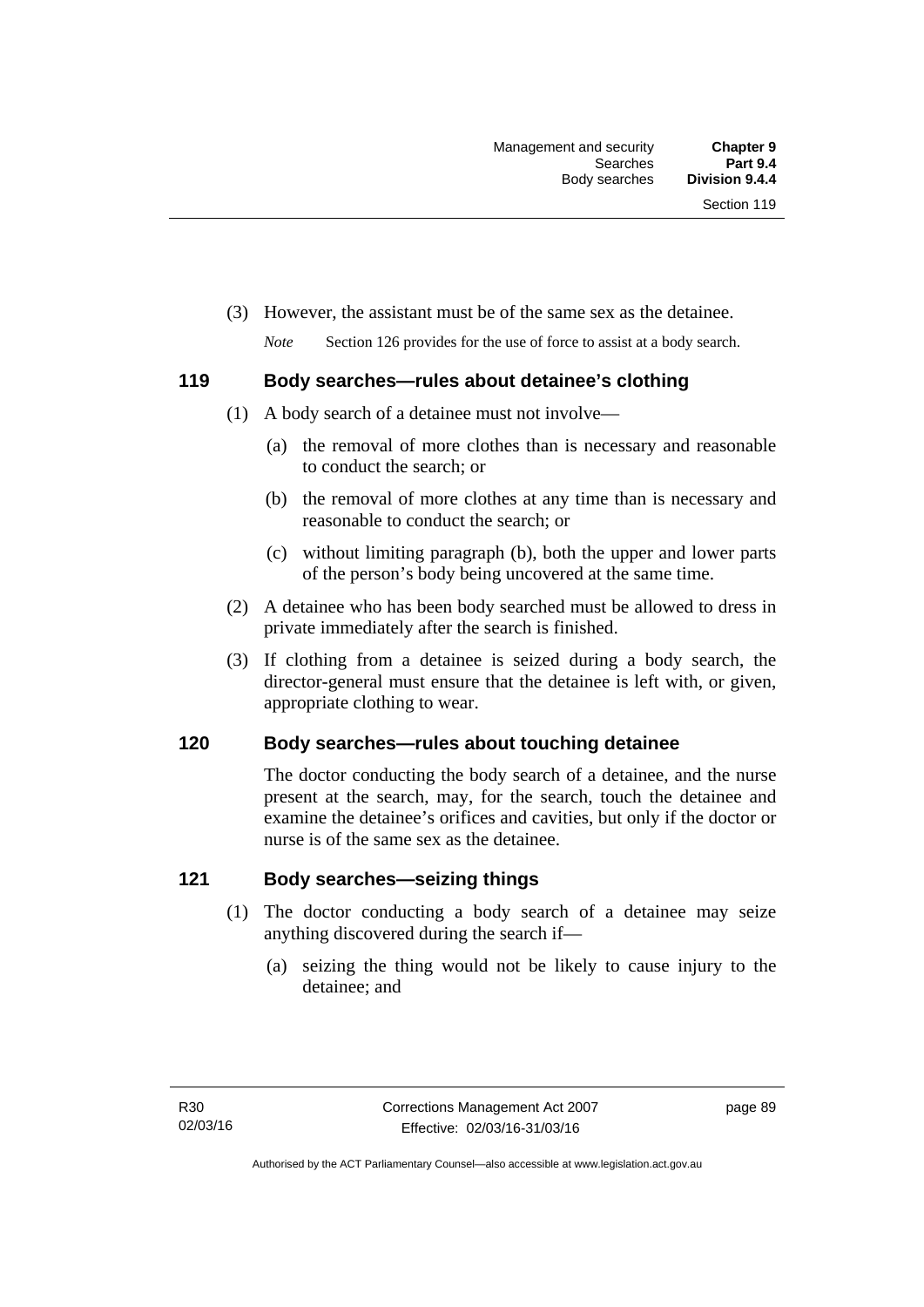(3) However, the assistant must be of the same sex as the detainee.

*Note* Section 126 provides for the use of force to assist at a body search.

## 119 Body searches—rules about detainee's clothing

(1) A body search of a detainee must not involve—

(a) the removal of more clothes than is necessary and reasonable to conduct the search; or

(b) the removal of more clothes at any time than is necessary and reasonable to conduct the search; or

(c) without limiting paragraph (b), both the upper and lower parts of the person's body being uncovered at the same time.

(2) A detainee who has been body searched must be allowed to dress in private immediately after the search is finished.

(3) If clothing from a detainee is seized during a body search, the director-general must ensure that the detainee is left with, or given, appropriate clothing to wear.

## 120 Body searches—rules about touching detainee

The doctor conducting the body search of a detainee, and the nurse present at the search, may, for the search, touch the detainee and examine the detainee's orifices and cavities, but only if the doctor or nurse is of the same sex as the detainee.

## 121 Body searches—seizing things

(1) The doctor conducting a body search of a detainee may seize anything discovered during the search if—

(a) seizing the thing would not be likely to cause injury to the detainee; and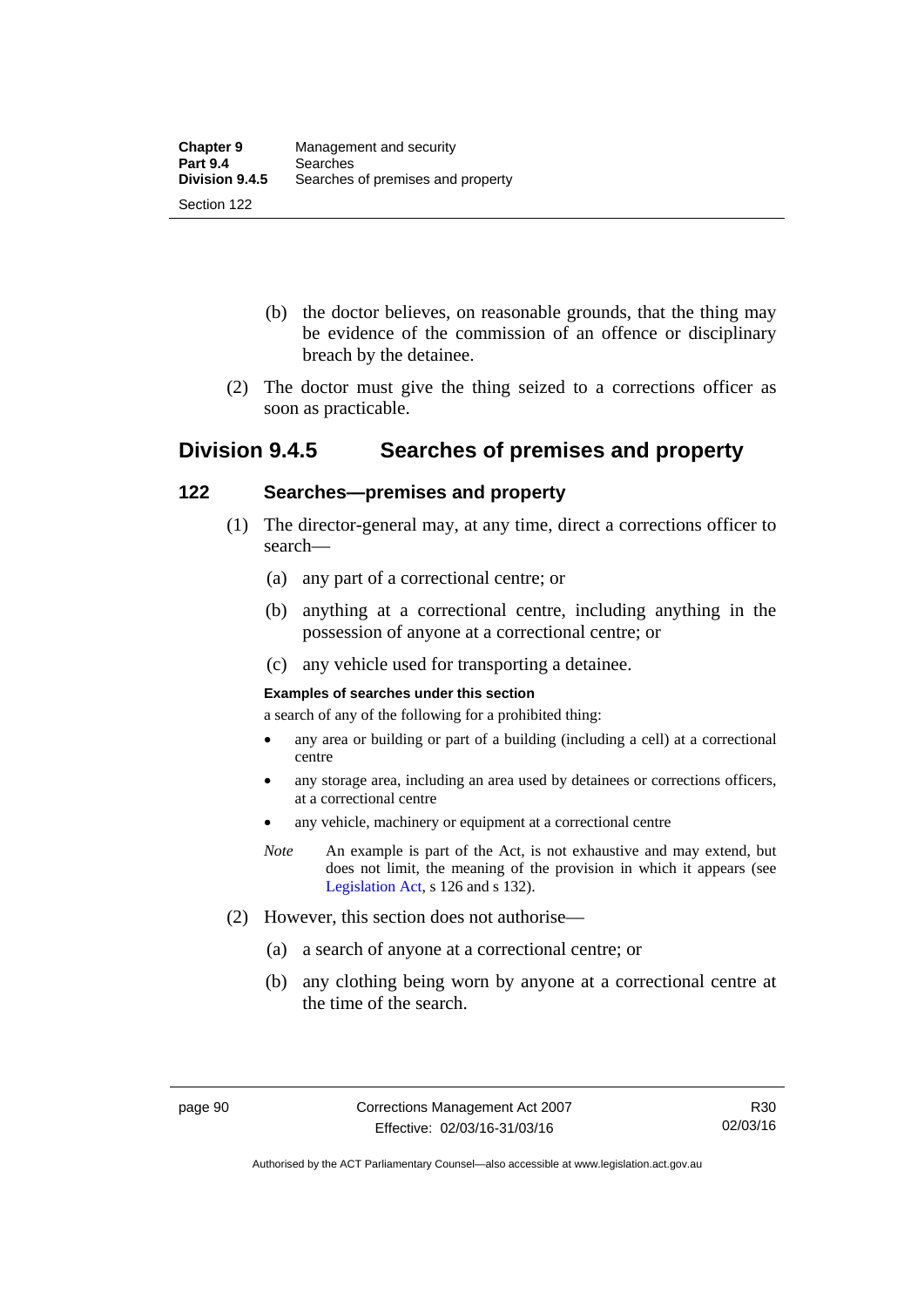(b) the doctor believes, on reasonable grounds, that the thing may be evidence of the commission of an offence or disciplinary breach by the detainee.

(2) The doctor must give the thing seized to a corrections officer as soon as practicable.

## Division 9.4.5 Searches of premises and property

### 122 Searches—premises and property

(1) The director-general may, at any time, direct a corrections officer to search—

(a) any part of a correctional centre; or

(b) anything at a correctional centre, including anything in the possession of anyone at a correctional centre; or

(c) any vehicle used for transporting a detainee.

**Examples of searches under this section**

a search of any of the following for a prohibited thing:

- any area or building or part of a building (including a cell) at a correctional centre
- any storage area, including an area used by detainees or corrections officers, at a correctional centre
- any vehicle, machinery or equipment at a correctional centre

*Note* An example is part of the Act, is not exhaustive and may extend, but does not limit, the meaning of the provision in which it appears (see Legislation Act, s 126 and s 132).

(2) However, this section does not authorise—

(a) a search of anyone at a correctional centre; or

(b) any clothing being worn by anyone at a correctional centre at the time of the search.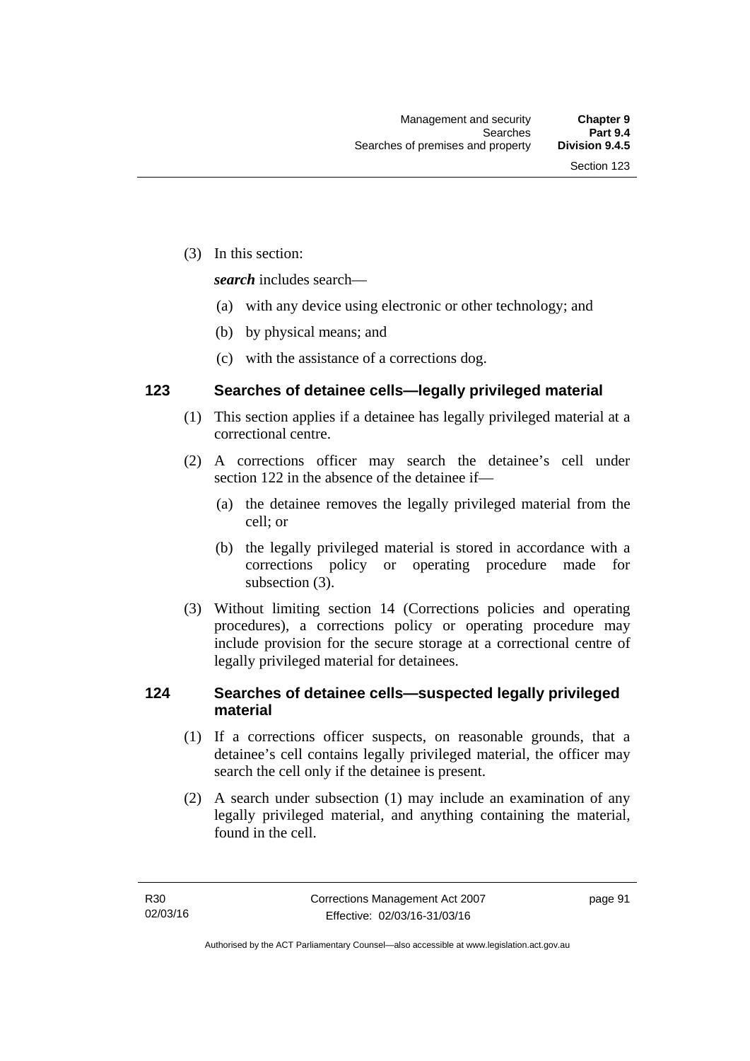(3) In this section:

***search*** includes search—

(a) with any device using electronic or other technology; and

(b) by physical means; and

(c) with the assistance of a corrections dog.

## 123 Searches of detainee cells—legally privileged material

(1) This section applies if a detainee has legally privileged material at a correctional centre.

(2) A corrections officer may search the detainee's cell under section 122 in the absence of the detainee if—

(a) the detainee removes the legally privileged material from the cell; or

(b) the legally privileged material is stored in accordance with a corrections policy or operating procedure made for subsection (3).

(3) Without limiting section 14 (Corrections policies and operating procedures), a corrections policy or operating procedure may include provision for the secure storage at a correctional centre of legally privileged material for detainees.

## 124 Searches of detainee cells—suspected legally privileged material

(1) If a corrections officer suspects, on reasonable grounds, that a detainee's cell contains legally privileged material, the officer may search the cell only if the detainee is present.

(2) A search under subsection (1) may include an examination of any legally privileged material, and anything containing the material, found in the cell.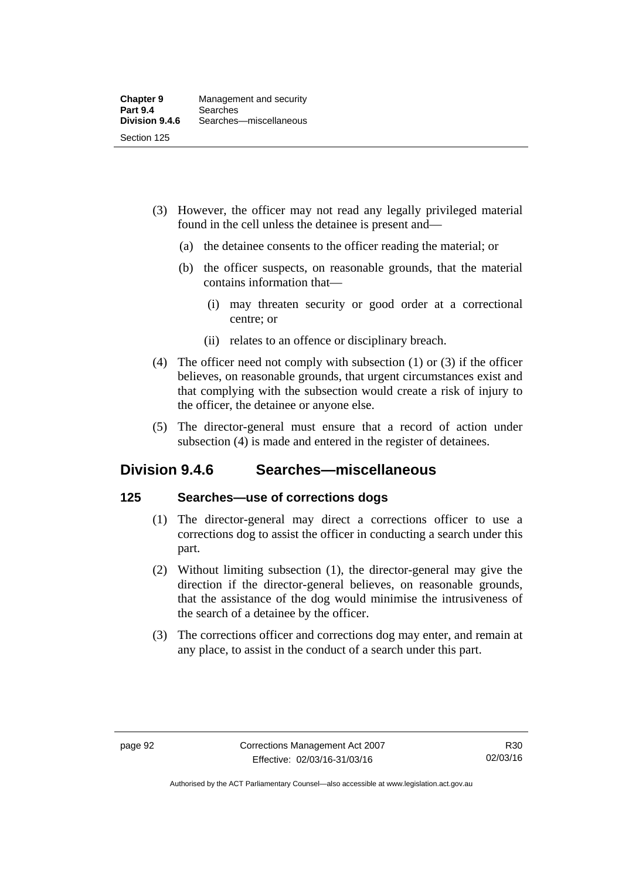(3) However, the officer may not read any legally privileged material found in the cell unless the detainee is present and—

  (a) the detainee consents to the officer reading the material; or

  (b) the officer suspects, on reasonable grounds, that the material contains information that—

    (i) may threaten security or good order at a correctional centre; or

    (ii) relates to an offence or disciplinary breach.

(4) The officer need not comply with subsection (1) or (3) if the officer believes, on reasonable grounds, that urgent circumstances exist and that complying with the subsection would create a risk of injury to the officer, the detainee or anyone else.

(5) The director-general must ensure that a record of action under subsection (4) is made and entered in the register of detainees.

## Division 9.4.6 Searches—miscellaneous

### 125 Searches—use of corrections dogs

(1) The director-general may direct a corrections officer to use a corrections dog to assist the officer in conducting a search under this part.

(2) Without limiting subsection (1), the director-general may give the direction if the director-general believes, on reasonable grounds, that the assistance of the dog would minimise the intrusiveness of the search of a detainee by the officer.

(3) The corrections officer and corrections dog may enter, and remain at any place, to assist in the conduct of a search under this part.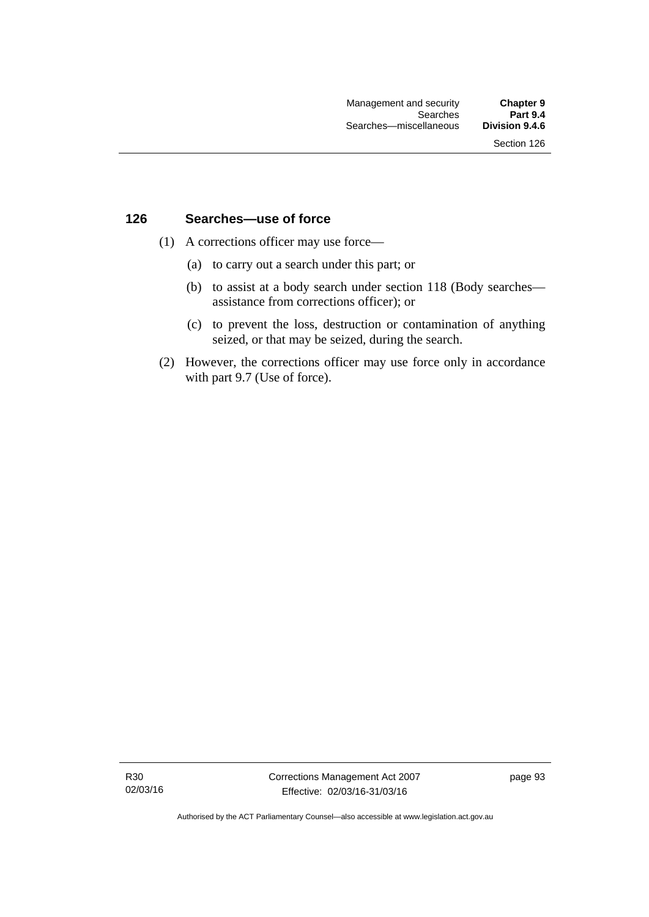## 126 Searches—use of force

(1) A corrections officer may use force—

(a) to carry out a search under this part; or

(b) to assist at a body search under section 118 (Body searches—assistance from corrections officer); or

(c) to prevent the loss, destruction or contamination of anything seized, or that may be seized, during the search.

(2) However, the corrections officer may use force only in accordance with part 9.7 (Use of force).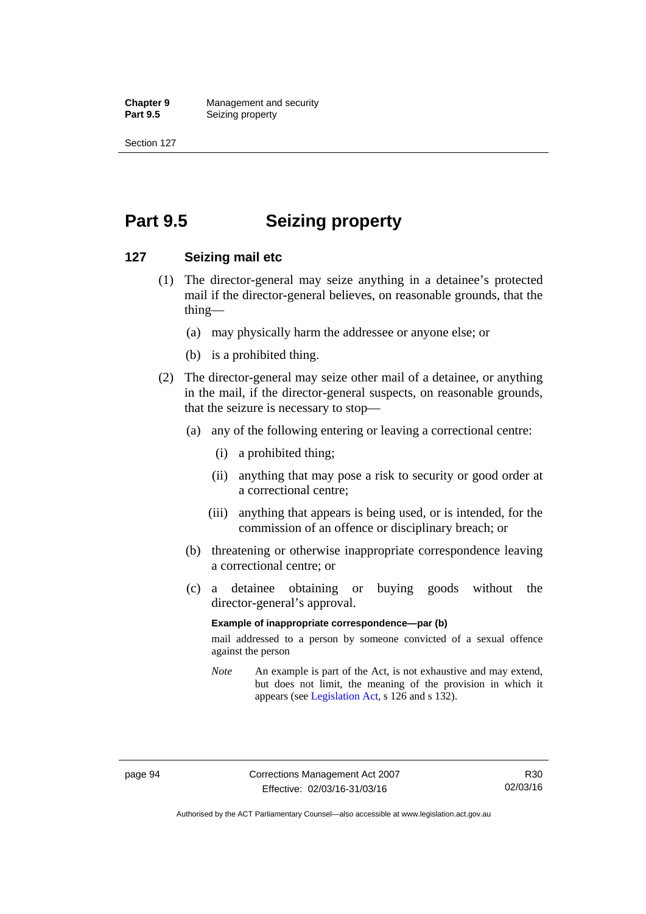# Part 9.5 Seizing property

## 127 Seizing mail etc

(1) The director-general may seize anything in a detainee's protected mail if the director-general believes, on reasonable grounds, that the thing—

(a) may physically harm the addressee or anyone else; or

(b) is a prohibited thing.

(2) The director-general may seize other mail of a detainee, or anything in the mail, if the director-general suspects, on reasonable grounds, that the seizure is necessary to stop—

(a) any of the following entering or leaving a correctional centre:

(i) a prohibited thing;

(ii) anything that may pose a risk to security or good order at a correctional centre;

(iii) anything that appears is being used, or is intended, for the commission of an offence or disciplinary breach; or

(b) threatening or otherwise inappropriate correspondence leaving a correctional centre; or

(c) a detainee obtaining or buying goods without the director-general's approval.

**Example of inappropriate correspondence—par (b)**

mail addressed to a person by someone convicted of a sexual offence against the person

*Note* An example is part of the Act, is not exhaustive and may extend, but does not limit, the meaning of the provision in which it appears (see Legislation Act, s 126 and s 132).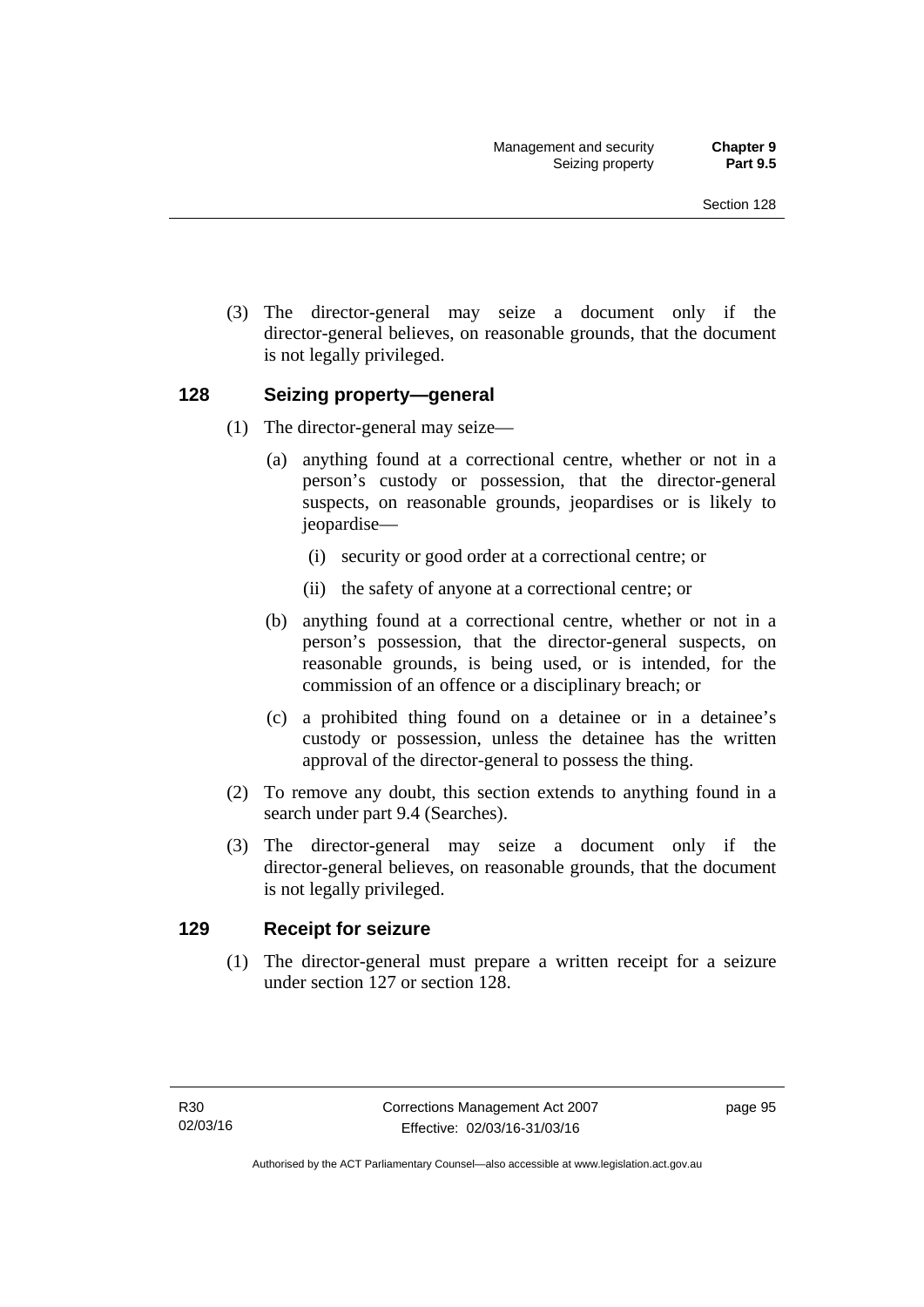(3) The director-general may seize a document only if the director-general believes, on reasonable grounds, that the document is not legally privileged.

### 128 Seizing property—general

(1) The director-general may seize—

(a) anything found at a correctional centre, whether or not in a person's custody or possession, that the director-general suspects, on reasonable grounds, jeopardises or is likely to jeopardise—

(i) security or good order at a correctional centre; or

(ii) the safety of anyone at a correctional centre; or

(b) anything found at a correctional centre, whether or not in a person's possession, that the director-general suspects, on reasonable grounds, is being used, or is intended, for the commission of an offence or a disciplinary breach; or

(c) a prohibited thing found on a detainee or in a detainee's custody or possession, unless the detainee has the written approval of the director-general to possess the thing.

(2) To remove any doubt, this section extends to anything found in a search under part 9.4 (Searches).

(3) The director-general may seize a document only if the director-general believes, on reasonable grounds, that the document is not legally privileged.

### 129 Receipt for seizure

(1) The director-general must prepare a written receipt for a seizure under section 127 or section 128.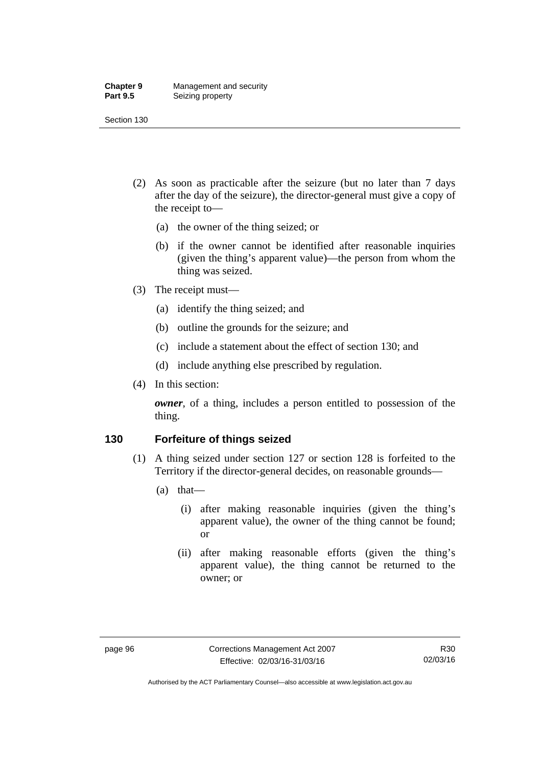(2) As soon as practicable after the seizure (but no later than 7 days after the day of the seizure), the director-general must give a copy of the receipt to—

(a) the owner of the thing seized; or

(b) if the owner cannot be identified after reasonable inquiries (given the thing's apparent value)—the person from whom the thing was seized.

(3) The receipt must—

(a) identify the thing seized; and

(b) outline the grounds for the seizure; and

(c) include a statement about the effect of section 130; and

(d) include anything else prescribed by regulation.

(4) In this section:

***owner***, of a thing, includes a person entitled to possession of the thing.

### 130 Forfeiture of things seized

(1) A thing seized under section 127 or section 128 is forfeited to the Territory if the director-general decides, on reasonable grounds—

(a) that—

(i) after making reasonable inquiries (given the thing's apparent value), the owner of the thing cannot be found; or

(ii) after making reasonable efforts (given the thing's apparent value), the thing cannot be returned to the owner; or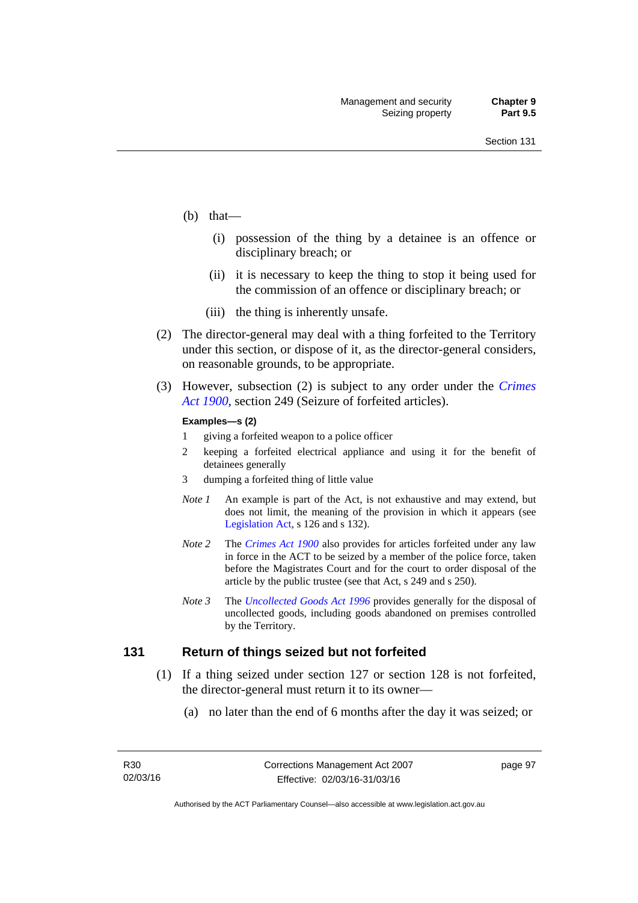(b) that—

(i) possession of the thing by a detainee is an offence or disciplinary breach; or

(ii) it is necessary to keep the thing to stop it being used for the commission of an offence or disciplinary breach; or

(iii) the thing is inherently unsafe.

(2) The director-general may deal with a thing forfeited to the Territory under this section, or dispose of it, as the director-general considers, on reasonable grounds, to be appropriate.

(3) However, subsection (2) is subject to any order under the *Crimes Act 1900*, section 249 (Seizure of forfeited articles).

**Examples—s (2)**

1 giving a forfeited weapon to a police officer

2 keeping a forfeited electrical appliance and using it for the benefit of detainees generally

3 dumping a forfeited thing of little value

*Note 1* An example is part of the Act, is not exhaustive and may extend, but does not limit, the meaning of the provision in which it appears (see Legislation Act, s 126 and s 132).

*Note 2* The *Crimes Act 1900* also provides for articles forfeited under any law in force in the ACT to be seized by a member of the police force, taken before the Magistrates Court and for the court to order disposal of the article by the public trustee (see that Act, s 249 and s 250).

*Note 3* The *Uncollected Goods Act 1996* provides generally for the disposal of uncollected goods, including goods abandoned on premises controlled by the Territory.

## 131 Return of things seized but not forfeited

(1) If a thing seized under section 127 or section 128 is not forfeited, the director-general must return it to its owner—

(a) no later than the end of 6 months after the day it was seized; or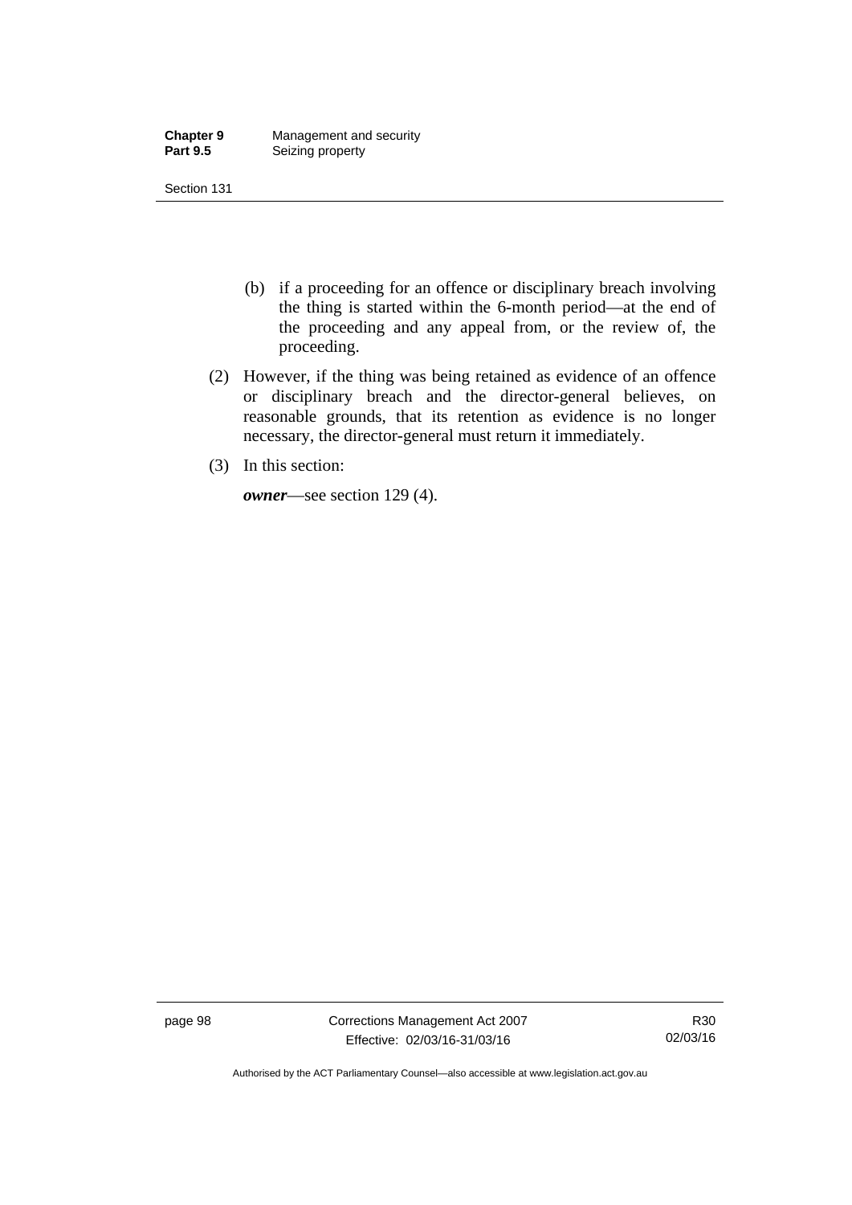(b) if a proceeding for an offence or disciplinary breach involving the thing is started within the 6-month period—at the end of the proceeding and any appeal from, or the review of, the proceeding.

(2) However, if the thing was being retained as evidence of an offence or disciplinary breach and the director-general believes, on reasonable grounds, that its retention as evidence is no longer necessary, the director-general must return it immediately.

(3) In this section:

***owner***—see section 129 (4).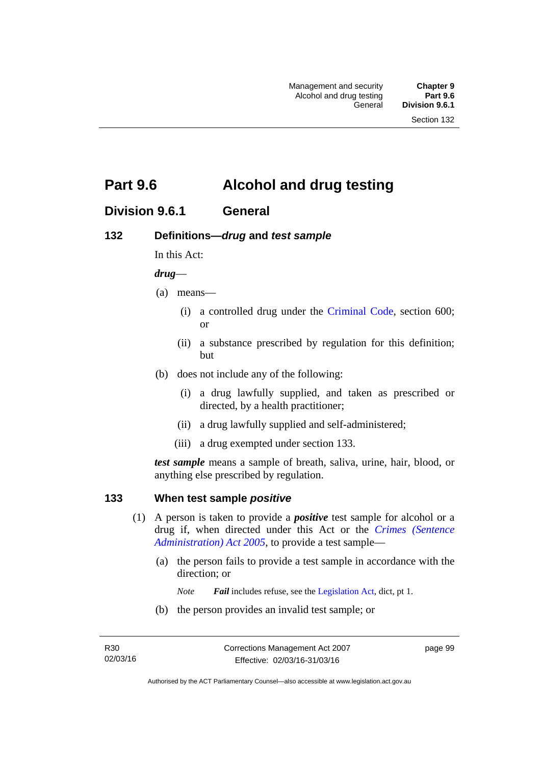# Part 9.6 Alcohol and drug testing

## Division 9.6.1 General

### 132 Definitions—*drug* and *test sample*

In this Act:

***drug***—

(a) means—

(i) a controlled drug under the Criminal Code, section 600; or

(ii) a substance prescribed by regulation for this definition; but

(b) does not include any of the following:

(i) a drug lawfully supplied, and taken as prescribed or directed, by a health practitioner;

(ii) a drug lawfully supplied and self-administered;

(iii) a drug exempted under section 133.

***test sample*** means a sample of breath, saliva, urine, hair, blood, or anything else prescribed by regulation.

### 133 When test sample *positive*

(1) A person is taken to provide a ***positive*** test sample for alcohol or a drug if, when directed under this Act or the *Crimes (Sentence Administration) Act 2005*, to provide a test sample—

(a) the person fails to provide a test sample in accordance with the direction; or

*Note* ***Fail*** includes refuse, see the Legislation Act, dict, pt 1.

(b) the person provides an invalid test sample; or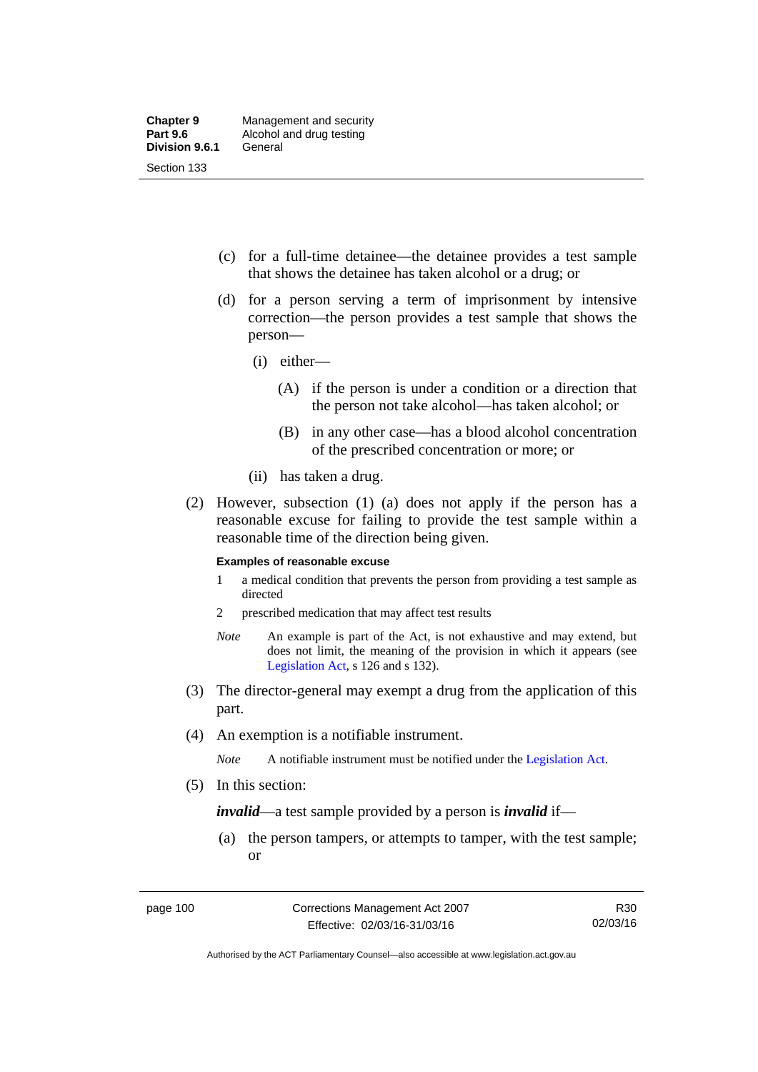(c) for a full-time detainee—the detainee provides a test sample that shows the detainee has taken alcohol or a drug; or

(d) for a person serving a term of imprisonment by intensive correction—the person provides a test sample that shows the person—

(i) either—

(A) if the person is under a condition or a direction that the person not take alcohol—has taken alcohol; or

(B) in any other case—has a blood alcohol concentration of the prescribed concentration or more; or

(ii) has taken a drug.

(2) However, subsection (1) (a) does not apply if the person has a reasonable excuse for failing to provide the test sample within a reasonable time of the direction being given.

**Examples of reasonable excuse**

1 a medical condition that prevents the person from providing a test sample as directed

2 prescribed medication that may affect test results

*Note* An example is part of the Act, is not exhaustive and may extend, but does not limit, the meaning of the provision in which it appears (see Legislation Act, s 126 and s 132).

(3) The director-general may exempt a drug from the application of this part.

(4) An exemption is a notifiable instrument.

*Note* A notifiable instrument must be notified under the Legislation Act.

(5) In this section:

***invalid***—a test sample provided by a person is ***invalid*** if—

(a) the person tampers, or attempts to tamper, with the test sample; or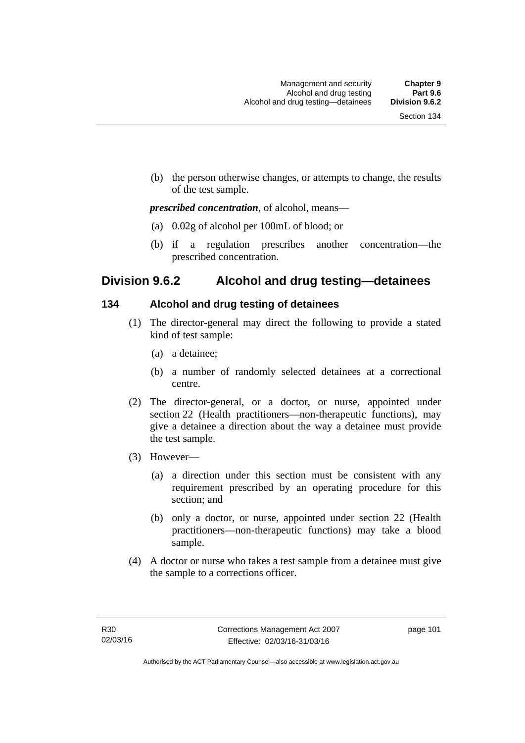(b) the person otherwise changes, or attempts to change, the results of the test sample.

***prescribed concentration***, of alcohol, means—

(a) 0.02g of alcohol per 100mL of blood; or

(b) if a regulation prescribes another concentration—the prescribed concentration.

## Division 9.6.2 Alcohol and drug testing—detainees

### 134 Alcohol and drug testing of detainees

(1) The director-general may direct the following to provide a stated kind of test sample:

(a) a detainee;

(b) a number of randomly selected detainees at a correctional centre.

(2) The director-general, or a doctor, or nurse, appointed under section 22 (Health practitioners—non-therapeutic functions), may give a detainee a direction about the way a detainee must provide the test sample.

(3) However—

(a) a direction under this section must be consistent with any requirement prescribed by an operating procedure for this section; and

(b) only a doctor, or nurse, appointed under section 22 (Health practitioners—non-therapeutic functions) may take a blood sample.

(4) A doctor or nurse who takes a test sample from a detainee must give the sample to a corrections officer.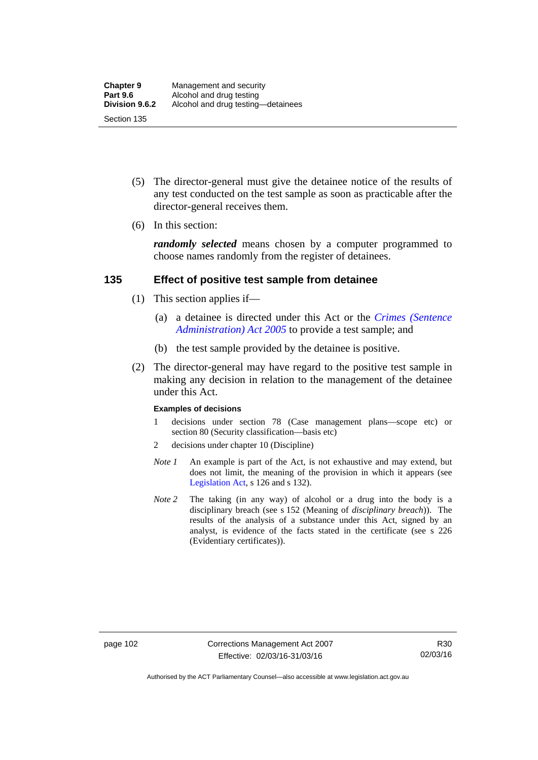(5) The director-general must give the detainee notice of the results of any test conducted on the test sample as soon as practicable after the director-general receives them.

(6) In this section:

***randomly selected*** means chosen by a computer programmed to choose names randomly from the register of detainees.

## 135 Effect of positive test sample from detainee

(1) This section applies if—

(a) a detainee is directed under this Act or the *Crimes (Sentence Administration) Act 2005* to provide a test sample; and

(b) the test sample provided by the detainee is positive.

(2) The director-general may have regard to the positive test sample in making any decision in relation to the management of the detainee under this Act.

**Examples of decisions**

1 decisions under section 78 (Case management plans—scope etc) or section 80 (Security classification—basis etc)

2 decisions under chapter 10 (Discipline)

*Note 1* An example is part of the Act, is not exhaustive and may extend, but does not limit, the meaning of the provision in which it appears (see Legislation Act, s 126 and s 132).

*Note 2* The taking (in any way) of alcohol or a drug into the body is a disciplinary breach (see s 152 (Meaning of *disciplinary breach*)). The results of the analysis of a substance under this Act, signed by an analyst, is evidence of the facts stated in the certificate (see s 226 (Evidentiary certificates)).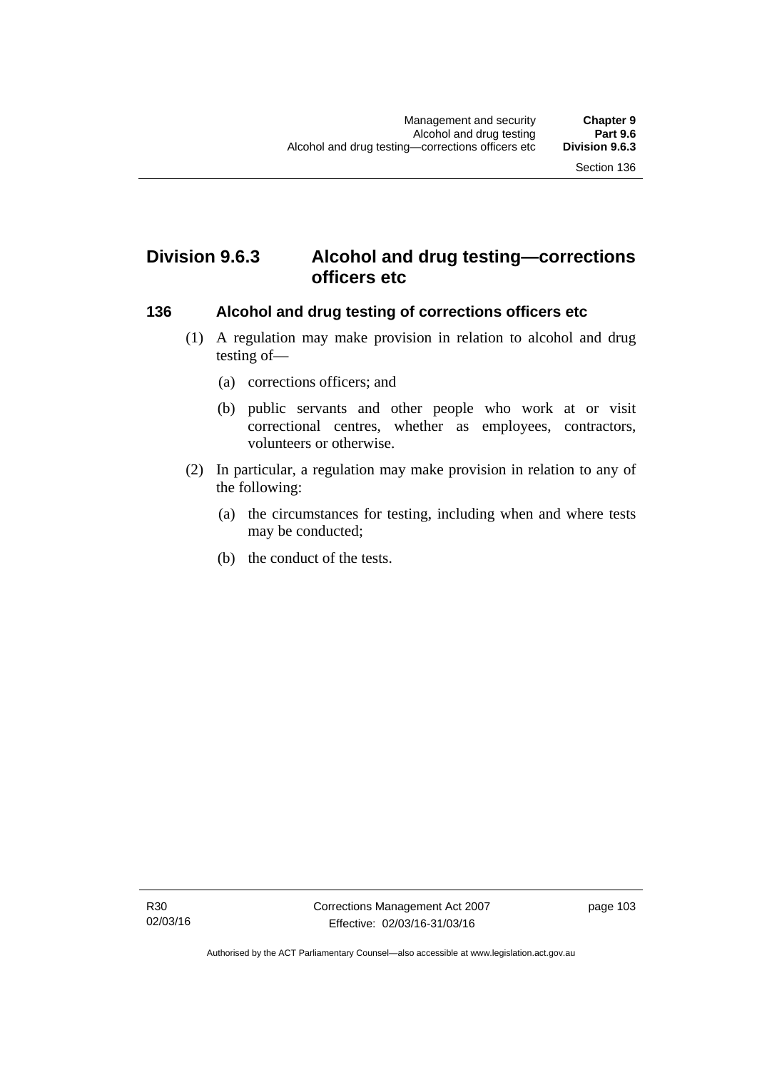## Division 9.6.3 Alcohol and drug testing—corrections officers etc

### 136 Alcohol and drug testing of corrections officers etc

(1) A regulation may make provision in relation to alcohol and drug testing of—

(a) corrections officers; and

(b) public servants and other people who work at or visit correctional centres, whether as employees, contractors, volunteers or otherwise.

(2) In particular, a regulation may make provision in relation to any of the following:

(a) the circumstances for testing, including when and where tests may be conducted;

(b) the conduct of the tests.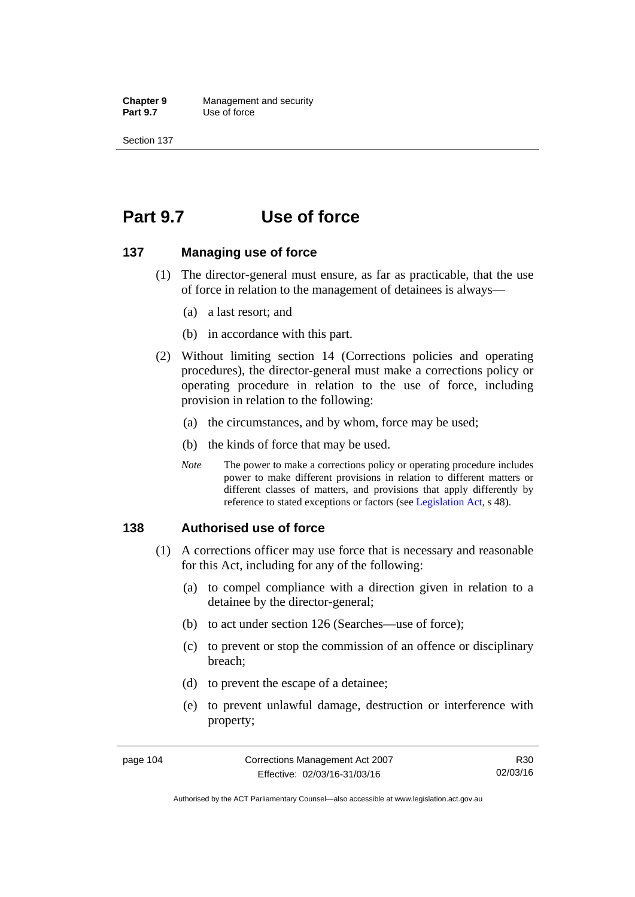# Part 9.7 Use of force

## 137 Managing use of force

(1) The director-general must ensure, as far as practicable, that the use of force in relation to the management of detainees is always—

(a) a last resort; and

(b) in accordance with this part.

(2) Without limiting section 14 (Corrections policies and operating procedures), the director-general must make a corrections policy or operating procedure in relation to the use of force, including provision in relation to the following:

(a) the circumstances, and by whom, force may be used;

(b) the kinds of force that may be used.

*Note* The power to make a corrections policy or operating procedure includes power to make different provisions in relation to different matters or different classes of matters, and provisions that apply differently by reference to stated exceptions or factors (see Legislation Act, s 48).

## 138 Authorised use of force

(1) A corrections officer may use force that is necessary and reasonable for this Act, including for any of the following:

(a) to compel compliance with a direction given in relation to a detainee by the director-general;

(b) to act under section 126 (Searches—use of force);

(c) to prevent or stop the commission of an offence or disciplinary breach;

(d) to prevent the escape of a detainee;

(e) to prevent unlawful damage, destruction or interference with property;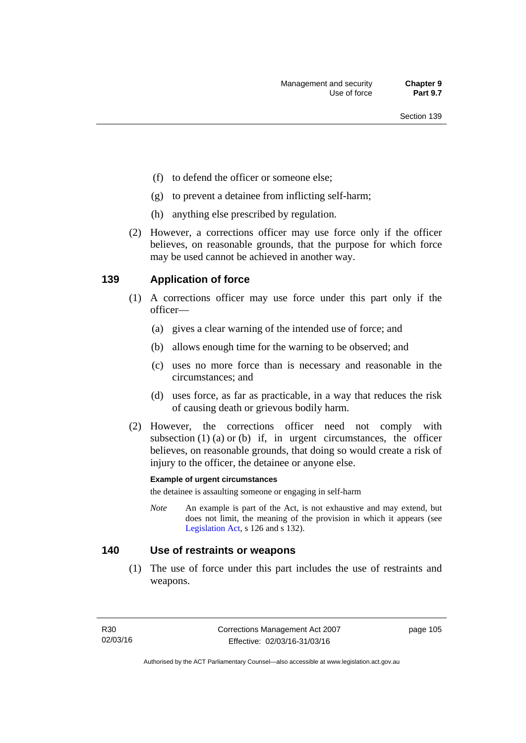(f) to defend the officer or someone else;

(g) to prevent a detainee from inflicting self-harm;

(h) anything else prescribed by regulation.

(2) However, a corrections officer may use force only if the officer believes, on reasonable grounds, that the purpose for which force may be used cannot be achieved in another way.

## 139 Application of force

(1) A corrections officer may use force under this part only if the officer—

(a) gives a clear warning of the intended use of force; and

(b) allows enough time for the warning to be observed; and

(c) uses no more force than is necessary and reasonable in the circumstances; and

(d) uses force, as far as practicable, in a way that reduces the risk of causing death or grievous bodily harm.

(2) However, the corrections officer need not comply with subsection (1) (a) or (b) if, in urgent circumstances, the officer believes, on reasonable grounds, that doing so would create a risk of injury to the officer, the detainee or anyone else.

**Example of urgent circumstances**

the detainee is assaulting someone or engaging in self-harm

*Note* An example is part of the Act, is not exhaustive and may extend, but does not limit, the meaning of the provision in which it appears (see Legislation Act, s 126 and s 132).

## 140 Use of restraints or weapons

(1) The use of force under this part includes the use of restraints and weapons.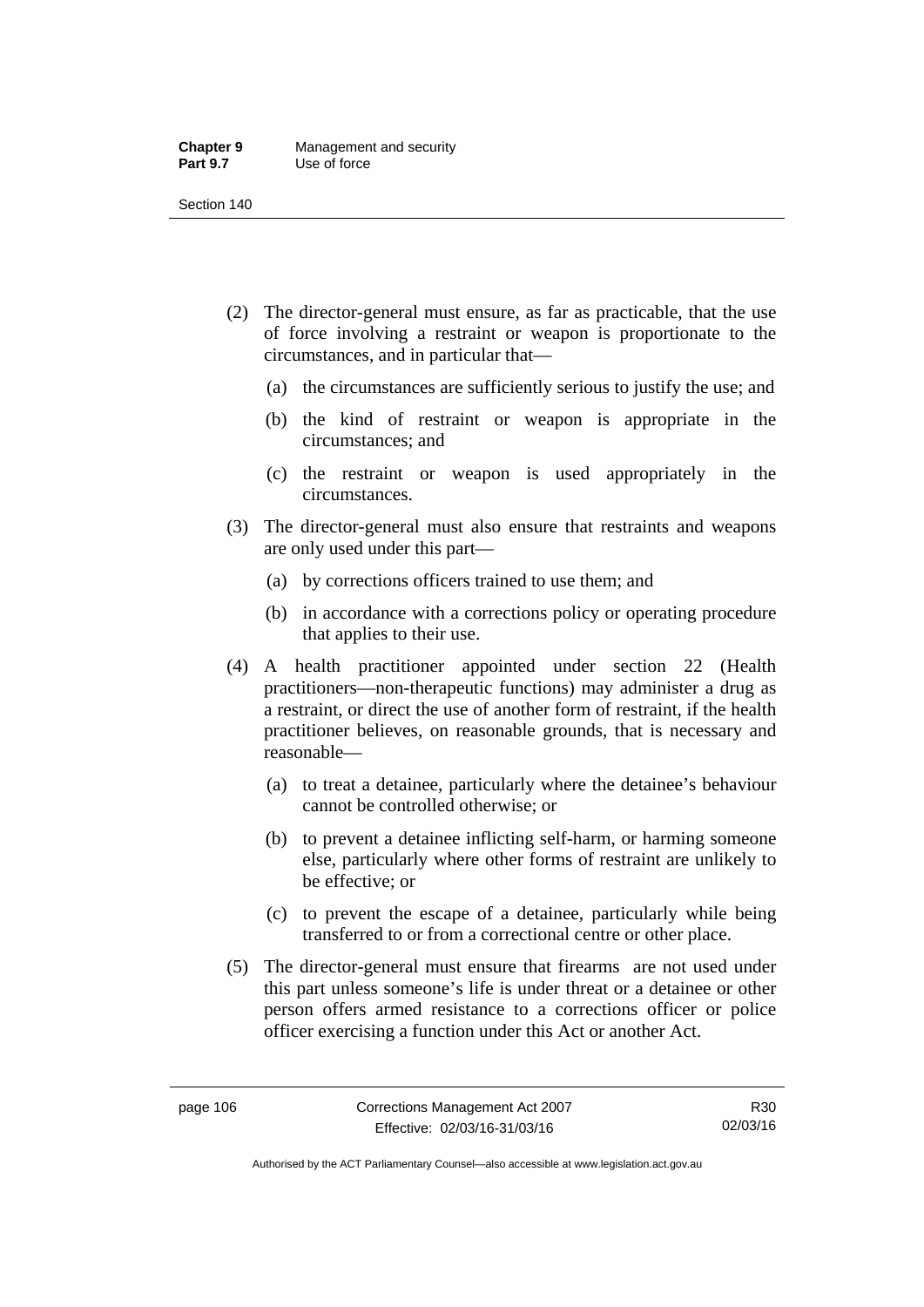(2) The director-general must ensure, as far as practicable, that the use of force involving a restraint or weapon is proportionate to the circumstances, and in particular that—

   (a) the circumstances are sufficiently serious to justify the use; and

   (b) the kind of restraint or weapon is appropriate in the circumstances; and

   (c) the restraint or weapon is used appropriately in the circumstances.

(3) The director-general must also ensure that restraints and weapons are only used under this part—

   (a) by corrections officers trained to use them; and

   (b) in accordance with a corrections policy or operating procedure that applies to their use.

(4) A health practitioner appointed under section 22 (Health practitioners—non-therapeutic functions) may administer a drug as a restraint, or direct the use of another form of restraint, if the health practitioner believes, on reasonable grounds, that is necessary and reasonable—

   (a) to treat a detainee, particularly where the detainee's behaviour cannot be controlled otherwise; or

   (b) to prevent a detainee inflicting self-harm, or harming someone else, particularly where other forms of restraint are unlikely to be effective; or

   (c) to prevent the escape of a detainee, particularly while being transferred to or from a correctional centre or other place.

(5) The director-general must ensure that firearms are not used under this part unless someone's life is under threat or a detainee or other person offers armed resistance to a corrections officer or police officer exercising a function under this Act or another Act.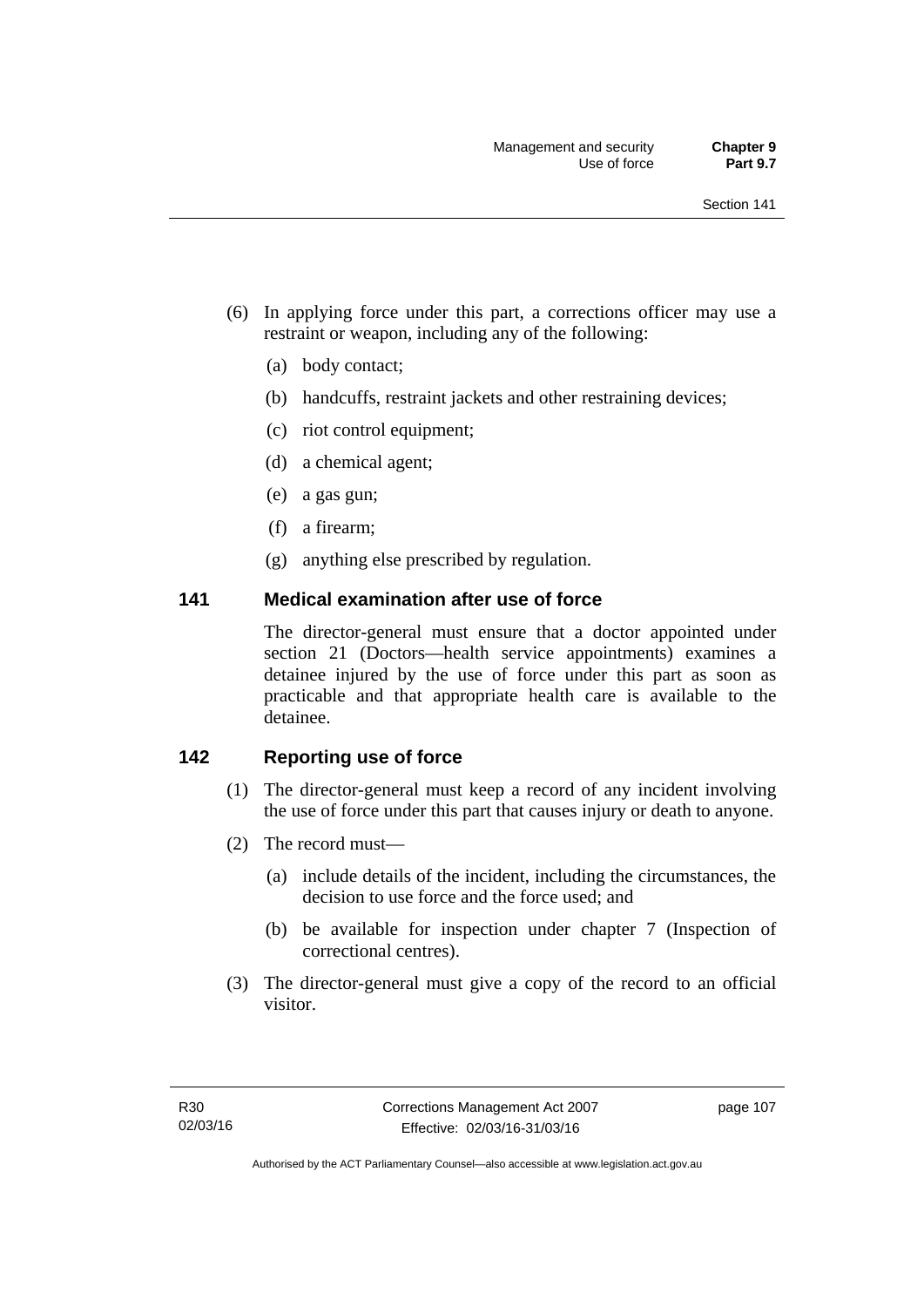(6) In applying force under this part, a corrections officer may use a restraint or weapon, including any of the following:

(a) body contact;

(b) handcuffs, restraint jackets and other restraining devices;

(c) riot control equipment;

(d) a chemical agent;

(e) a gas gun;

(f) a firearm;

(g) anything else prescribed by regulation.

## 141 Medical examination after use of force

The director-general must ensure that a doctor appointed under section 21 (Doctors—health service appointments) examines a detainee injured by the use of force under this part as soon as practicable and that appropriate health care is available to the detainee.

## 142 Reporting use of force

(1) The director-general must keep a record of any incident involving the use of force under this part that causes injury or death to anyone.

(2) The record must—

(a) include details of the incident, including the circumstances, the decision to use force and the force used; and

(b) be available for inspection under chapter 7 (Inspection of correctional centres).

(3) The director-general must give a copy of the record to an official visitor.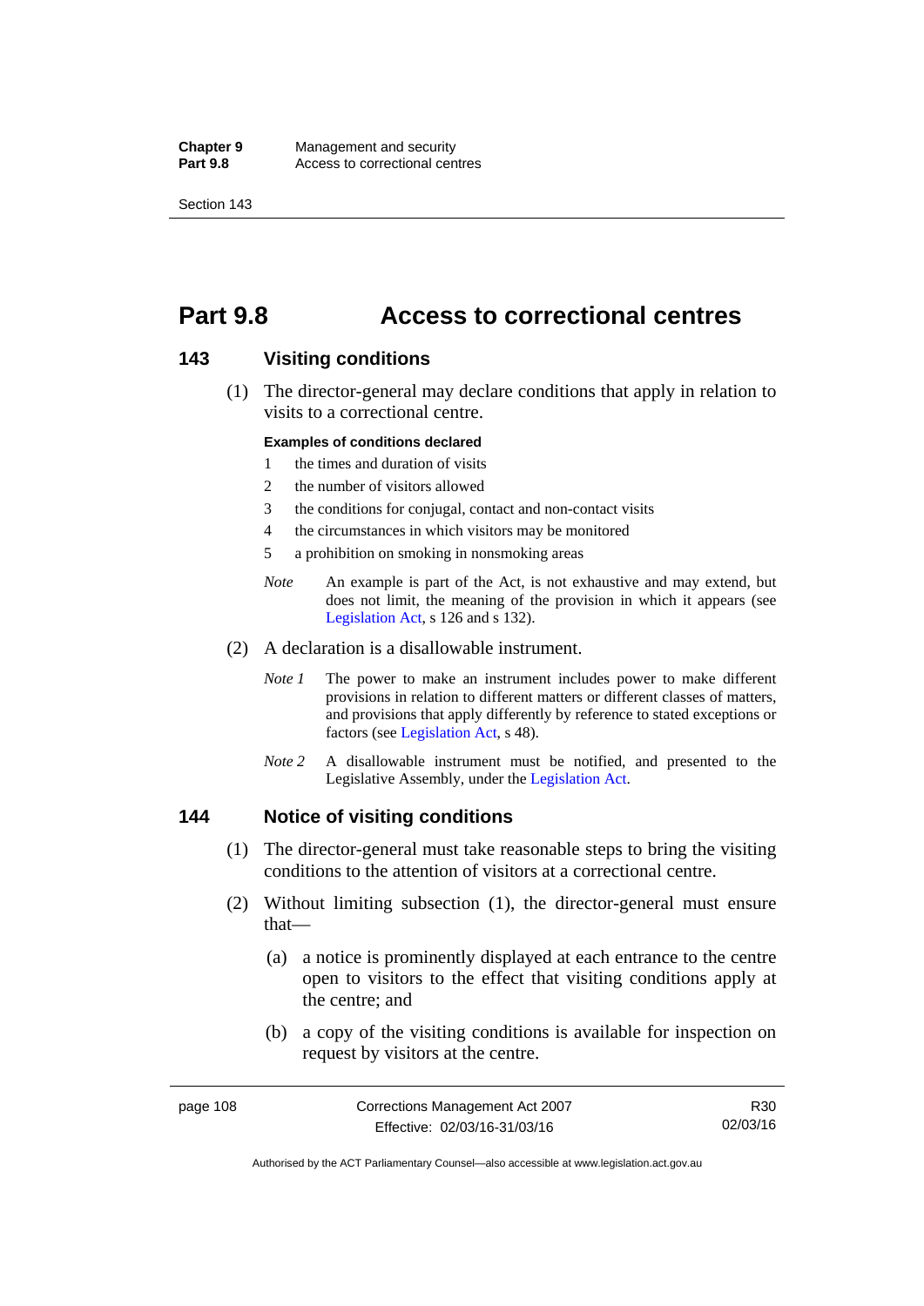# Part 9.8 Access to correctional centres

## 143 Visiting conditions

(1) The director-general may declare conditions that apply in relation to visits to a correctional centre.

**Examples of conditions declared**

1. the times and duration of visits
2. the number of visitors allowed
3. the conditions for conjugal, contact and non-contact visits
4. the circumstances in which visitors may be monitored
5. a prohibition on smoking in nonsmoking areas

*Note* An example is part of the Act, is not exhaustive and may extend, but does not limit, the meaning of the provision in which it appears (see Legislation Act, s 126 and s 132).

(2) A declaration is a disallowable instrument.

*Note 1* The power to make an instrument includes power to make different provisions in relation to different matters or different classes of matters, and provisions that apply differently by reference to stated exceptions or factors (see Legislation Act, s 48).

*Note 2* A disallowable instrument must be notified, and presented to the Legislative Assembly, under the Legislation Act.

## 144 Notice of visiting conditions

(1) The director-general must take reasonable steps to bring the visiting conditions to the attention of visitors at a correctional centre.

(2) Without limiting subsection (1), the director-general must ensure that—

(a) a notice is prominently displayed at each entrance to the centre open to visitors to the effect that visiting conditions apply at the centre; and

(b) a copy of the visiting conditions is available for inspection on request by visitors at the centre.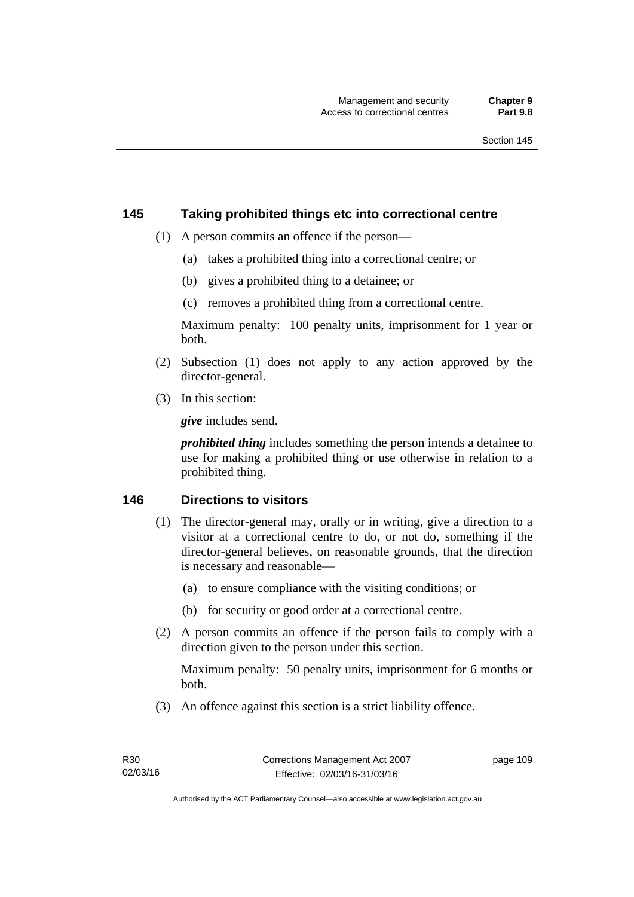## 145 Taking prohibited things etc into correctional centre

(1) A person commits an offence if the person—

(a) takes a prohibited thing into a correctional centre; or

(b) gives a prohibited thing to a detainee; or

(c) removes a prohibited thing from a correctional centre.

Maximum penalty: 100 penalty units, imprisonment for 1 year or both.

(2) Subsection (1) does not apply to any action approved by the director-general.

(3) In this section:

***give*** includes send.

***prohibited thing*** includes something the person intends a detainee to use for making a prohibited thing or use otherwise in relation to a prohibited thing.

## 146 Directions to visitors

(1) The director-general may, orally or in writing, give a direction to a visitor at a correctional centre to do, or not do, something if the director-general believes, on reasonable grounds, that the direction is necessary and reasonable—

(a) to ensure compliance with the visiting conditions; or

(b) for security or good order at a correctional centre.

(2) A person commits an offence if the person fails to comply with a direction given to the person under this section.

Maximum penalty: 50 penalty units, imprisonment for 6 months or both.

(3) An offence against this section is a strict liability offence.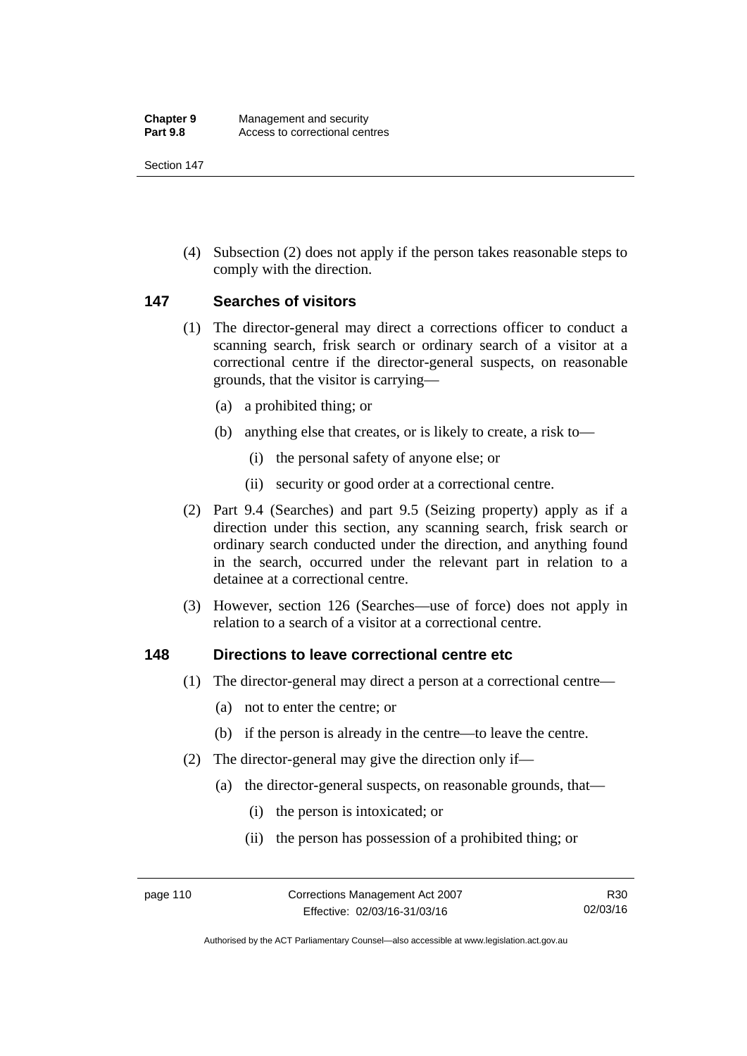(4) Subsection (2) does not apply if the person takes reasonable steps to comply with the direction.

## 147 Searches of visitors

(1) The director-general may direct a corrections officer to conduct a scanning search, frisk search or ordinary search of a visitor at a correctional centre if the director-general suspects, on reasonable grounds, that the visitor is carrying—

(a) a prohibited thing; or

(b) anything else that creates, or is likely to create, a risk to—

(i) the personal safety of anyone else; or

(ii) security or good order at a correctional centre.

(2) Part 9.4 (Searches) and part 9.5 (Seizing property) apply as if a direction under this section, any scanning search, frisk search or ordinary search conducted under the direction, and anything found in the search, occurred under the relevant part in relation to a detainee at a correctional centre.

(3) However, section 126 (Searches—use of force) does not apply in relation to a search of a visitor at a correctional centre.

## 148 Directions to leave correctional centre etc

(1) The director-general may direct a person at a correctional centre—

(a) not to enter the centre; or

(b) if the person is already in the centre—to leave the centre.

(2) The director-general may give the direction only if—

(a) the director-general suspects, on reasonable grounds, that—

(i) the person is intoxicated; or

(ii) the person has possession of a prohibited thing; or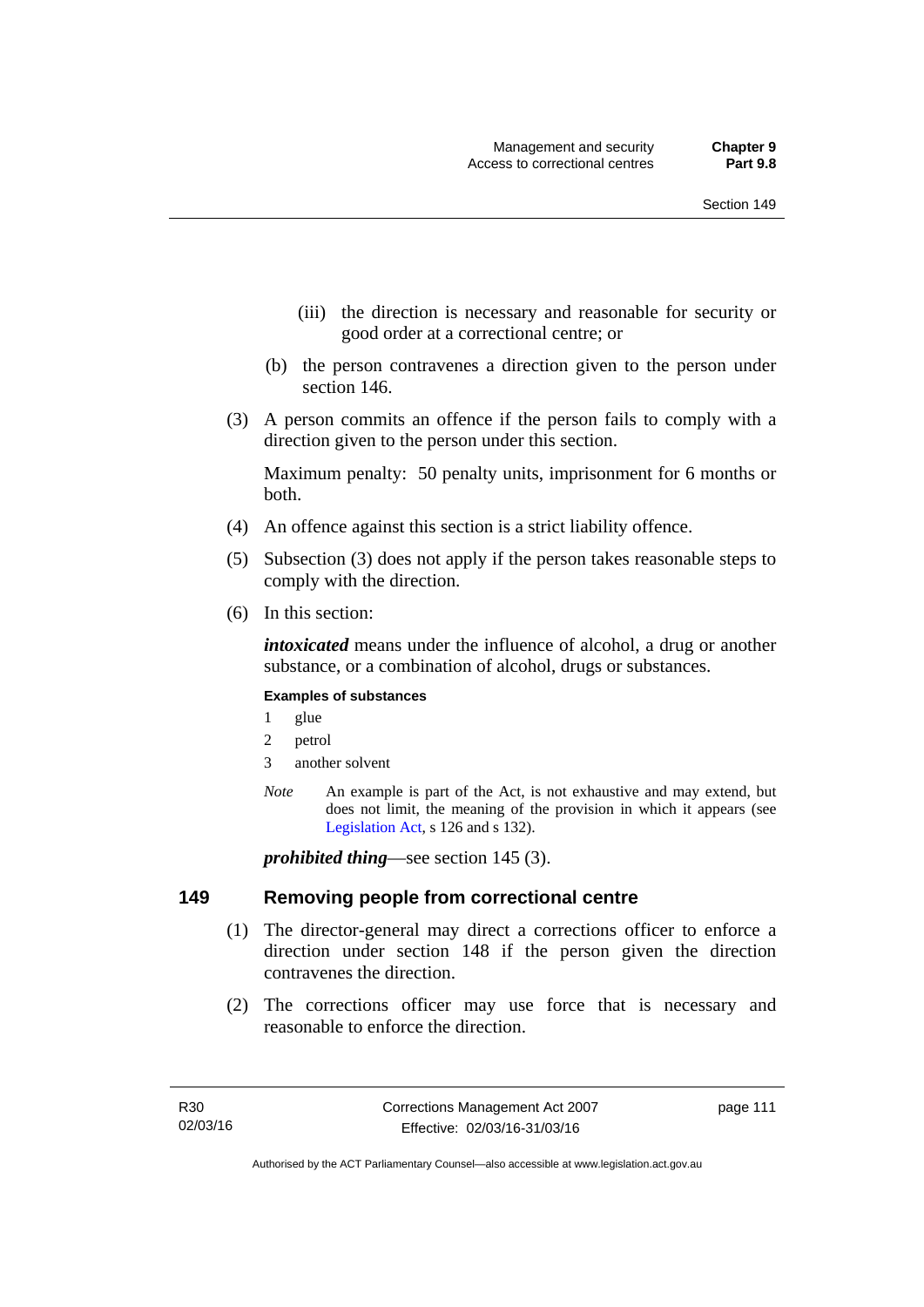(iii) the direction is necessary and reasonable for security or good order at a correctional centre; or

(b) the person contravenes a direction given to the person under section 146.

(3) A person commits an offence if the person fails to comply with a direction given to the person under this section.

Maximum penalty: 50 penalty units, imprisonment for 6 months or both.

(4) An offence against this section is a strict liability offence.

(5) Subsection (3) does not apply if the person takes reasonable steps to comply with the direction.

(6) In this section:

***intoxicated*** means under the influence of alcohol, a drug or another substance, or a combination of alcohol, drugs or substances.

**Examples of substances**

1 glue
2 petrol
3 another solvent

*Note* An example is part of the Act, is not exhaustive and may extend, but does not limit, the meaning of the provision in which it appears (see Legislation Act, s 126 and s 132).

***prohibited thing***—see section 145 (3).

## 149 Removing people from correctional centre

(1) The director-general may direct a corrections officer to enforce a direction under section 148 if the person given the direction contravenes the direction.

(2) The corrections officer may use force that is necessary and reasonable to enforce the direction.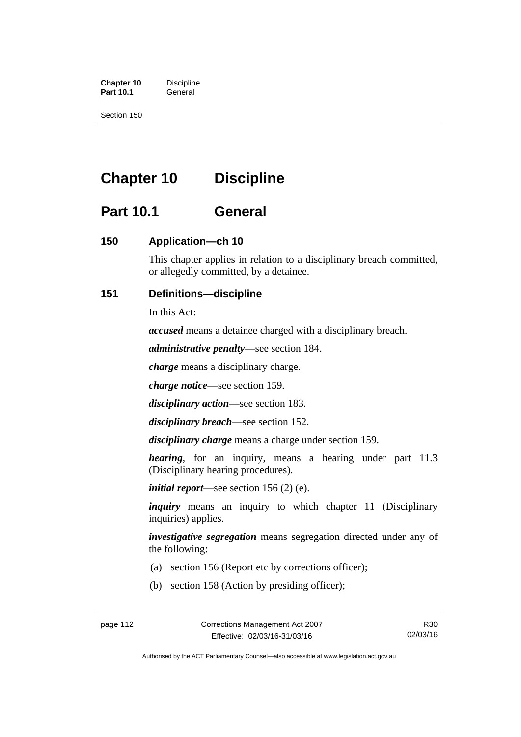# Chapter 10 Discipline

## Part 10.1 General

### 150 Application—ch 10

This chapter applies in relation to a disciplinary breach committed, or allegedly committed, by a detainee.

### 151 Definitions—discipline

In this Act:

***accused*** means a detainee charged with a disciplinary breach.

***administrative penalty***—see section 184.

***charge*** means a disciplinary charge.

***charge notice***—see section 159.

***disciplinary action***—see section 183.

***disciplinary breach***—see section 152.

***disciplinary charge*** means a charge under section 159.

***hearing***, for an inquiry, means a hearing under part 11.3 (Disciplinary hearing procedures).

***initial report***—see section 156 (2) (e).

***inquiry*** means an inquiry to which chapter 11 (Disciplinary inquiries) applies.

***investigative segregation*** means segregation directed under any of the following:

(a) section 156 (Report etc by corrections officer);

(b) section 158 (Action by presiding officer);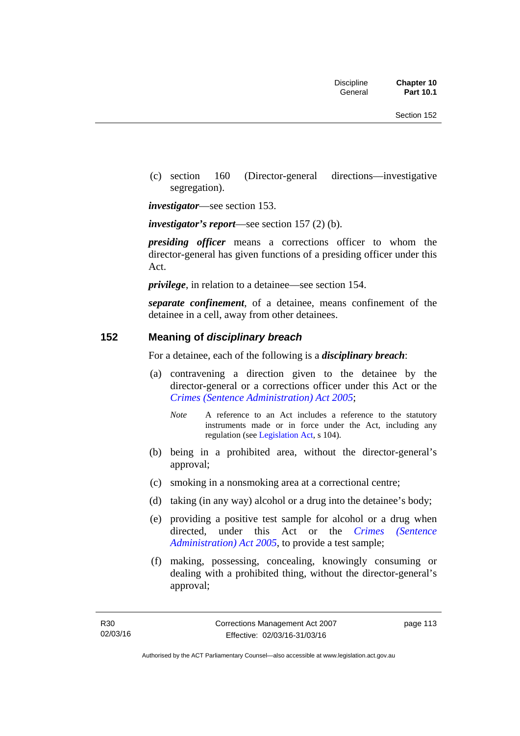(c) section 160 (Director-general directions—investigative segregation).

***investigator***—see section 153.

***investigator's report***—see section 157 (2) (b).

***presiding officer*** means a corrections officer to whom the director-general has given functions of a presiding officer under this Act.

***privilege***, in relation to a detainee—see section 154.

***separate confinement***, of a detainee, means confinement of the detainee in a cell, away from other detainees.

## 152 Meaning of *disciplinary breach*

For a detainee, each of the following is a ***disciplinary breach***:

(a) contravening a direction given to the detainee by the director-general or a corrections officer under this Act or the *Crimes (Sentence Administration) Act 2005*;

*Note* A reference to an Act includes a reference to the statutory instruments made or in force under the Act, including any regulation (see Legislation Act, s 104).

(b) being in a prohibited area, without the director-general's approval;

(c) smoking in a nonsmoking area at a correctional centre;

(d) taking (in any way) alcohol or a drug into the detainee's body;

(e) providing a positive test sample for alcohol or a drug when directed, under this Act or the *Crimes (Sentence Administration) Act 2005*, to provide a test sample;

(f) making, possessing, concealing, knowingly consuming or dealing with a prohibited thing, without the director-general's approval;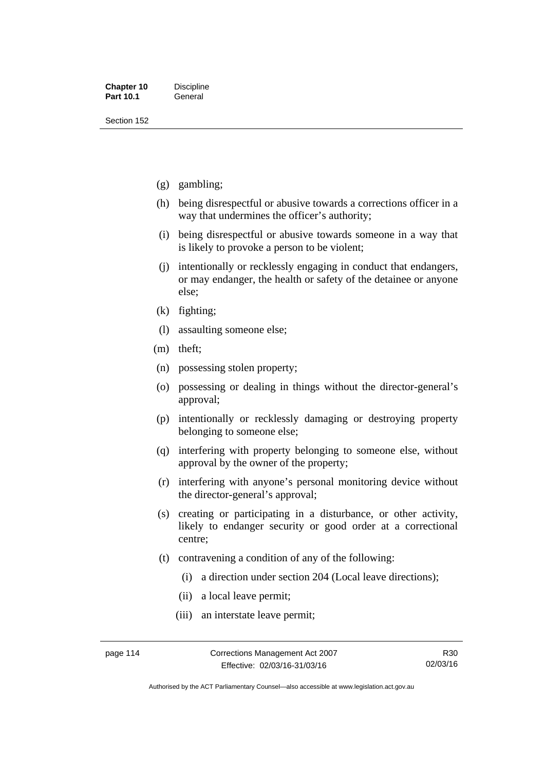- (g) gambling;
- (h) being disrespectful or abusive towards a corrections officer in a way that undermines the officer's authority;
- (i) being disrespectful or abusive towards someone in a way that is likely to provoke a person to be violent;
- (j) intentionally or recklessly engaging in conduct that endangers, or may endanger, the health or safety of the detainee or anyone else;
- (k) fighting;
- (l) assaulting someone else;
- (m) theft;
- (n) possessing stolen property;
- (o) possessing or dealing in things without the director-general's approval;
- (p) intentionally or recklessly damaging or destroying property belonging to someone else;
- (q) interfering with property belonging to someone else, without approval by the owner of the property;
- (r) interfering with anyone's personal monitoring device without the director-general's approval;
- (s) creating or participating in a disturbance, or other activity, likely to endanger security or good order at a correctional centre;
- (t) contravening a condition of any of the following:
  - (i) a direction under section 204 (Local leave directions);
  - (ii) a local leave permit;
  - (iii) an interstate leave permit;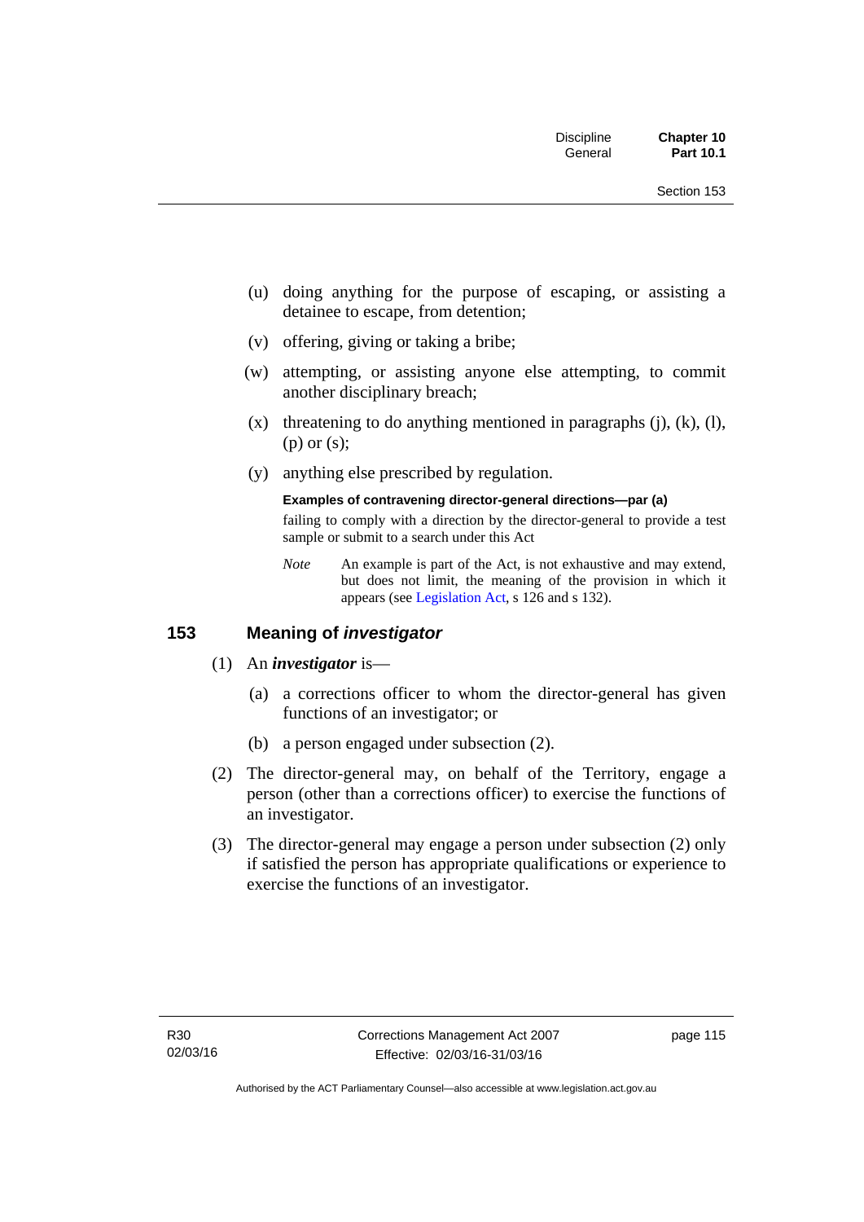(u) doing anything for the purpose of escaping, or assisting a detainee to escape, from detention;

(v) offering, giving or taking a bribe;

(w) attempting, or assisting anyone else attempting, to commit another disciplinary breach;

(x) threatening to do anything mentioned in paragraphs (j), (k), (l), (p) or (s);

(y) anything else prescribed by regulation.

**Examples of contravening director-general directions—par (a)**

failing to comply with a direction by the director-general to provide a test sample or submit to a search under this Act

*Note* An example is part of the Act, is not exhaustive and may extend, but does not limit, the meaning of the provision in which it appears (see Legislation Act, s 126 and s 132).

## 153 Meaning of *investigator*

(1) An ***investigator*** is—

(a) a corrections officer to whom the director-general has given functions of an investigator; or

(b) a person engaged under subsection (2).

(2) The director-general may, on behalf of the Territory, engage a person (other than a corrections officer) to exercise the functions of an investigator.

(3) The director-general may engage a person under subsection (2) only if satisfied the person has appropriate qualifications or experience to exercise the functions of an investigator.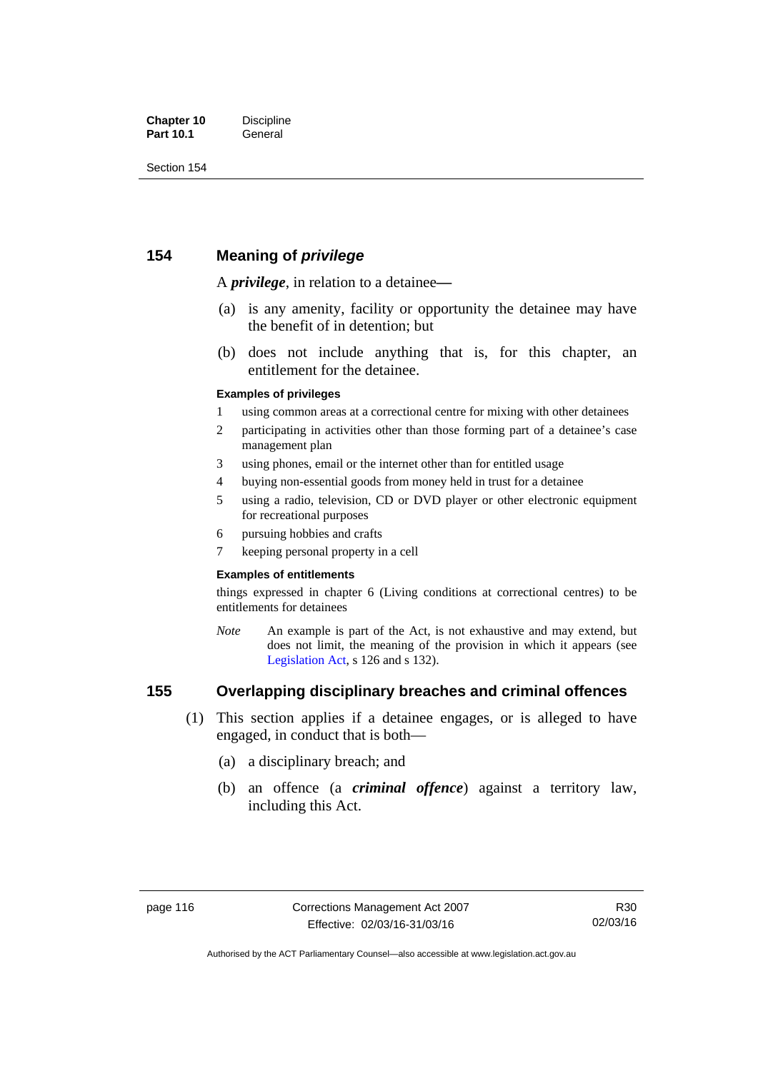## 154 Meaning of *privilege*

A ***privilege***, in relation to a detainee—

(a) is any amenity, facility or opportunity the detainee may have the benefit of in detention; but

(b) does not include anything that is, for this chapter, an entitlement for the detainee.

**Examples of privileges**

1 using common areas at a correctional centre for mixing with other detainees

2 participating in activities other than those forming part of a detainee's case management plan

3 using phones, email or the internet other than for entitled usage

4 buying non-essential goods from money held in trust for a detainee

5 using a radio, television, CD or DVD player or other electronic equipment for recreational purposes

6 pursuing hobbies and crafts

7 keeping personal property in a cell

**Examples of entitlements**

things expressed in chapter 6 (Living conditions at correctional centres) to be entitlements for detainees

*Note* An example is part of the Act, is not exhaustive and may extend, but does not limit, the meaning of the provision in which it appears (see Legislation Act, s 126 and s 132).

## 155 Overlapping disciplinary breaches and criminal offences

(1) This section applies if a detainee engages, or is alleged to have engaged, in conduct that is both—

(a) a disciplinary breach; and

(b) an offence (a ***criminal offence***) against a territory law, including this Act.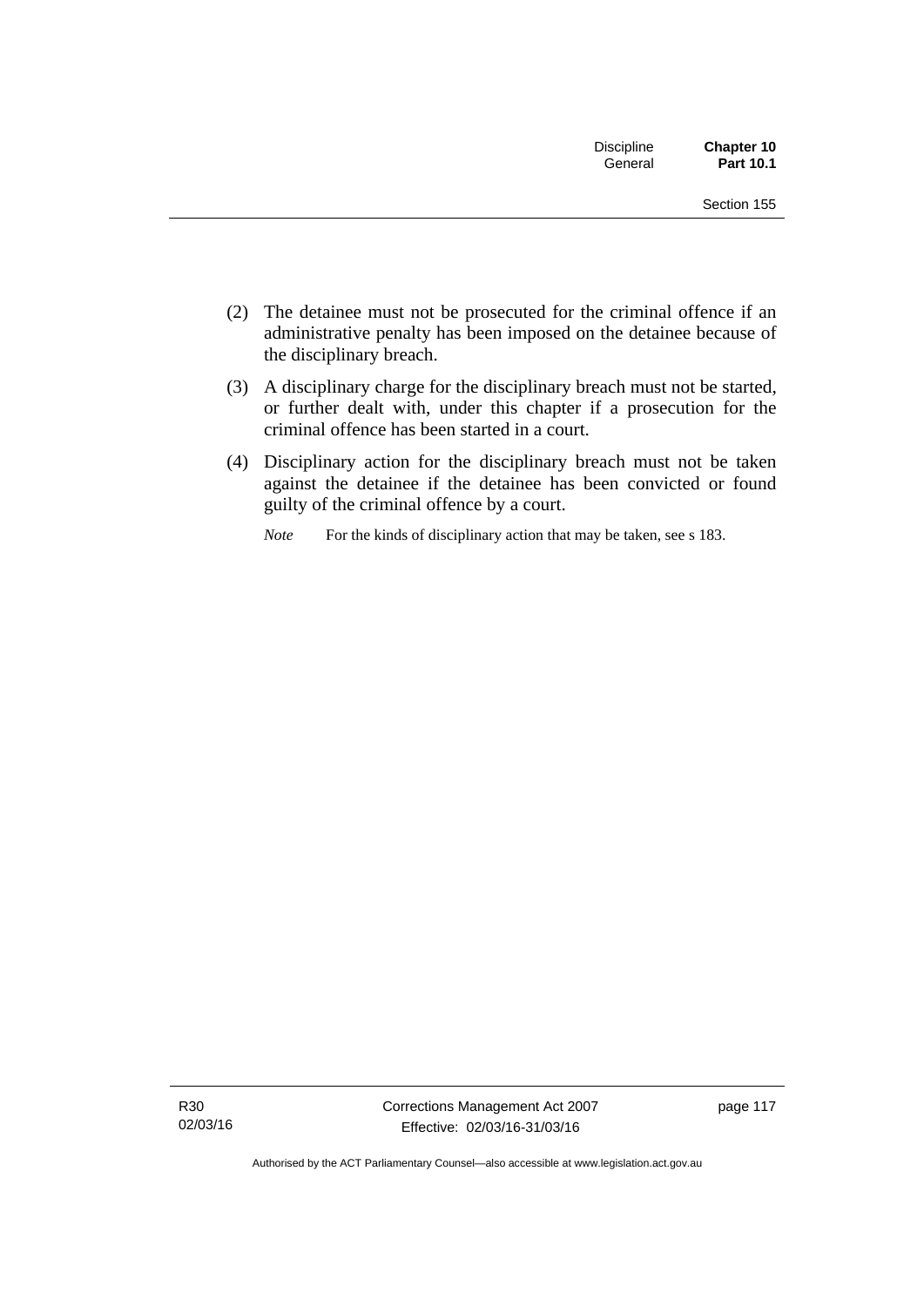(2) The detainee must not be prosecuted for the criminal offence if an administrative penalty has been imposed on the detainee because of the disciplinary breach.

(3) A disciplinary charge for the disciplinary breach must not be started, or further dealt with, under this chapter if a prosecution for the criminal offence has been started in a court.

(4) Disciplinary action for the disciplinary breach must not be taken against the detainee if the detainee has been convicted or found guilty of the criminal offence by a court.

*Note* For the kinds of disciplinary action that may be taken, see s 183.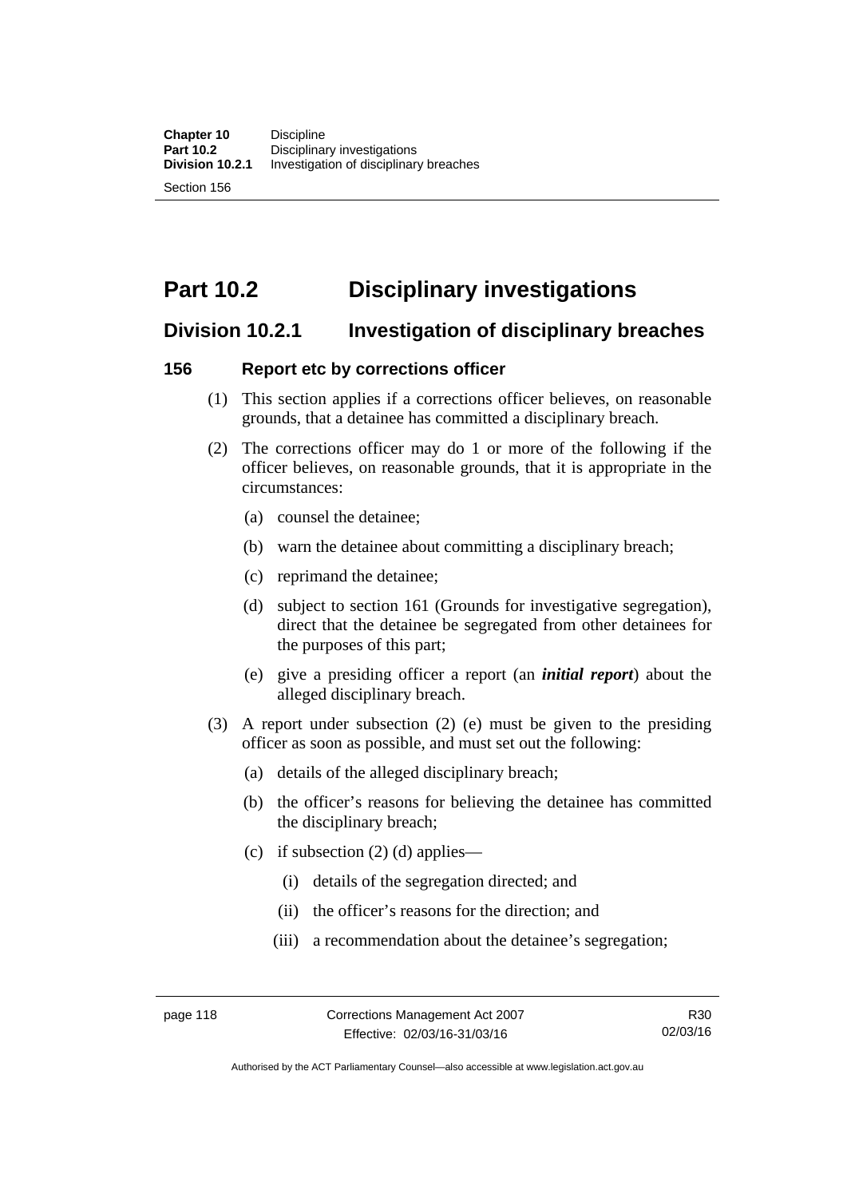# Part 10.2 Disciplinary investigations

## Division 10.2.1 Investigation of disciplinary breaches

### 156 Report etc by corrections officer

(1) This section applies if a corrections officer believes, on reasonable grounds, that a detainee has committed a disciplinary breach.

(2) The corrections officer may do 1 or more of the following if the officer believes, on reasonable grounds, that it is appropriate in the circumstances:

- (a) counsel the detainee;
- (b) warn the detainee about committing a disciplinary breach;
- (c) reprimand the detainee;
- (d) subject to section 161 (Grounds for investigative segregation), direct that the detainee be segregated from other detainees for the purposes of this part;
- (e) give a presiding officer a report (an ***initial report***) about the alleged disciplinary breach.

(3) A report under subsection (2) (e) must be given to the presiding officer as soon as possible, and must set out the following:

- (a) details of the alleged disciplinary breach;
- (b) the officer's reasons for believing the detainee has committed the disciplinary breach;
- (c) if subsection (2) (d) applies—
  - (i) details of the segregation directed; and
  - (ii) the officer's reasons for the direction; and
  - (iii) a recommendation about the detainee's segregation;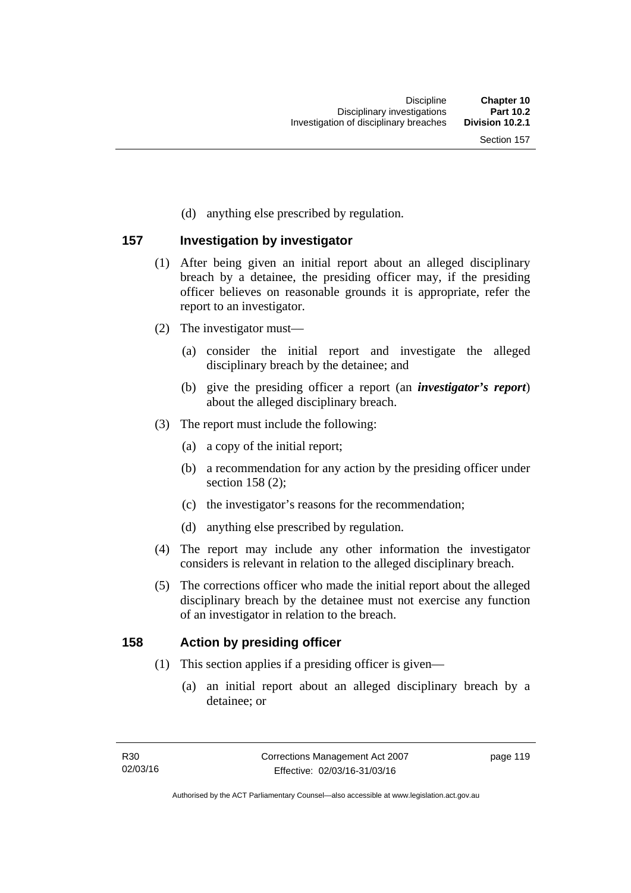(d) anything else prescribed by regulation.

## 157 Investigation by investigator

(1) After being given an initial report about an alleged disciplinary breach by a detainee, the presiding officer may, if the presiding officer believes on reasonable grounds it is appropriate, refer the report to an investigator.

(2) The investigator must—

(a) consider the initial report and investigate the alleged disciplinary breach by the detainee; and

(b) give the presiding officer a report (an ***investigator's report***) about the alleged disciplinary breach.

(3) The report must include the following:

(a) a copy of the initial report;

(b) a recommendation for any action by the presiding officer under section 158 (2);

(c) the investigator's reasons for the recommendation;

(d) anything else prescribed by regulation.

(4) The report may include any other information the investigator considers is relevant in relation to the alleged disciplinary breach.

(5) The corrections officer who made the initial report about the alleged disciplinary breach by the detainee must not exercise any function of an investigator in relation to the breach.

## 158 Action by presiding officer

(1) This section applies if a presiding officer is given—

(a) an initial report about an alleged disciplinary breach by a detainee; or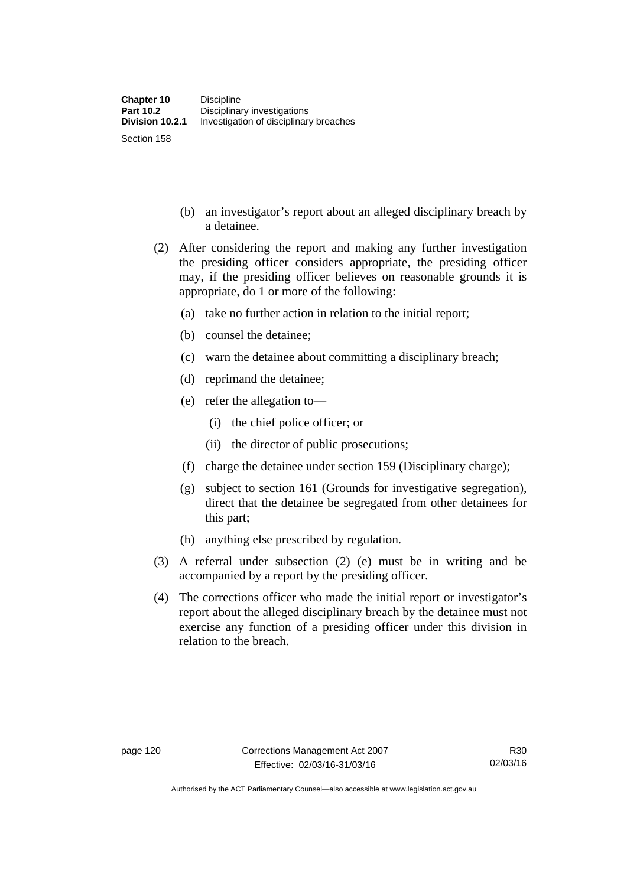(b) an investigator's report about an alleged disciplinary breach by a detainee.

(2) After considering the report and making any further investigation the presiding officer considers appropriate, the presiding officer may, if the presiding officer believes on reasonable grounds it is appropriate, do 1 or more of the following:

(a) take no further action in relation to the initial report;

(b) counsel the detainee;

(c) warn the detainee about committing a disciplinary breach;

(d) reprimand the detainee;

(e) refer the allegation to—

(i) the chief police officer; or

(ii) the director of public prosecutions;

(f) charge the detainee under section 159 (Disciplinary charge);

(g) subject to section 161 (Grounds for investigative segregation), direct that the detainee be segregated from other detainees for this part;

(h) anything else prescribed by regulation.

(3) A referral under subsection (2) (e) must be in writing and be accompanied by a report by the presiding officer.

(4) The corrections officer who made the initial report or investigator's report about the alleged disciplinary breach by the detainee must not exercise any function of a presiding officer under this division in relation to the breach.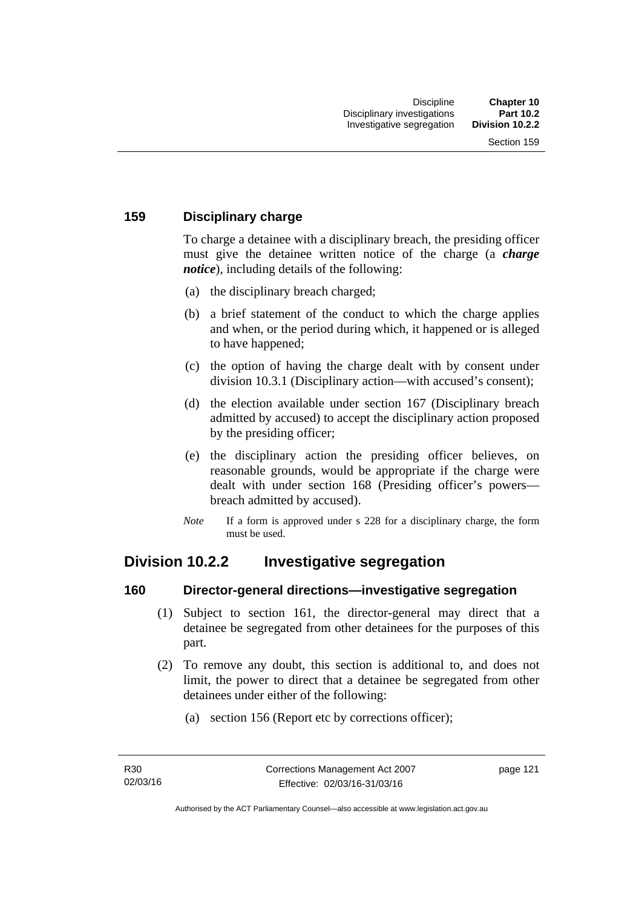### 159 Disciplinary charge

To charge a detainee with a disciplinary breach, the presiding officer must give the detainee written notice of the charge (a ***charge notice***), including details of the following:

(a) the disciplinary breach charged;

(b) a brief statement of the conduct to which the charge applies and when, or the period during which, it happened or is alleged to have happened;

(c) the option of having the charge dealt with by consent under division 10.3.1 (Disciplinary action—with accused's consent);

(d) the election available under section 167 (Disciplinary breach admitted by accused) to accept the disciplinary action proposed by the presiding officer;

(e) the disciplinary action the presiding officer believes, on reasonable grounds, would be appropriate if the charge were dealt with under section 168 (Presiding officer's powers—breach admitted by accused).

*Note* If a form is approved under s 228 for a disciplinary charge, the form must be used.

## Division 10.2.2 Investigative segregation

### 160 Director-general directions—investigative segregation

(1) Subject to section 161, the director-general may direct that a detainee be segregated from other detainees for the purposes of this part.

(2) To remove any doubt, this section is additional to, and does not limit, the power to direct that a detainee be segregated from other detainees under either of the following:

(a) section 156 (Report etc by corrections officer);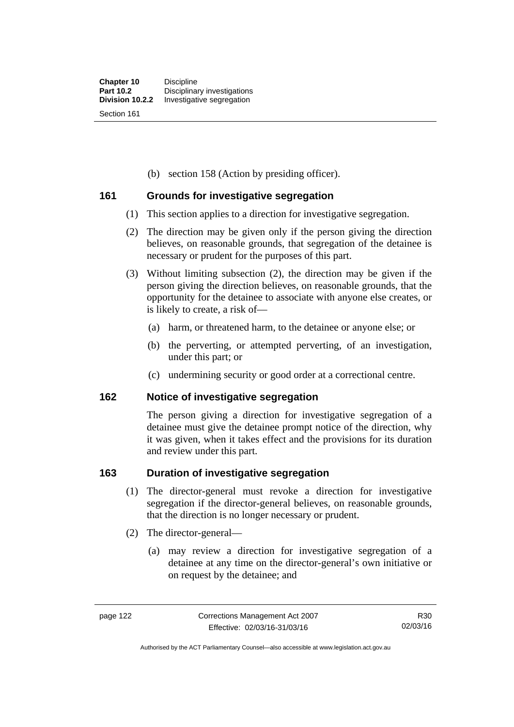(b) section 158 (Action by presiding officer).

### 161 Grounds for investigative segregation

(1) This section applies to a direction for investigative segregation.

(2) The direction may be given only if the person giving the direction believes, on reasonable grounds, that segregation of the detainee is necessary or prudent for the purposes of this part.

(3) Without limiting subsection (2), the direction may be given if the person giving the direction believes, on reasonable grounds, that the opportunity for the detainee to associate with anyone else creates, or is likely to create, a risk of—

- (a) harm, or threatened harm, to the detainee or anyone else; or
- (b) the perverting, or attempted perverting, of an investigation, under this part; or
- (c) undermining security or good order at a correctional centre.

### 162 Notice of investigative segregation

The person giving a direction for investigative segregation of a detainee must give the detainee prompt notice of the direction, why it was given, when it takes effect and the provisions for its duration and review under this part.

### 163 Duration of investigative segregation

(1) The director-general must revoke a direction for investigative segregation if the director-general believes, on reasonable grounds, that the direction is no longer necessary or prudent.

(2) The director-general—

- (a) may review a direction for investigative segregation of a detainee at any time on the director-general's own initiative or on request by the detainee; and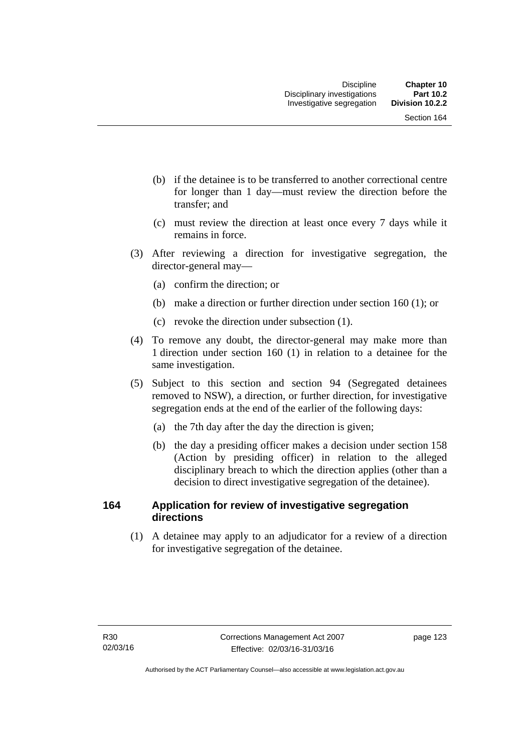(b) if the detainee is to be transferred to another correctional centre for longer than 1 day—must review the direction before the transfer; and

(c) must review the direction at least once every 7 days while it remains in force.

(3) After reviewing a direction for investigative segregation, the director-general may—

(a) confirm the direction; or

(b) make a direction or further direction under section 160 (1); or

(c) revoke the direction under subsection (1).

(4) To remove any doubt, the director-general may make more than 1 direction under section 160 (1) in relation to a detainee for the same investigation.

(5) Subject to this section and section 94 (Segregated detainees removed to NSW), a direction, or further direction, for investigative segregation ends at the end of the earlier of the following days:

(a) the 7th day after the day the direction is given;

(b) the day a presiding officer makes a decision under section 158 (Action by presiding officer) in relation to the alleged disciplinary breach to which the direction applies (other than a decision to direct investigative segregation of the detainee).

### 164 Application for review of investigative segregation directions

(1) A detainee may apply to an adjudicator for a review of a direction for investigative segregation of the detainee.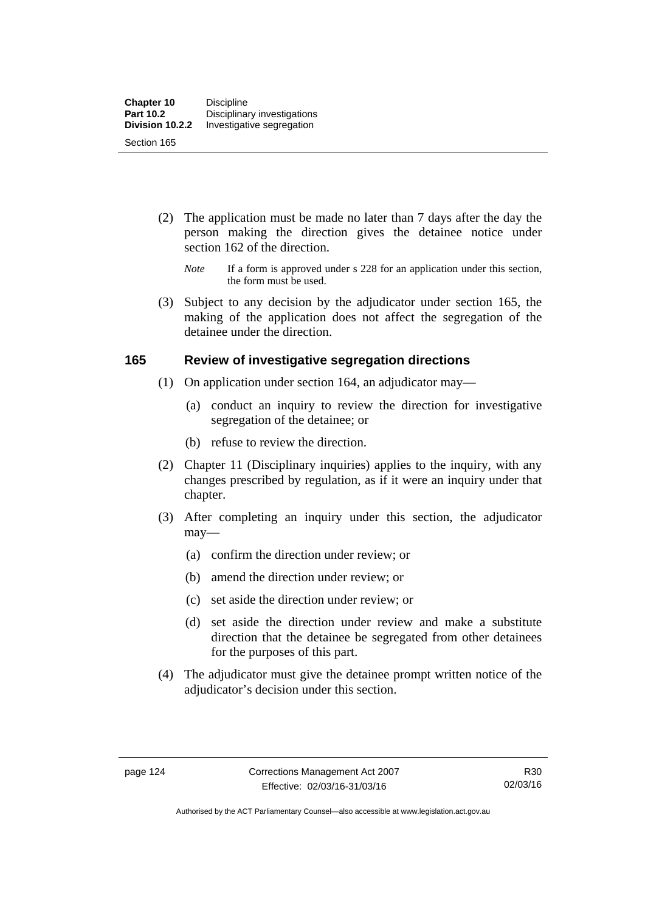(2) The application must be made no later than 7 days after the day the person making the direction gives the detainee notice under section 162 of the direction.

*Note* If a form is approved under s 228 for an application under this section, the form must be used.

(3) Subject to any decision by the adjudicator under section 165, the making of the application does not affect the segregation of the detainee under the direction.

### 165 Review of investigative segregation directions

(1) On application under section 164, an adjudicator may—

(a) conduct an inquiry to review the direction for investigative segregation of the detainee; or

(b) refuse to review the direction.

(2) Chapter 11 (Disciplinary inquiries) applies to the inquiry, with any changes prescribed by regulation, as if it were an inquiry under that chapter.

(3) After completing an inquiry under this section, the adjudicator may—

(a) confirm the direction under review; or

(b) amend the direction under review; or

(c) set aside the direction under review; or

(d) set aside the direction under review and make a substitute direction that the detainee be segregated from other detainees for the purposes of this part.

(4) The adjudicator must give the detainee prompt written notice of the adjudicator's decision under this section.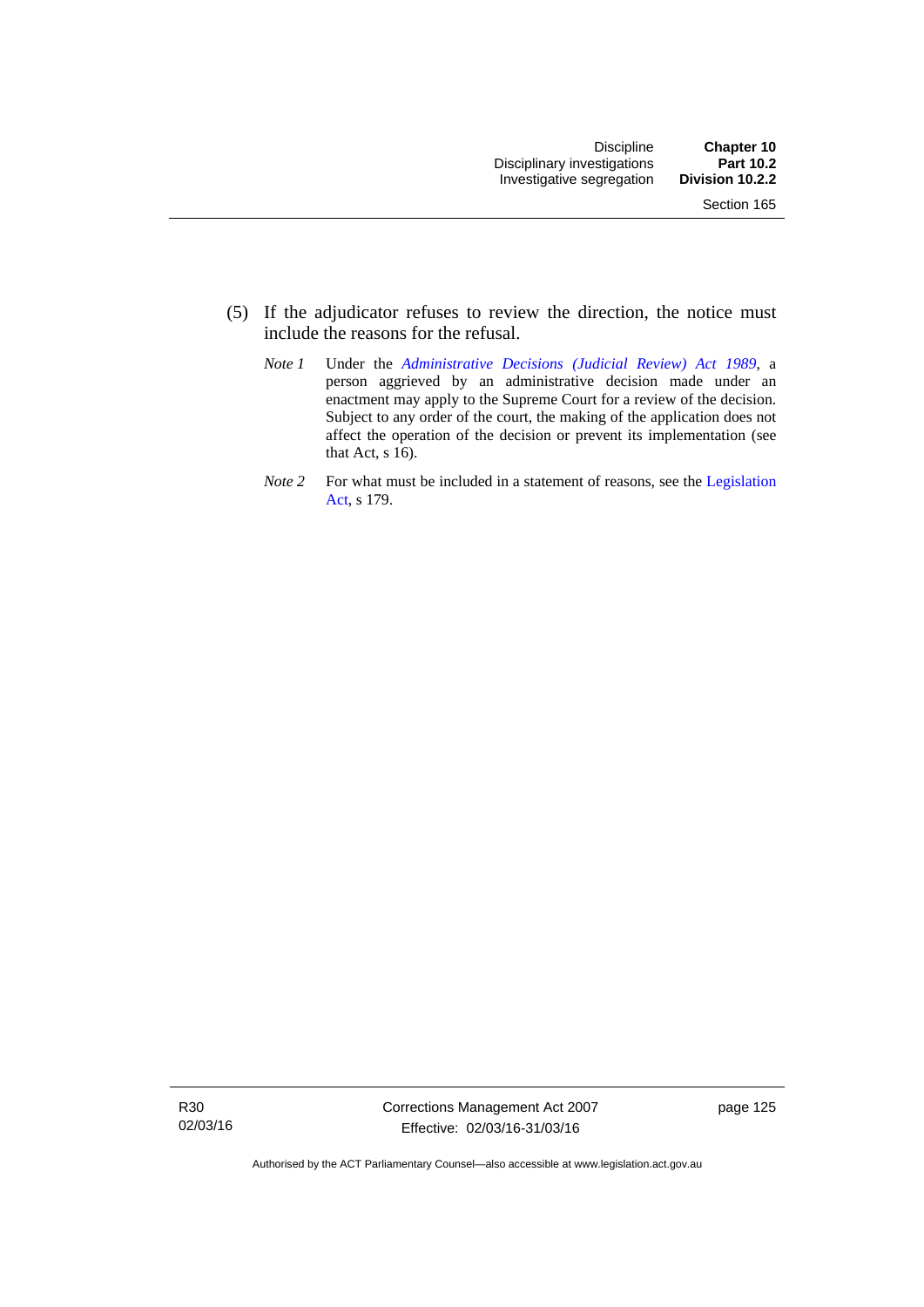(5) If the adjudicator refuses to review the direction, the notice must include the reasons for the refusal.

*Note 1* Under the *Administrative Decisions (Judicial Review) Act 1989*, a person aggrieved by an administrative decision made under an enactment may apply to the Supreme Court for a review of the decision. Subject to any order of the court, the making of the application does not affect the operation of the decision or prevent its implementation (see that Act, s 16).

*Note 2* For what must be included in a statement of reasons, see the Legislation Act, s 179.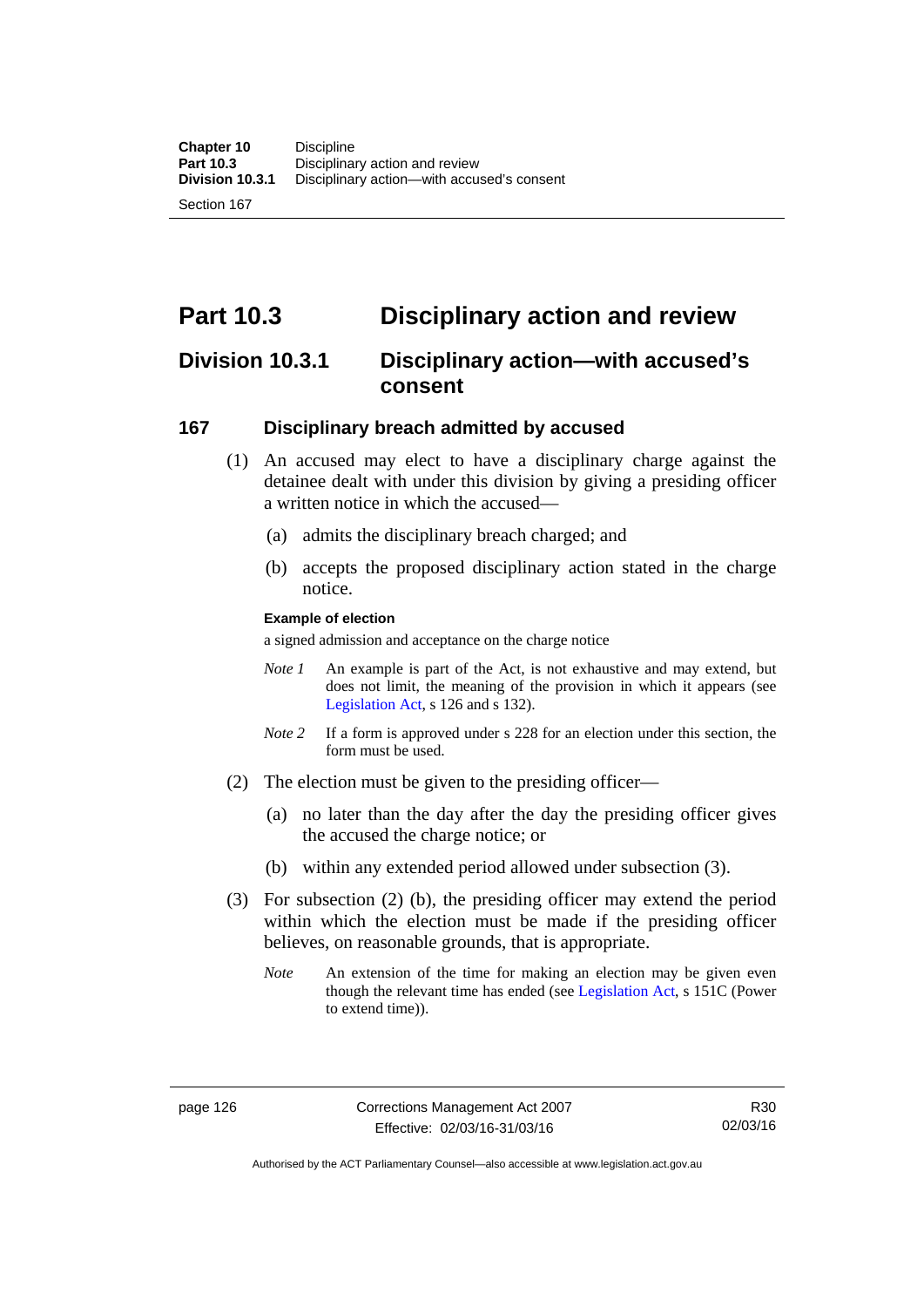# Part 10.3 Disciplinary action and review

## Division 10.3.1 Disciplinary action—with accused's consent

### 167 Disciplinary breach admitted by accused

(1) An accused may elect to have a disciplinary charge against the detainee dealt with under this division by giving a presiding officer a written notice in which the accused—

(a) admits the disciplinary breach charged; and

(b) accepts the proposed disciplinary action stated in the charge notice.

**Example of election**

a signed admission and acceptance on the charge notice

*Note 1* An example is part of the Act, is not exhaustive and may extend, but does not limit, the meaning of the provision in which it appears (see Legislation Act, s 126 and s 132).

*Note 2* If a form is approved under s 228 for an election under this section, the form must be used.

(2) The election must be given to the presiding officer—

(a) no later than the day after the day the presiding officer gives the accused the charge notice; or

(b) within any extended period allowed under subsection (3).

(3) For subsection (2) (b), the presiding officer may extend the period within which the election must be made if the presiding officer believes, on reasonable grounds, that is appropriate.

*Note* An extension of the time for making an election may be given even though the relevant time has ended (see Legislation Act, s 151C (Power to extend time)).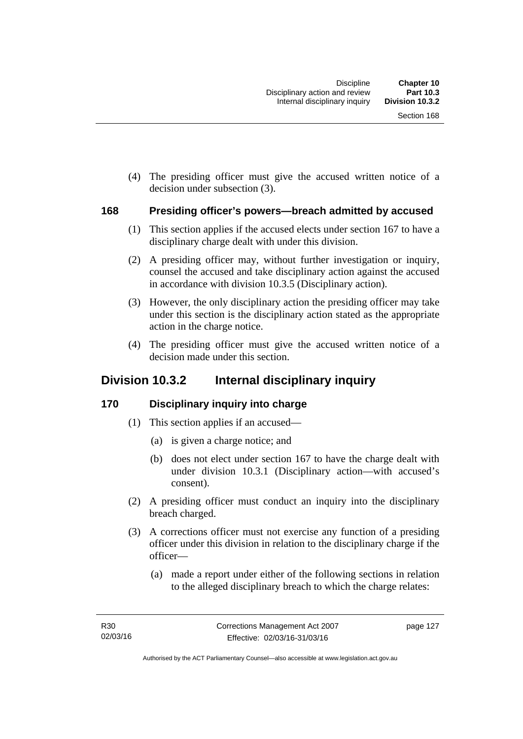(4) The presiding officer must give the accused written notice of a decision under subsection (3).

### 168 Presiding officer's powers—breach admitted by accused

(1) This section applies if the accused elects under section 167 to have a disciplinary charge dealt with under this division.

(2) A presiding officer may, without further investigation or inquiry, counsel the accused and take disciplinary action against the accused in accordance with division 10.3.5 (Disciplinary action).

(3) However, the only disciplinary action the presiding officer may take under this section is the disciplinary action stated as the appropriate action in the charge notice.

(4) The presiding officer must give the accused written notice of a decision made under this section.

## Division 10.3.2 Internal disciplinary inquiry

### 170 Disciplinary inquiry into charge

(1) This section applies if an accused—

(a) is given a charge notice; and

(b) does not elect under section 167 to have the charge dealt with under division 10.3.1 (Disciplinary action—with accused's consent).

(2) A presiding officer must conduct an inquiry into the disciplinary breach charged.

(3) A corrections officer must not exercise any function of a presiding officer under this division in relation to the disciplinary charge if the officer—

(a) made a report under either of the following sections in relation to the alleged disciplinary breach to which the charge relates: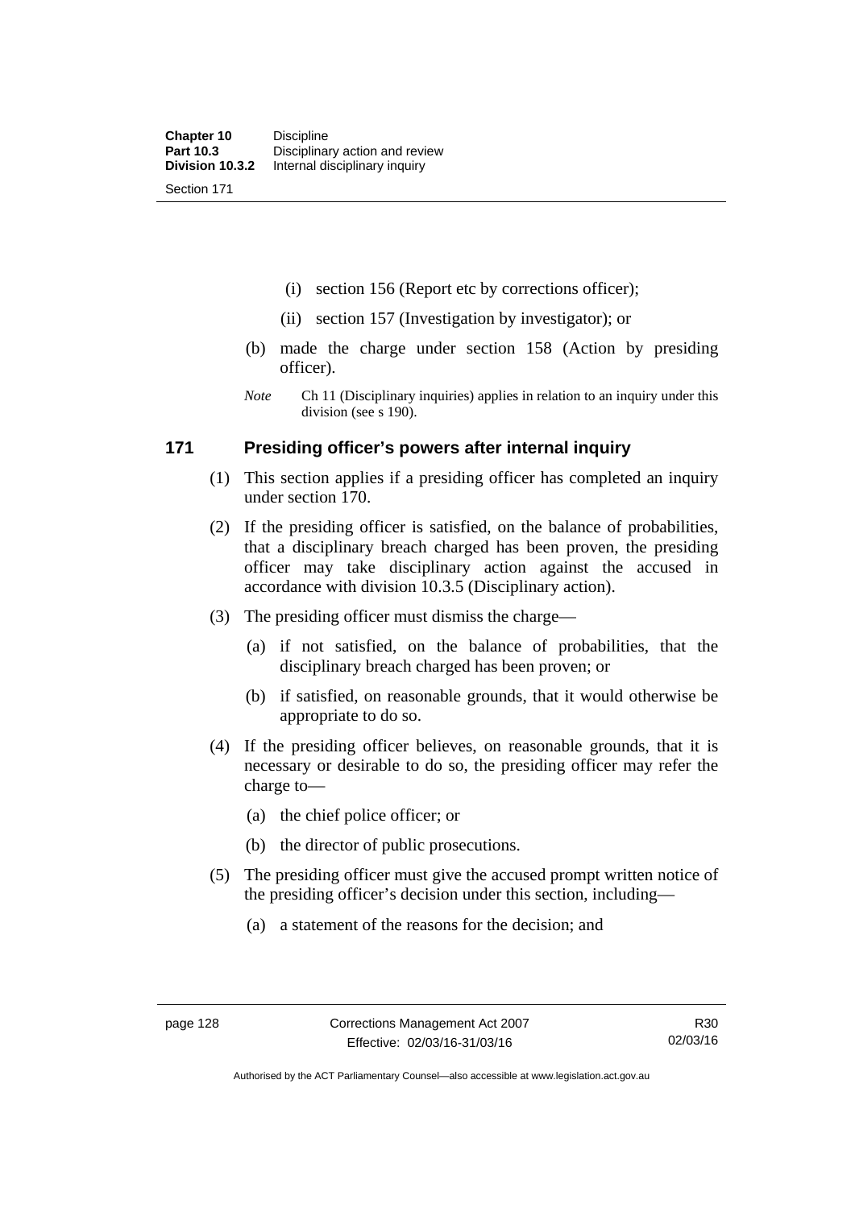(i) section 156 (Report etc by corrections officer);

(ii) section 157 (Investigation by investigator); or

(b) made the charge under section 158 (Action by presiding officer).

*Note* Ch 11 (Disciplinary inquiries) applies in relation to an inquiry under this division (see s 190).

### 171 Presiding officer's powers after internal inquiry

(1) This section applies if a presiding officer has completed an inquiry under section 170.

(2) If the presiding officer is satisfied, on the balance of probabilities, that a disciplinary breach charged has been proven, the presiding officer may take disciplinary action against the accused in accordance with division 10.3.5 (Disciplinary action).

(3) The presiding officer must dismiss the charge—

(a) if not satisfied, on the balance of probabilities, that the disciplinary breach charged has been proven; or

(b) if satisfied, on reasonable grounds, that it would otherwise be appropriate to do so.

(4) If the presiding officer believes, on reasonable grounds, that it is necessary or desirable to do so, the presiding officer may refer the charge to—

(a) the chief police officer; or

(b) the director of public prosecutions.

(5) The presiding officer must give the accused prompt written notice of the presiding officer's decision under this section, including—

(a) a statement of the reasons for the decision; and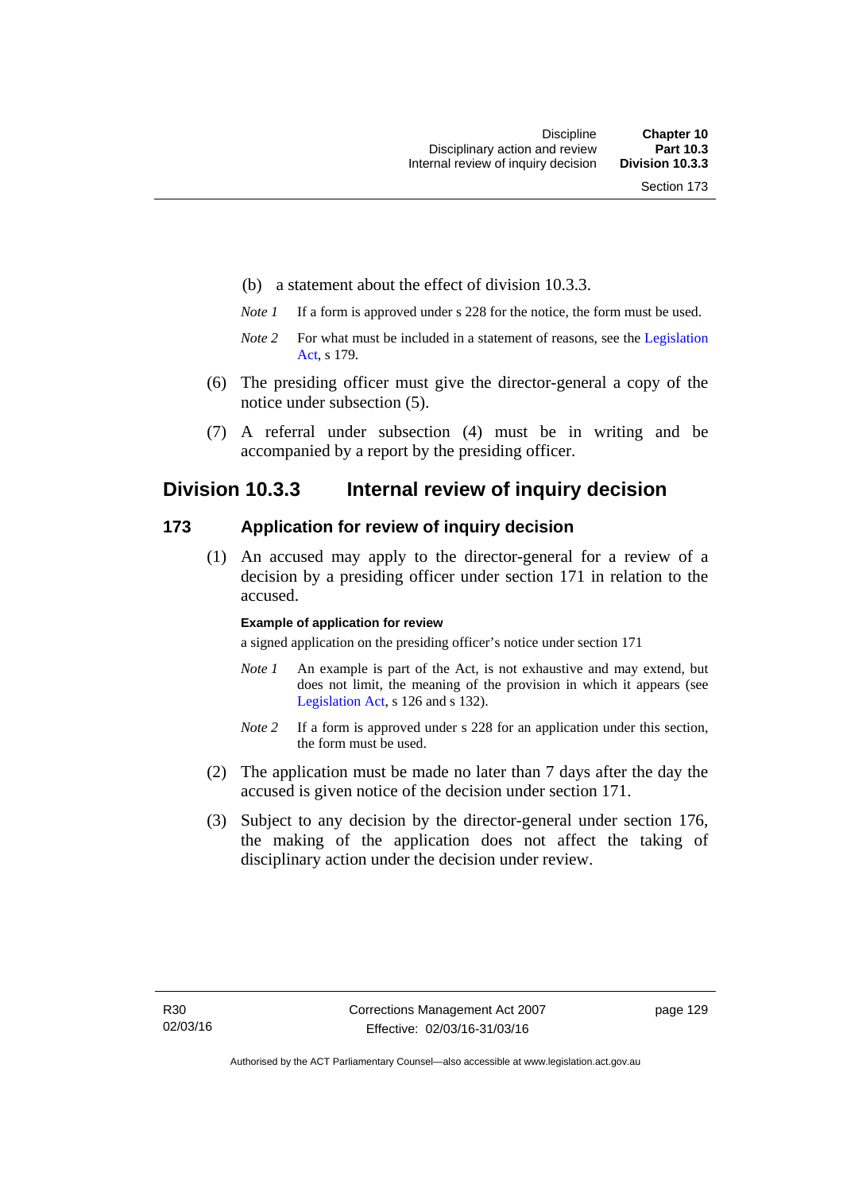(b) a statement about the effect of division 10.3.3.

*Note 1* If a form is approved under s 228 for the notice, the form must be used.

*Note 2* For what must be included in a statement of reasons, see the Legislation Act, s 179.

(6) The presiding officer must give the director-general a copy of the notice under subsection (5).

(7) A referral under subsection (4) must be in writing and be accompanied by a report by the presiding officer.

## Division 10.3.3 Internal review of inquiry decision

### 173 Application for review of inquiry decision

(1) An accused may apply to the director-general for a review of a decision by a presiding officer under section 171 in relation to the accused.

**Example of application for review**

a signed application on the presiding officer's notice under section 171

*Note 1* An example is part of the Act, is not exhaustive and may extend, but does not limit, the meaning of the provision in which it appears (see Legislation Act, s 126 and s 132).

*Note 2* If a form is approved under s 228 for an application under this section, the form must be used.

(2) The application must be made no later than 7 days after the day the accused is given notice of the decision under section 171.

(3) Subject to any decision by the director-general under section 176, the making of the application does not affect the taking of disciplinary action under the decision under review.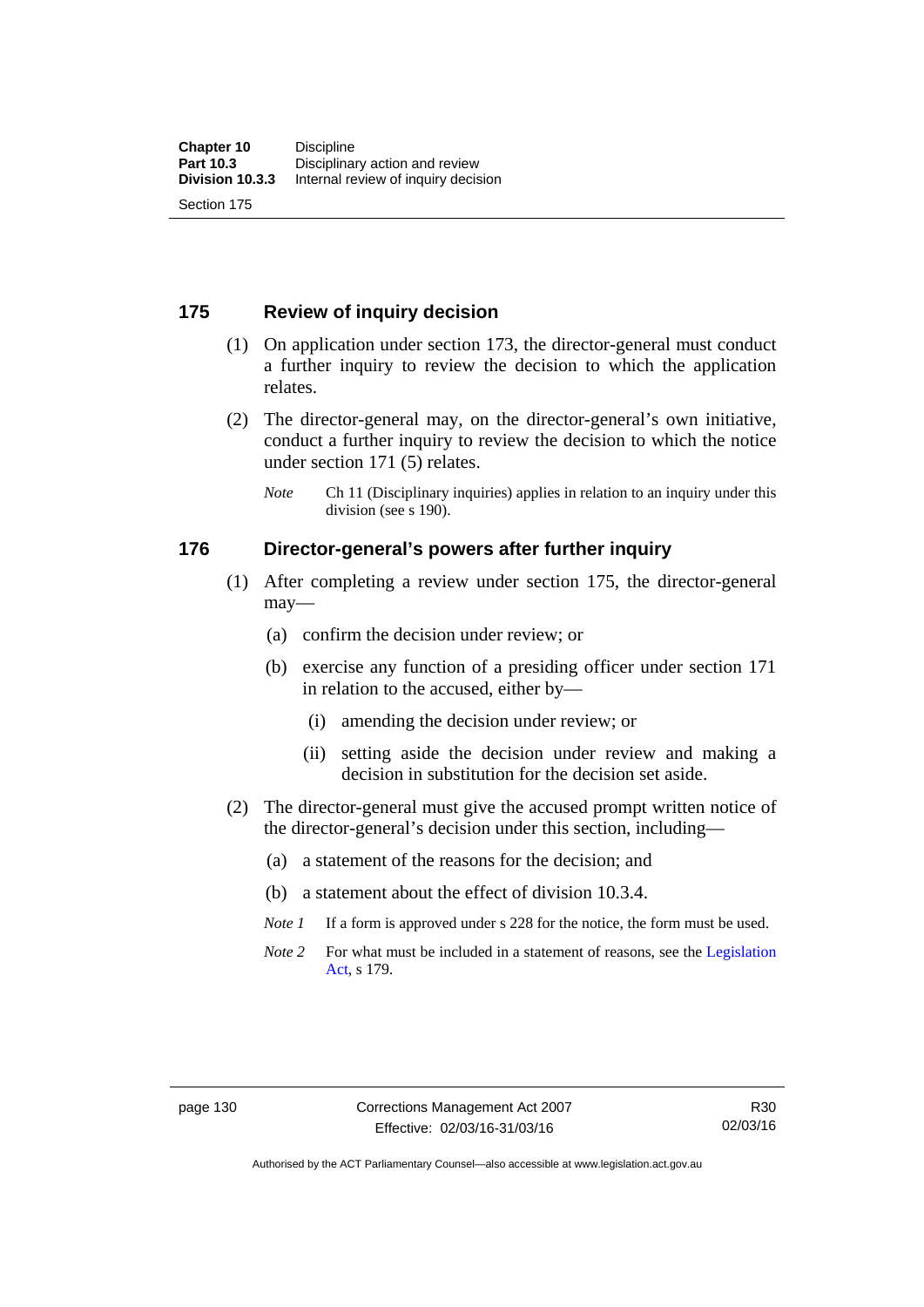## 175 Review of inquiry decision

(1) On application under section 173, the director-general must conduct a further inquiry to review the decision to which the application relates.

(2) The director-general may, on the director-general's own initiative, conduct a further inquiry to review the decision to which the notice under section 171 (5) relates.

*Note* Ch 11 (Disciplinary inquiries) applies in relation to an inquiry under this division (see s 190).

## 176 Director-general's powers after further inquiry

(1) After completing a review under section 175, the director-general may—

(a) confirm the decision under review; or

(b) exercise any function of a presiding officer under section 171 in relation to the accused, either by—

(i) amending the decision under review; or

(ii) setting aside the decision under review and making a decision in substitution for the decision set aside.

(2) The director-general must give the accused prompt written notice of the director-general's decision under this section, including—

(a) a statement of the reasons for the decision; and

(b) a statement about the effect of division 10.3.4.

*Note 1* If a form is approved under s 228 for the notice, the form must be used.

*Note 2* For what must be included in a statement of reasons, see the Legislation Act, s 179.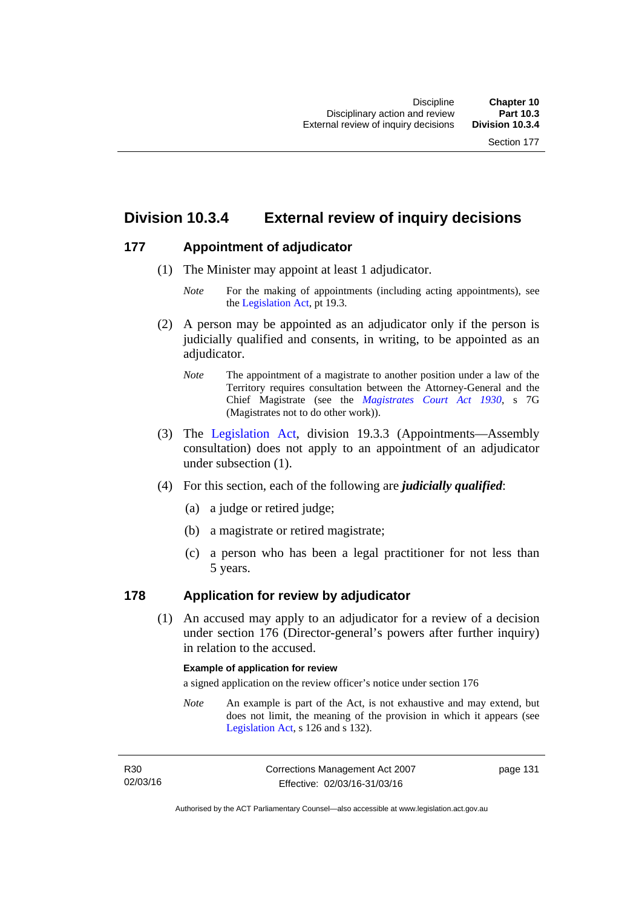## Division 10.3.4 External review of inquiry decisions

### 177 Appointment of adjudicator

(1) The Minister may appoint at least 1 adjudicator.

*Note* For the making of appointments (including acting appointments), see the Legislation Act, pt 19.3.

(2) A person may be appointed as an adjudicator only if the person is judicially qualified and consents, in writing, to be appointed as an adjudicator.

*Note* The appointment of a magistrate to another position under a law of the Territory requires consultation between the Attorney-General and the Chief Magistrate (see the *Magistrates Court Act 1930*, s 7G (Magistrates not to do other work)).

(3) The Legislation Act, division 19.3.3 (Appointments—Assembly consultation) does not apply to an appointment of an adjudicator under subsection (1).

(4) For this section, each of the following are ***judicially qualified***:

(a) a judge or retired judge;

(b) a magistrate or retired magistrate;

(c) a person who has been a legal practitioner for not less than 5 years.

### 178 Application for review by adjudicator

(1) An accused may apply to an adjudicator for a review of a decision under section 176 (Director-general's powers after further inquiry) in relation to the accused.

**Example of application for review**

a signed application on the review officer's notice under section 176

*Note* An example is part of the Act, is not exhaustive and may extend, but does not limit, the meaning of the provision in which it appears (see Legislation Act, s 126 and s 132).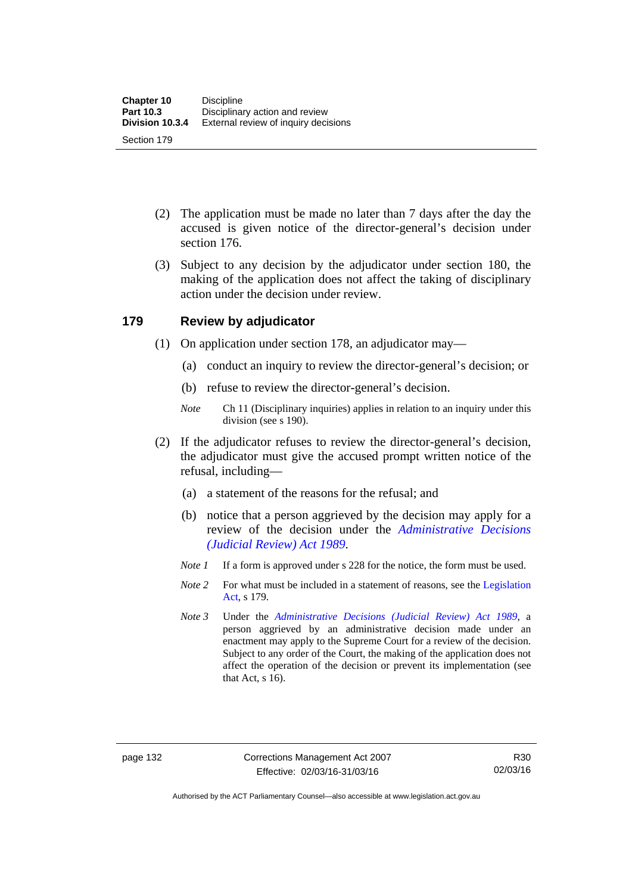(2) The application must be made no later than 7 days after the day the accused is given notice of the director-general's decision under section 176.

(3) Subject to any decision by the adjudicator under section 180, the making of the application does not affect the taking of disciplinary action under the decision under review.

## 179 Review by adjudicator

(1) On application under section 178, an adjudicator may—

(a) conduct an inquiry to review the director-general's decision; or

(b) refuse to review the director-general's decision.

*Note* Ch 11 (Disciplinary inquiries) applies in relation to an inquiry under this division (see s 190).

(2) If the adjudicator refuses to review the director-general's decision, the adjudicator must give the accused prompt written notice of the refusal, including—

(a) a statement of the reasons for the refusal; and

(b) notice that a person aggrieved by the decision may apply for a review of the decision under the *Administrative Decisions (Judicial Review) Act 1989*.

*Note 1* If a form is approved under s 228 for the notice, the form must be used.

*Note 2* For what must be included in a statement of reasons, see the Legislation Act, s 179.

*Note 3* Under the *Administrative Decisions (Judicial Review) Act 1989*, a person aggrieved by an administrative decision made under an enactment may apply to the Supreme Court for a review of the decision. Subject to any order of the Court, the making of the application does not affect the operation of the decision or prevent its implementation (see that Act, s 16).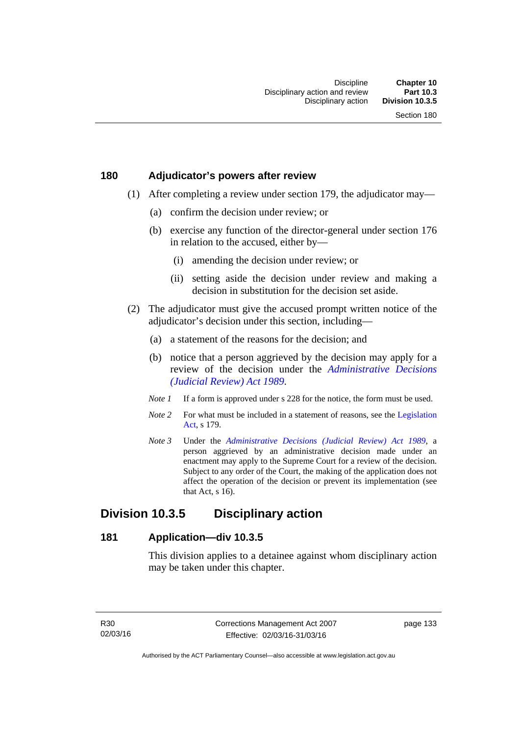## 180 Adjudicator's powers after review

(1) After completing a review under section 179, the adjudicator may—

(a) confirm the decision under review; or

(b) exercise any function of the director-general under section 176 in relation to the accused, either by—

(i) amending the decision under review; or

(ii) setting aside the decision under review and making a decision in substitution for the decision set aside.

(2) The adjudicator must give the accused prompt written notice of the adjudicator's decision under this section, including—

(a) a statement of the reasons for the decision; and

(b) notice that a person aggrieved by the decision may apply for a review of the decision under the *Administrative Decisions (Judicial Review) Act 1989*.

*Note 1* If a form is approved under s 228 for the notice, the form must be used.

*Note 2* For what must be included in a statement of reasons, see the Legislation Act, s 179.

*Note 3* Under the *Administrative Decisions (Judicial Review) Act 1989*, a person aggrieved by an administrative decision made under an enactment may apply to the Supreme Court for a review of the decision. Subject to any order of the Court, the making of the application does not affect the operation of the decision or prevent its implementation (see that Act, s 16).

# Division 10.3.5 Disciplinary action

## 181 Application—div 10.3.5

This division applies to a detainee against whom disciplinary action may be taken under this chapter.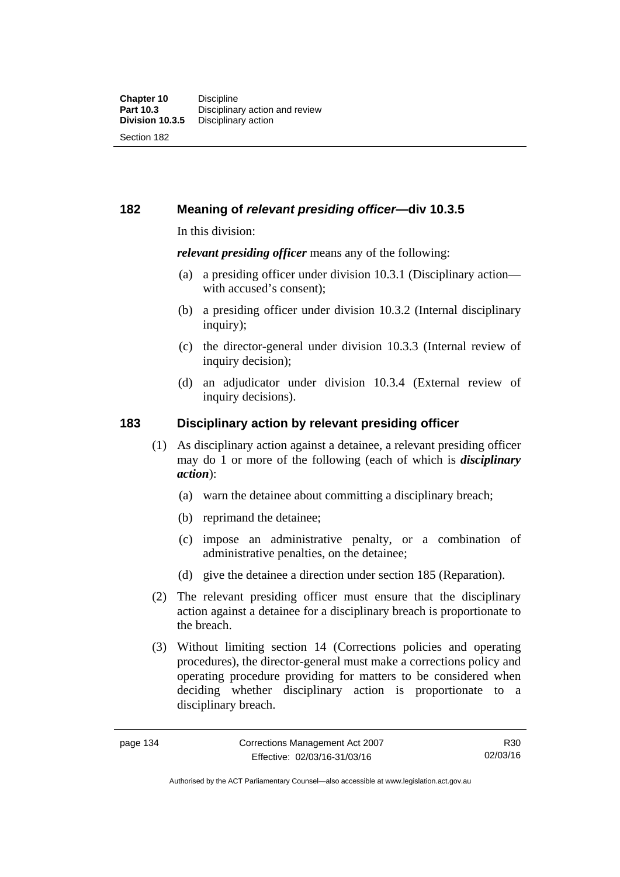## 182 Meaning of *relevant presiding officer*—div 10.3.5

In this division:

***relevant presiding officer*** means any of the following:

(a) a presiding officer under division 10.3.1 (Disciplinary action—with accused's consent);

(b) a presiding officer under division 10.3.2 (Internal disciplinary inquiry);

(c) the director-general under division 10.3.3 (Internal review of inquiry decision);

(d) an adjudicator under division 10.3.4 (External review of inquiry decisions).

## 183 Disciplinary action by relevant presiding officer

(1) As disciplinary action against a detainee, a relevant presiding officer may do 1 or more of the following (each of which is ***disciplinary action***):

(a) warn the detainee about committing a disciplinary breach;

(b) reprimand the detainee;

(c) impose an administrative penalty, or a combination of administrative penalties, on the detainee;

(d) give the detainee a direction under section 185 (Reparation).

(2) The relevant presiding officer must ensure that the disciplinary action against a detainee for a disciplinary breach is proportionate to the breach.

(3) Without limiting section 14 (Corrections policies and operating procedures), the director-general must make a corrections policy and operating procedure providing for matters to be considered when deciding whether disciplinary action is proportionate to a disciplinary breach.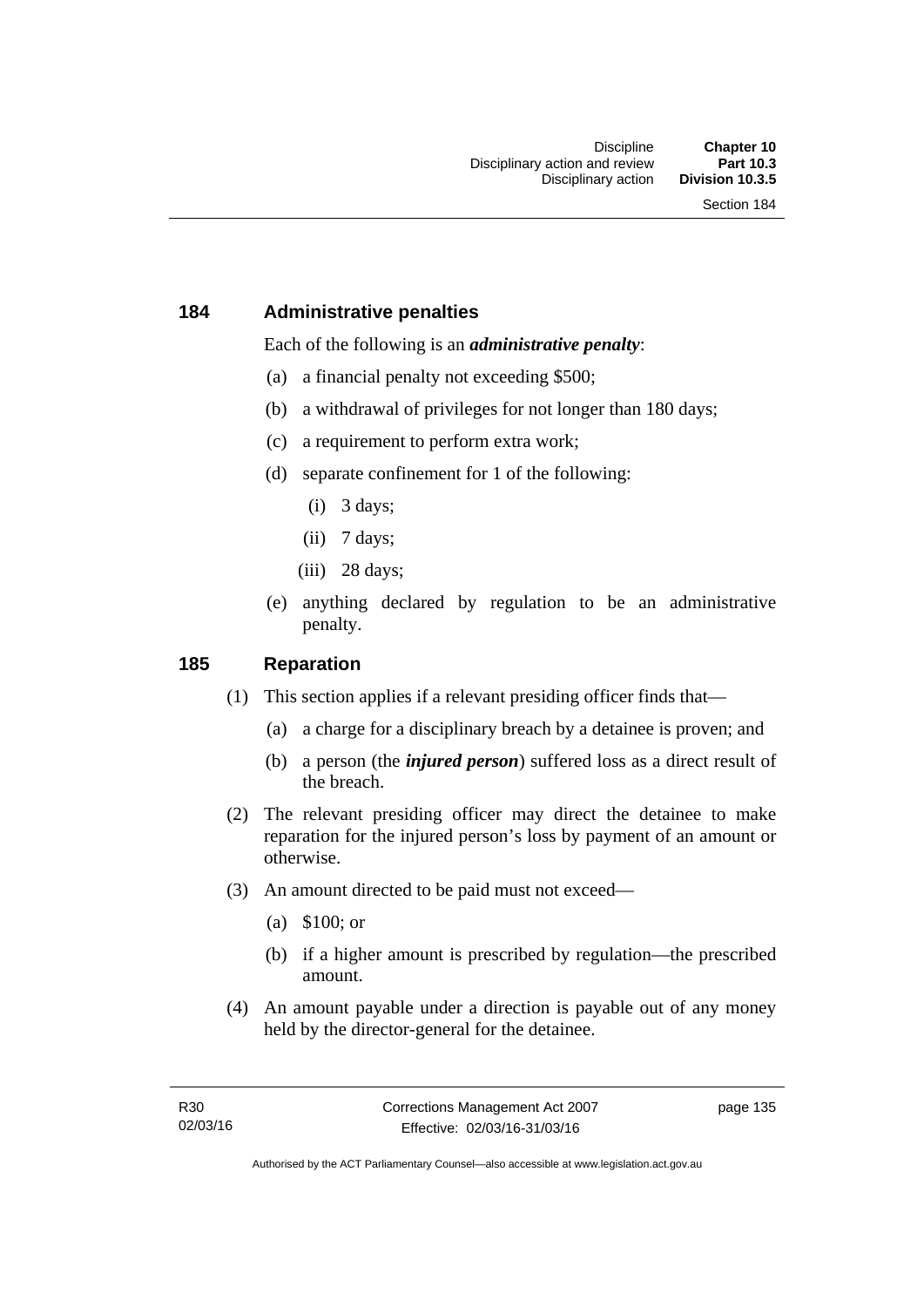### 184 Administrative penalties

Each of the following is an ***administrative penalty***:

(a) a financial penalty not exceeding $500;

(b) a withdrawal of privileges for not longer than 180 days;

(c) a requirement to perform extra work;

(d) separate confinement for 1 of the following:

  (i) 3 days;

  (ii) 7 days;

  (iii) 28 days;

(e) anything declared by regulation to be an administrative penalty.

### 185 Reparation

(1) This section applies if a relevant presiding officer finds that—

  (a) a charge for a disciplinary breach by a detainee is proven; and

  (b) a person (the ***injured person***) suffered loss as a direct result of the breach.

(2) The relevant presiding officer may direct the detainee to make reparation for the injured person's loss by payment of an amount or otherwise.

(3) An amount directed to be paid must not exceed—

  (a) $100; or

  (b) if a higher amount is prescribed by regulation—the prescribed amount.

(4) An amount payable under a direction is payable out of any money held by the director-general for the detainee.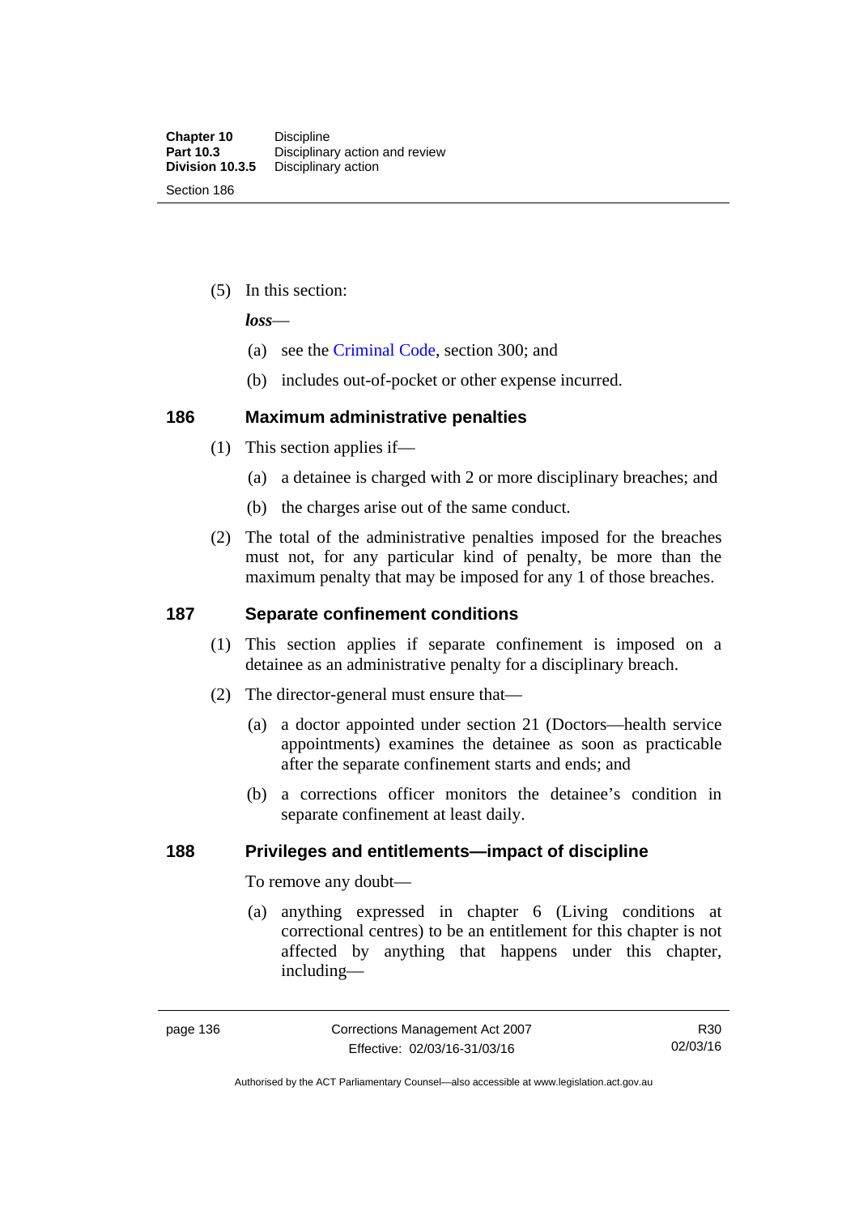(5) In this section:

***loss***—

(a) see the Criminal Code, section 300; and

(b) includes out-of-pocket or other expense incurred.

## 186 Maximum administrative penalties

(1) This section applies if—

(a) a detainee is charged with 2 or more disciplinary breaches; and

(b) the charges arise out of the same conduct.

(2) The total of the administrative penalties imposed for the breaches must not, for any particular kind of penalty, be more than the maximum penalty that may be imposed for any 1 of those breaches.

## 187 Separate confinement conditions

(1) This section applies if separate confinement is imposed on a detainee as an administrative penalty for a disciplinary breach.

(2) The director-general must ensure that—

(a) a doctor appointed under section 21 (Doctors—health service appointments) examines the detainee as soon as practicable after the separate confinement starts and ends; and

(b) a corrections officer monitors the detainee's condition in separate confinement at least daily.

## 188 Privileges and entitlements—impact of discipline

To remove any doubt—

(a) anything expressed in chapter 6 (Living conditions at correctional centres) to be an entitlement for this chapter is not affected by anything that happens under this chapter, including—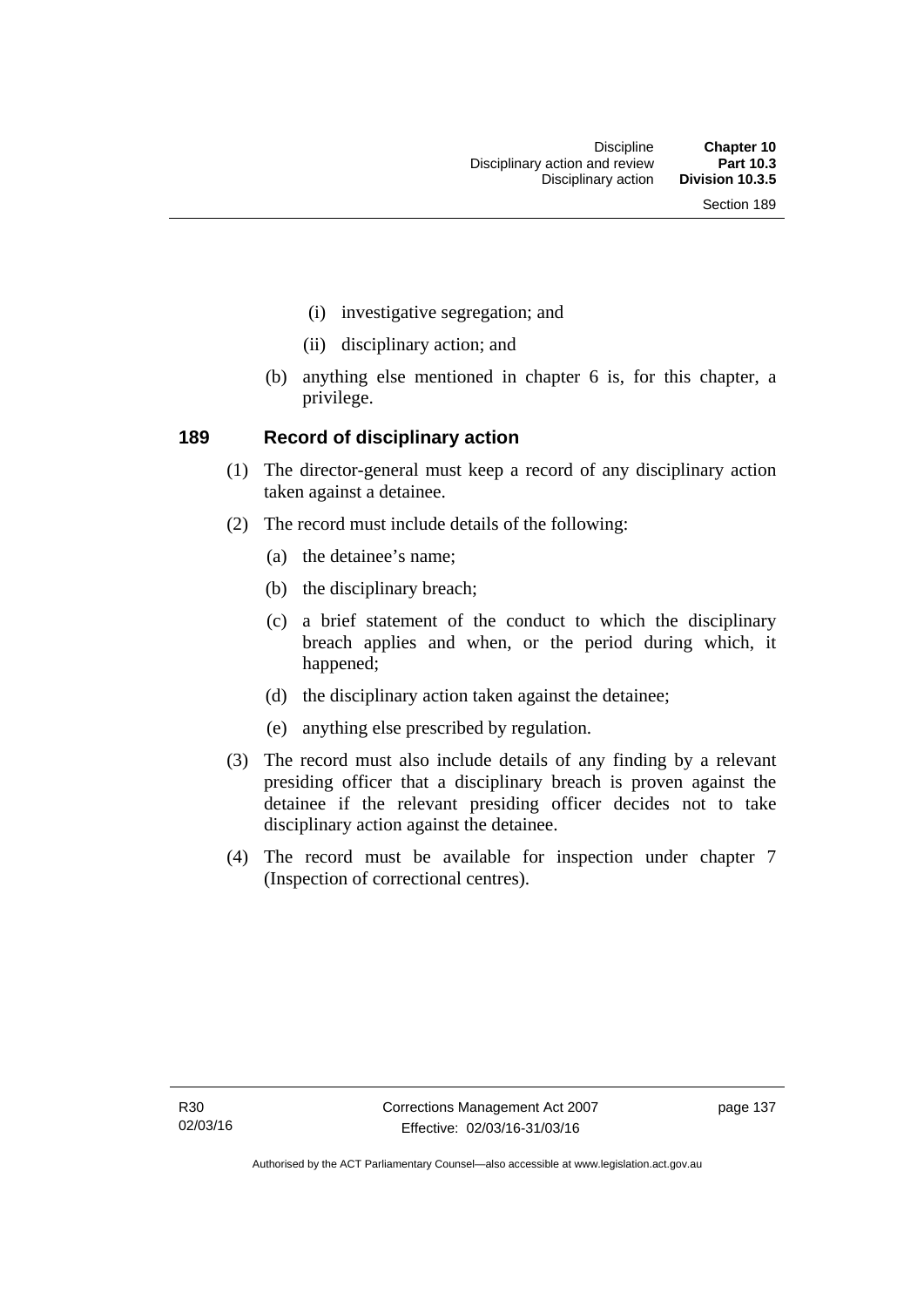(i) investigative segregation; and

(ii) disciplinary action; and

(b) anything else mentioned in chapter 6 is, for this chapter, a privilege.

## 189 Record of disciplinary action

(1) The director-general must keep a record of any disciplinary action taken against a detainee.

(2) The record must include details of the following:

(a) the detainee's name;

(b) the disciplinary breach;

(c) a brief statement of the conduct to which the disciplinary breach applies and when, or the period during which, it happened;

(d) the disciplinary action taken against the detainee;

(e) anything else prescribed by regulation.

(3) The record must also include details of any finding by a relevant presiding officer that a disciplinary breach is proven against the detainee if the relevant presiding officer decides not to take disciplinary action against the detainee.

(4) The record must be available for inspection under chapter 7 (Inspection of correctional centres).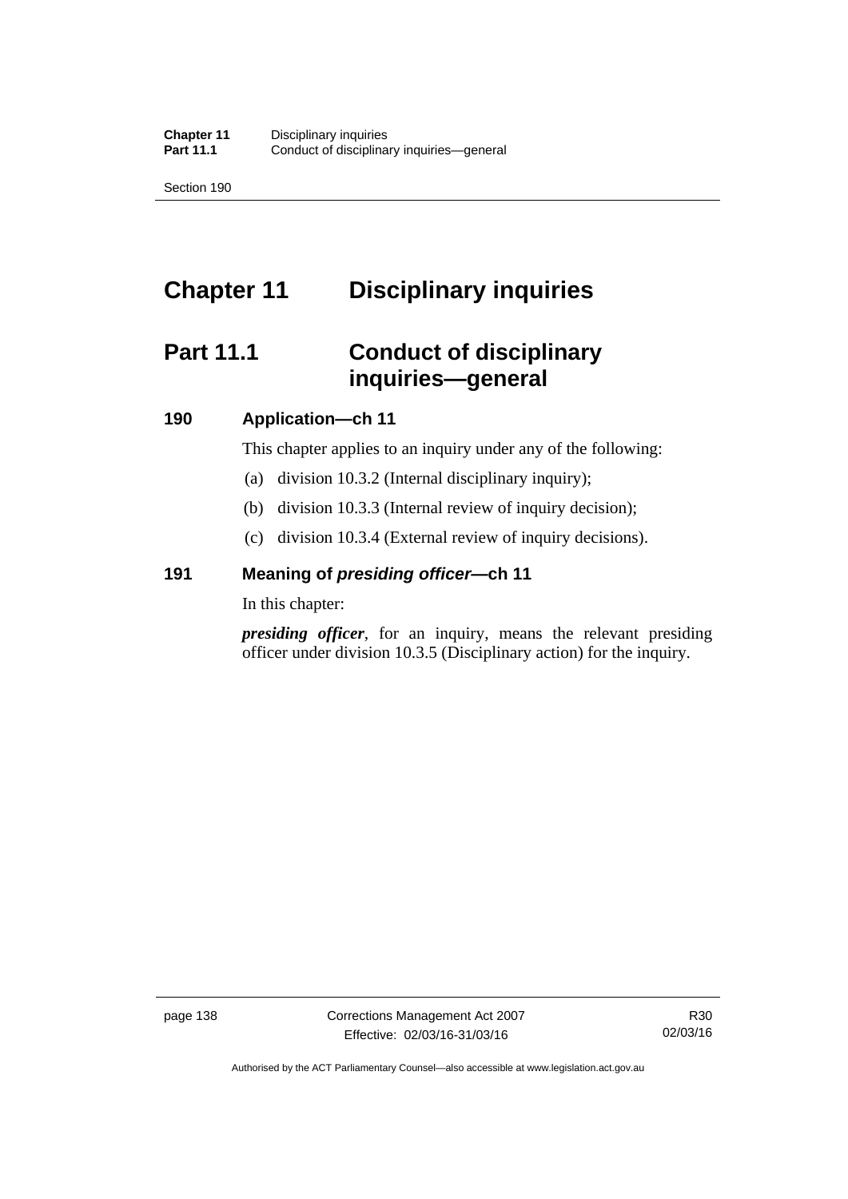# Chapter 11 Disciplinary inquiries

## Part 11.1 Conduct of disciplinary inquiries—general

### 190 Application—ch 11

This chapter applies to an inquiry under any of the following:

(a) division 10.3.2 (Internal disciplinary inquiry);

(b) division 10.3.3 (Internal review of inquiry decision);

(c) division 10.3.4 (External review of inquiry decisions).

### 191 Meaning of *presiding officer*—ch 11

In this chapter:

***presiding officer***, for an inquiry, means the relevant presiding officer under division 10.3.5 (Disciplinary action) for the inquiry.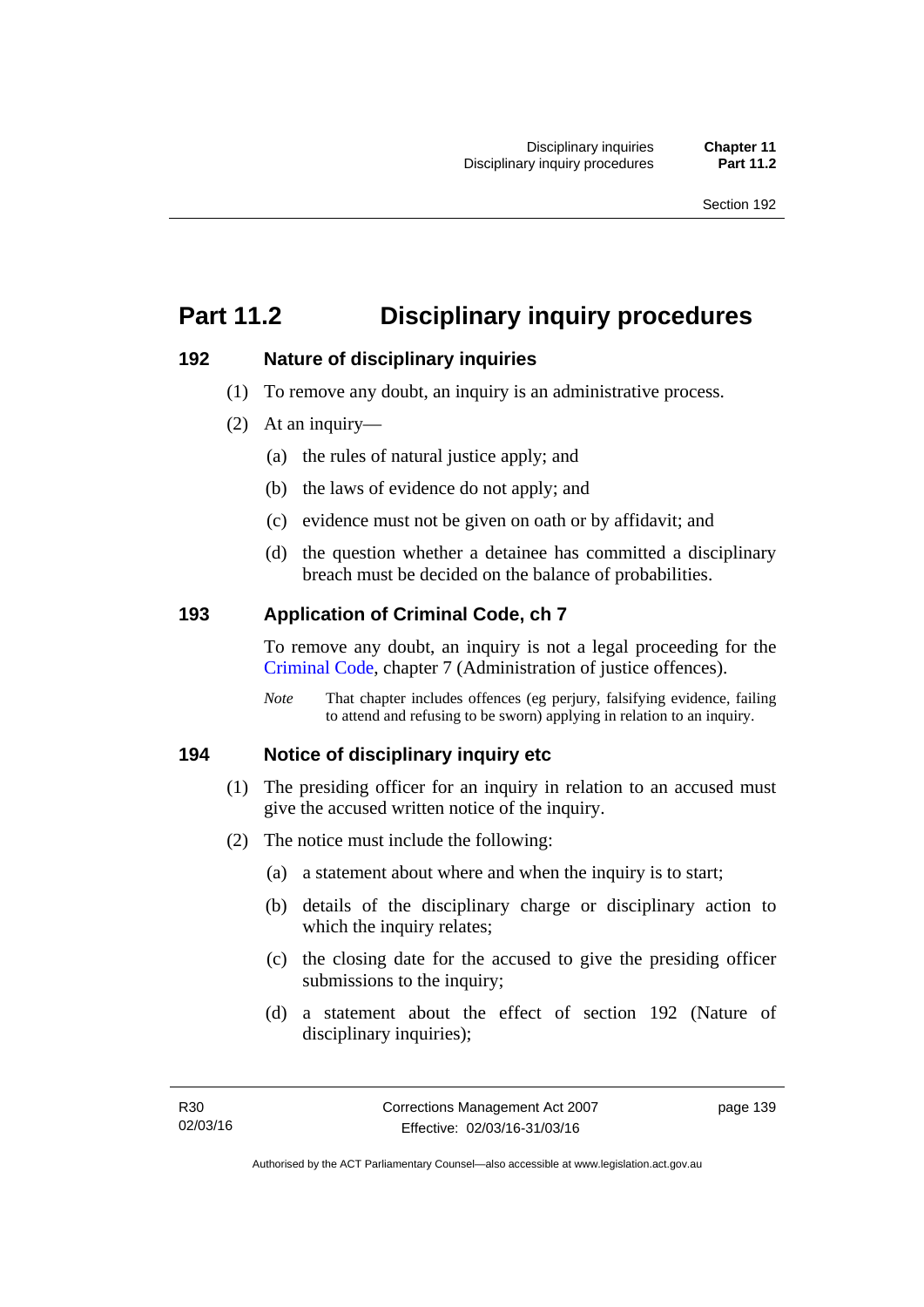# Part 11.2 Disciplinary inquiry procedures

## 192 Nature of disciplinary inquiries

(1) To remove any doubt, an inquiry is an administrative process.

(2) At an inquiry—

(a) the rules of natural justice apply; and

(b) the laws of evidence do not apply; and

(c) evidence must not be given on oath or by affidavit; and

(d) the question whether a detainee has committed a disciplinary breach must be decided on the balance of probabilities.

## 193 Application of Criminal Code, ch 7

To remove any doubt, an inquiry is not a legal proceeding for the Criminal Code, chapter 7 (Administration of justice offences).

*Note* That chapter includes offences (eg perjury, falsifying evidence, failing to attend and refusing to be sworn) applying in relation to an inquiry.

## 194 Notice of disciplinary inquiry etc

(1) The presiding officer for an inquiry in relation to an accused must give the accused written notice of the inquiry.

(2) The notice must include the following:

(a) a statement about where and when the inquiry is to start;

(b) details of the disciplinary charge or disciplinary action to which the inquiry relates;

(c) the closing date for the accused to give the presiding officer submissions to the inquiry;

(d) a statement about the effect of section 192 (Nature of disciplinary inquiries);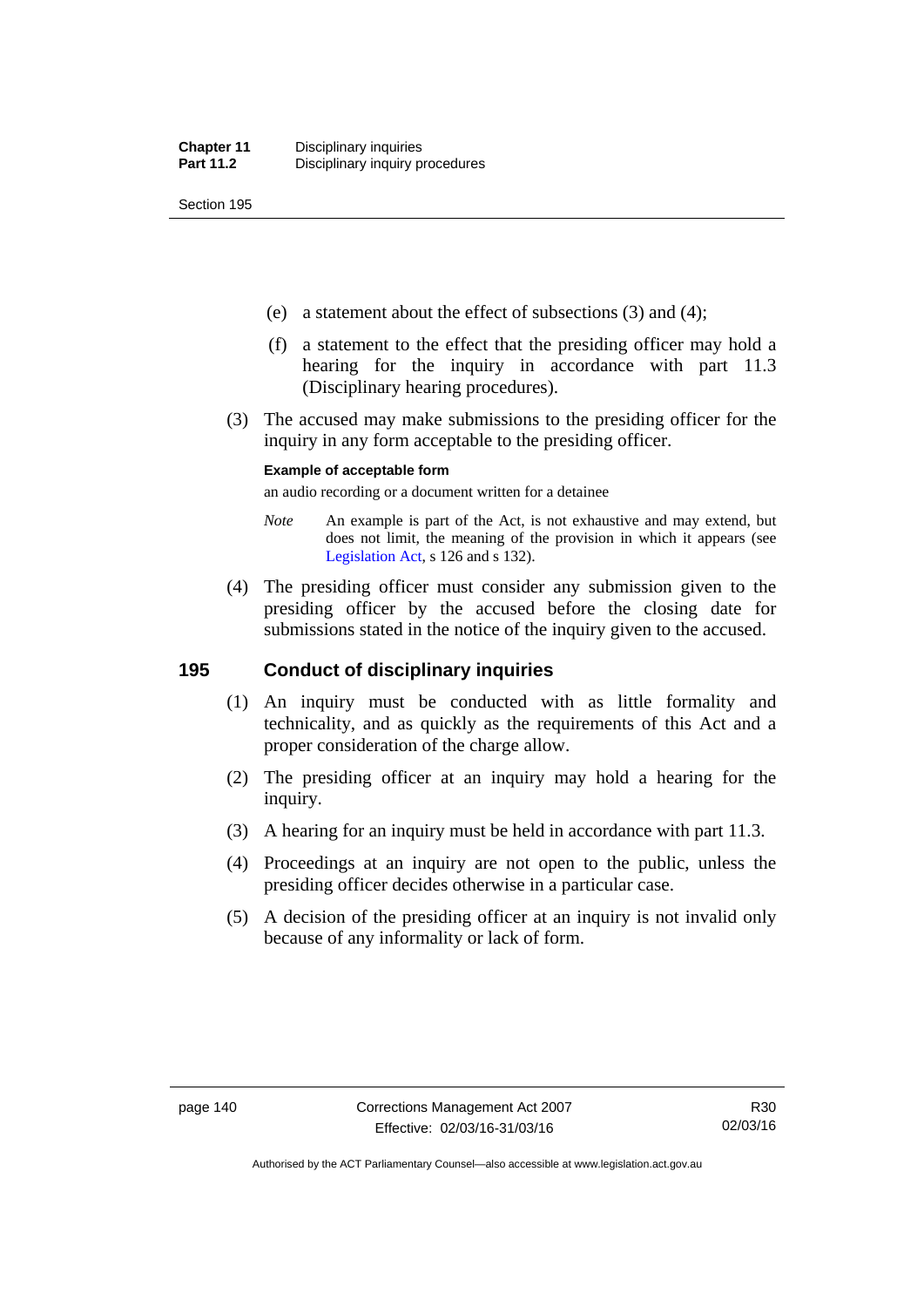(e) a statement about the effect of subsections (3) and (4);

(f) a statement to the effect that the presiding officer may hold a hearing for the inquiry in accordance with part 11.3 (Disciplinary hearing procedures).

(3) The accused may make submissions to the presiding officer for the inquiry in any form acceptable to the presiding officer.

**Example of acceptable form**

an audio recording or a document written for a detainee

*Note* An example is part of the Act, is not exhaustive and may extend, but does not limit, the meaning of the provision in which it appears (see Legislation Act, s 126 and s 132).

(4) The presiding officer must consider any submission given to the presiding officer by the accused before the closing date for submissions stated in the notice of the inquiry given to the accused.

## 195 Conduct of disciplinary inquiries

(1) An inquiry must be conducted with as little formality and technicality, and as quickly as the requirements of this Act and a proper consideration of the charge allow.

(2) The presiding officer at an inquiry may hold a hearing for the inquiry.

(3) A hearing for an inquiry must be held in accordance with part 11.3.

(4) Proceedings at an inquiry are not open to the public, unless the presiding officer decides otherwise in a particular case.

(5) A decision of the presiding officer at an inquiry is not invalid only because of any informality or lack of form.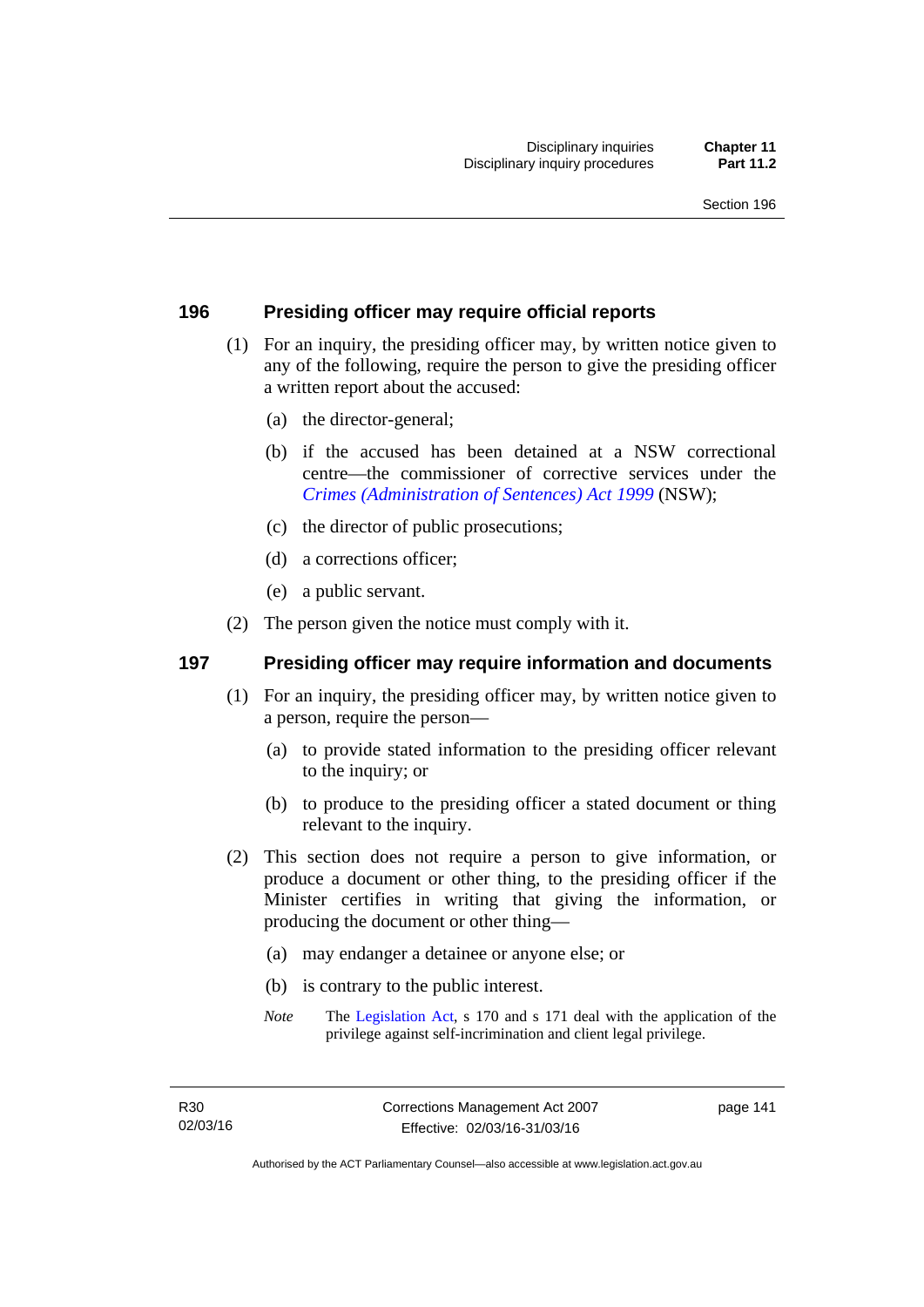## 196 Presiding officer may require official reports

(1) For an inquiry, the presiding officer may, by written notice given to any of the following, require the person to give the presiding officer a written report about the accused:

(a) the director-general;

(b) if the accused has been detained at a NSW correctional centre—the commissioner of corrective services under the *Crimes (Administration of Sentences) Act 1999* (NSW);

(c) the director of public prosecutions;

(d) a corrections officer;

(e) a public servant.

(2) The person given the notice must comply with it.

## 197 Presiding officer may require information and documents

(1) For an inquiry, the presiding officer may, by written notice given to a person, require the person—

(a) to provide stated information to the presiding officer relevant to the inquiry; or

(b) to produce to the presiding officer a stated document or thing relevant to the inquiry.

(2) This section does not require a person to give information, or produce a document or other thing, to the presiding officer if the Minister certifies in writing that giving the information, or producing the document or other thing—

(a) may endanger a detainee or anyone else; or

(b) is contrary to the public interest.

*Note* The Legislation Act, s 170 and s 171 deal with the application of the privilege against self-incrimination and client legal privilege.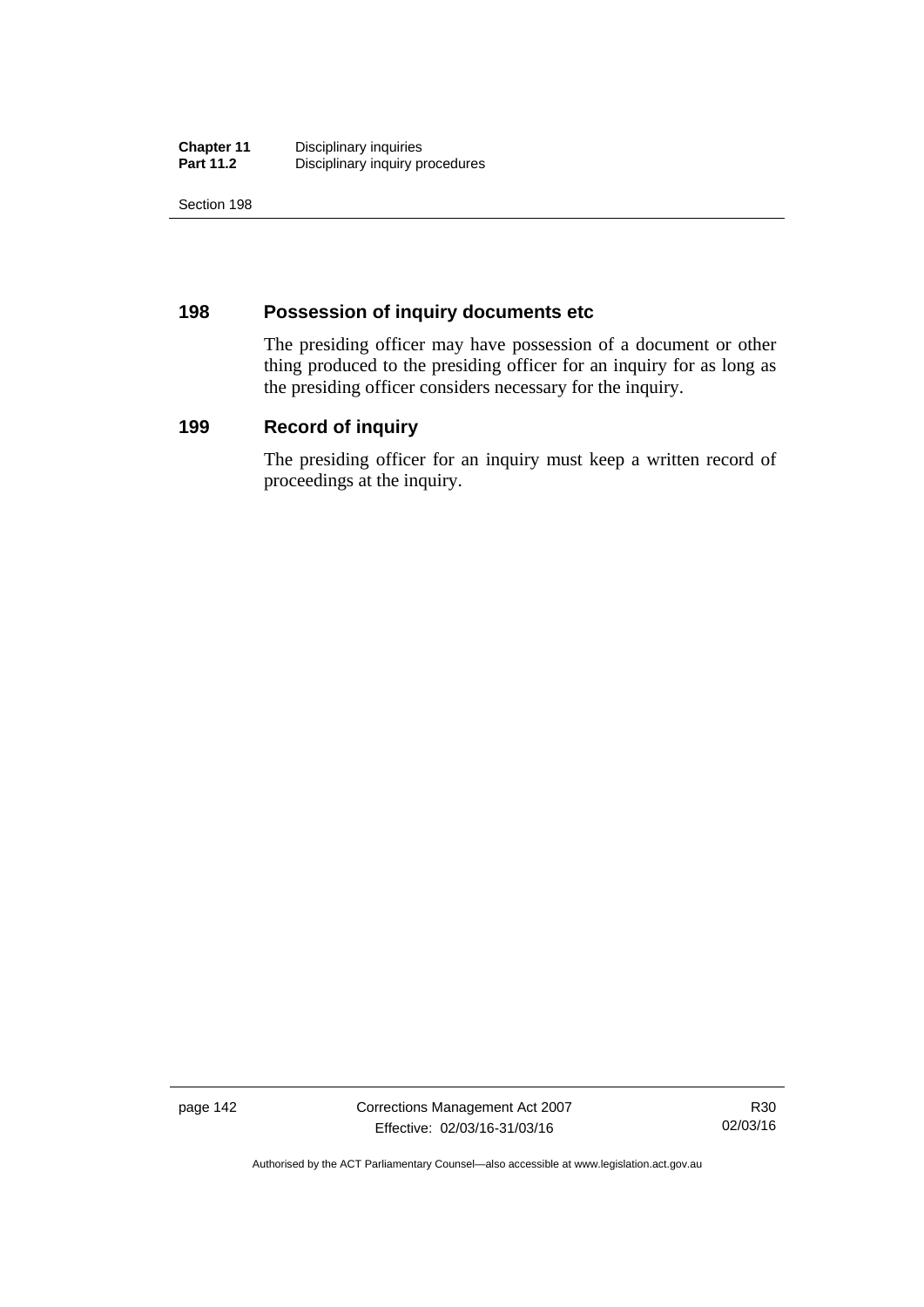## 198 Possession of inquiry documents etc

The presiding officer may have possession of a document or other thing produced to the presiding officer for an inquiry for as long as the presiding officer considers necessary for the inquiry.

## 199 Record of inquiry

The presiding officer for an inquiry must keep a written record of proceedings at the inquiry.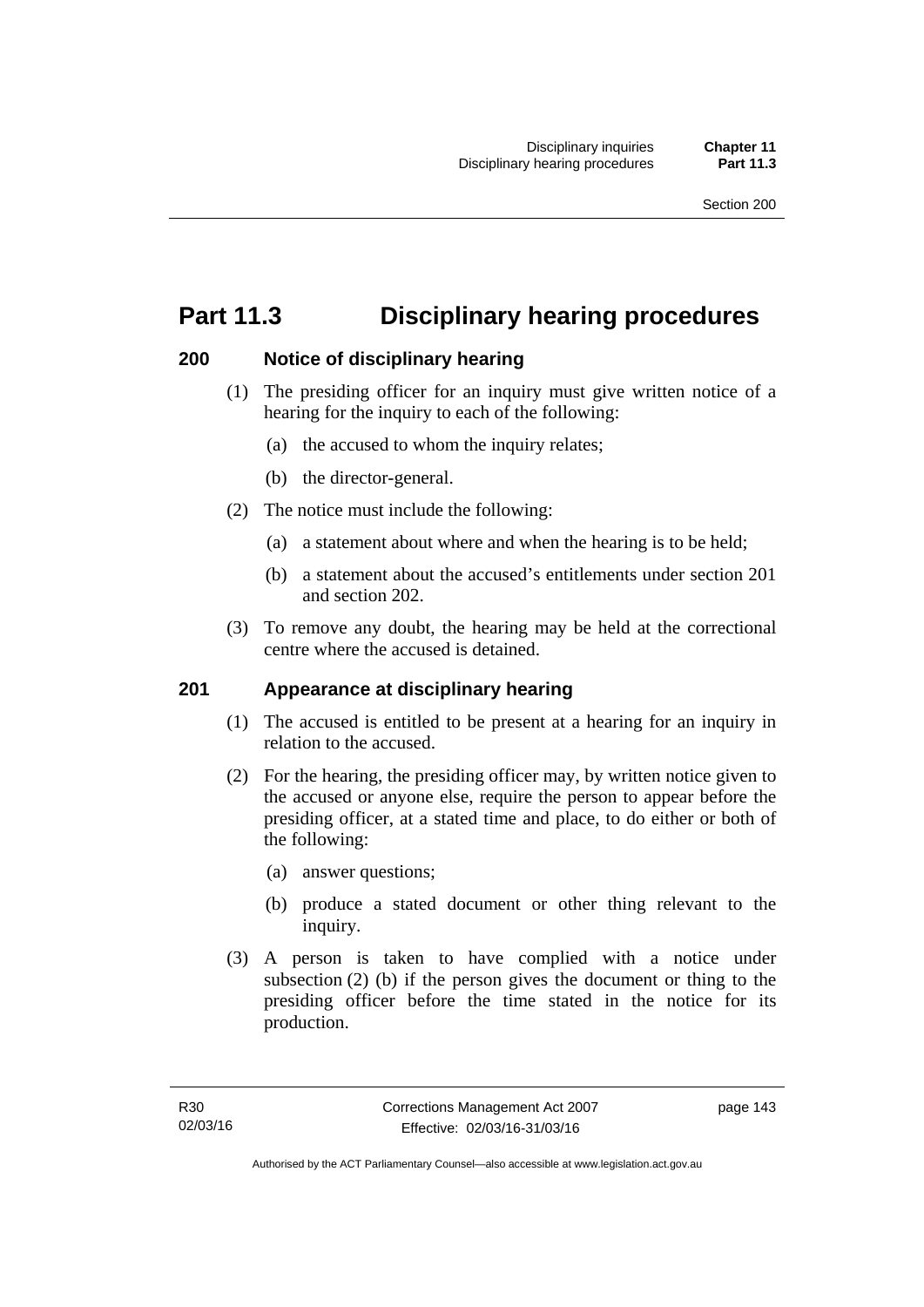# Part 11.3 Disciplinary hearing procedures

## 200 Notice of disciplinary hearing

(1) The presiding officer for an inquiry must give written notice of a hearing for the inquiry to each of the following:

(a) the accused to whom the inquiry relates;

(b) the director-general.

(2) The notice must include the following:

(a) a statement about where and when the hearing is to be held;

(b) a statement about the accused's entitlements under section 201 and section 202.

(3) To remove any doubt, the hearing may be held at the correctional centre where the accused is detained.

## 201 Appearance at disciplinary hearing

(1) The accused is entitled to be present at a hearing for an inquiry in relation to the accused.

(2) For the hearing, the presiding officer may, by written notice given to the accused or anyone else, require the person to appear before the presiding officer, at a stated time and place, to do either or both of the following:

(a) answer questions;

(b) produce a stated document or other thing relevant to the inquiry.

(3) A person is taken to have complied with a notice under subsection (2) (b) if the person gives the document or thing to the presiding officer before the time stated in the notice for its production.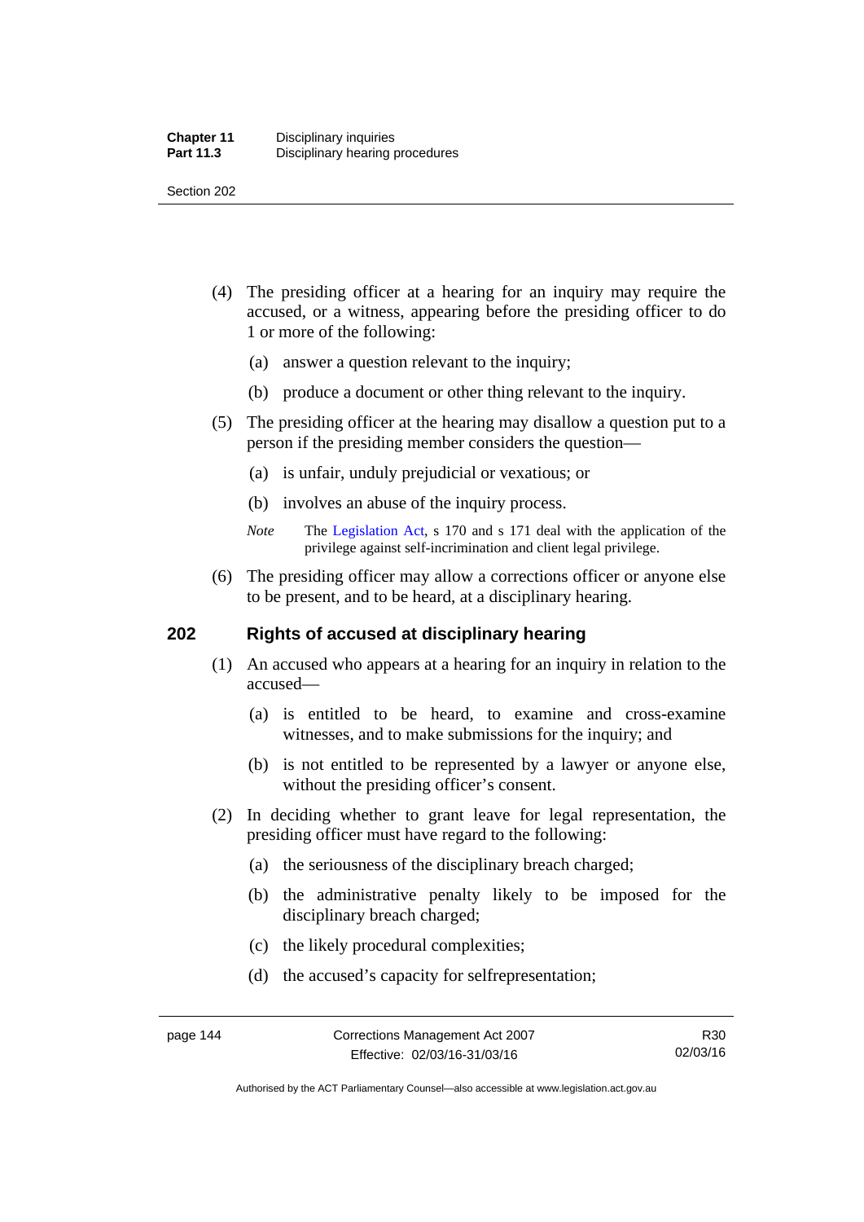(4) The presiding officer at a hearing for an inquiry may require the accused, or a witness, appearing before the presiding officer to do 1 or more of the following:

(a) answer a question relevant to the inquiry;

(b) produce a document or other thing relevant to the inquiry.

(5) The presiding officer at the hearing may disallow a question put to a person if the presiding member considers the question—

(a) is unfair, unduly prejudicial or vexatious; or

(b) involves an abuse of the inquiry process.

*Note* The Legislation Act, s 170 and s 171 deal with the application of the privilege against self-incrimination and client legal privilege.

(6) The presiding officer may allow a corrections officer or anyone else to be present, and to be heard, at a disciplinary hearing.

### 202 Rights of accused at disciplinary hearing

(1) An accused who appears at a hearing for an inquiry in relation to the accused—

(a) is entitled to be heard, to examine and cross-examine witnesses, and to make submissions for the inquiry; and

(b) is not entitled to be represented by a lawyer or anyone else, without the presiding officer's consent.

(2) In deciding whether to grant leave for legal representation, the presiding officer must have regard to the following:

(a) the seriousness of the disciplinary breach charged;

(b) the administrative penalty likely to be imposed for the disciplinary breach charged;

(c) the likely procedural complexities;

(d) the accused's capacity for selfrepresentation;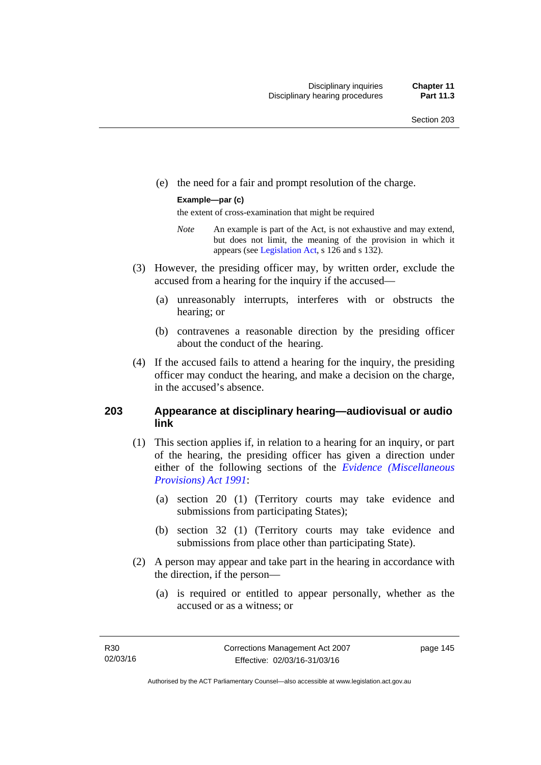(e) the need for a fair and prompt resolution of the charge.

**Example—par (c)**

the extent of cross-examination that might be required

*Note* An example is part of the Act, is not exhaustive and may extend, but does not limit, the meaning of the provision in which it appears (see Legislation Act, s 126 and s 132).

(3) However, the presiding officer may, by written order, exclude the accused from a hearing for the inquiry if the accused—

(a) unreasonably interrupts, interferes with or obstructs the hearing; or

(b) contravenes a reasonable direction by the presiding officer about the conduct of the hearing.

(4) If the accused fails to attend a hearing for the inquiry, the presiding officer may conduct the hearing, and make a decision on the charge, in the accused's absence.

## 203 Appearance at disciplinary hearing—audiovisual or audio link

(1) This section applies if, in relation to a hearing for an inquiry, or part of the hearing, the presiding officer has given a direction under either of the following sections of the *Evidence (Miscellaneous Provisions) Act 1991*:

(a) section 20 (1) (Territory courts may take evidence and submissions from participating States);

(b) section 32 (1) (Territory courts may take evidence and submissions from place other than participating State).

(2) A person may appear and take part in the hearing in accordance with the direction, if the person—

(a) is required or entitled to appear personally, whether as the accused or as a witness; or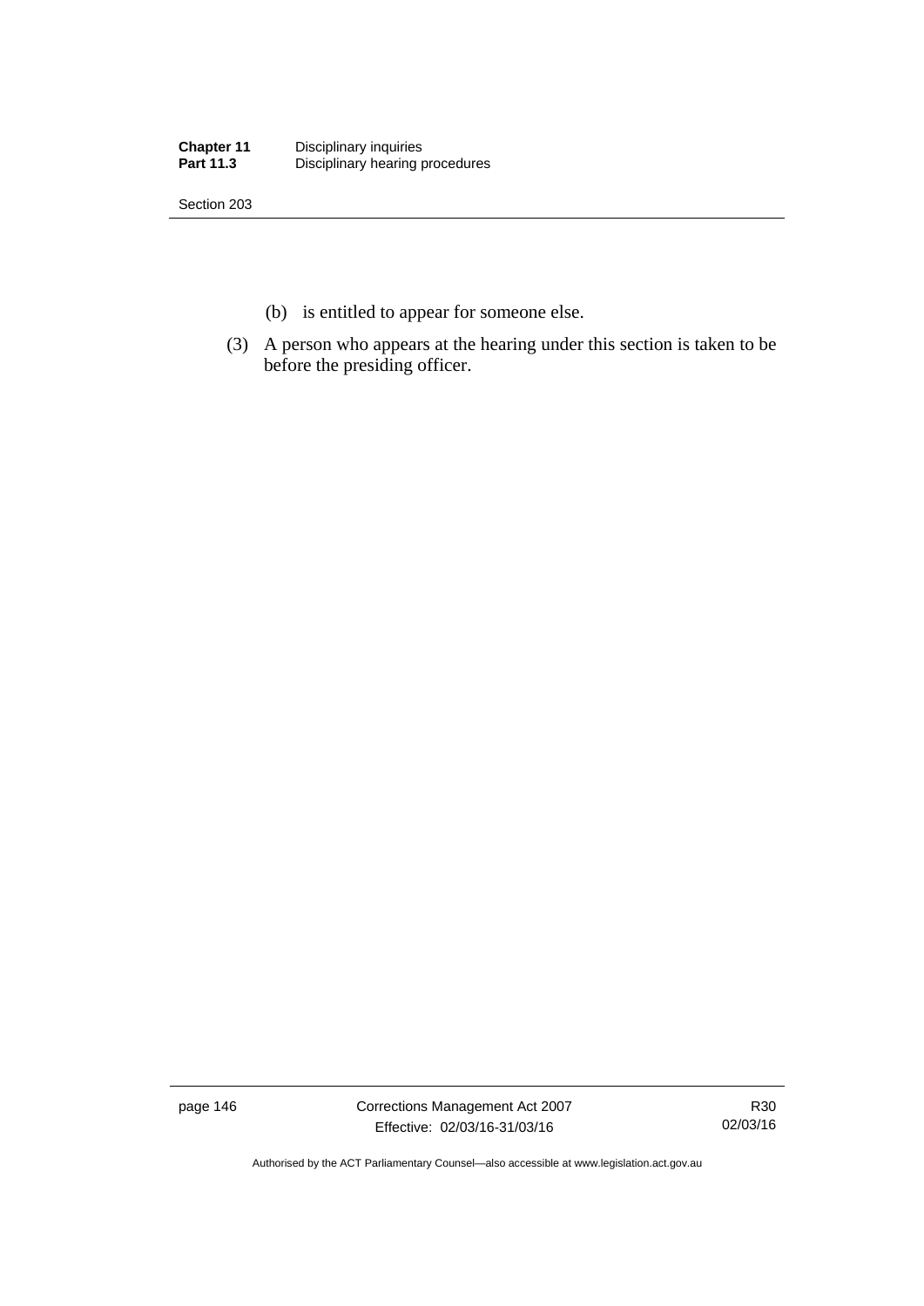(b) is entitled to appear for someone else.

(3) A person who appears at the hearing under this section is taken to be before the presiding officer.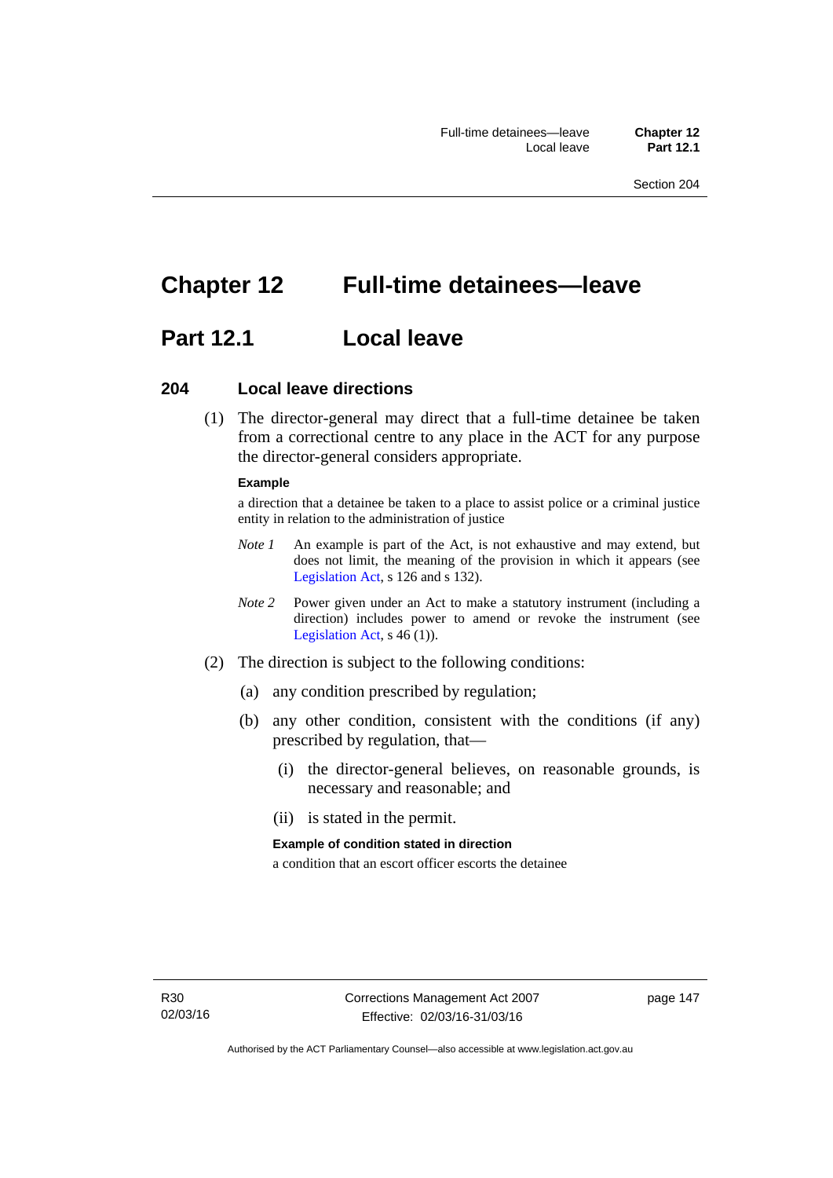# Chapter 12 Full-time detainees—leave

## Part 12.1 Local leave

### 204 Local leave directions

(1) The director-general may direct that a full-time detainee be taken from a correctional centre to any place in the ACT for any purpose the director-general considers appropriate.

**Example**

a direction that a detainee be taken to a place to assist police or a criminal justice entity in relation to the administration of justice

*Note 1* An example is part of the Act, is not exhaustive and may extend, but does not limit, the meaning of the provision in which it appears (see Legislation Act, s 126 and s 132).

*Note 2* Power given under an Act to make a statutory instrument (including a direction) includes power to amend or revoke the instrument (see Legislation Act, s 46 (1)).

(2) The direction is subject to the following conditions:

(a) any condition prescribed by regulation;

(b) any other condition, consistent with the conditions (if any) prescribed by regulation, that—

(i) the director-general believes, on reasonable grounds, is necessary and reasonable; and

(ii) is stated in the permit.

**Example of condition stated in direction**

a condition that an escort officer escorts the detainee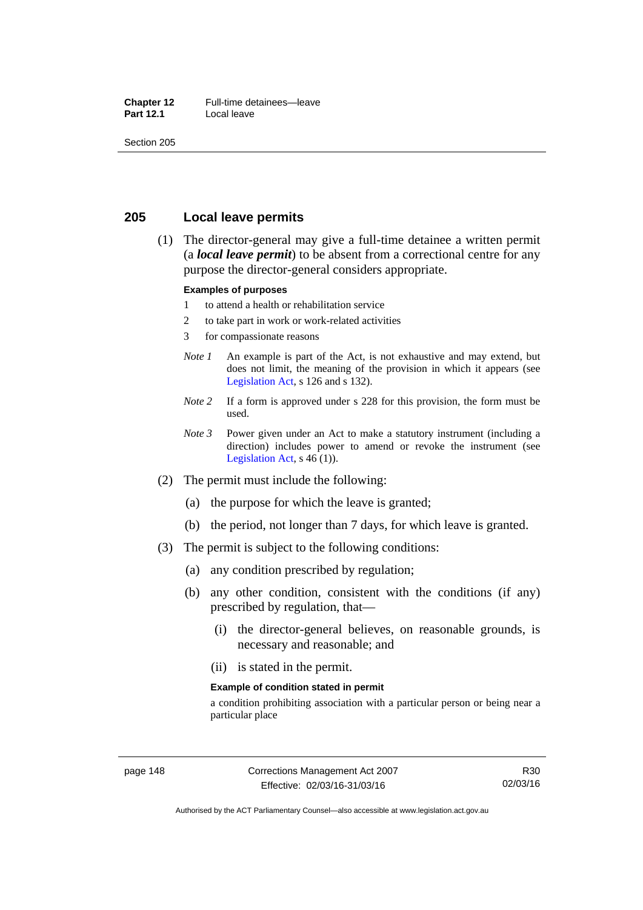## 205 Local leave permits

(1) The director-general may give a full-time detainee a written permit (a ***local leave permit***) to be absent from a correctional centre for any purpose the director-general considers appropriate.

**Examples of purposes**

1 to attend a health or rehabilitation service

2 to take part in work or work-related activities

3 for compassionate reasons

*Note 1* An example is part of the Act, is not exhaustive and may extend, but does not limit, the meaning of the provision in which it appears (see Legislation Act, s 126 and s 132).

*Note 2* If a form is approved under s 228 for this provision, the form must be used.

*Note 3* Power given under an Act to make a statutory instrument (including a direction) includes power to amend or revoke the instrument (see Legislation Act, s 46 (1)).

(2) The permit must include the following:

(a) the purpose for which the leave is granted;

(b) the period, not longer than 7 days, for which leave is granted.

(3) The permit is subject to the following conditions:

(a) any condition prescribed by regulation;

(b) any other condition, consistent with the conditions (if any) prescribed by regulation, that—

(i) the director-general believes, on reasonable grounds, is necessary and reasonable; and

(ii) is stated in the permit.

**Example of condition stated in permit**

a condition prohibiting association with a particular person or being near a particular place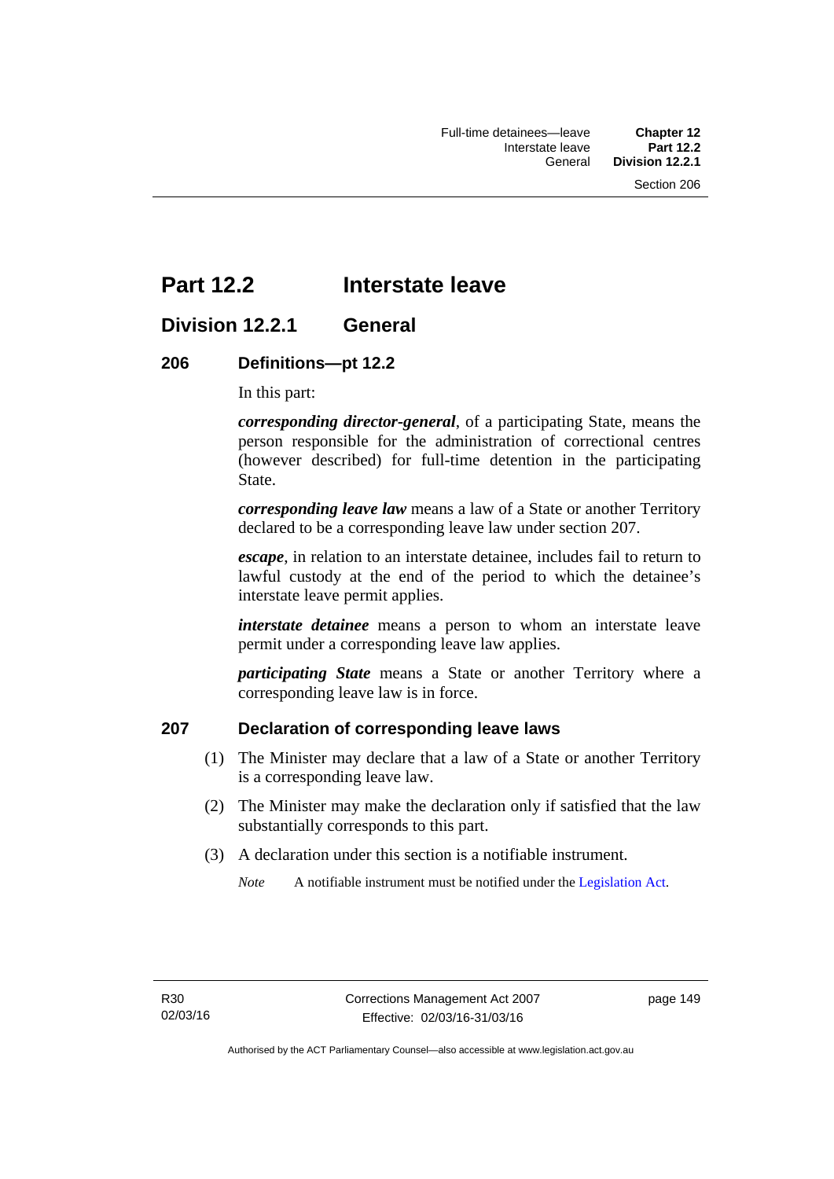# Part 12.2 Interstate leave

## Division 12.2.1 General

### 206 Definitions—pt 12.2

In this part:

***corresponding director-general***, of a participating State, means the person responsible for the administration of correctional centres (however described) for full-time detention in the participating State.

***corresponding leave law*** means a law of a State or another Territory declared to be a corresponding leave law under section 207.

***escape***, in relation to an interstate detainee, includes fail to return to lawful custody at the end of the period to which the detainee's interstate leave permit applies.

***interstate detainee*** means a person to whom an interstate leave permit under a corresponding leave law applies.

***participating State*** means a State or another Territory where a corresponding leave law is in force.

### 207 Declaration of corresponding leave laws

(1) The Minister may declare that a law of a State or another Territory is a corresponding leave law.

(2) The Minister may make the declaration only if satisfied that the law substantially corresponds to this part.

(3) A declaration under this section is a notifiable instrument.

*Note* A notifiable instrument must be notified under the Legislation Act.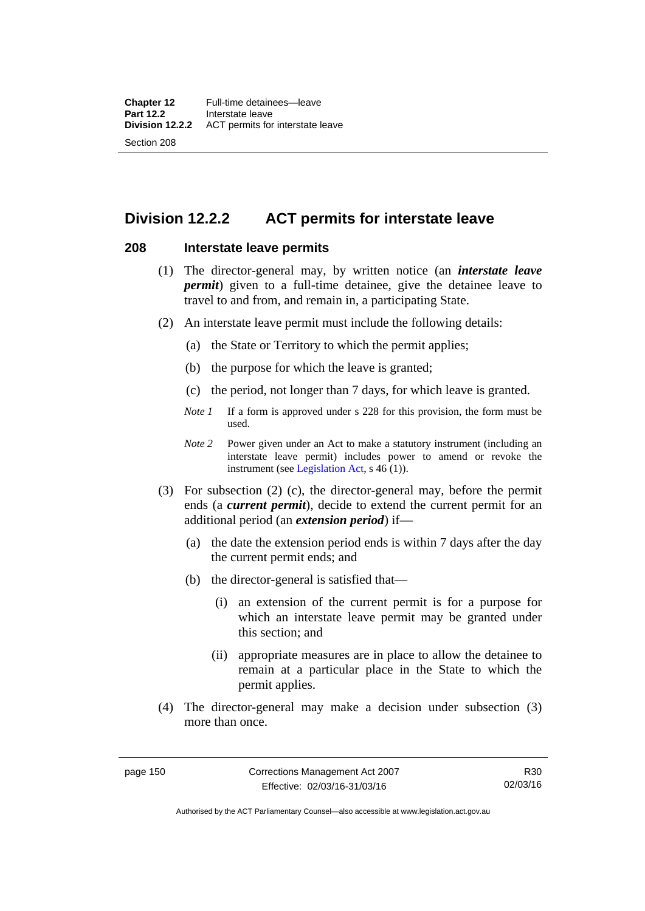## Division 12.2.2 ACT permits for interstate leave

### 208 Interstate leave permits

(1) The director-general may, by written notice (an ***interstate leave permit***) given to a full-time detainee, give the detainee leave to travel to and from, and remain in, a participating State.

(2) An interstate leave permit must include the following details:

(a) the State or Territory to which the permit applies;

(b) the purpose for which the leave is granted;

(c) the period, not longer than 7 days, for which leave is granted.

*Note 1* If a form is approved under s 228 for this provision, the form must be used.

*Note 2* Power given under an Act to make a statutory instrument (including an interstate leave permit) includes power to amend or revoke the instrument (see Legislation Act, s 46 (1)).

(3) For subsection (2) (c), the director-general may, before the permit ends (a ***current permit***), decide to extend the current permit for an additional period (an ***extension period***) if—

(a) the date the extension period ends is within 7 days after the day the current permit ends; and

(b) the director-general is satisfied that—

(i) an extension of the current permit is for a purpose for which an interstate leave permit may be granted under this section; and

(ii) appropriate measures are in place to allow the detainee to remain at a particular place in the State to which the permit applies.

(4) The director-general may make a decision under subsection (3) more than once.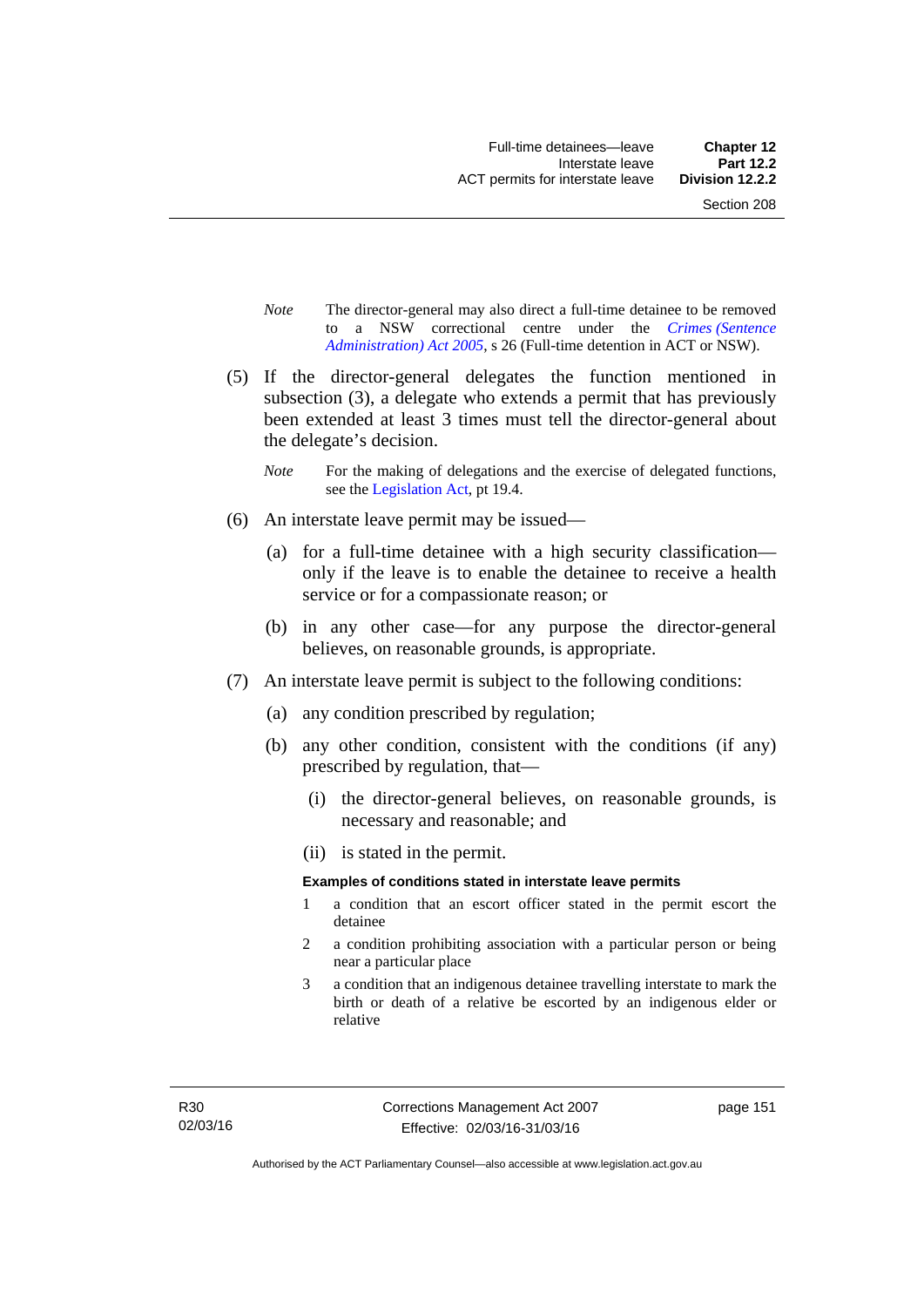*Note* The director-general may also direct a full-time detainee to be removed to a NSW correctional centre under the *Crimes (Sentence Administration) Act 2005*, s 26 (Full-time detention in ACT or NSW).

(5) If the director-general delegates the function mentioned in subsection (3), a delegate who extends a permit that has previously been extended at least 3 times must tell the director-general about the delegate's decision.

*Note* For the making of delegations and the exercise of delegated functions, see the Legislation Act, pt 19.4.

(6) An interstate leave permit may be issued—

(a) for a full-time detainee with a high security classification—only if the leave is to enable the detainee to receive a health service or for a compassionate reason; or

(b) in any other case—for any purpose the director-general believes, on reasonable grounds, is appropriate.

(7) An interstate leave permit is subject to the following conditions:

(a) any condition prescribed by regulation;

(b) any other condition, consistent with the conditions (if any) prescribed by regulation, that—

(i) the director-general believes, on reasonable grounds, is necessary and reasonable; and

(ii) is stated in the permit.

**Examples of conditions stated in interstate leave permits**

1 a condition that an escort officer stated in the permit escort the detainee

2 a condition prohibiting association with a particular person or being near a particular place

3 a condition that an indigenous detainee travelling interstate to mark the birth or death of a relative be escorted by an indigenous elder or relative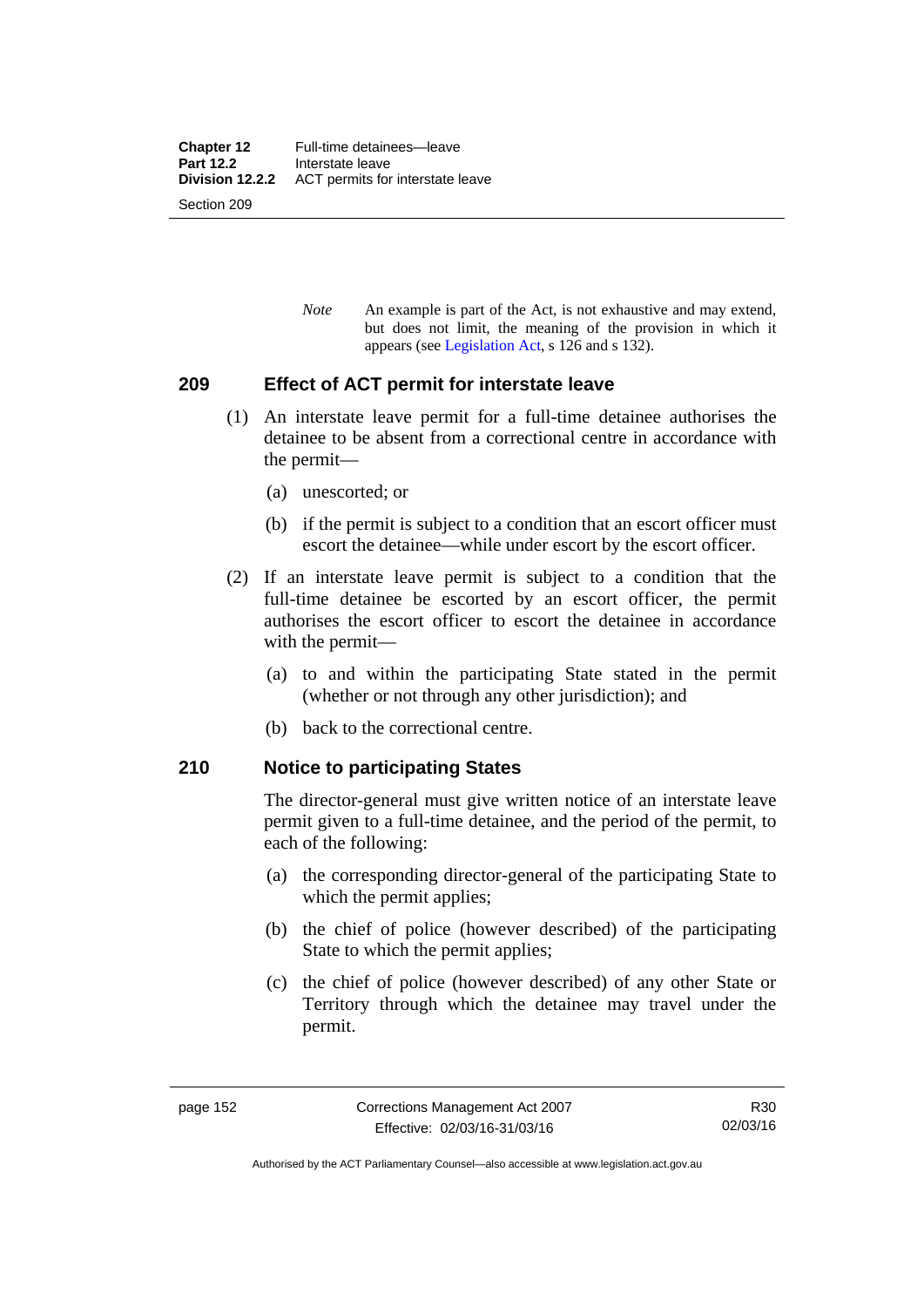*Note* An example is part of the Act, is not exhaustive and may extend, but does not limit, the meaning of the provision in which it appears (see Legislation Act, s 126 and s 132).

## 209 Effect of ACT permit for interstate leave

(1) An interstate leave permit for a full-time detainee authorises the detainee to be absent from a correctional centre in accordance with the permit—

(a) unescorted; or

(b) if the permit is subject to a condition that an escort officer must escort the detainee—while under escort by the escort officer.

(2) If an interstate leave permit is subject to a condition that the full-time detainee be escorted by an escort officer, the permit authorises the escort officer to escort the detainee in accordance with the permit—

(a) to and within the participating State stated in the permit (whether or not through any other jurisdiction); and

(b) back to the correctional centre.

## 210 Notice to participating States

The director-general must give written notice of an interstate leave permit given to a full-time detainee, and the period of the permit, to each of the following:

(a) the corresponding director-general of the participating State to which the permit applies;

(b) the chief of police (however described) of the participating State to which the permit applies;

(c) the chief of police (however described) of any other State or Territory through which the detainee may travel under the permit.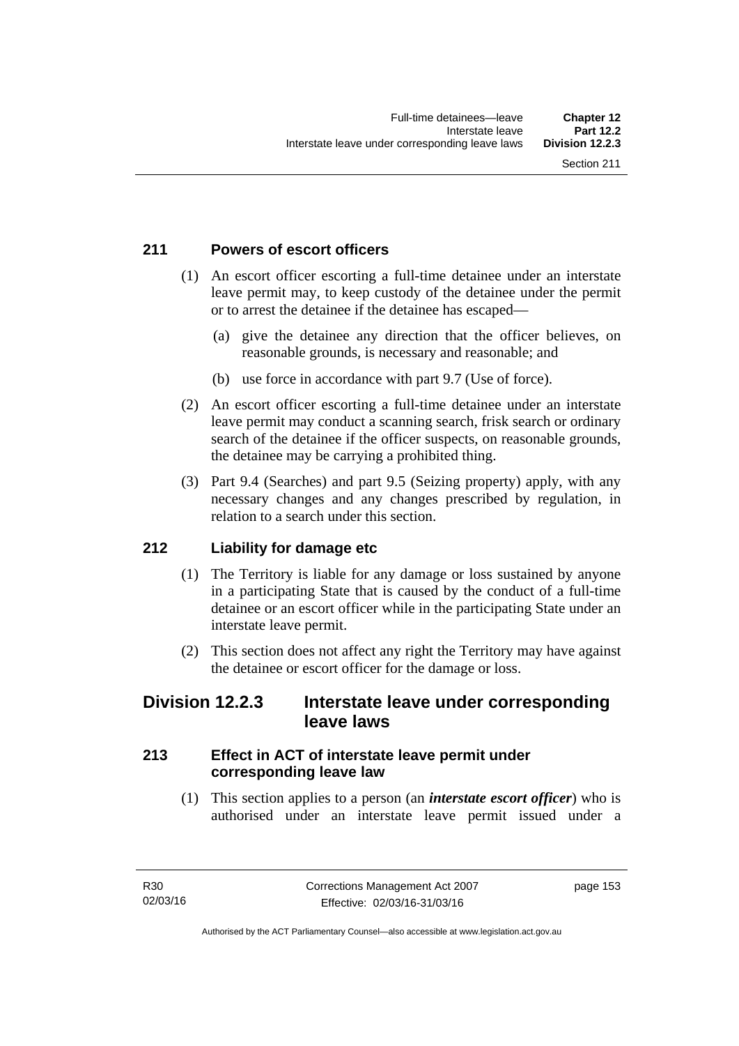### 211 Powers of escort officers

(1) An escort officer escorting a full-time detainee under an interstate leave permit may, to keep custody of the detainee under the permit or to arrest the detainee if the detainee has escaped—

(a) give the detainee any direction that the officer believes, on reasonable grounds, is necessary and reasonable; and

(b) use force in accordance with part 9.7 (Use of force).

(2) An escort officer escorting a full-time detainee under an interstate leave permit may conduct a scanning search, frisk search or ordinary search of the detainee if the officer suspects, on reasonable grounds, the detainee may be carrying a prohibited thing.

(3) Part 9.4 (Searches) and part 9.5 (Seizing property) apply, with any necessary changes and any changes prescribed by regulation, in relation to a search under this section.

### 212 Liability for damage etc

(1) The Territory is liable for any damage or loss sustained by anyone in a participating State that is caused by the conduct of a full-time detainee or an escort officer while in the participating State under an interstate leave permit.

(2) This section does not affect any right the Territory may have against the detainee or escort officer for the damage or loss.

## Division 12.2.3 Interstate leave under corresponding leave laws

### 213 Effect in ACT of interstate leave permit under corresponding leave law

(1) This section applies to a person (an ***interstate escort officer***) who is authorised under an interstate leave permit issued under a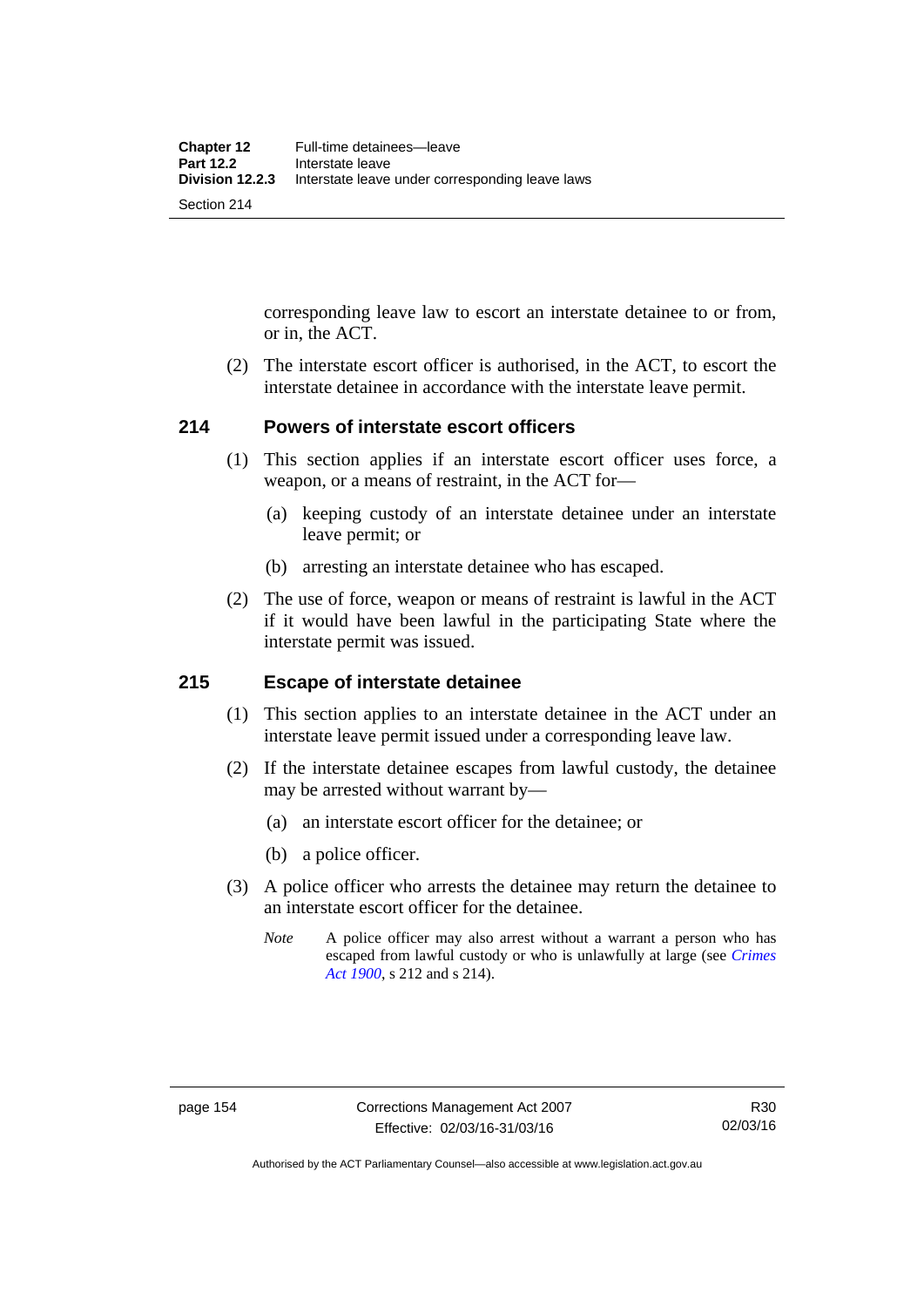corresponding leave law to escort an interstate detainee to or from, or in, the ACT.

(2) The interstate escort officer is authorised, in the ACT, to escort the interstate detainee in accordance with the interstate leave permit.

## 214 Powers of interstate escort officers

(1) This section applies if an interstate escort officer uses force, a weapon, or a means of restraint, in the ACT for—

(a) keeping custody of an interstate detainee under an interstate leave permit; or

(b) arresting an interstate detainee who has escaped.

(2) The use of force, weapon or means of restraint is lawful in the ACT if it would have been lawful in the participating State where the interstate permit was issued.

## 215 Escape of interstate detainee

(1) This section applies to an interstate detainee in the ACT under an interstate leave permit issued under a corresponding leave law.

(2) If the interstate detainee escapes from lawful custody, the detainee may be arrested without warrant by—

(a) an interstate escort officer for the detainee; or

(b) a police officer.

(3) A police officer who arrests the detainee may return the detainee to an interstate escort officer for the detainee.

*Note* A police officer may also arrest without a warrant a person who has escaped from lawful custody or who is unlawfully at large (see *Crimes Act 1900*, s 212 and s 214).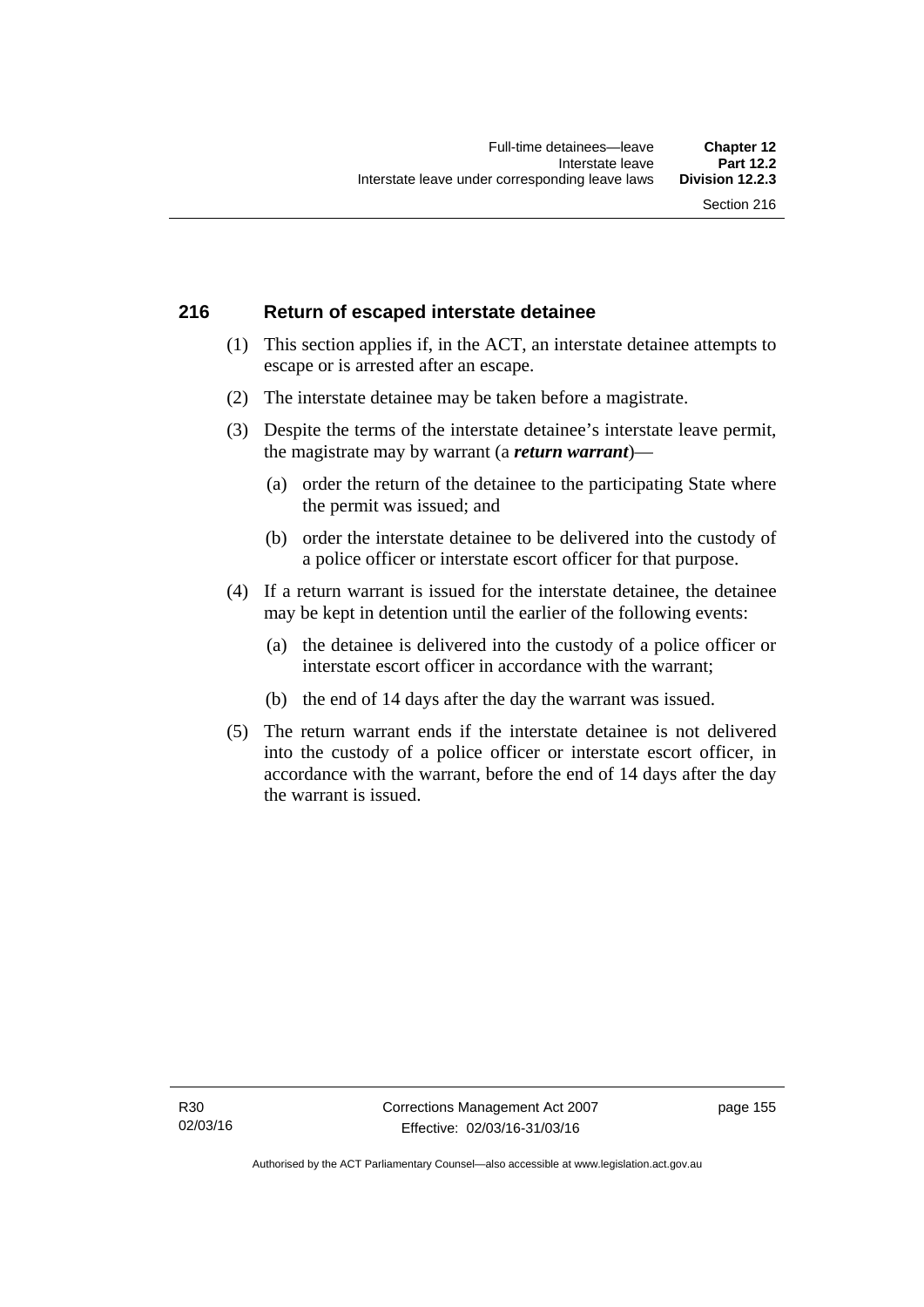## 216 Return of escaped interstate detainee

(1) This section applies if, in the ACT, an interstate detainee attempts to escape or is arrested after an escape.

(2) The interstate detainee may be taken before a magistrate.

(3) Despite the terms of the interstate detainee's interstate leave permit, the magistrate may by warrant (a ***return warrant***)—

(a) order the return of the detainee to the participating State where the permit was issued; and

(b) order the interstate detainee to be delivered into the custody of a police officer or interstate escort officer for that purpose.

(4) If a return warrant is issued for the interstate detainee, the detainee may be kept in detention until the earlier of the following events:

(a) the detainee is delivered into the custody of a police officer or interstate escort officer in accordance with the warrant;

(b) the end of 14 days after the day the warrant was issued.

(5) The return warrant ends if the interstate detainee is not delivered into the custody of a police officer or interstate escort officer, in accordance with the warrant, before the end of 14 days after the day the warrant is issued.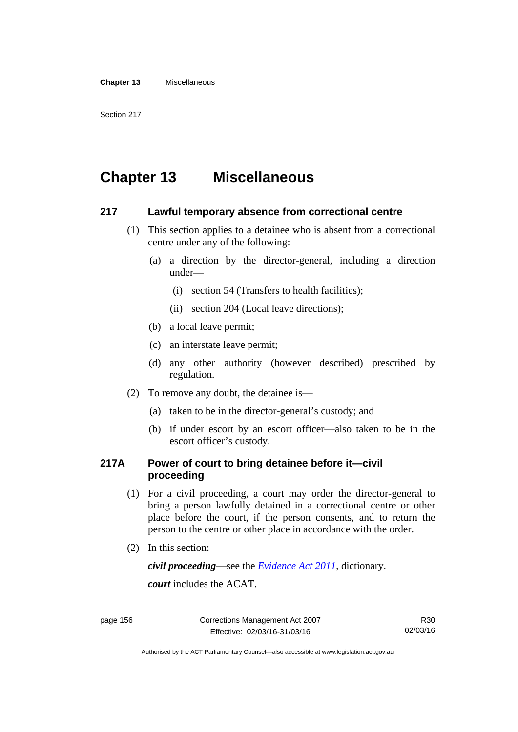# Chapter 13 Miscellaneous

## 217 Lawful temporary absence from correctional centre

(1) This section applies to a detainee who is absent from a correctional centre under any of the following:

(a) a direction by the director-general, including a direction under—

(i) section 54 (Transfers to health facilities);

(ii) section 204 (Local leave directions);

(b) a local leave permit;

(c) an interstate leave permit;

(d) any other authority (however described) prescribed by regulation.

(2) To remove any doubt, the detainee is—

(a) taken to be in the director-general's custody; and

(b) if under escort by an escort officer—also taken to be in the escort officer's custody.

## 217A Power of court to bring detainee before it—civil proceeding

(1) For a civil proceeding, a court may order the director-general to bring a person lawfully detained in a correctional centre or other place before the court, if the person consents, and to return the person to the centre or other place in accordance with the order.

(2) In this section:

***civil proceeding***—see the *Evidence Act 2011*, dictionary.

***court*** includes the ACAT.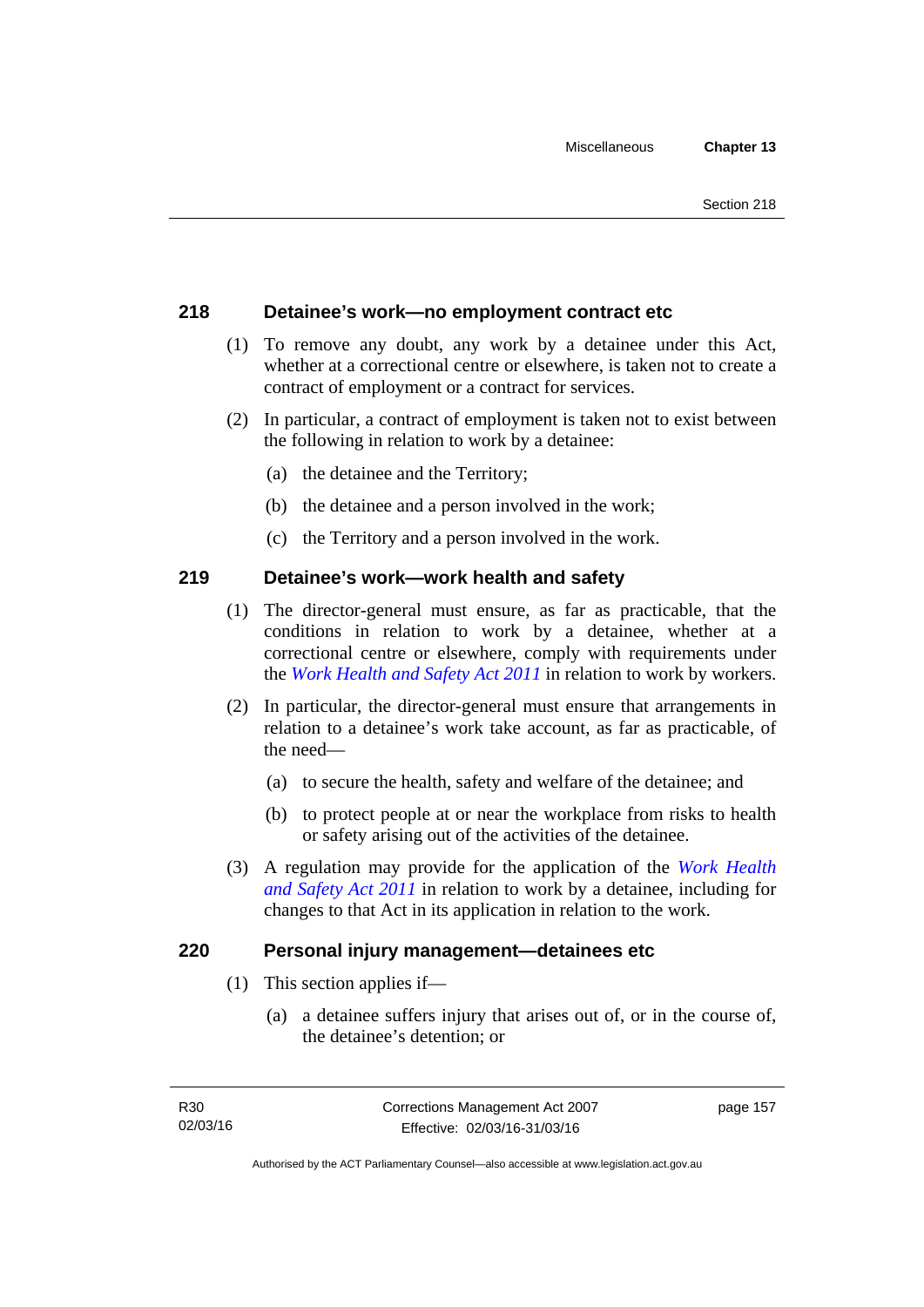## 218 Detainee's work—no employment contract etc

(1) To remove any doubt, any work by a detainee under this Act, whether at a correctional centre or elsewhere, is taken not to create a contract of employment or a contract for services.

(2) In particular, a contract of employment is taken not to exist between the following in relation to work by a detainee:

(a) the detainee and the Territory;

(b) the detainee and a person involved in the work;

(c) the Territory and a person involved in the work.

## 219 Detainee's work—work health and safety

(1) The director-general must ensure, as far as practicable, that the conditions in relation to work by a detainee, whether at a correctional centre or elsewhere, comply with requirements under the *Work Health and Safety Act 2011* in relation to work by workers.

(2) In particular, the director-general must ensure that arrangements in relation to a detainee's work take account, as far as practicable, of the need—

(a) to secure the health, safety and welfare of the detainee; and

(b) to protect people at or near the workplace from risks to health or safety arising out of the activities of the detainee.

(3) A regulation may provide for the application of the *Work Health and Safety Act 2011* in relation to work by a detainee, including for changes to that Act in its application in relation to the work.

## 220 Personal injury management—detainees etc

(1) This section applies if—

(a) a detainee suffers injury that arises out of, or in the course of, the detainee's detention; or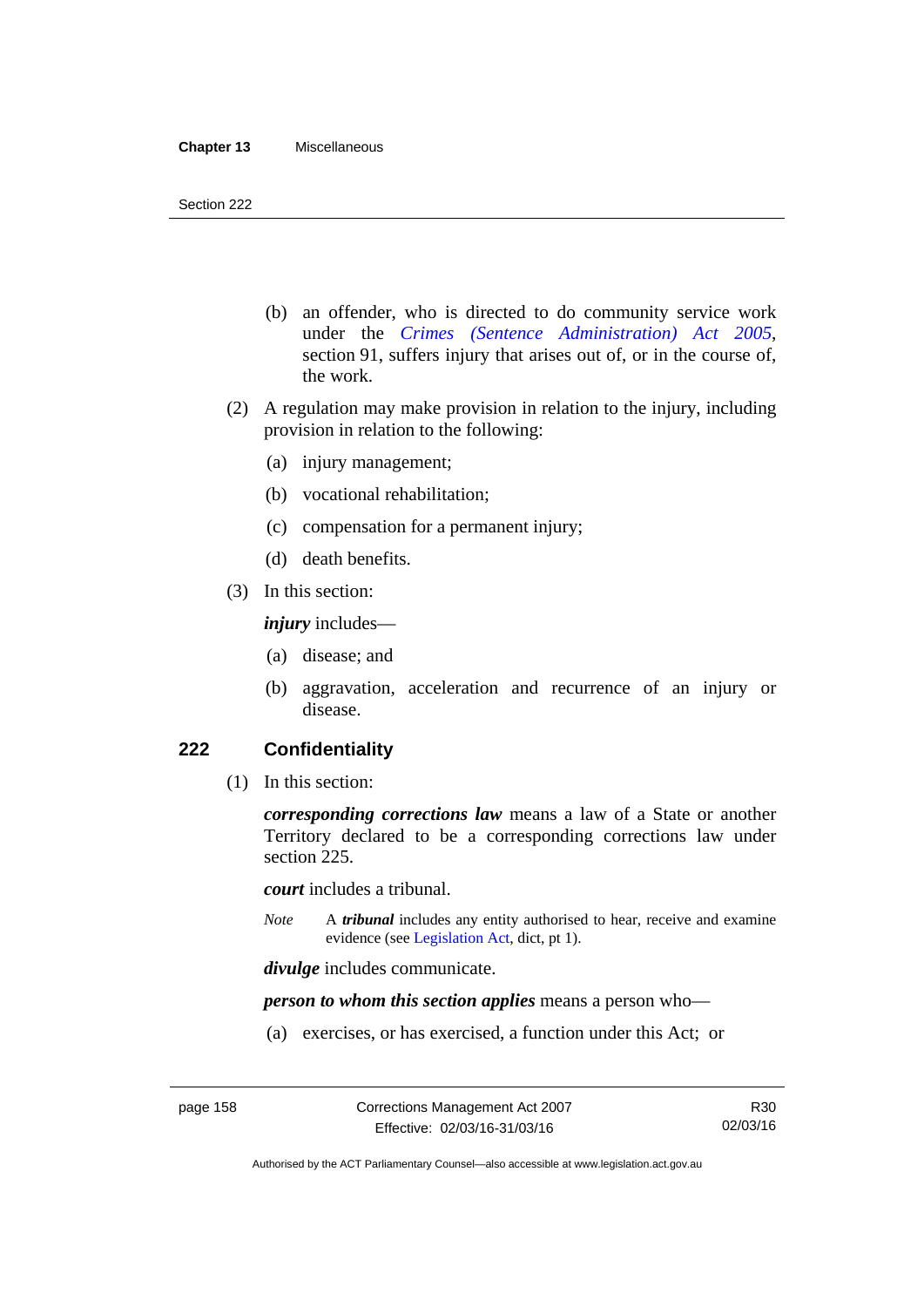(b) an offender, who is directed to do community service work under the *Crimes (Sentence Administration) Act 2005*, section 91, suffers injury that arises out of, or in the course of, the work.

(2) A regulation may make provision in relation to the injury, including provision in relation to the following:

(a) injury management;

(b) vocational rehabilitation;

(c) compensation for a permanent injury;

(d) death benefits.

(3) In this section:

***injury*** includes—

(a) disease; and

(b) aggravation, acceleration and recurrence of an injury or disease.

## 222 Confidentiality

(1) In this section:

***corresponding corrections law*** means a law of a State or another Territory declared to be a corresponding corrections law under section 225.

***court*** includes a tribunal.

*Note* A ***tribunal*** includes any entity authorised to hear, receive and examine evidence (see Legislation Act, dict, pt 1).

***divulge*** includes communicate.

***person to whom this section applies*** means a person who—

(a) exercises, or has exercised, a function under this Act; or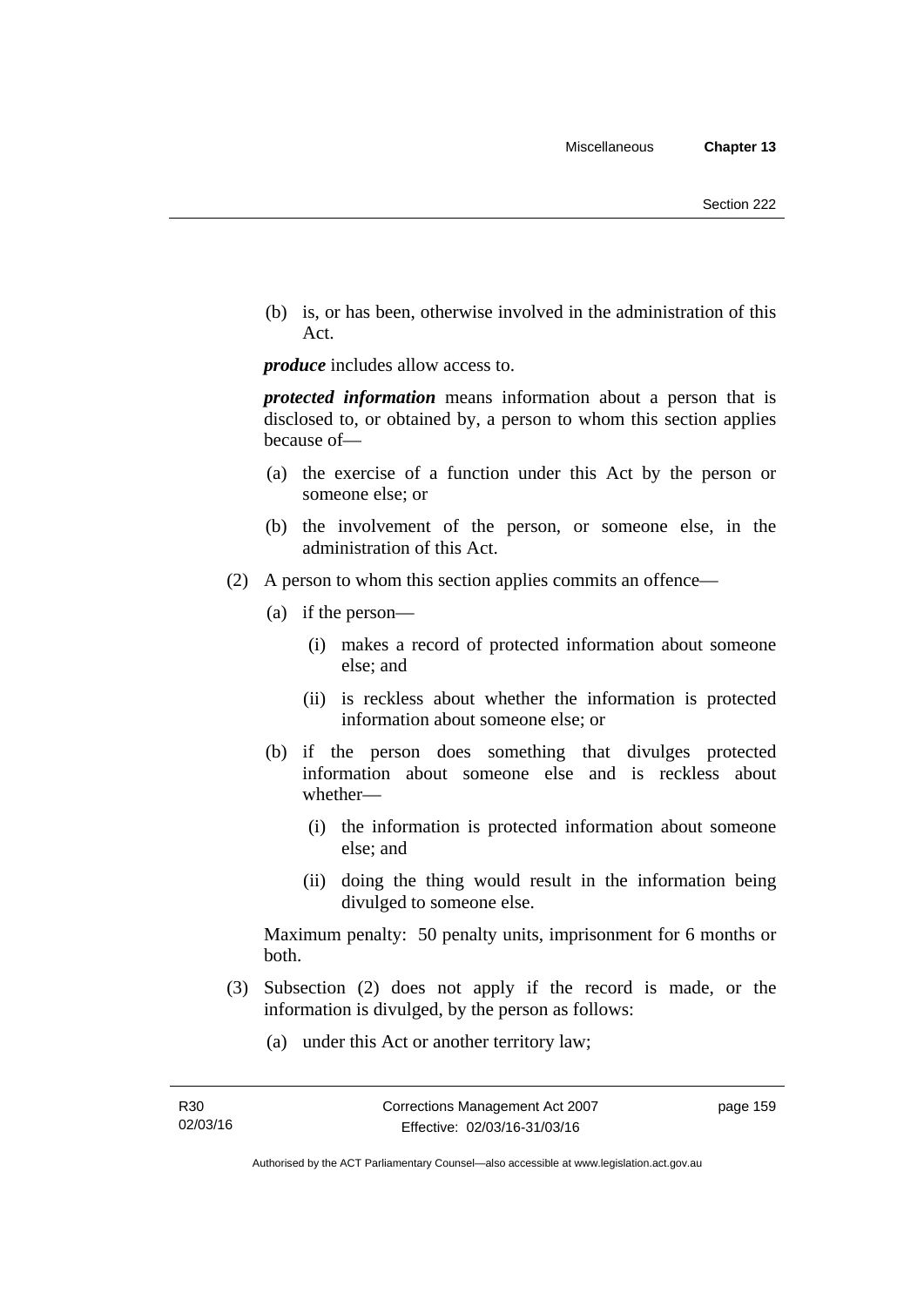(b) is, or has been, otherwise involved in the administration of this Act.

***produce*** includes allow access to.

***protected information*** means information about a person that is disclosed to, or obtained by, a person to whom this section applies because of—

(a) the exercise of a function under this Act by the person or someone else; or

(b) the involvement of the person, or someone else, in the administration of this Act.

(2) A person to whom this section applies commits an offence—

(a) if the person—

(i) makes a record of protected information about someone else; and

(ii) is reckless about whether the information is protected information about someone else; or

(b) if the person does something that divulges protected information about someone else and is reckless about whether—

(i) the information is protected information about someone else; and

(ii) doing the thing would result in the information being divulged to someone else.

Maximum penalty: 50 penalty units, imprisonment for 6 months or both.

(3) Subsection (2) does not apply if the record is made, or the information is divulged, by the person as follows:

(a) under this Act or another territory law;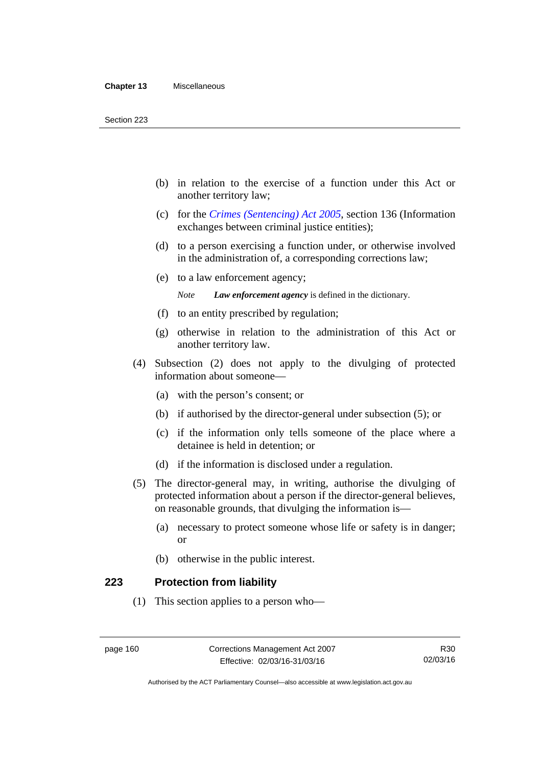(b) in relation to the exercise of a function under this Act or another territory law;

(c) for the *Crimes (Sentencing) Act 2005*, section 136 (Information exchanges between criminal justice entities);

(d) to a person exercising a function under, or otherwise involved in the administration of, a corresponding corrections law;

(e) to a law enforcement agency;

*Note* ***Law enforcement agency*** is defined in the dictionary.

(f) to an entity prescribed by regulation;

(g) otherwise in relation to the administration of this Act or another territory law.

(4) Subsection (2) does not apply to the divulging of protected information about someone—

(a) with the person's consent; or

(b) if authorised by the director-general under subsection (5); or

(c) if the information only tells someone of the place where a detainee is held in detention; or

(d) if the information is disclosed under a regulation.

(5) The director-general may, in writing, authorise the divulging of protected information about a person if the director-general believes, on reasonable grounds, that divulging the information is—

(a) necessary to protect someone whose life or safety is in danger; or

(b) otherwise in the public interest.

## 223 Protection from liability

(1) This section applies to a person who—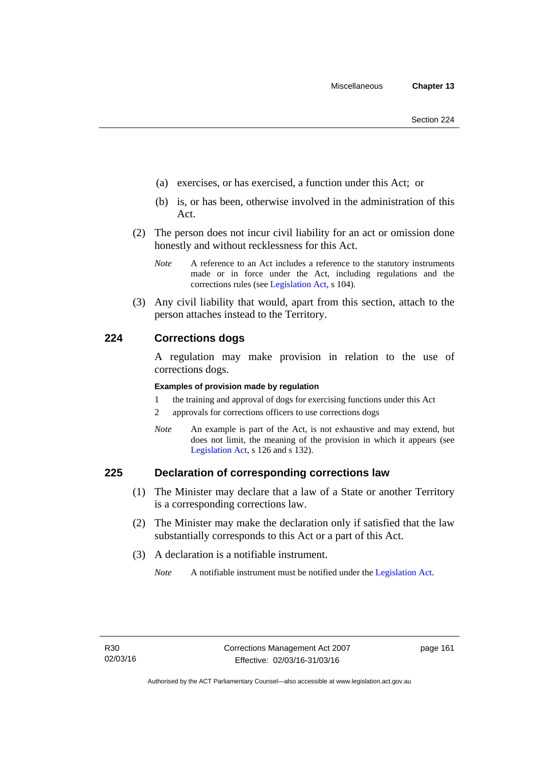(a) exercises, or has exercised, a function under this Act; or

(b) is, or has been, otherwise involved in the administration of this Act.

(2) The person does not incur civil liability for an act or omission done honestly and without recklessness for this Act.

*Note* A reference to an Act includes a reference to the statutory instruments made or in force under the Act, including regulations and the corrections rules (see Legislation Act, s 104).

(3) Any civil liability that would, apart from this section, attach to the person attaches instead to the Territory.

## 224 Corrections dogs

A regulation may make provision in relation to the use of corrections dogs.

**Examples of provision made by regulation**

1 the training and approval of dogs for exercising functions under this Act

2 approvals for corrections officers to use corrections dogs

*Note* An example is part of the Act, is not exhaustive and may extend, but does not limit, the meaning of the provision in which it appears (see Legislation Act, s 126 and s 132).

## 225 Declaration of corresponding corrections law

(1) The Minister may declare that a law of a State or another Territory is a corresponding corrections law.

(2) The Minister may make the declaration only if satisfied that the law substantially corresponds to this Act or a part of this Act.

(3) A declaration is a notifiable instrument.

*Note* A notifiable instrument must be notified under the Legislation Act.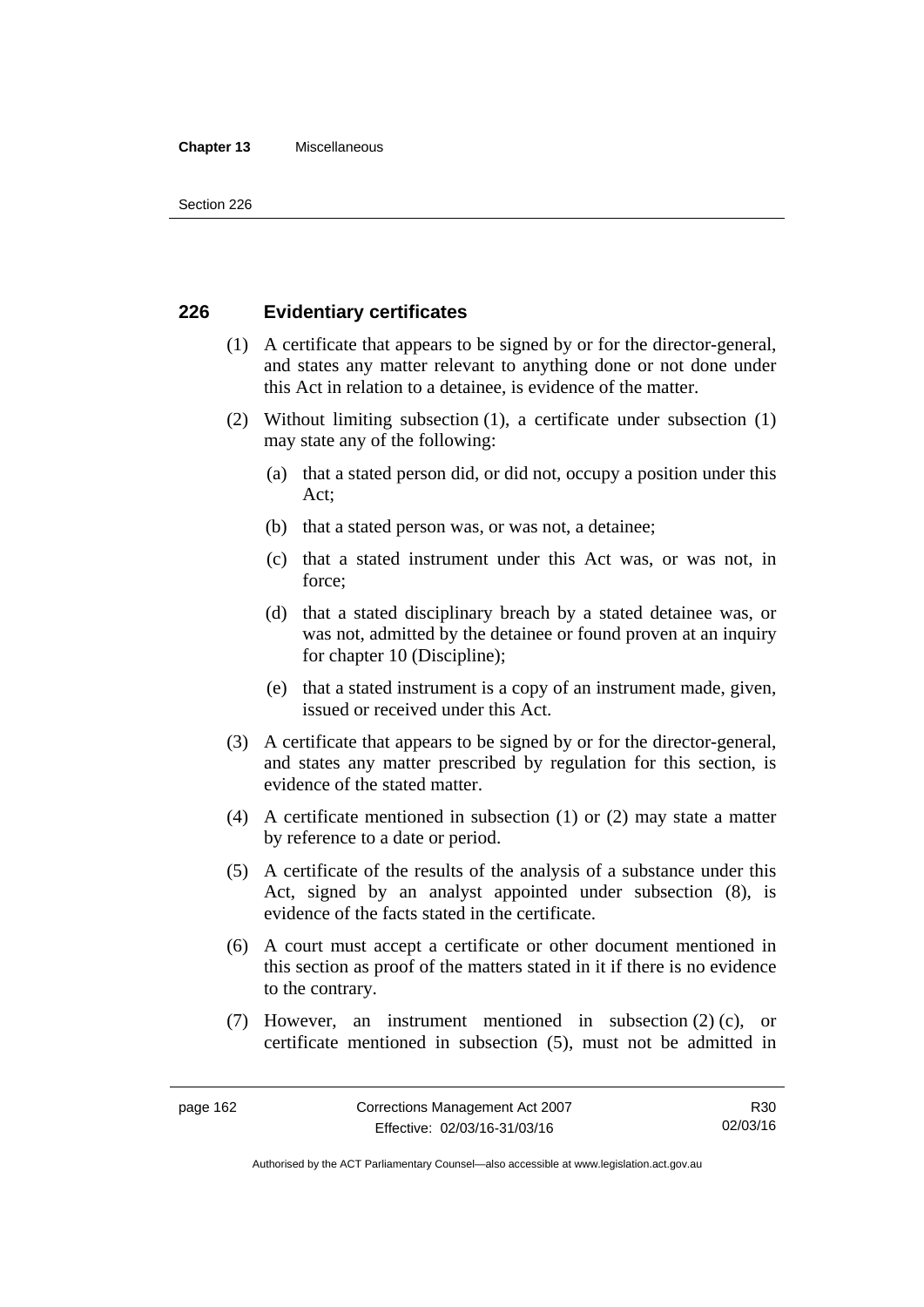## 226 Evidentiary certificates

(1) A certificate that appears to be signed by or for the director-general, and states any matter relevant to anything done or not done under this Act in relation to a detainee, is evidence of the matter.

(2) Without limiting subsection (1), a certificate under subsection (1) may state any of the following:

(a) that a stated person did, or did not, occupy a position under this Act;

(b) that a stated person was, or was not, a detainee;

(c) that a stated instrument under this Act was, or was not, in force;

(d) that a stated disciplinary breach by a stated detainee was, or was not, admitted by the detainee or found proven at an inquiry for chapter 10 (Discipline);

(e) that a stated instrument is a copy of an instrument made, given, issued or received under this Act.

(3) A certificate that appears to be signed by or for the director-general, and states any matter prescribed by regulation for this section, is evidence of the stated matter.

(4) A certificate mentioned in subsection (1) or (2) may state a matter by reference to a date or period.

(5) A certificate of the results of the analysis of a substance under this Act, signed by an analyst appointed under subsection (8), is evidence of the facts stated in the certificate.

(6) A court must accept a certificate or other document mentioned in this section as proof of the matters stated in it if there is no evidence to the contrary.

(7) However, an instrument mentioned in subsection (2) (c), or certificate mentioned in subsection (5), must not be admitted in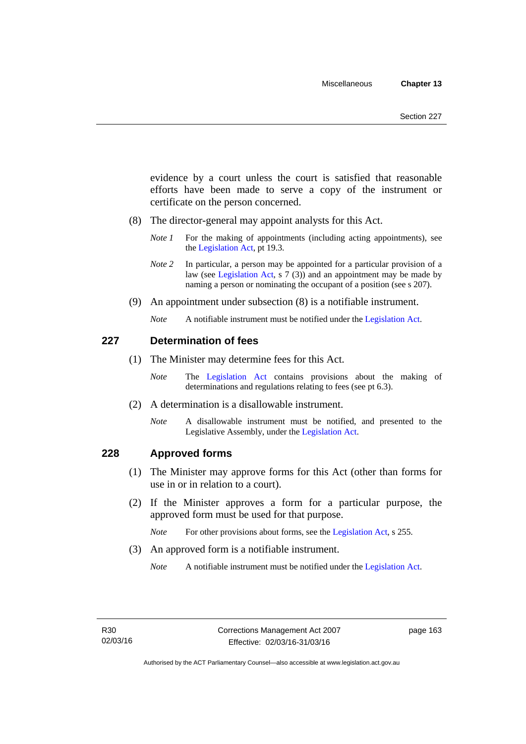evidence by a court unless the court is satisfied that reasonable efforts have been made to serve a copy of the instrument or certificate on the person concerned.

(8) The director-general may appoint analysts for this Act.

*Note 1* For the making of appointments (including acting appointments), see the Legislation Act, pt 19.3.

*Note 2* In particular, a person may be appointed for a particular provision of a law (see Legislation Act, s 7 (3)) and an appointment may be made by naming a person or nominating the occupant of a position (see s 207).

(9) An appointment under subsection (8) is a notifiable instrument.

*Note* A notifiable instrument must be notified under the Legislation Act.

## 227 Determination of fees

(1) The Minister may determine fees for this Act.

*Note* The Legislation Act contains provisions about the making of determinations and regulations relating to fees (see pt 6.3).

(2) A determination is a disallowable instrument.

*Note* A disallowable instrument must be notified, and presented to the Legislative Assembly, under the Legislation Act.

## 228 Approved forms

(1) The Minister may approve forms for this Act (other than forms for use in or in relation to a court).

(2) If the Minister approves a form for a particular purpose, the approved form must be used for that purpose.

*Note* For other provisions about forms, see the Legislation Act, s 255.

(3) An approved form is a notifiable instrument.

*Note* A notifiable instrument must be notified under the Legislation Act.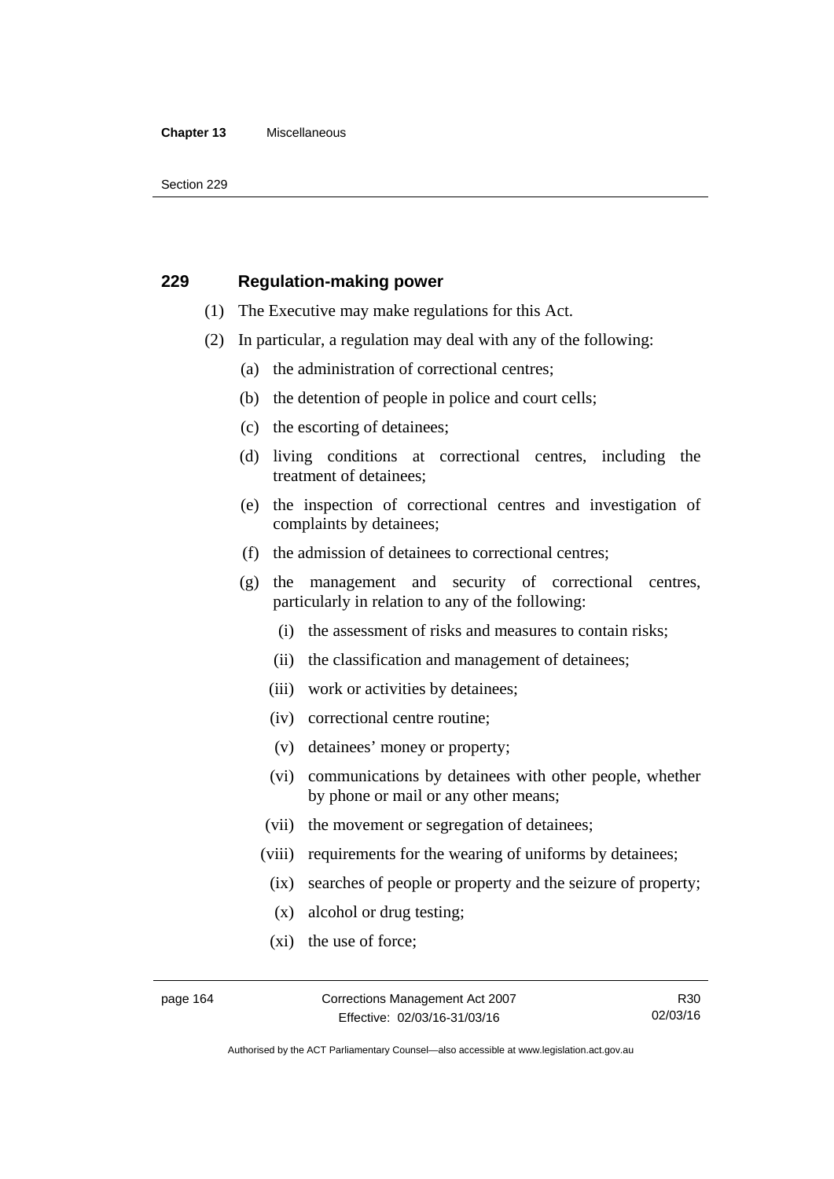## 229 Regulation-making power

(1) The Executive may make regulations for this Act.

(2) In particular, a regulation may deal with any of the following:

(a) the administration of correctional centres;

(b) the detention of people in police and court cells;

(c) the escorting of detainees;

(d) living conditions at correctional centres, including the treatment of detainees;

(e) the inspection of correctional centres and investigation of complaints by detainees;

(f) the admission of detainees to correctional centres;

(g) the management and security of correctional centres, particularly in relation to any of the following:

(i) the assessment of risks and measures to contain risks;

(ii) the classification and management of detainees;

(iii) work or activities by detainees;

(iv) correctional centre routine;

(v) detainees' money or property;

(vi) communications by detainees with other people, whether by phone or mail or any other means;

(vii) the movement or segregation of detainees;

(viii) requirements for the wearing of uniforms by detainees;

(ix) searches of people or property and the seizure of property;

(x) alcohol or drug testing;

(xi) the use of force;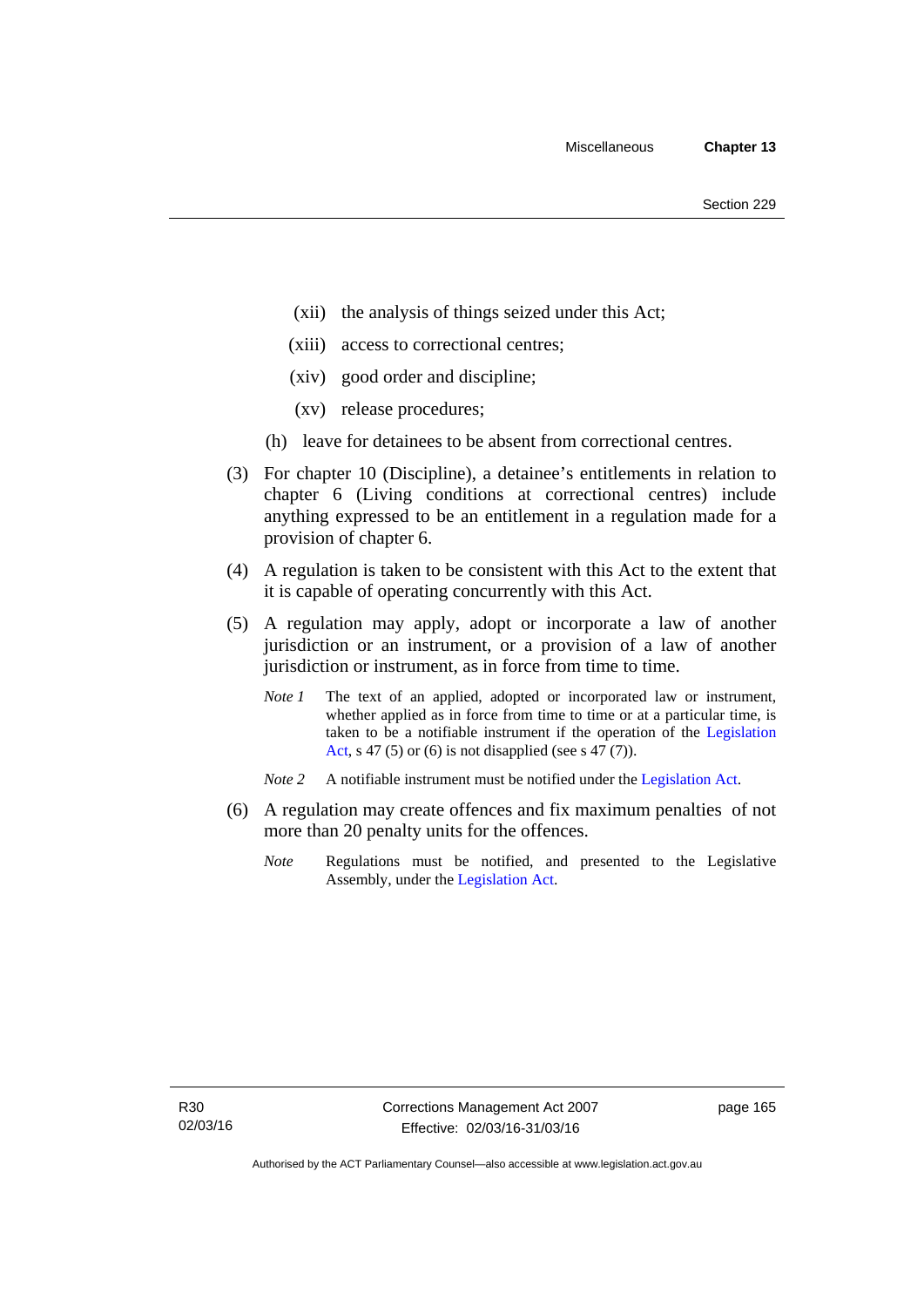(xii) the analysis of things seized under this Act;

(xiii) access to correctional centres;

(xiv) good order and discipline;

(xv) release procedures;

(h) leave for detainees to be absent from correctional centres.

(3) For chapter 10 (Discipline), a detainee's entitlements in relation to chapter 6 (Living conditions at correctional centres) include anything expressed to be an entitlement in a regulation made for a provision of chapter 6.

(4) A regulation is taken to be consistent with this Act to the extent that it is capable of operating concurrently with this Act.

(5) A regulation may apply, adopt or incorporate a law of another jurisdiction or an instrument, or a provision of a law of another jurisdiction or instrument, as in force from time to time.

*Note 1* The text of an applied, adopted or incorporated law or instrument, whether applied as in force from time to time or at a particular time, is taken to be a notifiable instrument if the operation of the Legislation Act, s 47 (5) or (6) is not disapplied (see s 47 (7)).

*Note 2* A notifiable instrument must be notified under the Legislation Act.

(6) A regulation may create offences and fix maximum penalties of not more than 20 penalty units for the offences.

*Note* Regulations must be notified, and presented to the Legislative Assembly, under the Legislation Act.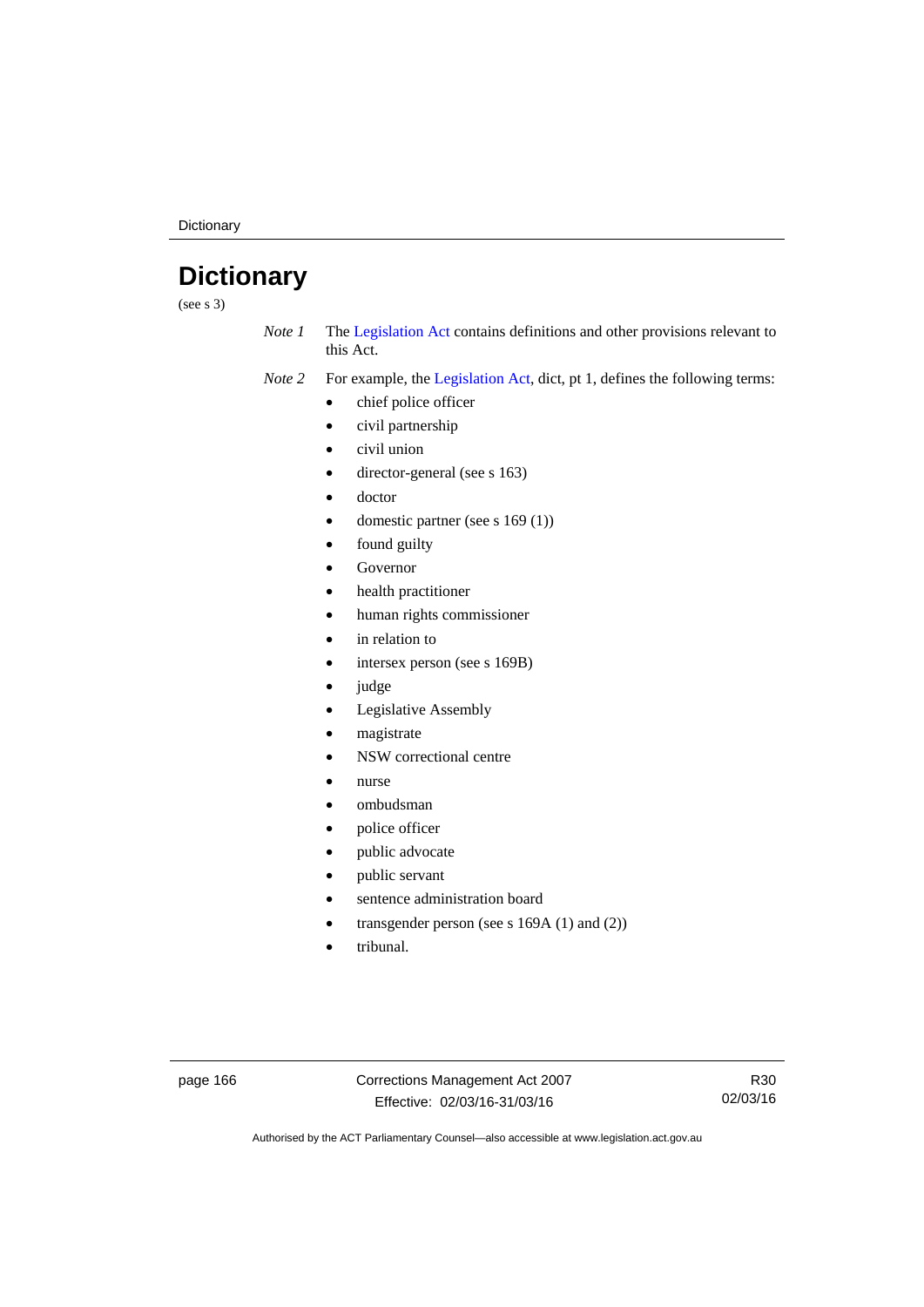# Dictionary

(see s 3)

*Note 1* The Legislation Act contains definitions and other provisions relevant to this Act.

*Note 2* For example, the Legislation Act, dict, pt 1, defines the following terms:

- chief police officer
- civil partnership
- civil union
- director-general (see s 163)
- doctor
- domestic partner (see s 169 (1))
- found guilty
- Governor
- health practitioner
- human rights commissioner
- in relation to
- intersex person (see s 169B)
- judge
- Legislative Assembly
- magistrate
- NSW correctional centre
- nurse
- ombudsman
- police officer
- public advocate
- public servant
- sentence administration board
- transgender person (see s 169A (1) and (2))
- tribunal.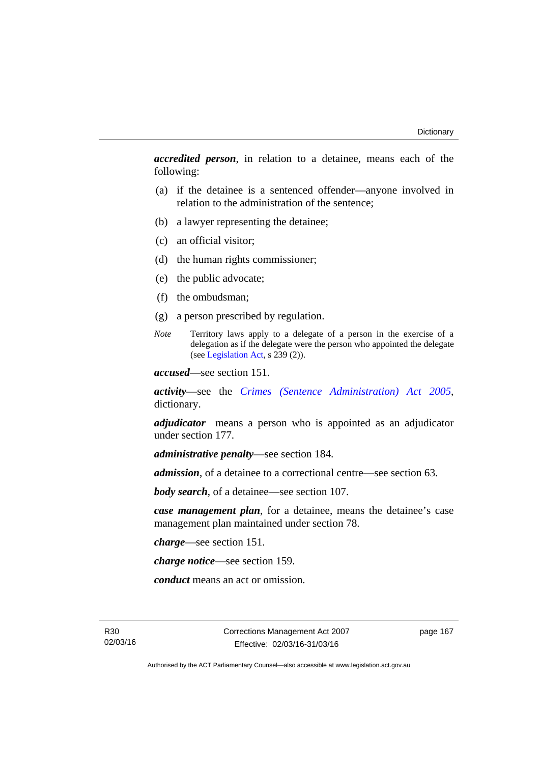***accredited person***, in relation to a detainee, means each of the following:

(a) if the detainee is a sentenced offender—anyone involved in relation to the administration of the sentence;

(b) a lawyer representing the detainee;

(c) an official visitor;

(d) the human rights commissioner;

(e) the public advocate;

(f) the ombudsman;

(g) a person prescribed by regulation.

*Note* Territory laws apply to a delegate of a person in the exercise of a delegation as if the delegate were the person who appointed the delegate (see Legislation Act, s 239 (2)).

***accused***—see section 151.

***activity***—see the *Crimes (Sentence Administration) Act 2005*, dictionary.

***adjudicator*** means a person who is appointed as an adjudicator under section 177.

***administrative penalty***—see section 184.

***admission***, of a detainee to a correctional centre—see section 63.

***body search***, of a detainee—see section 107.

***case management plan***, for a detainee, means the detainee's case management plan maintained under section 78.

***charge***—see section 151.

***charge notice***—see section 159.

***conduct*** means an act or omission.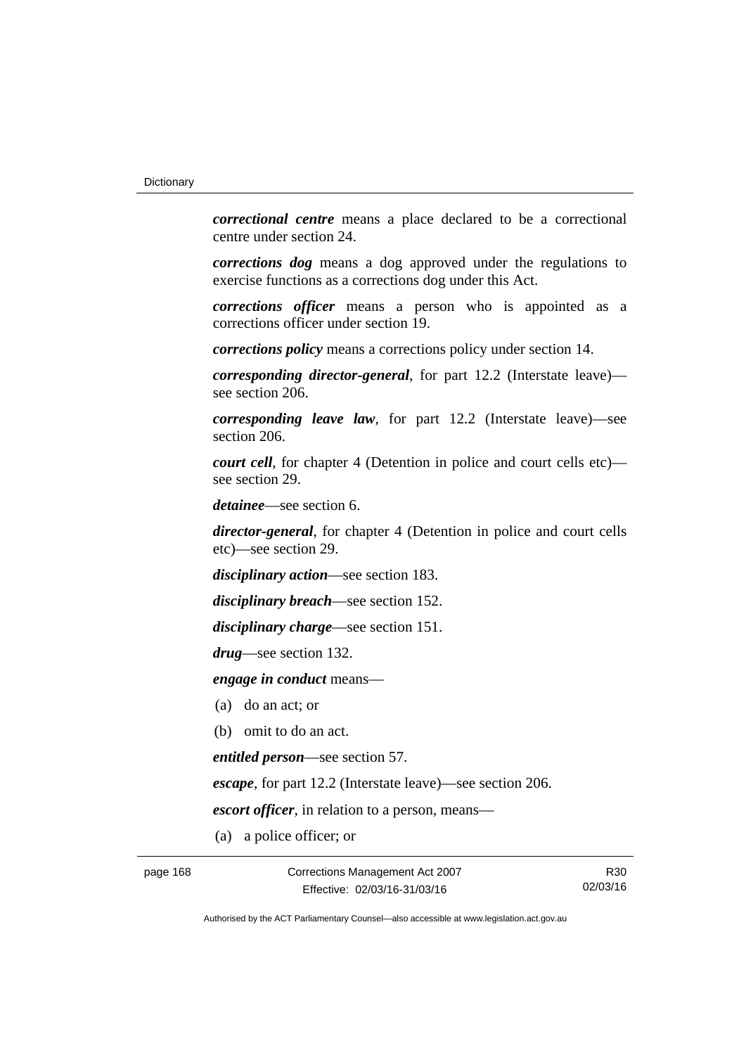***correctional centre*** means a place declared to be a correctional centre under section 24.

***corrections dog*** means a dog approved under the regulations to exercise functions as a corrections dog under this Act.

***corrections officer*** means a person who is appointed as a corrections officer under section 19.

***corrections policy*** means a corrections policy under section 14.

***corresponding director-general***, for part 12.2 (Interstate leave)—see section 206.

***corresponding leave law***, for part 12.2 (Interstate leave)—see section 206.

***court cell***, for chapter 4 (Detention in police and court cells etc)—see section 29.

***detainee***—see section 6.

***director-general***, for chapter 4 (Detention in police and court cells etc)—see section 29.

***disciplinary action***—see section 183.

***disciplinary breach***—see section 152.

***disciplinary charge***—see section 151.

***drug***—see section 132.

***engage in conduct*** means—

(a) do an act; or

(b) omit to do an act.

***entitled person***—see section 57.

***escape***, for part 12.2 (Interstate leave)—see section 206.

***escort officer***, in relation to a person, means—

(a) a police officer; or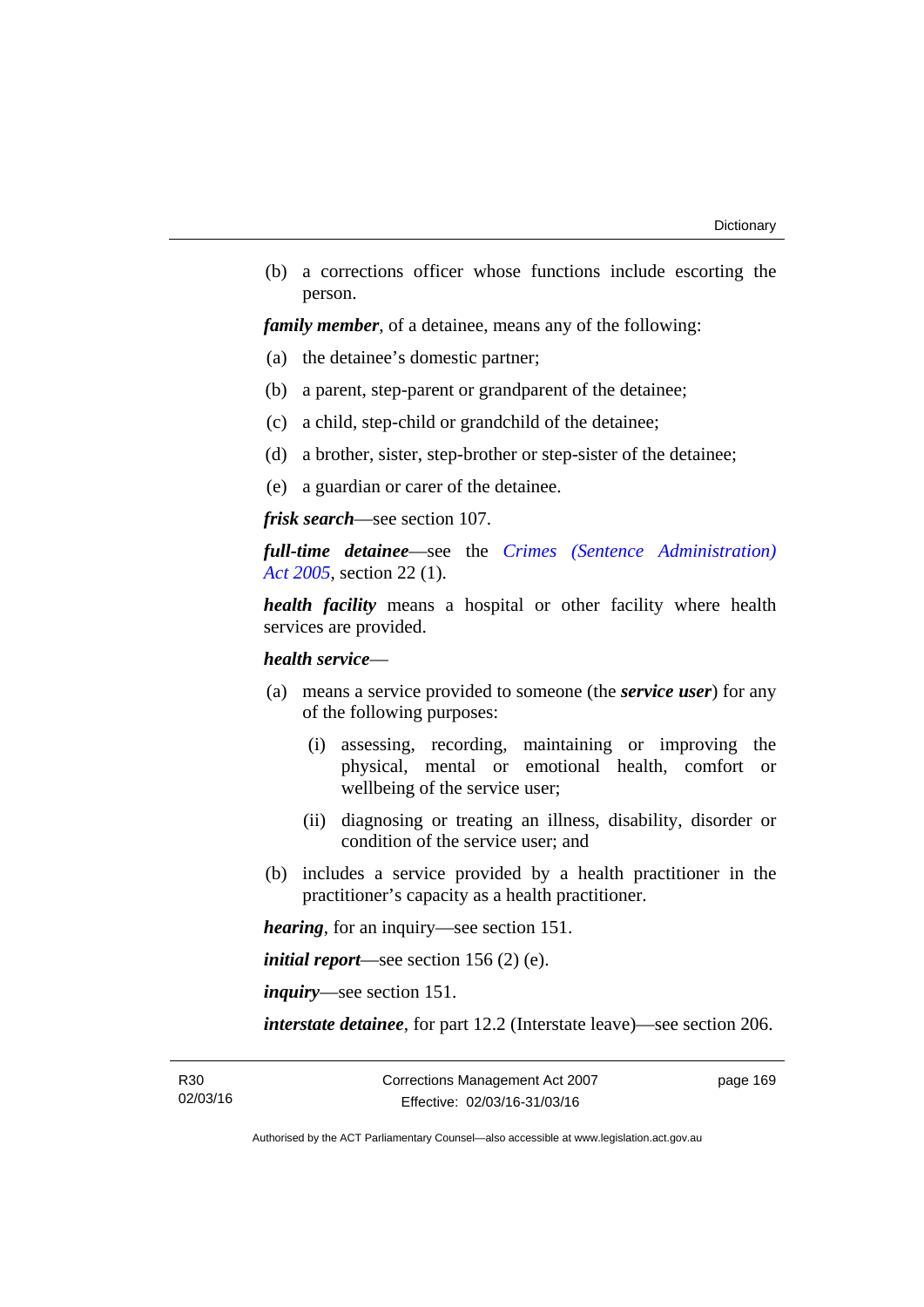(b) a corrections officer whose functions include escorting the person.

***family member***, of a detainee, means any of the following:

(a) the detainee's domestic partner;

(b) a parent, step-parent or grandparent of the detainee;

(c) a child, step-child or grandchild of the detainee;

(d) a brother, sister, step-brother or step-sister of the detainee;

(e) a guardian or carer of the detainee.

***frisk search***—see section 107.

***full-time detainee***—see the *Crimes (Sentence Administration) Act 2005*, section 22 (1).

***health facility*** means a hospital or other facility where health services are provided.

***health service***—

(a) means a service provided to someone (the ***service user***) for any of the following purposes:

  (i) assessing, recording, maintaining or improving the physical, mental or emotional health, comfort or wellbeing of the service user;

  (ii) diagnosing or treating an illness, disability, disorder or condition of the service user; and

(b) includes a service provided by a health practitioner in the practitioner's capacity as a health practitioner.

***hearing***, for an inquiry—see section 151.

***initial report***—see section 156 (2) (e).

***inquiry***—see section 151.

***interstate detainee***, for part 12.2 (Interstate leave)—see section 206.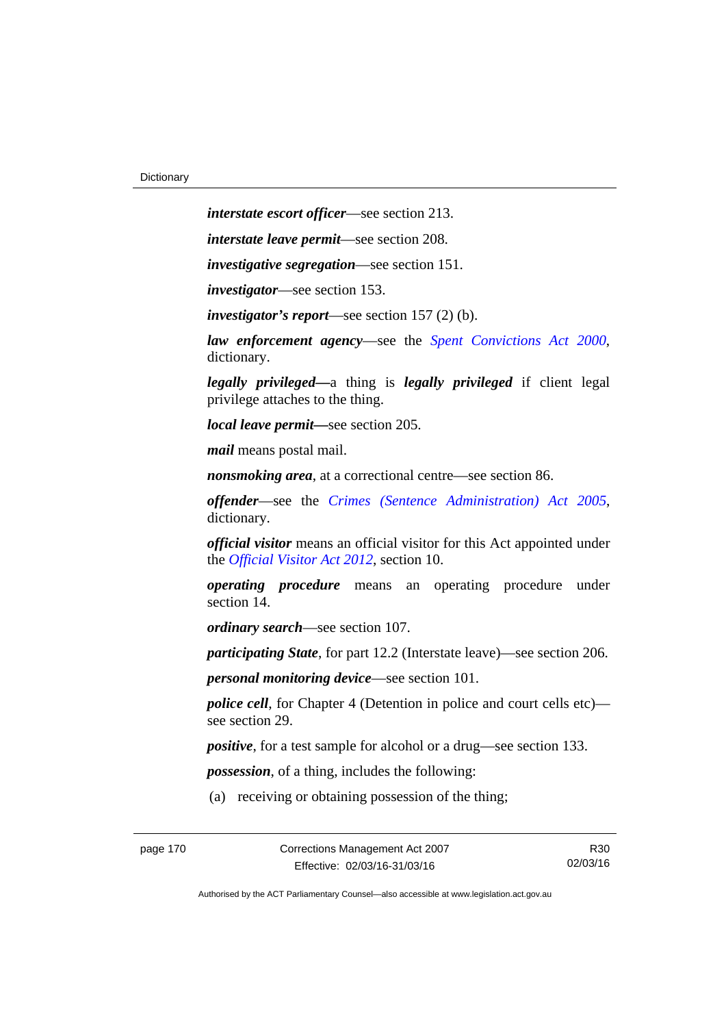***interstate escort officer***—see section 213.

***interstate leave permit***—see section 208.

***investigative segregation***—see section 151.

***investigator***—see section 153.

***investigator's report***—see section 157 (2) (b).

***law enforcement agency***—see the *Spent Convictions Act 2000*, dictionary.

***legally privileged***—a thing is ***legally privileged*** if client legal privilege attaches to the thing.

***local leave permit***—see section 205.

***mail*** means postal mail.

***nonsmoking area***, at a correctional centre—see section 86.

***offender***—see the *Crimes (Sentence Administration) Act 2005*, dictionary.

***official visitor*** means an official visitor for this Act appointed under the *Official Visitor Act 2012*, section 10.

***operating procedure*** means an operating procedure under section 14.

***ordinary search***—see section 107.

***participating State***, for part 12.2 (Interstate leave)—see section 206.

***personal monitoring device***—see section 101.

***police cell***, for Chapter 4 (Detention in police and court cells etc)—see section 29.

***positive***, for a test sample for alcohol or a drug—see section 133.

***possession***, of a thing, includes the following:

(a) receiving or obtaining possession of the thing;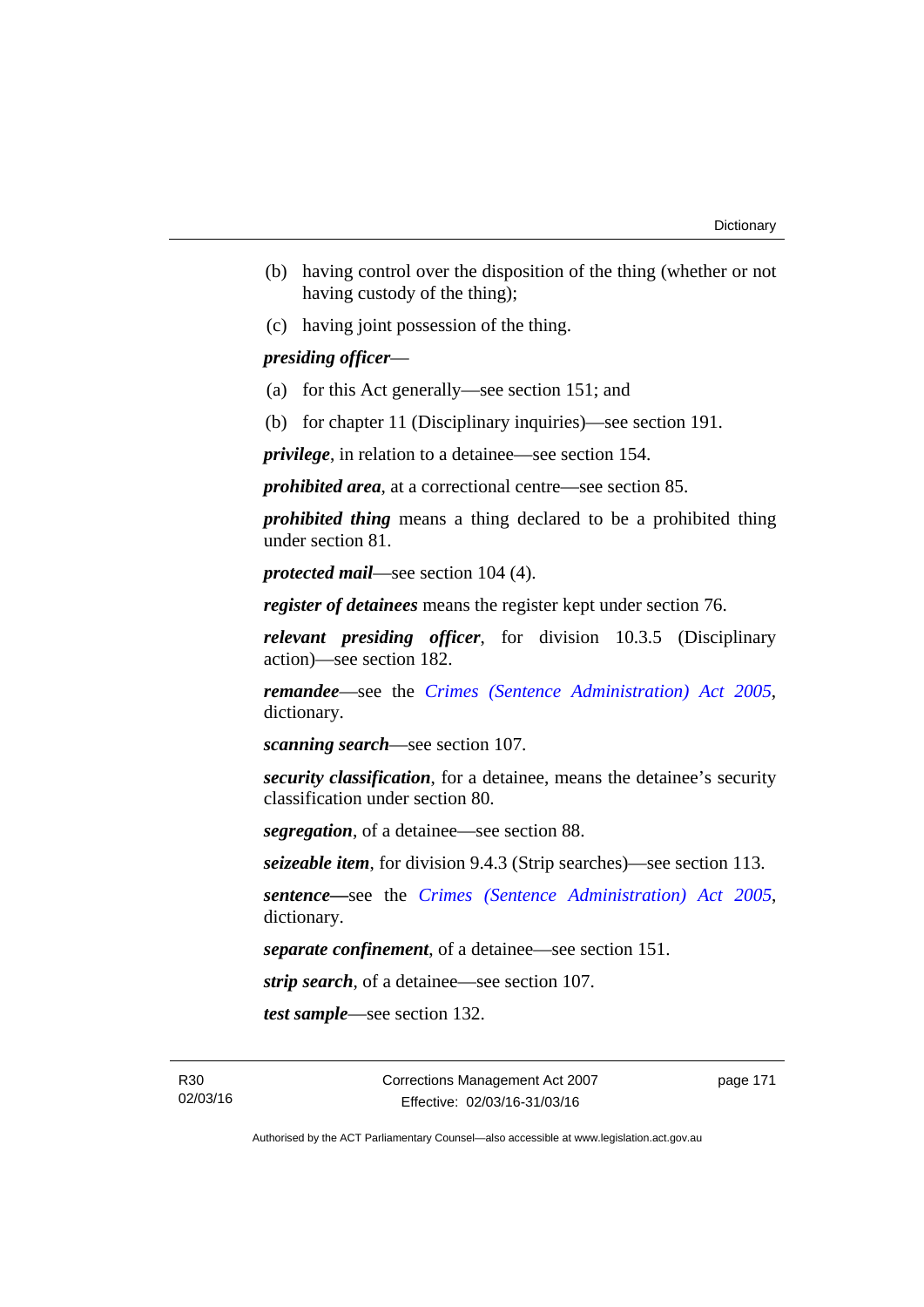(b) having control over the disposition of the thing (whether or not having custody of the thing);

(c) having joint possession of the thing.

***presiding officer***—

(a) for this Act generally—see section 151; and

(b) for chapter 11 (Disciplinary inquiries)—see section 191.

***privilege***, in relation to a detainee—see section 154.

***prohibited area***, at a correctional centre—see section 85.

***prohibited thing*** means a thing declared to be a prohibited thing under section 81.

***protected mail***—see section 104 (4).

***register of detainees*** means the register kept under section 76.

***relevant presiding officer***, for division 10.3.5 (Disciplinary action)—see section 182.

***remandee***—see the *Crimes (Sentence Administration) Act 2005*, dictionary.

***scanning search***—see section 107.

***security classification***, for a detainee, means the detainee's security classification under section 80.

***segregation***, of a detainee—see section 88.

***seizeable item***, for division 9.4.3 (Strip searches)—see section 113.

***sentence—***see the *Crimes (Sentence Administration) Act 2005*, dictionary.

***separate confinement***, of a detainee—see section 151.

***strip search***, of a detainee—see section 107.

***test sample***—see section 132.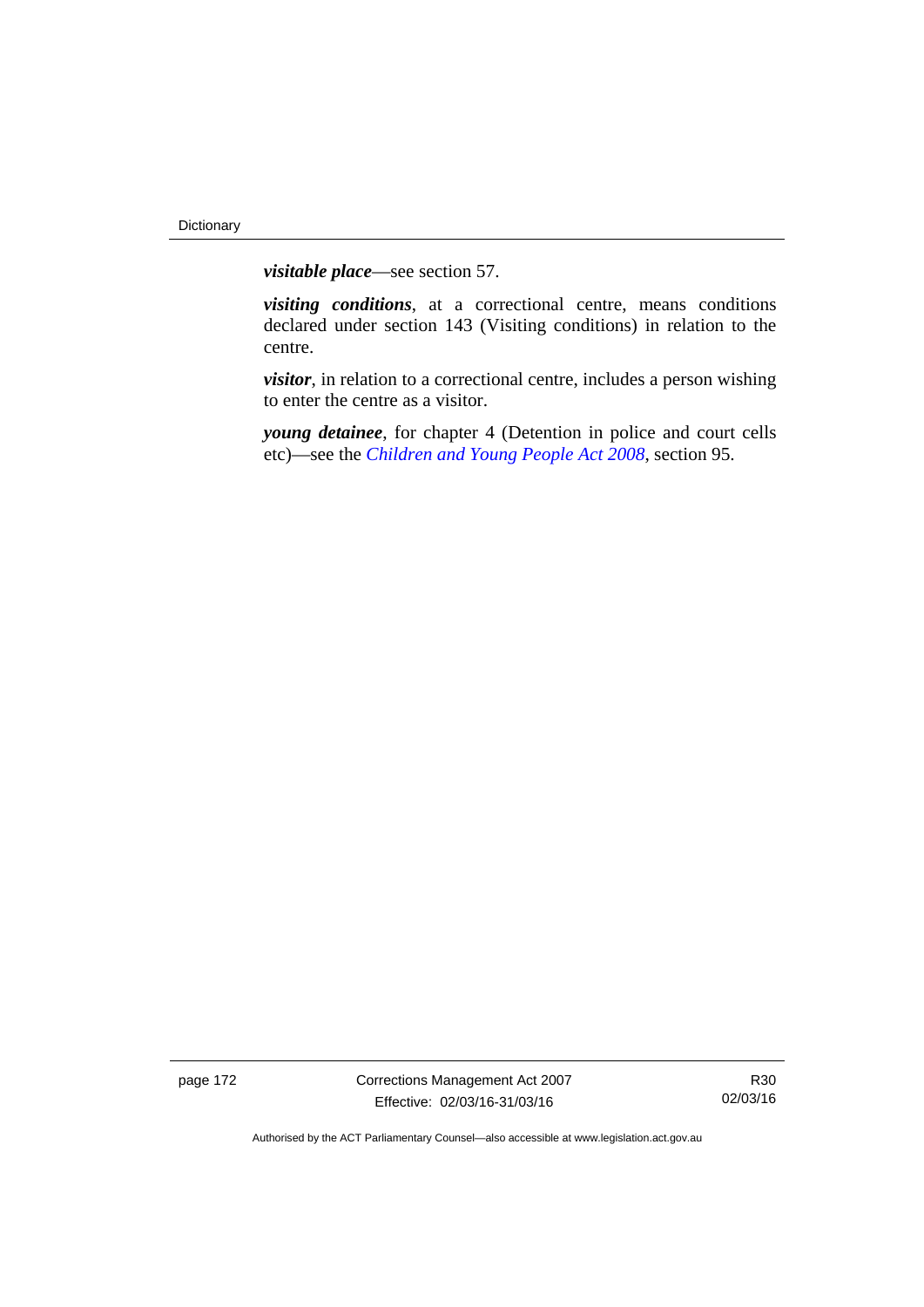***visitable place***—see section 57.

***visiting conditions***, at a correctional centre, means conditions declared under section 143 (Visiting conditions) in relation to the centre.

***visitor***, in relation to a correctional centre, includes a person wishing to enter the centre as a visitor.

***young detainee***, for chapter 4 (Detention in police and court cells etc)—see the *Children and Young People Act 2008*, section 95.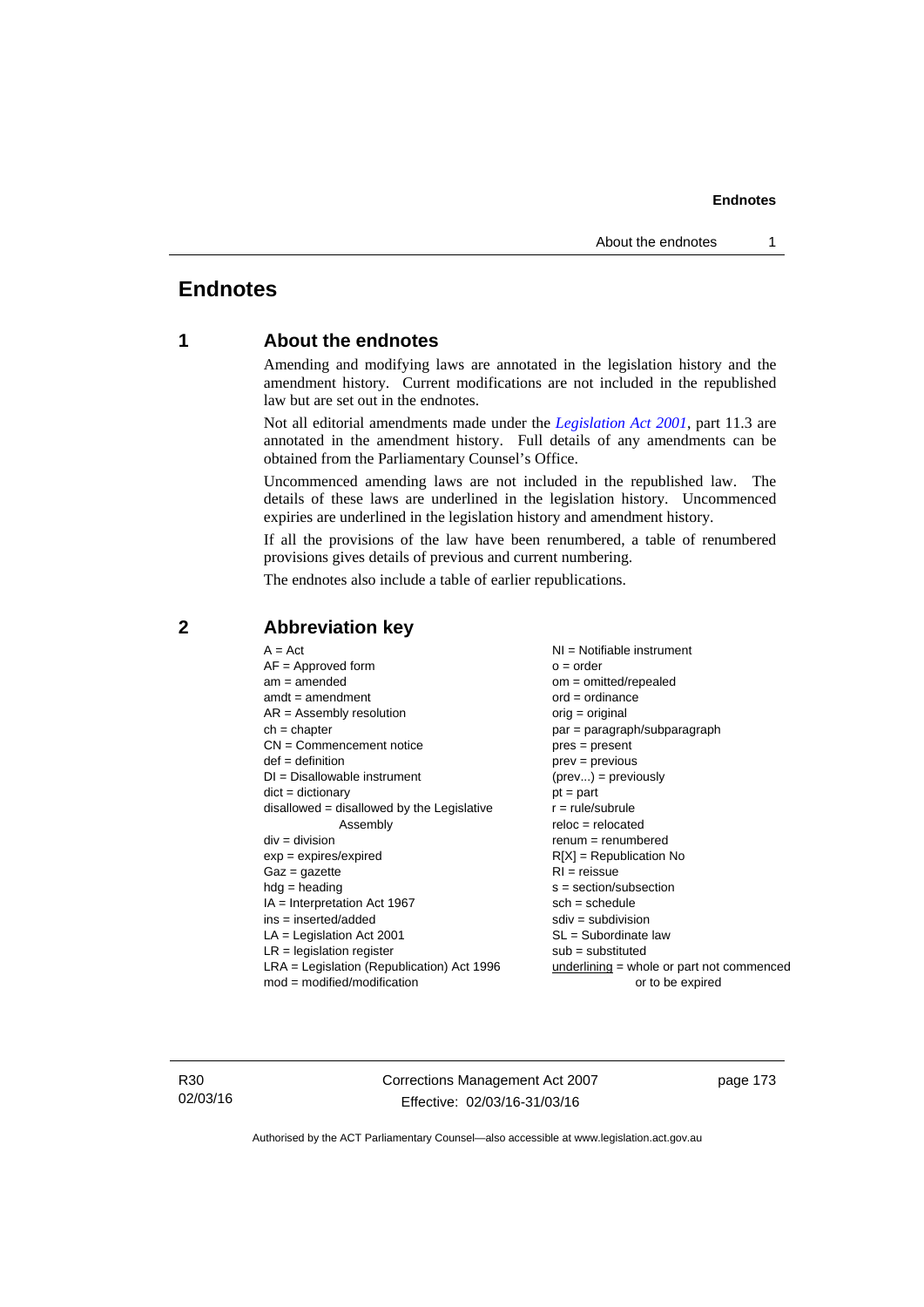# Endnotes

## 1 About the endnotes

Amending and modifying laws are annotated in the legislation history and the amendment history. Current modifications are not included in the republished law but are set out in the endnotes.

Not all editorial amendments made under the *Legislation Act 2001*, part 11.3 are annotated in the amendment history. Full details of any amendments can be obtained from the Parliamentary Counsel's Office.

Uncommenced amending laws are not included in the republished law. The details of these laws are underlined in the legislation history. Uncommenced expiries are underlined in the legislation history and amendment history.

If all the provisions of the law have been renumbered, a table of renumbered provisions gives details of previous and current numbering.

The endnotes also include a table of earlier republications.

## 2 Abbreviation key

A = Act
AF = Approved form
am = amended
amdt = amendment
AR = Assembly resolution
ch = chapter
CN = Commencement notice
def = definition
DI = Disallowable instrument
dict = dictionary
disallowed = disallowed by the Legislative Assembly
div = division
exp = expires/expired
Gaz = gazette
hdg = heading
IA = Interpretation Act 1967
ins = inserted/added
LA = Legislation Act 2001
LR = legislation register
LRA = Legislation (Republication) Act 1996
mod = modified/modification
NI = Notifiable instrument
o = order
om = omitted/repealed
ord = ordinance
orig = original
par = paragraph/subparagraph
pres = present
prev = previous
(prev...) = previously
pt = part
r = rule/subrule
reloc = relocated
renum = renumbered
R[X] = Republication No
RI = reissue
s = section/subsection
sch = schedule
sdiv = subdivision
SL = Subordinate law
sub = substituted
underlining = whole or part not commenced or to be expired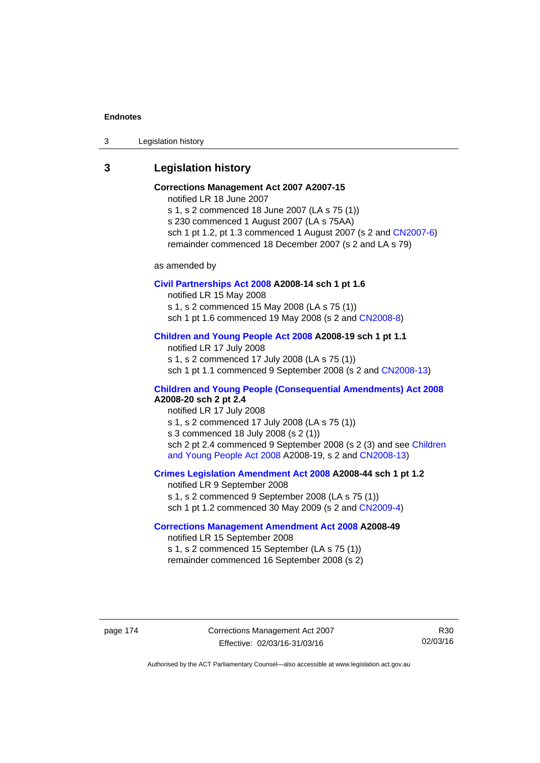## 3 Legislation history

**Corrections Management Act 2007 A2007-15**

notified LR 18 June 2007

s 1, s 2 commenced 18 June 2007 (LA s 75 (1))

s 230 commenced 1 August 2007 (LA s 75AA)

sch 1 pt 1.2, pt 1.3 commenced 1 August 2007 (s 2 and CN2007-6)

remainder commenced 18 December 2007 (s 2 and LA s 79)

as amended by

**Civil Partnerships Act 2008 A2008-14 sch 1 pt 1.6**

notified LR 15 May 2008

s 1, s 2 commenced 15 May 2008 (LA s 75 (1))

sch 1 pt 1.6 commenced 19 May 2008 (s 2 and CN2008-8)

**Children and Young People Act 2008 A2008-19 sch 1 pt 1.1**

notified LR 17 July 2008

s 1, s 2 commenced 17 July 2008 (LA s 75 (1))

sch 1 pt 1.1 commenced 9 September 2008 (s 2 and CN2008-13)

**Children and Young People (Consequential Amendments) Act 2008 A2008-20 sch 2 pt 2.4**

notified LR 17 July 2008

s 1, s 2 commenced 17 July 2008 (LA s 75 (1))

s 3 commenced 18 July 2008 (s 2 (1))

sch 2 pt 2.4 commenced 9 September 2008 (s 2 (3) and see Children and Young People Act 2008 A2008-19, s 2 and CN2008-13)

**Crimes Legislation Amendment Act 2008 A2008-44 sch 1 pt 1.2**

notified LR 9 September 2008

s 1, s 2 commenced 9 September 2008 (LA s 75 (1))

sch 1 pt 1.2 commenced 30 May 2009 (s 2 and CN2009-4)

**Corrections Management Amendment Act 2008 A2008-49**

notified LR 15 September 2008

s 1, s 2 commenced 15 September (LA s 75 (1))

remainder commenced 16 September 2008 (s 2)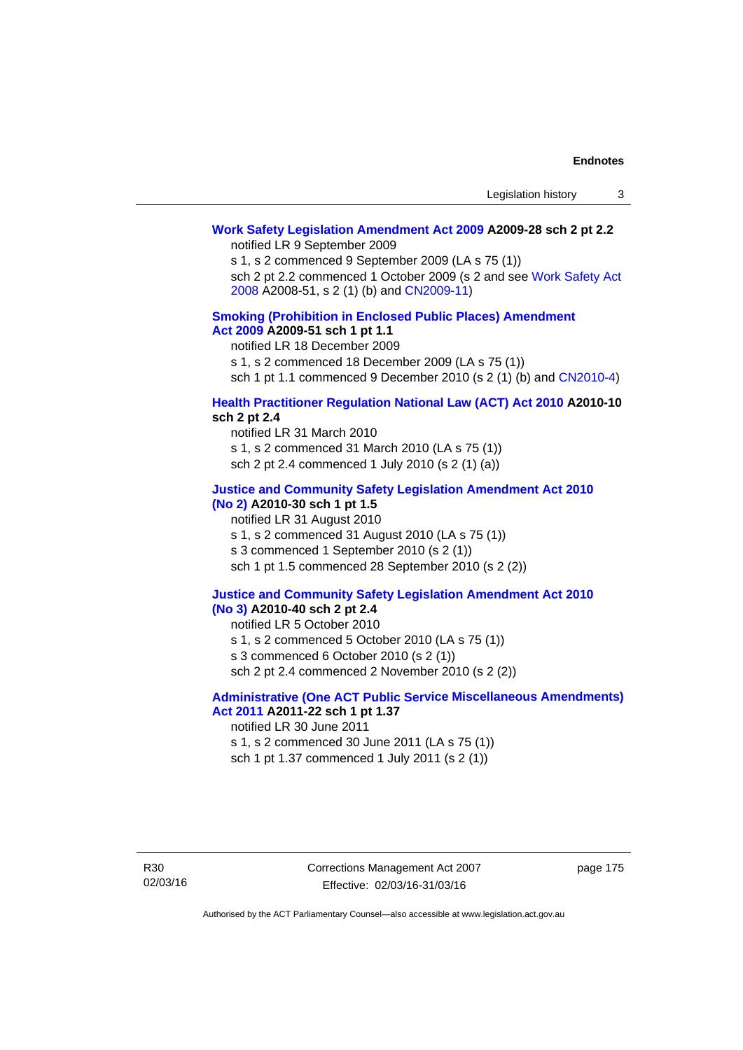**Work Safety Legislation Amendment Act 2009 A2009-28 sch 2 pt 2.2**

notified LR 9 September 2009

s 1, s 2 commenced 9 September 2009 (LA s 75 (1))

sch 2 pt 2.2 commenced 1 October 2009 (s 2 and see Work Safety Act 2008 A2008-51, s 2 (1) (b) and CN2009-11)

**Smoking (Prohibition in Enclosed Public Places) Amendment Act 2009 A2009-51 sch 1 pt 1.1**

notified LR 18 December 2009

s 1, s 2 commenced 18 December 2009 (LA s 75 (1))

sch 1 pt 1.1 commenced 9 December 2010 (s 2 (1) (b) and CN2010-4)

**Health Practitioner Regulation National Law (ACT) Act 2010 A2010-10 sch 2 pt 2.4**

notified LR 31 March 2010

s 1, s 2 commenced 31 March 2010 (LA s 75 (1))

sch 2 pt 2.4 commenced 1 July 2010 (s 2 (1) (a))

**Justice and Community Safety Legislation Amendment Act 2010 (No 2) A2010-30 sch 1 pt 1.5**

notified LR 31 August 2010

s 1, s 2 commenced 31 August 2010 (LA s 75 (1))

s 3 commenced 1 September 2010 (s 2 (1))

sch 1 pt 1.5 commenced 28 September 2010 (s 2 (2))

**Justice and Community Safety Legislation Amendment Act 2010 (No 3) A2010-40 sch 2 pt 2.4**

notified LR 5 October 2010

s 1, s 2 commenced 5 October 2010 (LA s 75 (1))

s 3 commenced 6 October 2010 (s 2 (1))

sch 2 pt 2.4 commenced 2 November 2010 (s 2 (2))

**Administrative (One ACT Public Service Miscellaneous Amendments) Act 2011 A2011-22 sch 1 pt 1.37**

notified LR 30 June 2011

s 1, s 2 commenced 30 June 2011 (LA s 75 (1))

sch 1 pt 1.37 commenced 1 July 2011 (s 2 (1))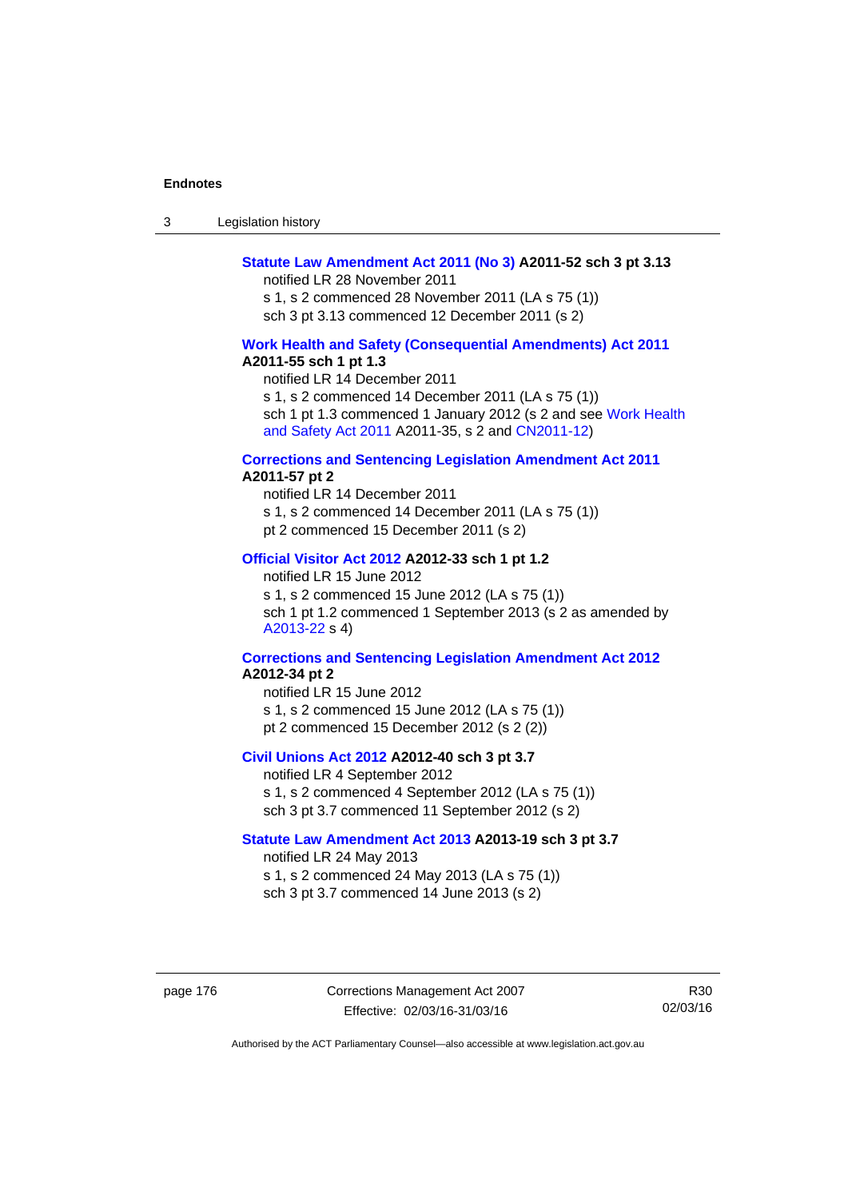**Statute Law Amendment Act 2011 (No 3) A2011-52 sch 3 pt 3.13**

notified LR 28 November 2011

s 1, s 2 commenced 28 November 2011 (LA s 75 (1))

sch 3 pt 3.13 commenced 12 December 2011 (s 2)

**Work Health and Safety (Consequential Amendments) Act 2011 A2011-55 sch 1 pt 1.3**

notified LR 14 December 2011

s 1, s 2 commenced 14 December 2011 (LA s 75 (1))

sch 1 pt 1.3 commenced 1 January 2012 (s 2 and see Work Health and Safety Act 2011 A2011-35, s 2 and CN2011-12)

**Corrections and Sentencing Legislation Amendment Act 2011 A2011-57 pt 2**

notified LR 14 December 2011

s 1, s 2 commenced 14 December 2011 (LA s 75 (1))

pt 2 commenced 15 December 2011 (s 2)

**Official Visitor Act 2012 A2012-33 sch 1 pt 1.2**

notified LR 15 June 2012

s 1, s 2 commenced 15 June 2012 (LA s 75 (1))

sch 1 pt 1.2 commenced 1 September 2013 (s 2 as amended by A2013-22 s 4)

**Corrections and Sentencing Legislation Amendment Act 2012 A2012-34 pt 2**

notified LR 15 June 2012

s 1, s 2 commenced 15 June 2012 (LA s 75 (1))

pt 2 commenced 15 December 2012 (s 2 (2))

**Civil Unions Act 2012 A2012-40 sch 3 pt 3.7**

notified LR 4 September 2012

s 1, s 2 commenced 4 September 2012 (LA s 75 (1))

sch 3 pt 3.7 commenced 11 September 2012 (s 2)

**Statute Law Amendment Act 2013 A2013-19 sch 3 pt 3.7**

notified LR 24 May 2013

s 1, s 2 commenced 24 May 2013 (LA s 75 (1))

sch 3 pt 3.7 commenced 14 June 2013 (s 2)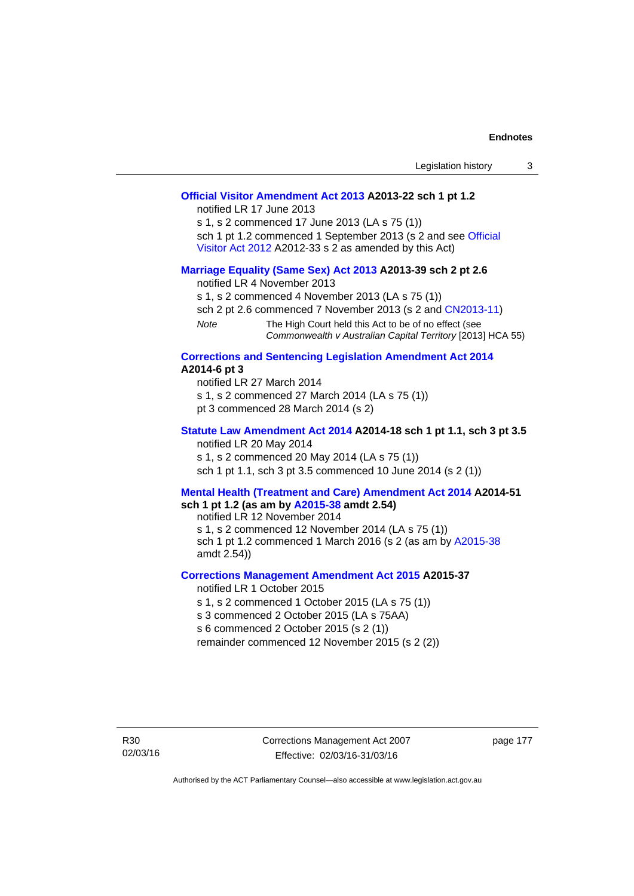**Official Visitor Amendment Act 2013 A2013-22 sch 1 pt 1.2**

notified LR 17 June 2013

s 1, s 2 commenced 17 June 2013 (LA s 75 (1))

sch 1 pt 1.2 commenced 1 September 2013 (s 2 and see Official Visitor Act 2012 A2012-33 s 2 as amended by this Act)

**Marriage Equality (Same Sex) Act 2013 A2013-39 sch 2 pt 2.6**

notified LR 4 November 2013

s 1, s 2 commenced 4 November 2013 (LA s 75 (1))

sch 2 pt 2.6 commenced 7 November 2013 (s 2 and CN2013-11)

*Note* The High Court held this Act to be of no effect (see *Commonwealth v Australian Capital Territory* [2013] HCA 55)

**Corrections and Sentencing Legislation Amendment Act 2014 A2014-6 pt 3**

notified LR 27 March 2014

s 1, s 2 commenced 27 March 2014 (LA s 75 (1))

pt 3 commenced 28 March 2014 (s 2)

**Statute Law Amendment Act 2014 A2014-18 sch 1 pt 1.1, sch 3 pt 3.5**

notified LR 20 May 2014

s 1, s 2 commenced 20 May 2014 (LA s 75 (1))

sch 1 pt 1.1, sch 3 pt 3.5 commenced 10 June 2014 (s 2 (1))

**Mental Health (Treatment and Care) Amendment Act 2014 A2014-51 sch 1 pt 1.2 (as am by A2015-38 amdt 2.54)**

notified LR 12 November 2014

s 1, s 2 commenced 12 November 2014 (LA s 75 (1))

sch 1 pt 1.2 commenced 1 March 2016 (s 2 (as am by A2015-38 amdt 2.54))

**Corrections Management Amendment Act 2015 A2015-37**

notified LR 1 October 2015

s 1, s 2 commenced 1 October 2015 (LA s 75 (1))

s 3 commenced 2 October 2015 (LA s 75AA)

s 6 commenced 2 October 2015 (s 2 (1))

remainder commenced 12 November 2015 (s 2 (2))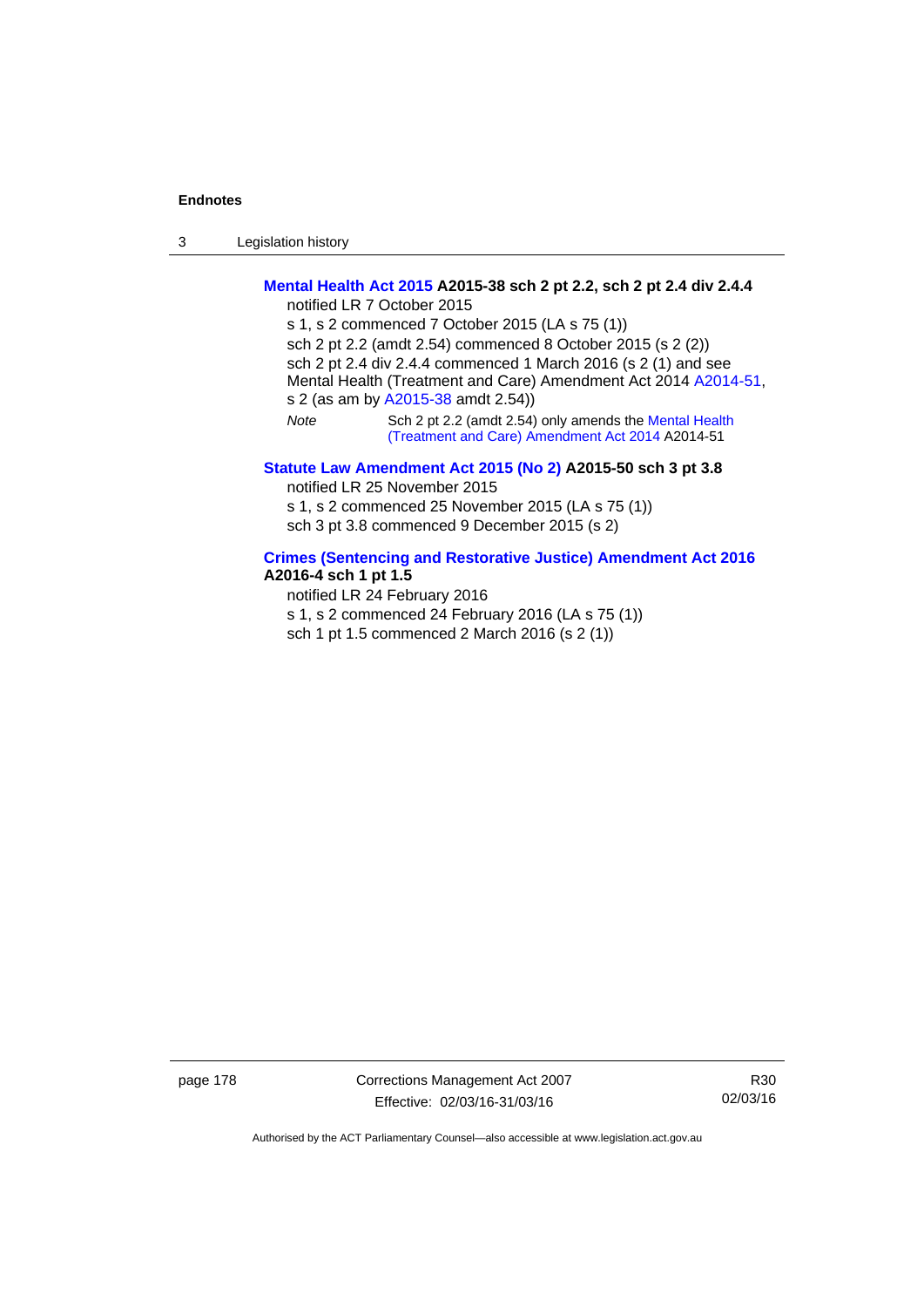**Mental Health Act 2015 A2015-38 sch 2 pt 2.2, sch 2 pt 2.4 div 2.4.4**

notified LR 7 October 2015

s 1, s 2 commenced 7 October 2015 (LA s 75 (1))

sch 2 pt 2.2 (amdt 2.54) commenced 8 October 2015 (s 2 (2))

sch 2 pt 2.4 div 2.4.4 commenced 1 March 2016 (s 2 (1) and see Mental Health (Treatment and Care) Amendment Act 2014 A2014-51, s 2 (as am by A2015-38 amdt 2.54))

*Note* Sch 2 pt 2.2 (amdt 2.54) only amends the Mental Health (Treatment and Care) Amendment Act 2014 A2014-51

**Statute Law Amendment Act 2015 (No 2) A2015-50 sch 3 pt 3.8**

notified LR 25 November 2015

s 1, s 2 commenced 25 November 2015 (LA s 75 (1))

sch 3 pt 3.8 commenced 9 December 2015 (s 2)

**Crimes (Sentencing and Restorative Justice) Amendment Act 2016 A2016-4 sch 1 pt 1.5**

notified LR 24 February 2016

s 1, s 2 commenced 24 February 2016 (LA s 75 (1))

sch 1 pt 1.5 commenced 2 March 2016 (s 2 (1))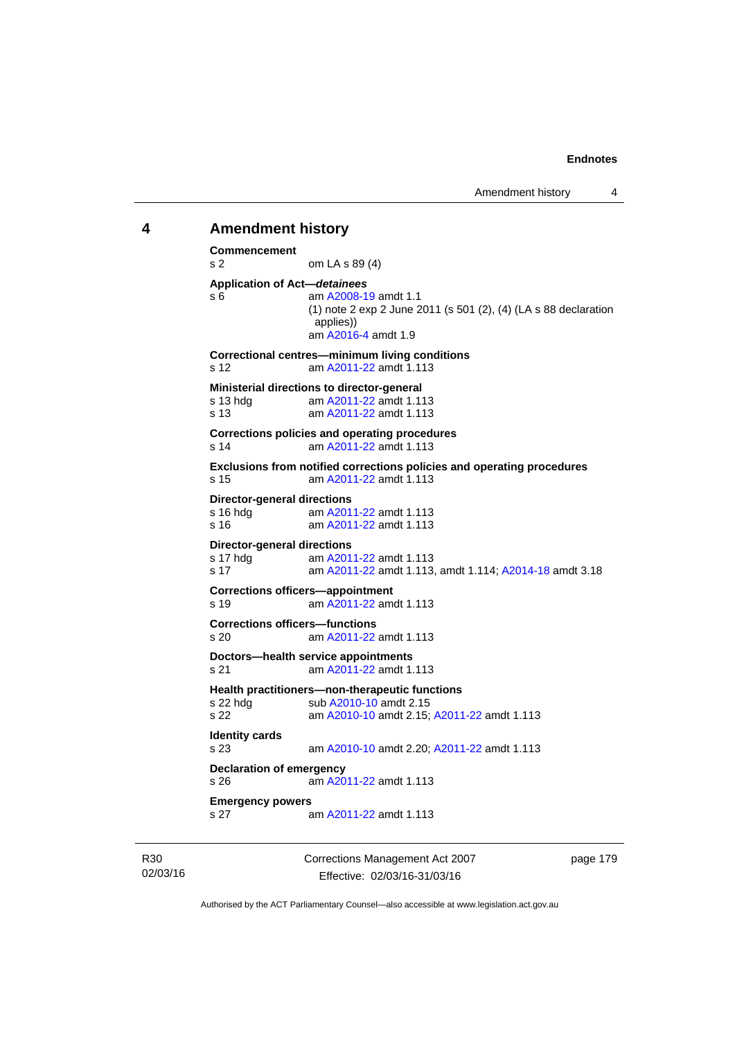## 4 Amendment history

**Commencement**
s 2 om LA s 89 (4)

**Application of Act—*detainees***
s 6 am A2008-19 amdt 1.1
(1) note 2 exp 2 June 2011 (s 501 (2), (4) (LA s 88 declaration applies))
am A2016-4 amdt 1.9

**Correctional centres—minimum living conditions**
s 12 am A2011-22 amdt 1.113

**Ministerial directions to director-general**
s 13 hdg am A2011-22 amdt 1.113
s 13 am A2011-22 amdt 1.113

**Corrections policies and operating procedures**
s 14 am A2011-22 amdt 1.113

**Exclusions from notified corrections policies and operating procedures**
s 15 am A2011-22 amdt 1.113

**Director-general directions**
s 16 hdg am A2011-22 amdt 1.113
s 16 am A2011-22 amdt 1.113

**Director-general directions**
s 17 hdg am A2011-22 amdt 1.113
s 17 am A2011-22 amdt 1.113, amdt 1.114; A2014-18 amdt 3.18

**Corrections officers—appointment**
s 19 am A2011-22 amdt 1.113

**Corrections officers—functions**
s 20 am A2011-22 amdt 1.113

**Doctors—health service appointments**
s 21 am A2011-22 amdt 1.113

**Health practitioners—non-therapeutic functions**
s 22 hdg sub A2010-10 amdt 2.15
s 22 am A2010-10 amdt 2.15; A2011-22 amdt 1.113

**Identity cards**
s 23 am A2010-10 amdt 2.20; A2011-22 amdt 1.113

**Declaration of emergency**
s 26 am A2011-22 amdt 1.113

**Emergency powers**
s 27 am A2011-22 amdt 1.113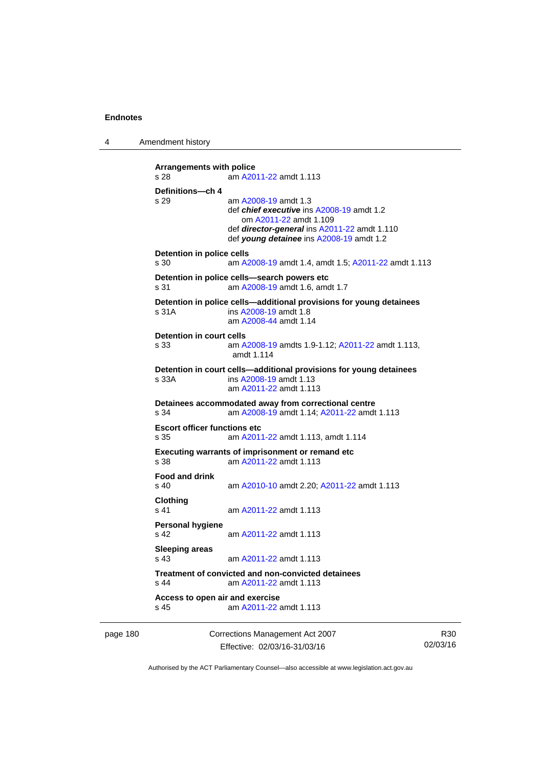**Arrangements with police**
s 28 am A2011-22 amdt 1.113

**Definitions—ch 4**
s 29 am A2008-19 amdt 1.3
def ***chief executive*** ins A2008-19 amdt 1.2
om A2011-22 amdt 1.109
def ***director-general*** ins A2011-22 amdt 1.110
def ***young detainee*** ins A2008-19 amdt 1.2

**Detention in police cells**
s 30 am A2008-19 amdt 1.4, amdt 1.5; A2011-22 amdt 1.113

**Detention in police cells—search powers etc**
s 31 am A2008-19 amdt 1.6, amdt 1.7

**Detention in police cells—additional provisions for young detainees**
s 31A ins A2008-19 amdt 1.8
am A2008-44 amdt 1.14

**Detention in court cells**
s 33 am A2008-19 amdts 1.9-1.12; A2011-22 amdt 1.113, amdt 1.114

**Detention in court cells—additional provisions for young detainees**
s 33A ins A2008-19 amdt 1.13
am A2011-22 amdt 1.113

**Detainees accommodated away from correctional centre**
s 34 am A2008-19 amdt 1.14; A2011-22 amdt 1.113

**Escort officer functions etc**
s 35 am A2011-22 amdt 1.113, amdt 1.114

**Executing warrants of imprisonment or remand etc**
s 38 am A2011-22 amdt 1.113

**Food and drink**
s 40 am A2010-10 amdt 2.20; A2011-22 amdt 1.113

**Clothing**
s 41 am A2011-22 amdt 1.113

**Personal hygiene**
s 42 am A2011-22 amdt 1.113

**Sleeping areas**
s 43 am A2011-22 amdt 1.113

**Treatment of convicted and non-convicted detainees**
s 44 am A2011-22 amdt 1.113

**Access to open air and exercise**
s 45 am A2011-22 amdt 1.113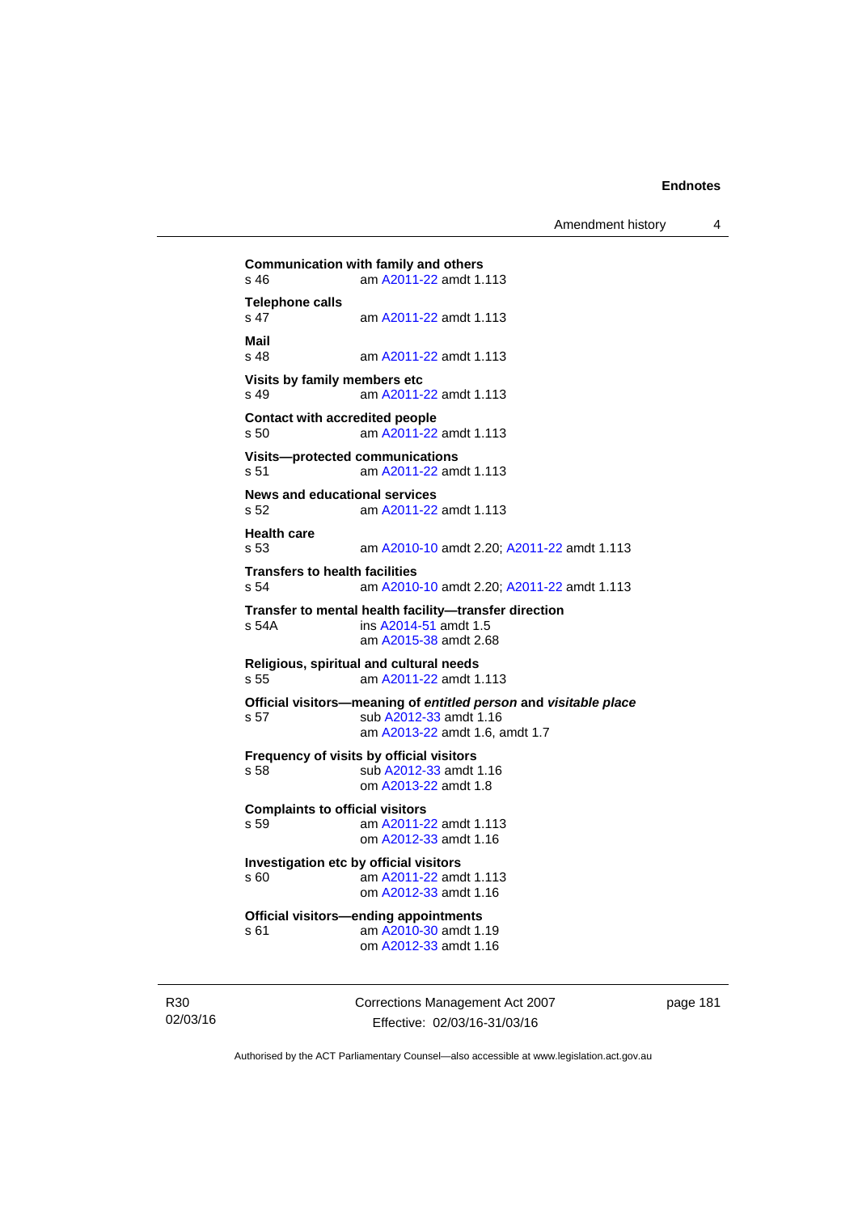**Communication with family and others**
s 46 am A2011-22 amdt 1.113

**Telephone calls**
s 47 am A2011-22 amdt 1.113

**Mail**
s 48 am A2011-22 amdt 1.113

**Visits by family members etc**
s 49 am A2011-22 amdt 1.113

**Contact with accredited people**
s 50 am A2011-22 amdt 1.113

**Visits—protected communications**
s 51 am A2011-22 amdt 1.113

**News and educational services**
s 52 am A2011-22 amdt 1.113

**Health care**
s 53 am A2010-10 amdt 2.20; A2011-22 amdt 1.113

**Transfers to health facilities**
s 54 am A2010-10 amdt 2.20; A2011-22 amdt 1.113

**Transfer to mental health facility—transfer direction**
s 54A ins A2014-51 amdt 1.5
am A2015-38 amdt 2.68

**Religious, spiritual and cultural needs**
s 55 am A2011-22 amdt 1.113

**Official visitors—meaning of *entitled person* and *visitable place***
s 57 sub A2012-33 amdt 1.16
am A2013-22 amdt 1.6, amdt 1.7

**Frequency of visits by official visitors**
s 58 sub A2012-33 amdt 1.16
om A2013-22 amdt 1.8

**Complaints to official visitors**
s 59 am A2011-22 amdt 1.113
om A2012-33 amdt 1.16

**Investigation etc by official visitors**
s 60 am A2011-22 amdt 1.113
om A2012-33 amdt 1.16

**Official visitors—ending appointments**
s 61 am A2010-30 amdt 1.19
om A2012-33 amdt 1.16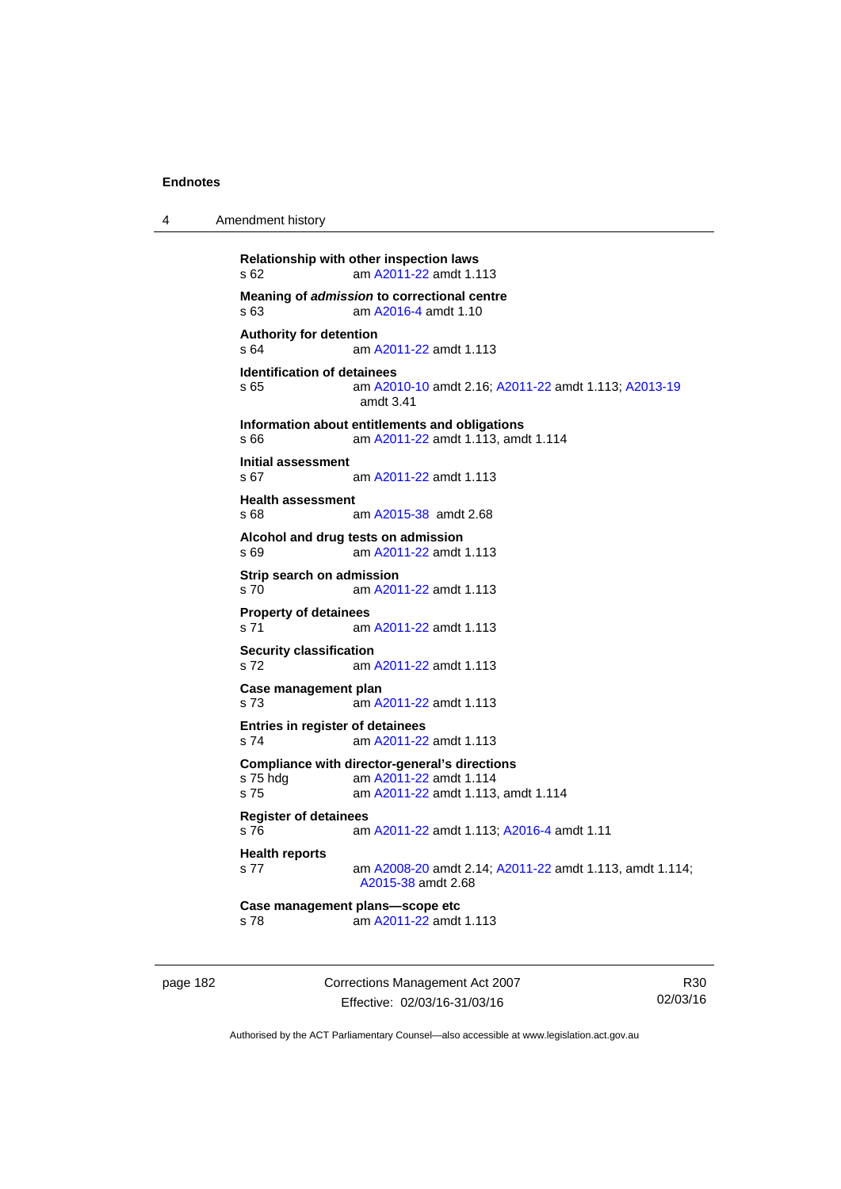**Relationship with other inspection laws**
s 62 am A2011-22 amdt 1.113

**Meaning of *admission* to correctional centre**
s 63 am A2016-4 amdt 1.10

**Authority for detention**
s 64 am A2011-22 amdt 1.113

**Identification of detainees**
s 65 am A2010-10 amdt 2.16; A2011-22 amdt 1.113; A2013-19 amdt 3.41

**Information about entitlements and obligations**
s 66 am A2011-22 amdt 1.113, amdt 1.114

**Initial assessment**
s 67 am A2011-22 amdt 1.113

**Health assessment**
s 68 am A2015-38 amdt 2.68

**Alcohol and drug tests on admission**
s 69 am A2011-22 amdt 1.113

**Strip search on admission**
s 70 am A2011-22 amdt 1.113

**Property of detainees**
s 71 am A2011-22 amdt 1.113

**Security classification**
s 72 am A2011-22 amdt 1.113

**Case management plan**
s 73 am A2011-22 amdt 1.113

**Entries in register of detainees**
s 74 am A2011-22 amdt 1.113

**Compliance with director-general's directions**
s 75 hdg am A2011-22 amdt 1.114
s 75 am A2011-22 amdt 1.113, amdt 1.114

**Register of detainees**
s 76 am A2011-22 amdt 1.113; A2016-4 amdt 1.11

**Health reports**
s 77 am A2008-20 amdt 2.14; A2011-22 amdt 1.113, amdt 1.114; A2015-38 amdt 2.68

**Case management plans—scope etc**
s 78 am A2011-22 amdt 1.113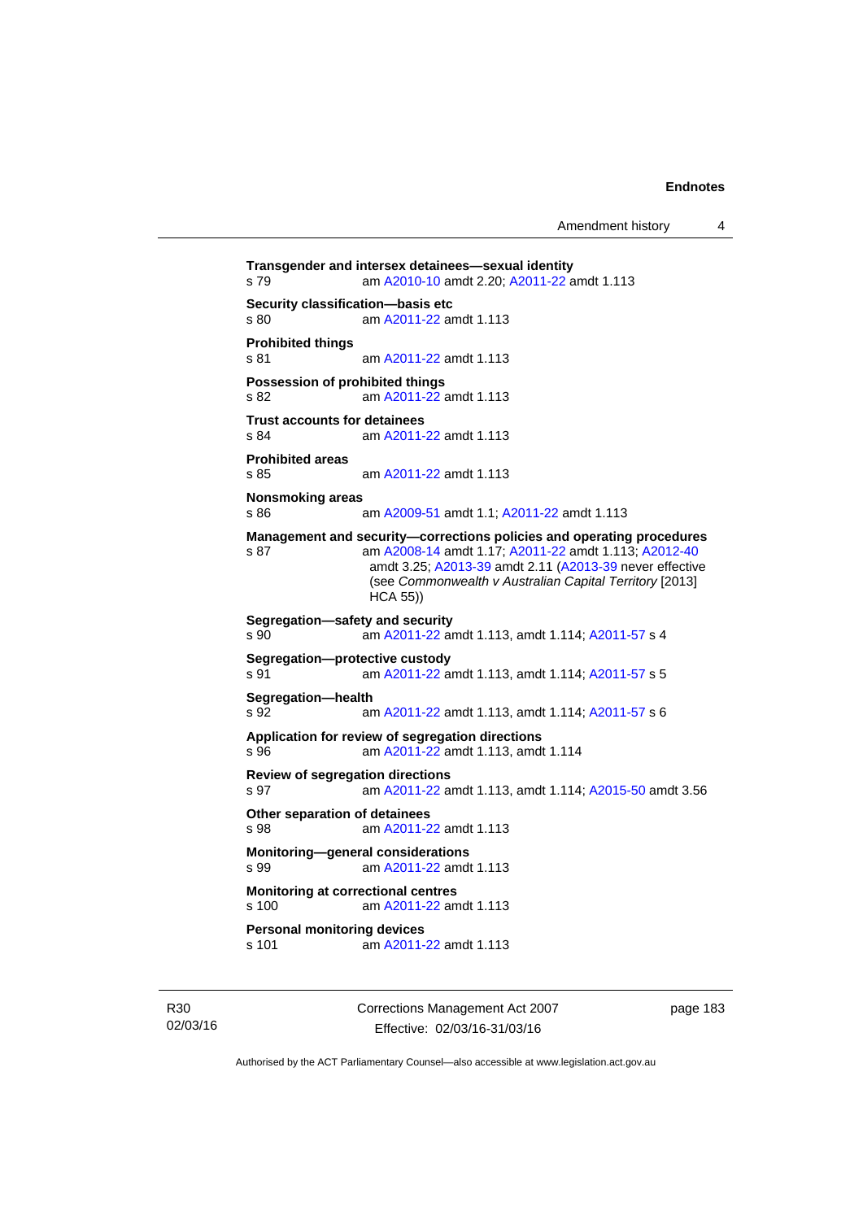**Transgender and intersex detainees—sexual identity**
s 79 am A2010-10 amdt 2.20; A2011-22 amdt 1.113

**Security classification—basis etc**
s 80 am A2011-22 amdt 1.113

**Prohibited things**
s 81 am A2011-22 amdt 1.113

**Possession of prohibited things**
s 82 am A2011-22 amdt 1.113

**Trust accounts for detainees**
s 84 am A2011-22 amdt 1.113

**Prohibited areas**
s 85 am A2011-22 amdt 1.113

**Nonsmoking areas**
s 86 am A2009-51 amdt 1.1; A2011-22 amdt 1.113

**Management and security—corrections policies and operating procedures**
s 87 am A2008-14 amdt 1.17; A2011-22 amdt 1.113; A2012-40 amdt 3.25; A2013-39 amdt 2.11 (A2013-39 never effective (see *Commonwealth v Australian Capital Territory* [2013] HCA 55))

**Segregation—safety and security**
s 90 am A2011-22 amdt 1.113, amdt 1.114; A2011-57 s 4

**Segregation—protective custody**
s 91 am A2011-22 amdt 1.113, amdt 1.114; A2011-57 s 5

**Segregation—health**
s 92 am A2011-22 amdt 1.113, amdt 1.114; A2011-57 s 6

**Application for review of segregation directions**
s 96 am A2011-22 amdt 1.113, amdt 1.114

**Review of segregation directions**
s 97 am A2011-22 amdt 1.113, amdt 1.114; A2015-50 amdt 3.56

**Other separation of detainees**
s 98 am A2011-22 amdt 1.113

**Monitoring—general considerations**
s 99 am A2011-22 amdt 1.113

**Monitoring at correctional centres**
s 100 am A2011-22 amdt 1.113

**Personal monitoring devices**
s 101 am A2011-22 amdt 1.113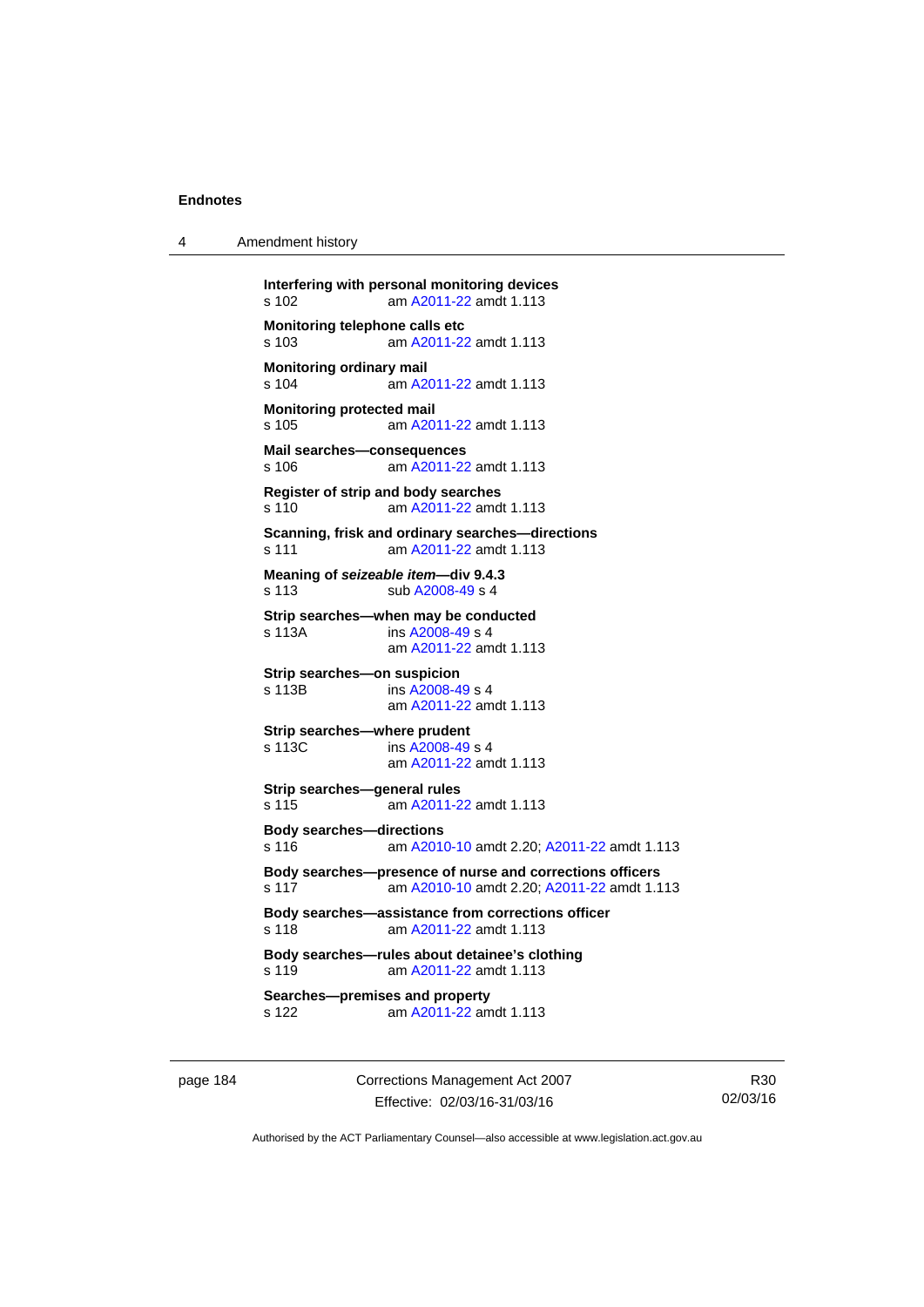**Interfering with personal monitoring devices**
s 102 am A2011-22 amdt 1.113

**Monitoring telephone calls etc**
s 103 am A2011-22 amdt 1.113

**Monitoring ordinary mail**
s 104 am A2011-22 amdt 1.113

**Monitoring protected mail**
s 105 am A2011-22 amdt 1.113

**Mail searches—consequences**
s 106 am A2011-22 amdt 1.113

**Register of strip and body searches**
s 110 am A2011-22 amdt 1.113

**Scanning, frisk and ordinary searches—directions**
s 111 am A2011-22 amdt 1.113

**Meaning of *seizeable item*—div 9.4.3**
s 113 sub A2008-49 s 4

**Strip searches—when may be conducted**
s 113A ins A2008-49 s 4
am A2011-22 amdt 1.113

**Strip searches—on suspicion**
s 113B ins A2008-49 s 4
am A2011-22 amdt 1.113

**Strip searches—where prudent**
s 113C ins A2008-49 s 4
am A2011-22 amdt 1.113

**Strip searches—general rules**
s 115 am A2011-22 amdt 1.113

**Body searches—directions**
s 116 am A2010-10 amdt 2.20; A2011-22 amdt 1.113

**Body searches—presence of nurse and corrections officers**
s 117 am A2010-10 amdt 2.20; A2011-22 amdt 1.113

**Body searches—assistance from corrections officer**
s 118 am A2011-22 amdt 1.113

**Body searches—rules about detainee's clothing**
s 119 am A2011-22 amdt 1.113

**Searches—premises and property**
s 122 am A2011-22 amdt 1.113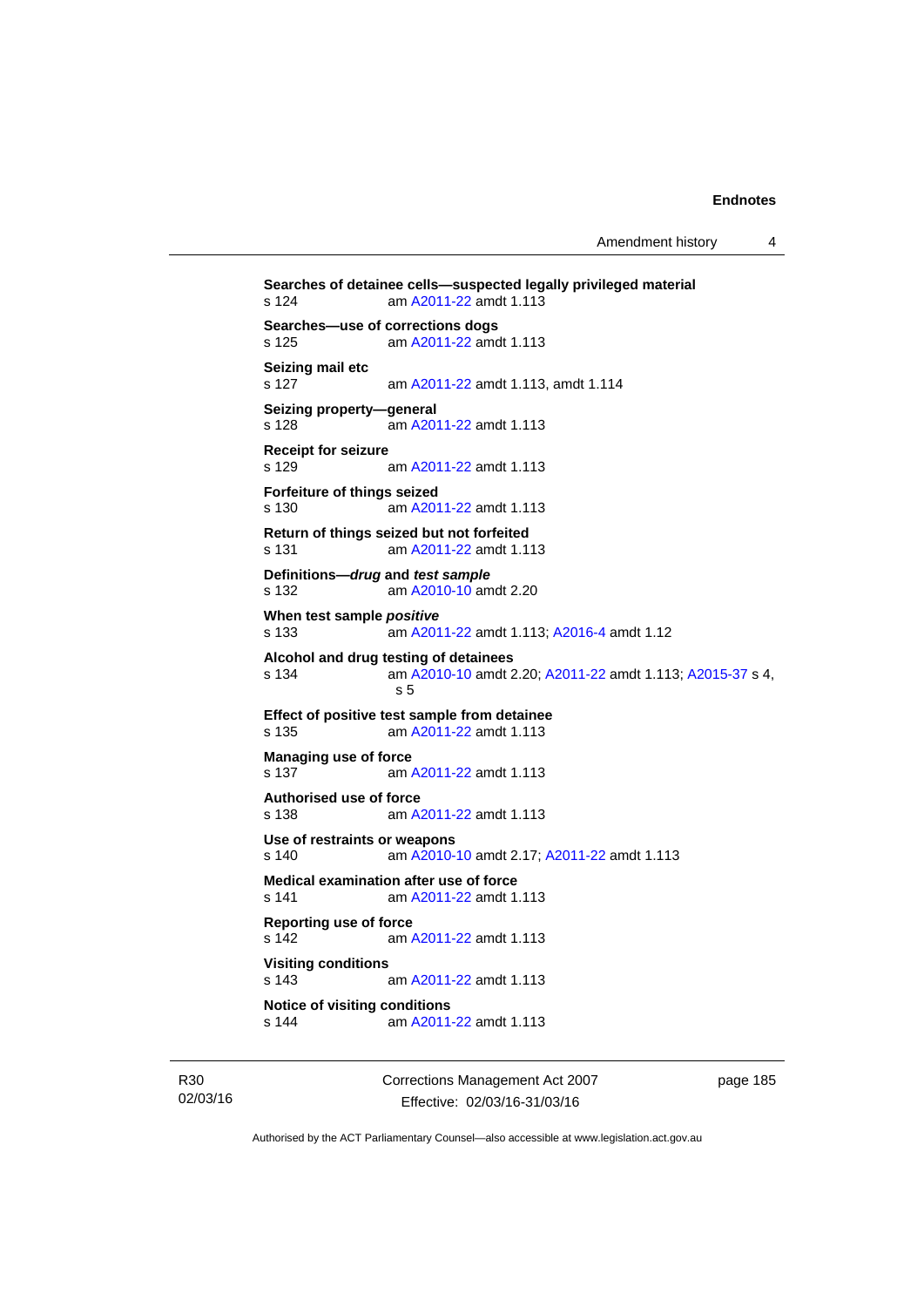**Searches of detainee cells—suspected legally privileged material**
s 124 am A2011-22 amdt 1.113

**Searches—use of corrections dogs**
s 125 am A2011-22 amdt 1.113

**Seizing mail etc**
s 127 am A2011-22 amdt 1.113, amdt 1.114

**Seizing property—general**
s 128 am A2011-22 amdt 1.113

**Receipt for seizure**
s 129 am A2011-22 amdt 1.113

**Forfeiture of things seized**
s 130 am A2011-22 amdt 1.113

**Return of things seized but not forfeited**
s 131 am A2011-22 amdt 1.113

**Definitions—*drug* and *test sample***
s 132 am A2010-10 amdt 2.20

**When test sample *positive***
s 133 am A2011-22 amdt 1.113; A2016-4 amdt 1.12

**Alcohol and drug testing of detainees**
s 134 am A2010-10 amdt 2.20; A2011-22 amdt 1.113; A2015-37 s 4, s 5

**Effect of positive test sample from detainee**
s 135 am A2011-22 amdt 1.113

**Managing use of force**
s 137 am A2011-22 amdt 1.113

**Authorised use of force**
s 138 am A2011-22 amdt 1.113

**Use of restraints or weapons**
s 140 am A2010-10 amdt 2.17; A2011-22 amdt 1.113

**Medical examination after use of force**
s 141 am A2011-22 amdt 1.113

**Reporting use of force**
s 142 am A2011-22 amdt 1.113

**Visiting conditions**
s 143 am A2011-22 amdt 1.113

**Notice of visiting conditions**
s 144 am A2011-22 amdt 1.113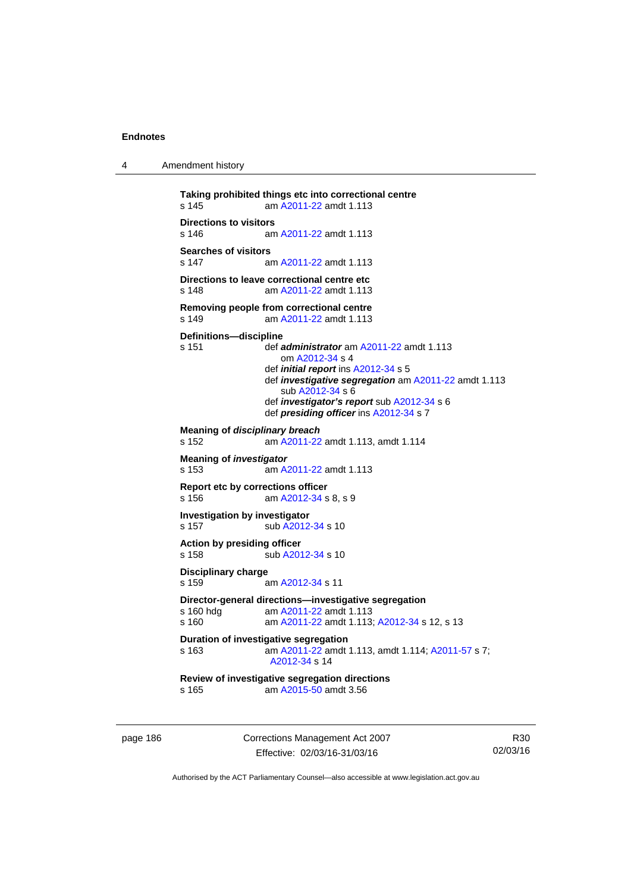**Taking prohibited things etc into correctional centre**
s 145 am A2011-22 amdt 1.113

**Directions to visitors**
s 146 am A2011-22 amdt 1.113

**Searches of visitors**
s 147 am A2011-22 amdt 1.113

**Directions to leave correctional centre etc**
s 148 am A2011-22 amdt 1.113

**Removing people from correctional centre**
s 149 am A2011-22 amdt 1.113

**Definitions—discipline**
s 151 def ***administrator*** am A2011-22 amdt 1.113
om A2012-34 s 4
def ***initial report*** ins A2012-34 s 5
def ***investigative segregation*** am A2011-22 amdt 1.113
sub A2012-34 s 6
def ***investigator's report*** sub A2012-34 s 6
def ***presiding officer*** ins A2012-34 s 7

**Meaning of *disciplinary breach***
s 152 am A2011-22 amdt 1.113, amdt 1.114

**Meaning of *investigator***
s 153 am A2011-22 amdt 1.113

**Report etc by corrections officer**
s 156 am A2012-34 s 8, s 9

**Investigation by investigator**
s 157 sub A2012-34 s 10

**Action by presiding officer**
s 158 sub A2012-34 s 10

**Disciplinary charge**
s 159 am A2012-34 s 11

**Director-general directions—investigative segregation**
s 160 hdg am A2011-22 amdt 1.113
s 160 am A2011-22 amdt 1.113; A2012-34 s 12, s 13

**Duration of investigative segregation**
s 163 am A2011-22 amdt 1.113, amdt 1.114; A2011-57 s 7;
A2012-34 s 14

**Review of investigative segregation directions**
s 165 am A2015-50 amdt 3.56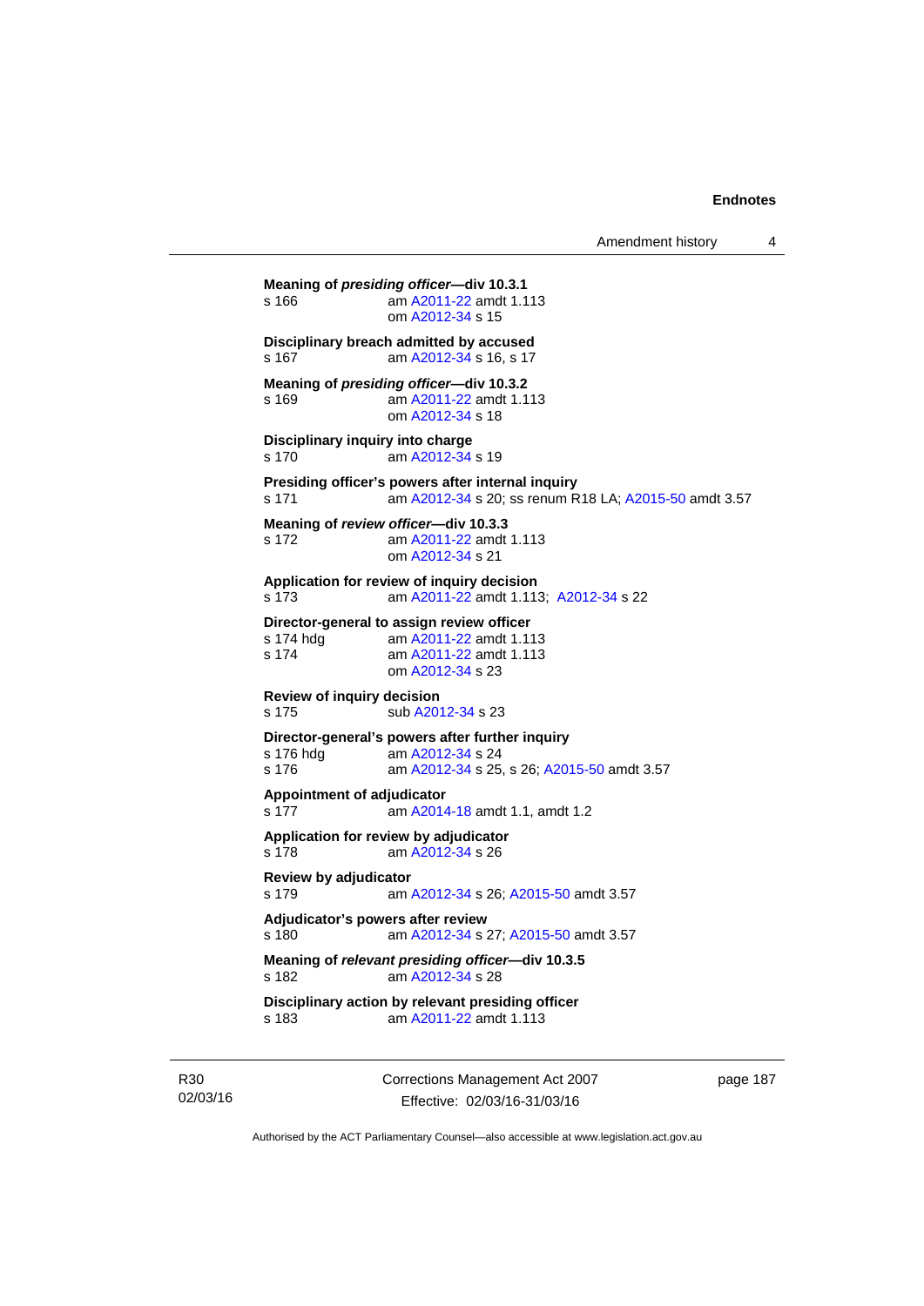**Meaning of *presiding officer*—div 10.3.1**
s 166 am A2011-22 amdt 1.113
om A2012-34 s 15

**Disciplinary breach admitted by accused**
s 167 am A2012-34 s 16, s 17

**Meaning of *presiding officer*—div 10.3.2**
s 169 am A2011-22 amdt 1.113
om A2012-34 s 18

**Disciplinary inquiry into charge**
s 170 am A2012-34 s 19

**Presiding officer's powers after internal inquiry**
s 171 am A2012-34 s 20; ss renum R18 LA; A2015-50 amdt 3.57

**Meaning of *review officer*—div 10.3.3**
s 172 am A2011-22 amdt 1.113
om A2012-34 s 21

**Application for review of inquiry decision**
s 173 am A2011-22 amdt 1.113; A2012-34 s 22

**Director-general to assign review officer**
s 174 hdg am A2011-22 amdt 1.113
s 174 am A2011-22 amdt 1.113
om A2012-34 s 23

**Review of inquiry decision**
s 175 sub A2012-34 s 23

**Director-general's powers after further inquiry**
s 176 hdg am A2012-34 s 24
s 176 am A2012-34 s 25, s 26; A2015-50 amdt 3.57

**Appointment of adjudicator**
s 177 am A2014-18 amdt 1.1, amdt 1.2

**Application for review by adjudicator**
s 178 am A2012-34 s 26

**Review by adjudicator**
s 179 am A2012-34 s 26; A2015-50 amdt 3.57

**Adjudicator's powers after review**
s 180 am A2012-34 s 27; A2015-50 amdt 3.57

**Meaning of *relevant presiding officer*—div 10.3.5**
s 182 am A2012-34 s 28

**Disciplinary action by relevant presiding officer**
s 183 am A2011-22 amdt 1.113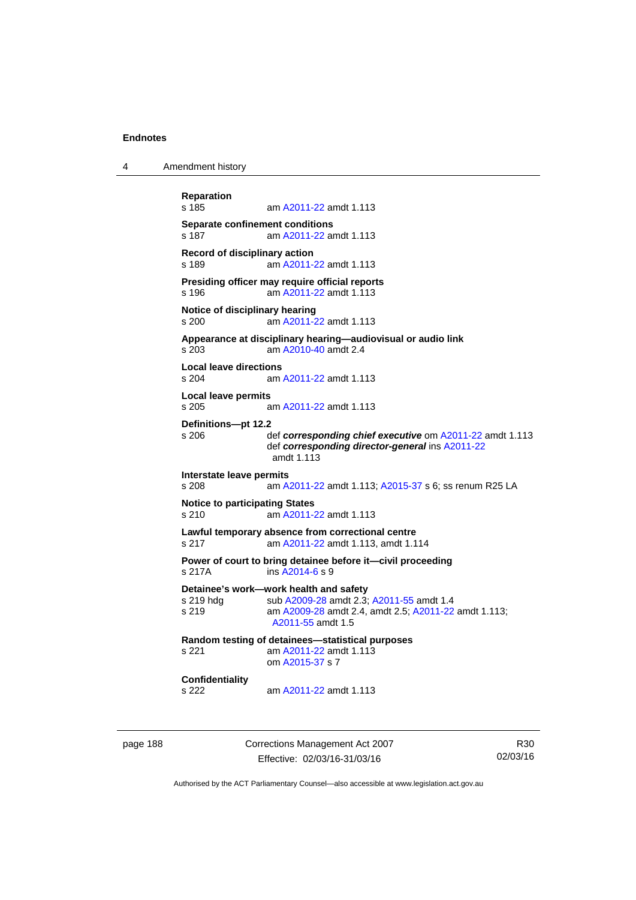**Reparation**

s 185 am A2011-22 amdt 1.113

**Separate confinement conditions**

s 187 am A2011-22 amdt 1.113

**Record of disciplinary action**

s 189 am A2011-22 amdt 1.113

**Presiding officer may require official reports**

s 196 am A2011-22 amdt 1.113

**Notice of disciplinary hearing**

s 200 am A2011-22 amdt 1.113

**Appearance at disciplinary hearing—audiovisual or audio link**

s 203 am A2010-40 amdt 2.4

**Local leave directions**

s 204 am A2011-22 amdt 1.113

**Local leave permits**

s 205 am A2011-22 amdt 1.113

**Definitions—pt 12.2**

s 206 def ***corresponding chief executive*** om A2011-22 amdt 1.113
def ***corresponding director-general*** ins A2011-22 amdt 1.113

**Interstate leave permits**

s 208 am A2011-22 amdt 1.113; A2015-37 s 6; ss renum R25 LA

**Notice to participating States**

s 210 am A2011-22 amdt 1.113

**Lawful temporary absence from correctional centre**

s 217 am A2011-22 amdt 1.113, amdt 1.114

**Power of court to bring detainee before it—civil proceeding**

s 217A ins A2014-6 s 9

**Detainee's work—work health and safety**

s 219 hdg sub A2009-28 amdt 2.3; A2011-55 amdt 1.4
s 219 am A2009-28 amdt 2.4, amdt 2.5; A2011-22 amdt 1.113; A2011-55 amdt 1.5

**Random testing of detainees—statistical purposes**

s 221 am A2011-22 amdt 1.113
om A2015-37 s 7

**Confidentiality**

s 222 am A2011-22 amdt 1.113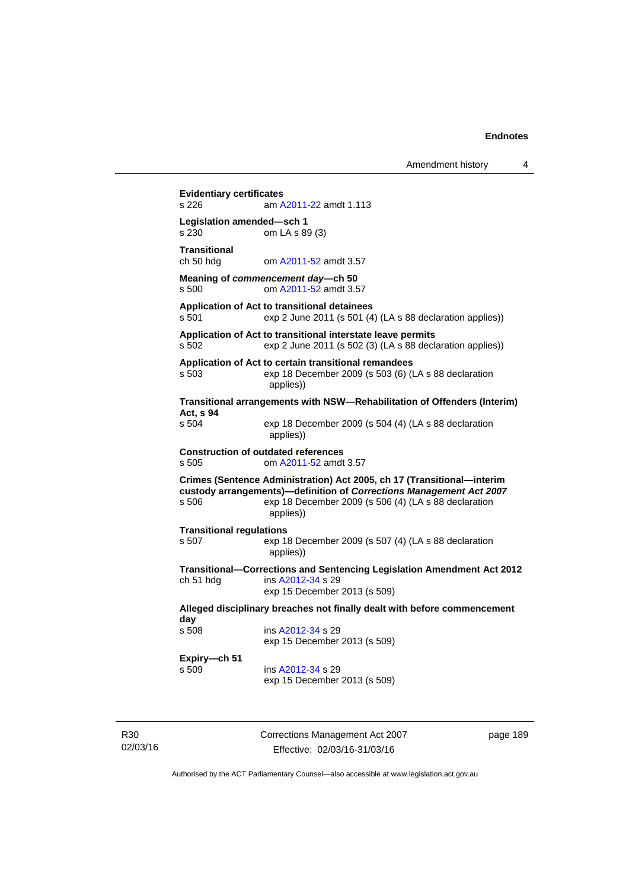**Evidentiary certificates**
s 226 am A2011-22 amdt 1.113

**Legislation amended—sch 1**
s 230 om LA s 89 (3)

**Transitional**
ch 50 hdg om A2011-52 amdt 3.57

**Meaning of *commencement day*—ch 50**
s 500 om A2011-52 amdt 3.57

**Application of Act to transitional detainees**
s 501 exp 2 June 2011 (s 501 (4) (LA s 88 declaration applies))

**Application of Act to transitional interstate leave permits**
s 502 exp 2 June 2011 (s 502 (3) (LA s 88 declaration applies))

**Application of Act to certain transitional remandees**
s 503 exp 18 December 2009 (s 503 (6) (LA s 88 declaration applies))

**Transitional arrangements with NSW—Rehabilitation of Offenders (Interim) Act, s 94**
s 504 exp 18 December 2009 (s 504 (4) (LA s 88 declaration applies))

**Construction of outdated references**
s 505 om A2011-52 amdt 3.57

**Crimes (Sentence Administration) Act 2005, ch 17 (Transitional—interim custody arrangements)—definition of *Corrections Management Act 2007***
s 506 exp 18 December 2009 (s 506 (4) (LA s 88 declaration applies))

**Transitional regulations**
s 507 exp 18 December 2009 (s 507 (4) (LA s 88 declaration applies))

**Transitional—Corrections and Sentencing Legislation Amendment Act 2012**
ch 51 hdg ins A2012-34 s 29
exp 15 December 2013 (s 509)

**Alleged disciplinary breaches not finally dealt with before commencement day**
s 508 ins A2012-34 s 29
exp 15 December 2013 (s 509)

**Expiry—ch 51**
s 509 ins A2012-34 s 29
exp 15 December 2013 (s 509)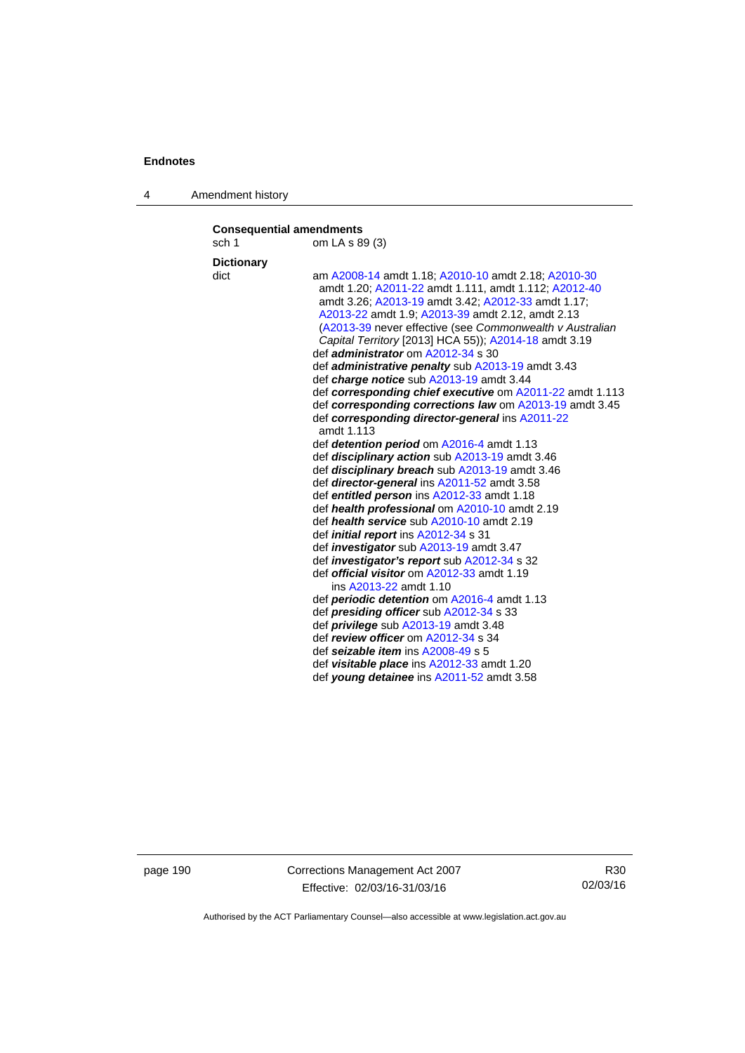**Consequential amendments**

sch 1 om LA s 89 (3)

**Dictionary**

dict am A2008-14 amdt 1.18; A2010-10 amdt 2.18; A2010-30 amdt 1.20; A2011-22 amdt 1.111, amdt 1.112; A2012-40 amdt 3.26; A2013-19 amdt 3.42; A2012-33 amdt 1.17; A2013-22 amdt 1.9; A2013-39 amdt 2.12, amdt 2.13 (A2013-39 never effective (see *Commonwealth v Australian Capital Territory* [2013] HCA 55)); A2014-18 amdt 3.19

def ***administrator*** om A2012-34 s 30

def ***administrative penalty*** sub A2013-19 amdt 3.43

def ***charge notice*** sub A2013-19 amdt 3.44

def ***corresponding chief executive*** om A2011-22 amdt 1.113

def ***corresponding corrections law*** om A2013-19 amdt 3.45

def ***corresponding director-general*** ins A2011-22 amdt 1.113

def ***detention period*** om A2016-4 amdt 1.13

def ***disciplinary action*** sub A2013-19 amdt 3.46

def ***disciplinary breach*** sub A2013-19 amdt 3.46

def ***director-general*** ins A2011-52 amdt 3.58

def ***entitled person*** ins A2012-33 amdt 1.18

def ***health professional*** om A2010-10 amdt 2.19

def ***health service*** sub A2010-10 amdt 2.19

def ***initial report*** ins A2012-34 s 31

def ***investigator*** sub A2013-19 amdt 3.47

def ***investigator's report*** sub A2012-34 s 32

def ***official visitor*** om A2012-33 amdt 1.19
  ins A2013-22 amdt 1.10

def ***periodic detention*** om A2016-4 amdt 1.13

def ***presiding officer*** sub A2012-34 s 33

def ***privilege*** sub A2013-19 amdt 3.48

def ***review officer*** om A2012-34 s 34

def ***seizable item*** ins A2008-49 s 5

def ***visitable place*** ins A2012-33 amdt 1.20

def ***young detainee*** ins A2011-52 amdt 3.58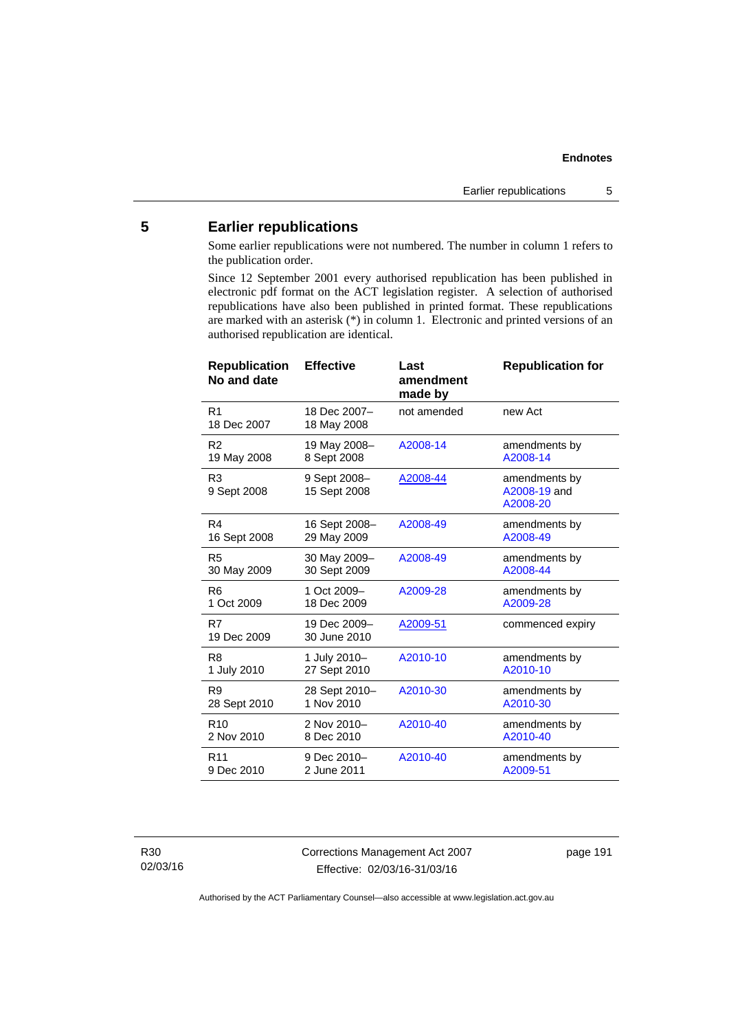## 5 Earlier republications

Some earlier republications were not numbered. The number in column 1 refers to the publication order.

Since 12 September 2001 every authorised republication has been published in electronic pdf format on the ACT legislation register. A selection of authorised republications have also been published in printed format. These republications are marked with an asterisk (*) in column 1. Electronic and printed versions of an authorised republication are identical.

| Republication No and date | Effective | Last amendment made by | Republication for |
|---|---|---|---|
| R1<br>18 Dec 2007 | 18 Dec 2007–<br>18 May 2008 | not amended | new Act |
| R2<br>19 May 2008 | 19 May 2008–<br>8 Sept 2008 | A2008-14 | amendments by A2008-14 |
| R3<br>9 Sept 2008 | 9 Sept 2008–<br>15 Sept 2008 | A2008-44 | amendments by A2008-19 and A2008-20 |
| R4<br>16 Sept 2008 | 16 Sept 2008–<br>29 May 2009 | A2008-49 | amendments by A2008-49 |
| R5<br>30 May 2009 | 30 May 2009–<br>30 Sept 2009 | A2008-49 | amendments by A2008-44 |
| R6<br>1 Oct 2009 | 1 Oct 2009–<br>18 Dec 2009 | A2009-28 | amendments by A2009-28 |
| R7<br>19 Dec 2009 | 19 Dec 2009–<br>30 June 2010 | A2009-51 | commenced expiry |
| R8<br>1 July 2010 | 1 July 2010–<br>27 Sept 2010 | A2010-10 | amendments by A2010-10 |
| R9<br>28 Sept 2010 | 28 Sept 2010–<br>1 Nov 2010 | A2010-30 | amendments by A2010-30 |
| R10<br>2 Nov 2010 | 2 Nov 2010–<br>8 Dec 2010 | A2010-40 | amendments by A2010-40 |
| R11<br>9 Dec 2010 | 9 Dec 2010–<br>2 June 2011 | A2010-40 | amendments by A2009-51 |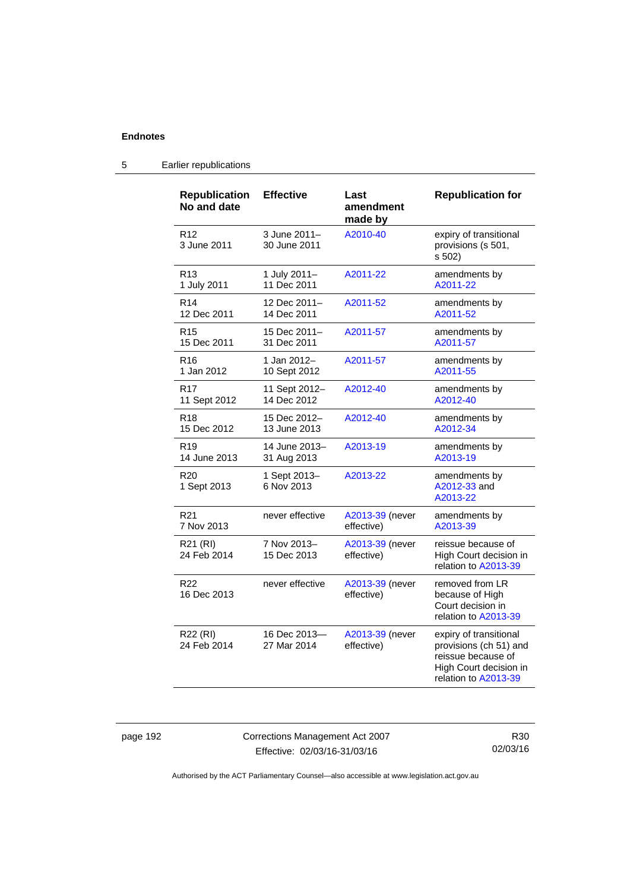## 5 Earlier republications

| Republication No and date | Effective | Last amendment made by | Republication for |
|---|---|---|---|
| R12<br>3 June 2011 | 3 June 2011–<br>30 June 2011 | A2010-40 | expiry of transitional provisions (s 501, s 502) |
| R13<br>1 July 2011 | 1 July 2011–<br>11 Dec 2011 | A2011-22 | amendments by A2011-22 |
| R14<br>12 Dec 2011 | 12 Dec 2011–<br>14 Dec 2011 | A2011-52 | amendments by A2011-52 |
| R15<br>15 Dec 2011 | 15 Dec 2011–<br>31 Dec 2011 | A2011-57 | amendments by A2011-57 |
| R16<br>1 Jan 2012 | 1 Jan 2012–<br>10 Sept 2012 | A2011-57 | amendments by A2011-55 |
| R17<br>11 Sept 2012 | 11 Sept 2012–<br>14 Dec 2012 | A2012-40 | amendments by A2012-40 |
| R18<br>15 Dec 2012 | 15 Dec 2012–<br>13 June 2013 | A2012-40 | amendments by A2012-34 |
| R19<br>14 June 2013 | 14 June 2013–<br>31 Aug 2013 | A2013-19 | amendments by A2013-19 |
| R20<br>1 Sept 2013 | 1 Sept 2013–<br>6 Nov 2013 | A2013-22 | amendments by A2012-33 and A2013-22 |
| R21<br>7 Nov 2013 | never effective | A2013-39 (never effective) | amendments by A2013-39 |
| R21 (RI)<br>24 Feb 2014 | 7 Nov 2013–<br>15 Dec 2013 | A2013-39 (never effective) | reissue because of High Court decision in relation to A2013-39 |
| R22<br>16 Dec 2013 | never effective | A2013-39 (never effective) | removed from LR because of High Court decision in relation to A2013-39 |
| R22 (RI)<br>24 Feb 2014 | 16 Dec 2013—<br>27 Mar 2014 | A2013-39 (never effective) | expiry of transitional provisions (ch 51) and reissue because of High Court decision in relation to A2013-39 |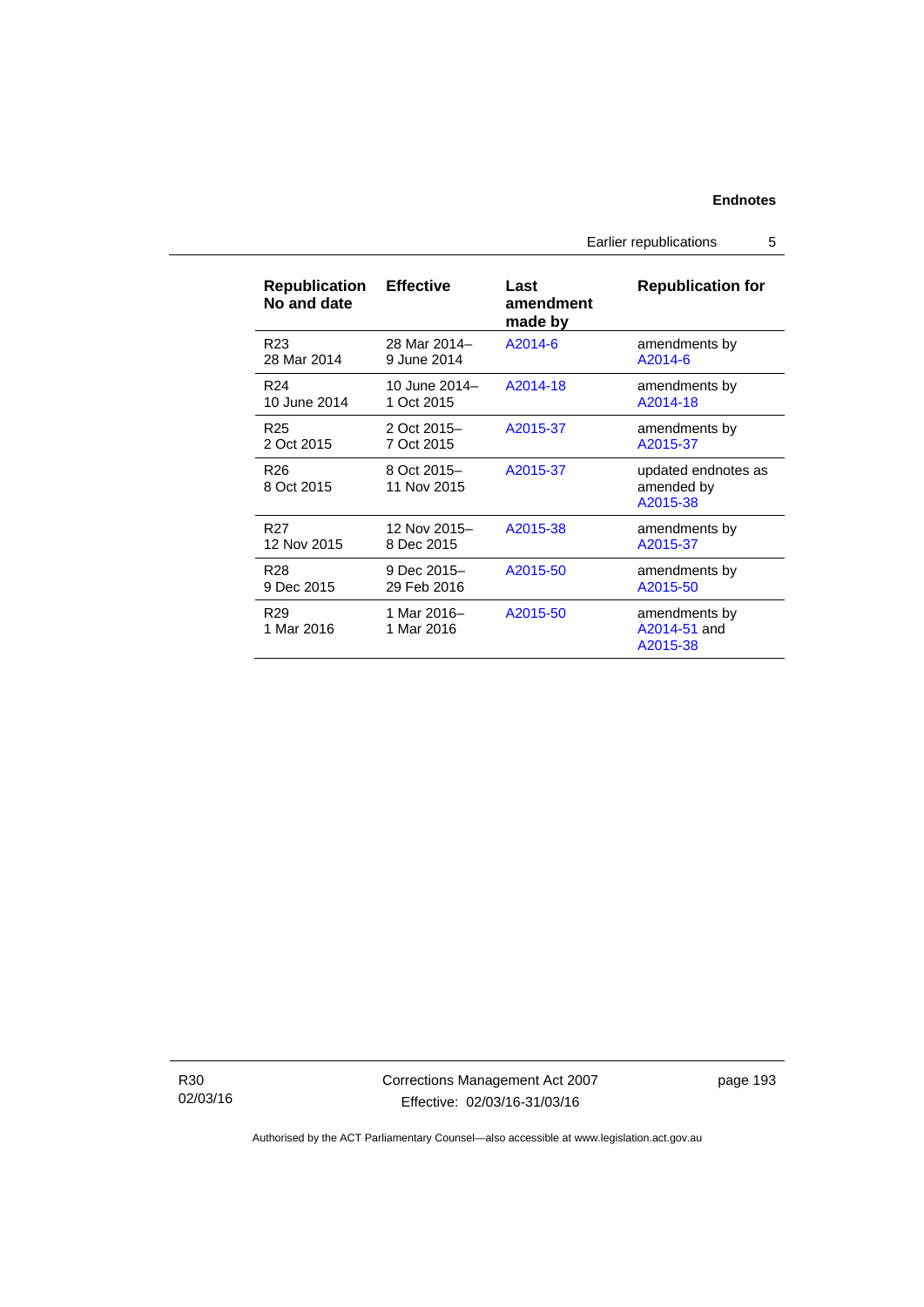| Republication No and date | Effective | Last amendment made by | Republication for |
| --- | --- | --- | --- |
| R23<br>28 Mar 2014 | 28 Mar 2014–<br>9 June 2014 | A2014-6 | amendments by A2014-6 |
| R24<br>10 June 2014 | 10 June 2014–<br>1 Oct 2015 | A2014-18 | amendments by A2014-18 |
| R25<br>2 Oct 2015 | 2 Oct 2015–<br>7 Oct 2015 | A2015-37 | amendments by A2015-37 |
| R26<br>8 Oct 2015 | 8 Oct 2015–<br>11 Nov 2015 | A2015-37 | updated endnotes as amended by A2015-38 |
| R27<br>12 Nov 2015 | 12 Nov 2015–<br>8 Dec 2015 | A2015-38 | amendments by A2015-37 |
| R28<br>9 Dec 2015 | 9 Dec 2015–<br>29 Feb 2016 | A2015-50 | amendments by A2015-50 |
| R29<br>1 Mar 2016 | 1 Mar 2016–<br>1 Mar 2016 | A2015-50 | amendments by A2014-51 and A2015-38 |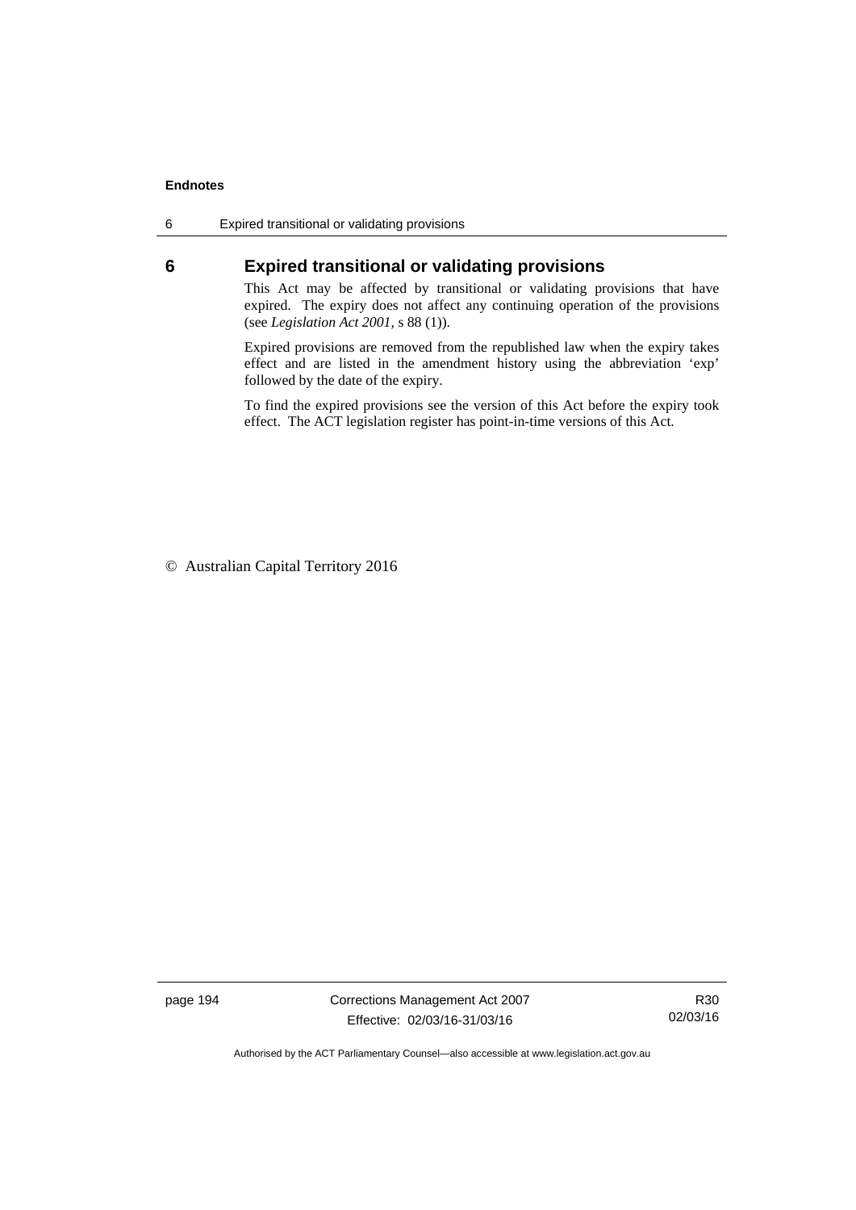## 6 Expired transitional or validating provisions

This Act may be affected by transitional or validating provisions that have expired. The expiry does not affect any continuing operation of the provisions (see *Legislation Act 2001*, s 88 (1)).

Expired provisions are removed from the republished law when the expiry takes effect and are listed in the amendment history using the abbreviation 'exp' followed by the date of the expiry.

To find the expired provisions see the version of this Act before the expiry took effect. The ACT legislation register has point-in-time versions of this Act.

© Australian Capital Territory 2016